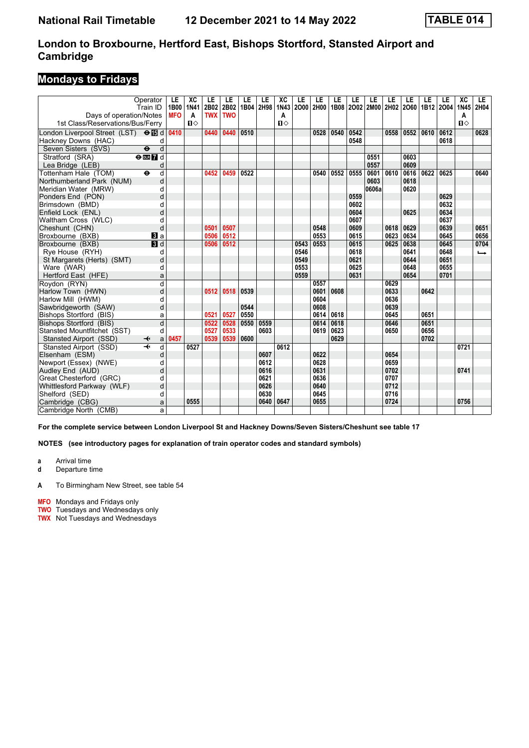# National Rail Timetable 12 December 2021 to 14 May 2022

**TABLE 014**

## London to Broxbourne, Hertford East, Bishops Stortford, Stansted Airport and Cambridge

### Mondays to Fridays

| Operator | | LE | XC | LE | LE | LE | LE | XC | LE | LE | LE | LE | LE | LE | LE | LE | LE | XC | LE |
|---|---|---|---|---|---|---|---|---|---|---|---|---|---|---|---|---|---|---|---|
| Train ID | | 1B00 | 1N41 | 2B02 | 2B02 | 1B04 | 2H98 | 1N43 | 2O00 | 2H00 | 1B08 | 2O02 | 2M00 | 2H02 | 2O60 | 1B12 | 2O04 | 1N45 | 2H04 |
| Days of operation/Notes | | MFO | A | TWX | TWO | | | A | | | | | | | | | | A | |
| 1st Class/Reservations/Bus/Ferry | | | ■◇ | | | | | ■◇ | | | | | | | | | | ■◇ | |
| London Liverpool Street (LST) ⊖ 15 | d | 0410 | | 0440 | 0440 | 0510 | | | | 0528 | 0540 | 0542 | | 0558 | 0552 | 0610 | 0612 | | 0628 |
| Hackney Downs (HAC) | d | | | | | | | | | | | 0548 | | | | | 0618 | | |
| Seven Sisters (SVS) ⊖ | d | | | | | | | | | | | | | | | | | | |
| Stratford (SRA) ⊖ DLR 7 | d | | | | | | | | | | | | 0551 | | 0603 | | | | |
| Lea Bridge (LEB) | d | | | | | | | | | | | | 0557 | | 0609 | | | | |
| Tottenham Hale (TOM) ⊖ | d | | | 0452 | 0459 | 0522 | | | | 0540 | 0552 | 0555 | 0601 | 0610 | 0616 | 0622 | 0625 | | 0640 |
| Northumberland Park (NUM) | d | | | | | | | | | | | | 0603 | | 0618 | | | | |
| Meridian Water (MRW) | d | | | | | | | | | | | | 0606a | | 0620 | | | | |
| Ponders End (PON) | d | | | | | | | | | | | 0559 | | | | | 0629 | | |
| Brimsdown (BMD) | d | | | | | | | | | | | 0602 | | | | | 0632 | | |
| Enfield Lock (ENL) | d | | | | | | | | | | | 0604 | | | 0625 | | 0634 | | |
| Waltham Cross (WLC) | d | | | | | | | | | | | 0607 | | | | | 0637 | | |
| Cheshunt (CHN) | d | | | 0501 | 0507 | | | | | 0548 | | 0609 | | 0618 | 0629 | | 0639 | | 0651 |
| Broxbourne (BXB) 3 | a | | | 0506 | 0512 | | | | | 0553 | | 0615 | | 0623 | 0634 | | 0645 | | 0656 |
| Broxbourne (BXB) 3 | d | | | 0506 | 0512 | | | | 0543 | 0553 | | 0615 | | 0625 | 0638 | | 0645 | | 0704 |
| Rye House (RYH) | d | | | | | | | | 0546 | | | 0618 | | | 0641 | | 0648 | | ↳ |
| St Margarets (Herts) (SMT) | d | | | | | | | | 0549 | | | 0621 | | | 0644 | | 0651 | | |
| Ware (WAR) | d | | | | | | | | 0553 | | | 0625 | | | 0648 | | 0655 | | |
| Hertford East (HFE) | a | | | | | | | | 0559 | | | 0631 | | | 0654 | | 0701 | | |
| Roydon (RYN) | d | | | | | | | | | 0557 | | | | 0629 | | | | | |
| Harlow Town (HWN) | d | | | 0512 | 0518 | 0539 | | | | 0601 | 0608 | | | 0633 | | 0642 | | | |
| Harlow Mill (HWM) | d | | | | | | | | | 0604 | | | | 0636 | | | | | |
| Sawbridgeworth (SAW) | d | | | | | 0544 | | | | 0608 | | | | 0639 | | | | | |
| Bishops Stortford (BIS) | a | | | 0521 | 0527 | 0550 | | | | 0614 | 0618 | | | 0645 | | 0651 | | | |
| Bishops Stortford (BIS) | d | | | 0522 | 0528 | 0550 | 0559 | | | 0614 | 0618 | | | 0646 | | 0651 | | | |
| Stansted Mountfitchet (SST) | d | | | 0527 | 0533 | | 0603 | | | 0619 | 0623 | | | 0650 | | 0656 | | | |
| Stansted Airport (SSD) ✈ | a | 0457 | | 0539 | 0539 | 0600 | | | | | 0629 | | | | | 0702 | | | |
| Stansted Airport (SSD) ✈ | d | | 0527 | | | | | 0612 | | | | | | | | | | 0721 | |
| Elsenham (ESM) | d | | | | | | 0607 | | | 0622 | | | | 0654 | | | | | |
| Newport (Essex) (NWE) | d | | | | | | 0612 | | | 0628 | | | | 0659 | | | | | |
| Audley End (AUD) | d | | | | | | 0616 | | | 0631 | | | | 0702 | | | | 0741 | |
| Great Chesterford (GRC) | d | | | | | | 0621 | | | 0636 | | | | 0707 | | | | | |
| Whittlesford Parkway (WLF) | d | | | | | | 0626 | | | 0640 | | | | 0712 | | | | | |
| Shelford (SED) | d | | | | | | 0630 | | | 0645 | | | | 0716 | | | | | |
| Cambridge (CBG) | a | | 0555 | | | | 0640 | 0647 | | 0655 | | | | 0724 | | | | 0756 | |
| Cambridge North (CMB) | a | | | | | | | | | | | | | | | | | | |

**For the complete service between London Liverpool St and Hackney Downs/Seven Sisters/Cheshunt see table 17**

**NOTES (see introductory pages for explanation of train operator codes and standard symbols)**

**a** Arrival time
**d** Departure time

**A** To Birmingham New Street, see table 54

**MFO** Mondays and Fridays only
**TWO** Tuesdays and Wednesdays only
**TWX** Not Tuesdays and Wednesdays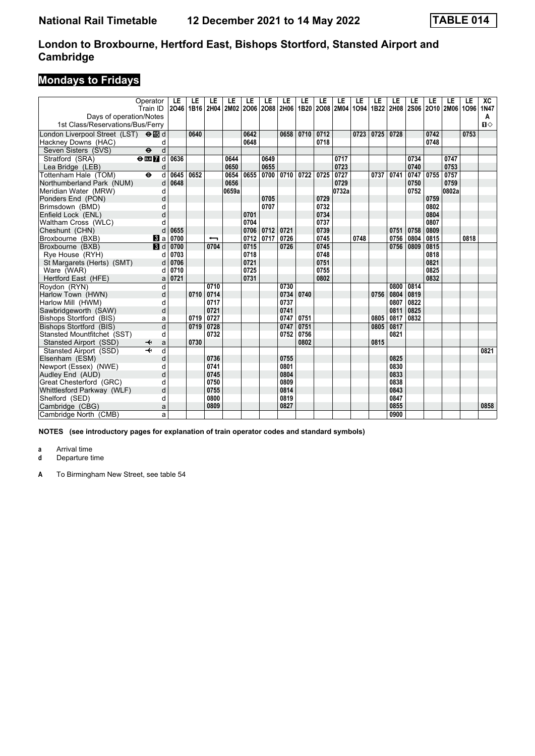# London to Broxbourne, Hertford East, Bishops Stortford, Stansted Airport and Cambridge

## Mondays to Fridays

| Operator | | LE | LE | LE | LE | LE | LE | LE | LE | LE | LE | LE | LE | LE | LE | LE | LE | LE | XC |
|---|---|---|---|---|---|---|---|---|---|---|---|---|---|---|---|---|---|---|---|
| Train ID | | 2O46 | 1B16 | 2H04 | 2M02 | 2O06 | 2O88 | 2H06 | 1B20 | 2O08 | 2M04 | 1O94 | 1B22 | 2H08 | 2S06 | 2O10 | 2M06 | 1O96 | 1N47 |
| Days of operation/Notes | | | | | | | | | | | | | | | | | | | A |
| 1st Class/Reservations/Bus/Ferry | | | | | | | | | | | | | | | | | | | ■◇ |
| London Liverpool Street (LST) ⊖15 | d | | 0640 | | | 0642 | | 0658 | 0710 | 0712 | | 0723 | 0725 | 0728 | | 0742 | | 0753 | |
| Hackney Downs (HAC) | d | | | | | 0648 | | | | 0718 | | | | | | 0748 | | | |
| Seven Sisters (SVS) ⊖ | d | | | | | | | | | | | | | | | | | | |
| Stratford (SRA) ⊖ DLR 7 | d | 0636 | | | 0644 | | 0649 | | | | 0717 | | | | 0734 | | 0747 | | |
| Lea Bridge (LEB) | d | | | | 0650 | | 0655 | | | | 0723 | | | | 0740 | | 0753 | | |
| Tottenham Hale (TOM) ⊖ | d | 0645 | 0652 | | 0654 | 0655 | 0700 | 0710 | 0722 | 0725 | 0727 | | 0737 | 0741 | 0747 | 0755 | 0757 | | |
| Northumberland Park (NUM) | d | 0648 | | | 0656 | | | | | | 0729 | | | | 0750 | | 0759 | | |
| Meridian Water (MRW) | d | | | | 0659a | | | | | | 0732a | | | | 0752 | | 0802a | | |
| Ponders End (PON) | d | | | | | | 0705 | | | 0729 | | | | | | 0759 | | | |
| Brimsdown (BMD) | d | | | | | | 0707 | | | 0732 | | | | | | 0802 | | | |
| Enfield Lock (ENL) | d | | | | | 0701 | | | | 0734 | | | | | | 0804 | | | |
| Waltham Cross (WLC) | d | | | | | 0704 | | | | 0737 | | | | | | 0807 | | | |
| Cheshunt (CHN) | d | 0655 | | | | 0706 | 0712 | 0721 | | 0739 | | | | 0751 | 0758 | 0809 | | | |
| Broxbourne (BXB) 3 | a | 0700 | | ← | | 0712 | 0717 | 0726 | | 0745 | | 0748 | | 0756 | 0804 | 0815 | | 0818 | |
| Broxbourne (BXB) 3 | d | 0700 | | 0704 | | 0715 | | 0726 | | 0745 | | | | 0756 | 0809 | 0815 | | | |
| Rye House (RYH) | d | 0703 | | | | 0718 | | | | 0748 | | | | | | 0818 | | | |
| St Margarets (Herts) (SMT) | d | 0706 | | | | 0721 | | | | 0751 | | | | | | 0821 | | | |
| Ware (WAR) | d | 0710 | | | | 0725 | | | | 0755 | | | | | | 0825 | | | |
| Hertford East (HFE) | a | 0721 | | | | 0731 | | | | 0802 | | | | | | 0832 | | | |
| Roydon (RYN) | d | | | 0710 | | | | 0730 | | | | | | 0800 | 0814 | | | | |
| Harlow Town (HWN) | d | | 0710 | 0714 | | | | 0734 | 0740 | | | | 0756 | 0804 | 0819 | | | | |
| Harlow Mill (HWM) | d | | | 0717 | | | | 0737 | | | | | | 0807 | 0822 | | | | |
| Sawbridgeworth (SAW) | d | | | 0721 | | | | 0741 | | | | | | 0811 | 0825 | | | | |
| Bishops Stortford (BIS) | a | | 0719 | 0727 | | | | 0747 | 0751 | | | | 0805 | 0817 | 0832 | | | | |
| Bishops Stortford (BIS) | d | | 0719 | 0728 | | | | 0747 | 0751 | | | | 0805 | 0817 | | | | | |
| Stansted Mountfitchet (SST) | d | | | 0732 | | | | 0752 | 0756 | | | | | 0821 | | | | | |
| Stansted Airport (SSD) ✈ | a | | 0730 | | | | | | 0802 | | | | 0815 | | | | | | |
| Stansted Airport (SSD) ✈ | d | | | | | | | | | | | | | | | | | | 0821 |
| Elsenham (ESM) | d | | | 0736 | | | | 0755 | | | | | | 0825 | | | | | |
| Newport (Essex) (NWE) | d | | | 0741 | | | | 0801 | | | | | | 0830 | | | | | |
| Audley End (AUD) | d | | | 0745 | | | | 0804 | | | | | | 0833 | | | | | |
| Great Chesterford (GRC) | d | | | 0750 | | | | 0809 | | | | | | 0838 | | | | | |
| Whittlesford Parkway (WLF) | d | | | 0755 | | | | 0814 | | | | | | 0843 | | | | | |
| Shelford (SED) | d | | | 0800 | | | | 0819 | | | | | | 0847 | | | | | |
| Cambridge (CBG) | a | | | 0809 | | | | 0827 | | | | | | 0855 | | | | | 0858 |
| Cambridge North (CMB) | a | | | | | | | | | | | | | 0900 | | | | | |

**NOTES (see introductory pages for explanation of train operator codes and standard symbols)**

**a** Arrival time
**d** Departure time

**A** To Birmingham New Street, see table 54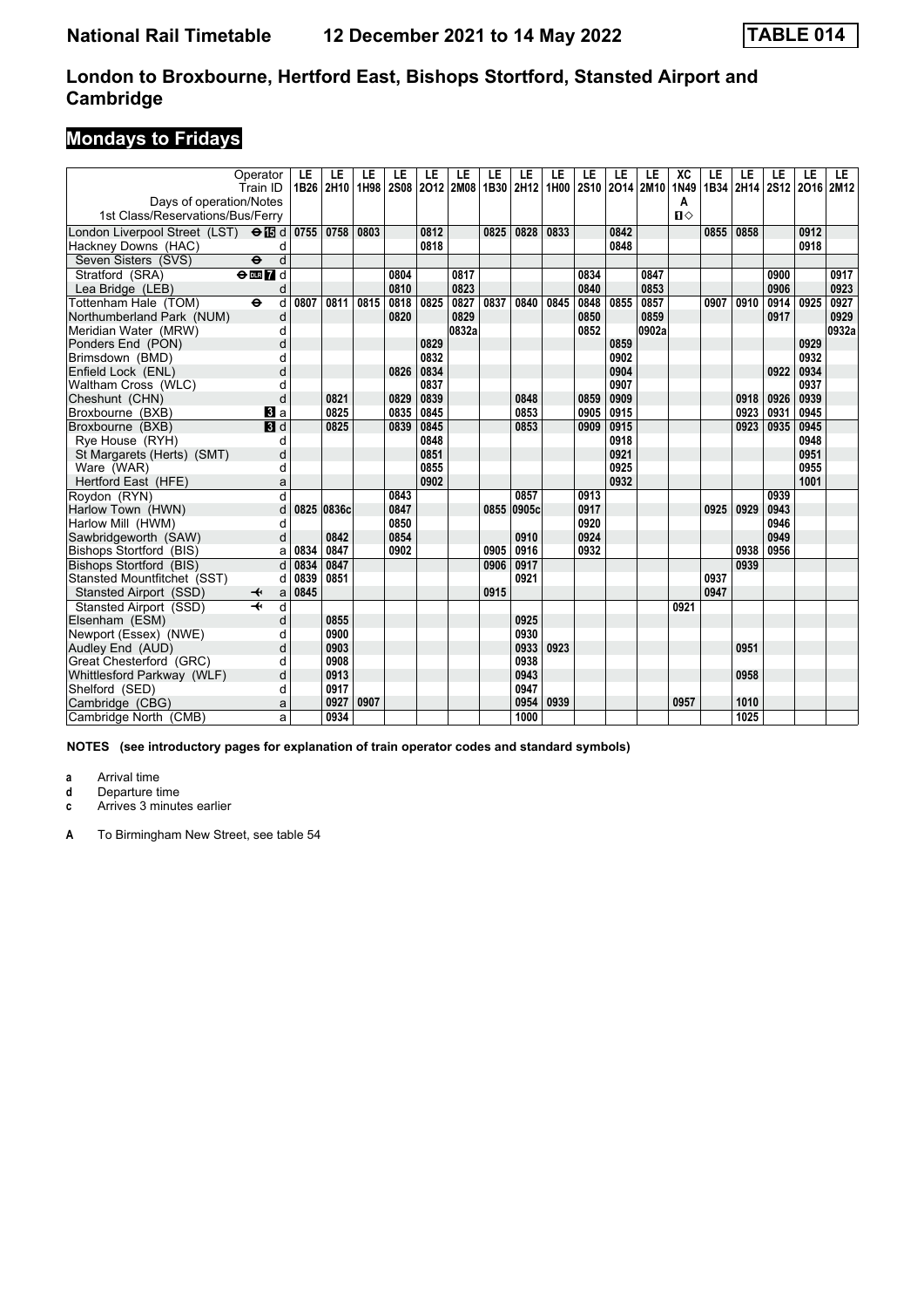# National Rail Timetable 12 December 2021 to 14 May 2022 TABLE 014

## London to Broxbourne, Hertford East, Bishops Stortford, Stansted Airport and Cambridge

## Mondays to Fridays

| Operator | | LE | LE | LE | LE | LE | LE | LE | LE | LE | LE | LE | LE | XC | LE | LE | LE | LE | LE |
|---|---|---|---|---|---|---|---|---|---|---|---|---|---|---|---|---|---|---|---|
| Train ID | | 1B26 | 2H10 | 1H98 | 2S08 | 2O12 | 2M08 | 1B30 | 2H12 | 1H00 | 2S10 | 2O14 | 2M10 | 1N49 | 1B34 | 2H14 | 2S12 | 2O16 | 2M12 |
| Days of operation/Notes | | | | | | | | | | | | | | A | | | | | |
| 1st Class/Reservations/Bus/Ferry | | | | | | | | | | | | | | ■◇ | | | | | |
| London Liverpool Street (LST) ⊖15 | d | 0755 | 0758 | 0803 | | 0812 | | 0825 | 0828 | 0833 | | 0842 | | | 0855 | 0858 | | 0912 | |
| Hackney Downs (HAC) | d | | | | | 0818 | | | | | | 0848 | | | | | | 0918 | |
| Seven Sisters (SVS) ⊖ | d | | | | | | | | | | | | | | | | | | |
| Stratford (SRA) ⊖DLR 7 | d | | | | 0804 | | 0817 | | | | 0834 | | 0847 | | | | 0900 | | 0917 |
| Lea Bridge (LEB) | d | | | | 0810 | | 0823 | | | | 0840 | | 0853 | | | | 0906 | | 0923 |
| Tottenham Hale (TOM) ⊖ | d | 0807 | 0811 | 0815 | 0818 | 0825 | 0827 | 0837 | 0840 | 0845 | 0848 | 0855 | 0857 | | 0907 | 0910 | 0914 | 0925 | 0927 |
| Northumberland Park (NUM) | d | | | | 0820 | | 0829 | | | | 0850 | | 0859 | | | | 0917 | | 0929 |
| Meridian Water (MRW) | d | | | | | | 0832a | | | | 0852 | | 0902a | | | | | | 0932a |
| Ponders End (PON) | d | | | | | 0829 | | | | | | 0859 | | | | | | 0929 | |
| Brimsdown (BMD) | d | | | | | 0832 | | | | | | 0902 | | | | | | 0932 | |
| Enfield Lock (ENL) | d | | | | 0826 | 0834 | | | | | | 0904 | | | | | 0922 | 0934 | |
| Waltham Cross (WLC) | d | | | | | 0837 | | | | | | 0907 | | | | | | 0937 | |
| Cheshunt (CHN) | d | | 0821 | | 0829 | 0839 | | | 0848 | | 0859 | 0909 | | | | 0918 | 0926 | 0939 | |
| Broxbourne (BXB) 3 | a | | 0825 | | 0835 | 0845 | | | 0853 | | 0905 | 0915 | | | | 0923 | 0931 | 0945 | |
| Broxbourne (BXB) 3 | d | | 0825 | | 0839 | 0845 | | | 0853 | | 0909 | 0915 | | | | 0923 | 0935 | 0945 | |
| Rye House (RYH) | d | | | | | 0848 | | | | | | 0918 | | | | | | 0948 | |
| St Margarets (Herts) (SMT) | d | | | | | 0851 | | | | | | 0921 | | | | | | 0951 | |
| Ware (WAR) | d | | | | | 0855 | | | | | | 0925 | | | | | | 0955 | |
| Hertford East (HFE) | a | | | | | 0902 | | | | | | 0932 | | | | | | 1001 | |
| Roydon (RYN) | d | | | | 0843 | | | | 0857 | | 0913 | | | | | | 0939 | | |
| Harlow Town (HWN) | d | 0825 | 0836c | | 0847 | | | 0855 | 0905c | | 0917 | | | | 0925 | 0929 | 0943 | | |
| Harlow Mill (HWM) | d | | | | 0850 | | | | | | 0920 | | | | | | 0946 | | |
| Sawbridgeworth (SAW) | d | | 0842 | | 0854 | | | | 0910 | | 0924 | | | | | | 0949 | | |
| Bishops Stortford (BIS) | a | 0834 | 0847 | | 0902 | | | 0905 | 0916 | | 0932 | | | | | 0938 | 0956 | | |
| Bishops Stortford (BIS) | d | 0834 | 0847 | | | | | 0906 | 0917 | | | | | | | 0939 | | | |
| Stansted Mountfitchet (SST) | d | 0839 | 0851 | | | | | | 0921 | | | | | | 0937 | | | | |
| Stansted Airport (SSD) ✈ | a | 0845 | | | | | | 0915 | | | | | | | 0947 | | | | |
| Stansted Airport (SSD) ✈ | d | | | | | | | | | | | | | 0921 | | | | | |
| Elsenham (ESM) | d | | 0855 | | | | | | 0925 | | | | | | | | | | |
| Newport (Essex) (NWE) | d | | 0900 | | | | | | 0930 | | | | | | | | | | |
| Audley End (AUD) | d | | 0903 | | | | | | 0933 | 0923 | | | | | | 0951 | | | |
| Great Chesterford (GRC) | d | | 0908 | | | | | | 0938 | | | | | | | | | | |
| Whittlesford Parkway (WLF) | d | | 0913 | | | | | | 0943 | | | | | | | 0958 | | | |
| Shelford (SED) | d | | 0917 | | | | | | 0947 | | | | | | | | | | |
| Cambridge (CBG) | a | | 0927 | 0907 | | | | | 0954 | 0939 | | | | 0957 | | 1010 | | | |
| Cambridge North (CMB) | a | | 0934 | | | | | | 1000 | | | | | | | 1025 | | | |

**NOTES (see introductory pages for explanation of train operator codes and standard symbols)**

**a** Arrival time
**d** Departure time
**c** Arrives 3 minutes earlier

**A** To Birmingham New Street, see table 54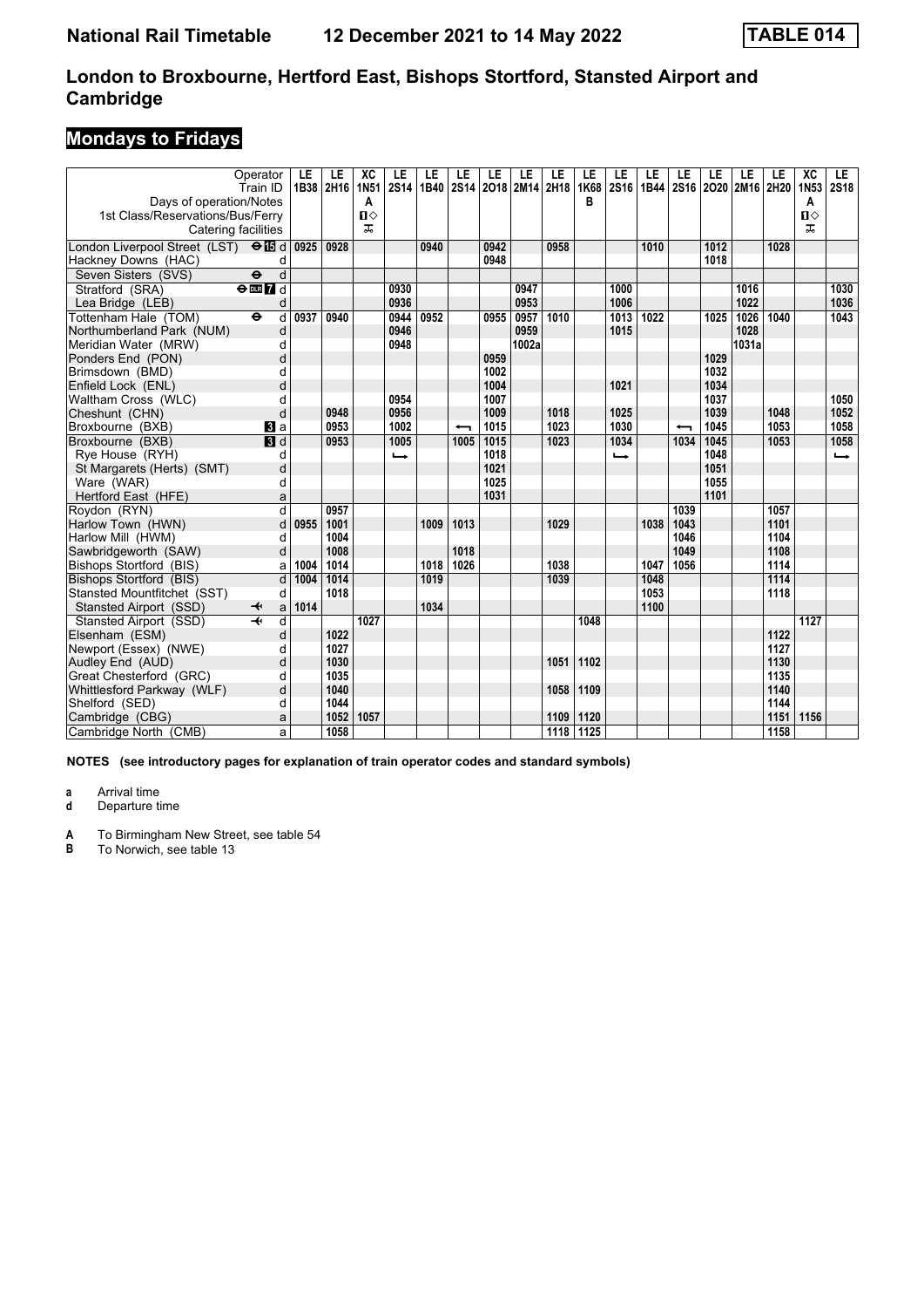# London to Broxbourne, Hertford East, Bishops Stortford, Stansted Airport and Cambridge

## Mondays to Fridays

| Operator | | LE | LE | XC | LE | LE | LE | LE | LE | LE | LE | LE | LE | LE | LE | LE | LE | XC | LE |
|---|---|---|---|---|---|---|---|---|---|---|---|---|---|---|---|---|---|---|---|
| Train ID | | 1B38 | 2H16 | 1N51 | 2S14 | 1B40 | 2S14 | 2O18 | 2M14 | 2H18 | 1K68 | 2S16 | 1B44 | 2S16 | 2O20 | 2M16 | 2H20 | 1N53 | 2S18 |
| Days of operation/Notes | | | | A | | | | | | | B | | | | | | | A | |
| 1st Class/Reservations/Bus/Ferry | | | | ◇ | | | | | | | | | | | | | | ◇ | |
| Catering facilities | | | | ⚌ | | | | | | | | | | | | | | ⚌ | |
| London Liverpool Street (LST) ⊖ 15 | d | 0925 | 0928 | | | 0940 | | 0942 | | 0958 | | | 1010 | | 1012 | | 1028 | | |
| Hackney Downs (HAC) | d | | | | | | | 0948 | | | | | | | 1018 | | | | |
| Seven Sisters (SVS) ⊖ | d | | | | | | | | | | | | | | | | | | |
| Stratford (SRA) ⊖ DLR 7 | d | | | | 0930 | | | | 0947 | | | 1000 | | | | 1016 | | | 1030 |
| Lea Bridge (LEB) | d | | | | 0936 | | | | 0953 | | | 1006 | | | | 1022 | | | 1036 |
| Tottenham Hale (TOM) ⊖ | d | 0937 | 0940 | | 0944 | 0952 | | 0955 | 0957 | 1010 | | 1013 | 1022 | | 1025 | 1026 | 1040 | | 1043 |
| Northumberland Park (NUM) | d | | | | 0946 | | | | 0959 | | | 1015 | | | | 1028 | | | |
| Meridian Water (MRW) | d | | | | 0948 | | | | 1002a | | | | | | | 1031a | | | |
| Ponders End (PON) | d | | | | | | | 0959 | | | | | | | 1029 | | | | |
| Brimsdown (BMD) | d | | | | | | | 1002 | | | | | | | 1032 | | | | |
| Enfield Lock (ENL) | d | | | | | | | 1004 | | | | 1021 | | | 1034 | | | | |
| Waltham Cross (WLC) | d | | | | 0954 | | | 1007 | | | | | | | 1037 | | | | 1050 |
| Cheshunt (CHN) | d | | 0948 | | 0956 | | | 1009 | | 1018 | | 1025 | | | 1039 | | 1048 | | 1052 |
| Broxbourne (BXB) 3 | a | | 0953 | | 1002 | | ← | 1015 | | 1023 | | 1030 | | ← | 1045 | | 1053 | | 1058 |
| Broxbourne (BXB) 3 | d | | 0953 | | 1005 | | 1005 | 1015 | | 1023 | | 1034 | | 1034 | 1045 | | 1053 | | 1058 |
| Rye House (RYH) | d | | | | ↳ | | | 1018 | | | | ↳ | | | 1048 | | | | ↳ |
| St Margarets (Herts) (SMT) | d | | | | | | | 1021 | | | | | | | 1051 | | | | |
| Ware (WAR) | d | | | | | | | 1025 | | | | | | | 1055 | | | | |
| Hertford East (HFE) | a | | | | | | | 1031 | | | | | | | 1101 | | | | |
| Roydon (RYN) | d | | 0957 | | | | | | | | | | | 1039 | | | 1057 | | |
| Harlow Town (HWN) | d | 0955 | 1001 | | | 1009 | 1013 | | | 1029 | | | 1038 | 1043 | | | 1101 | | |
| Harlow Mill (HWM) | d | | 1004 | | | | | | | | | | | 1046 | | | 1104 | | |
| Sawbridgeworth (SAW) | d | | 1008 | | | | 1018 | | | | | | | 1049 | | | 1108 | | |
| Bishops Stortford (BIS) | a | 1004 | 1014 | | | 1018 | 1026 | | | 1038 | | | 1047 | 1056 | | | 1114 | | |
| Bishops Stortford (BIS) | d | 1004 | 1014 | | | 1019 | | | | 1039 | | | 1048 | | | | 1114 | | |
| Stansted Mountfitchet (SST) | d | | 1018 | | | | | | | | | | 1053 | | | | 1118 | | |
| Stansted Airport (SSD) ✈ | a | 1014 | | | | 1034 | | | | | | | 1100 | | | | | | |
| Stansted Airport (SSD) ✈ | d | | | 1027 | | | | | | | 1048 | | | | | | | 1127 | |
| Elsenham (ESM) | d | | 1022 | | | | | | | | | | | | | | 1122 | | |
| Newport (Essex) (NWE) | d | | 1027 | | | | | | | | | | | | | | 1127 | | |
| Audley End (AUD) | d | | 1030 | | | | | | | 1051 | 1102 | | | | | | 1130 | | |
| Great Chesterford (GRC) | d | | 1035 | | | | | | | | | | | | | | 1135 | | |
| Whittlesford Parkway (WLF) | d | | 1040 | | | | | | | 1058 | 1109 | | | | | | 1140 | | |
| Shelford (SED) | d | | 1044 | | | | | | | | | | | | | | 1144 | | |
| Cambridge (CBG) | a | | 1052 | 1057 | | | | | | 1109 | 1120 | | | | | | 1151 | 1156 | |
| Cambridge North (CMB) | a | | 1058 | | | | | | | 1118 | 1125 | | | | | | 1158 | | |

**NOTES (see introductory pages for explanation of train operator codes and standard symbols)**

**a** Arrival time
**d** Departure time

**A** To Birmingham New Street, see table 54
**B** To Norwich, see table 13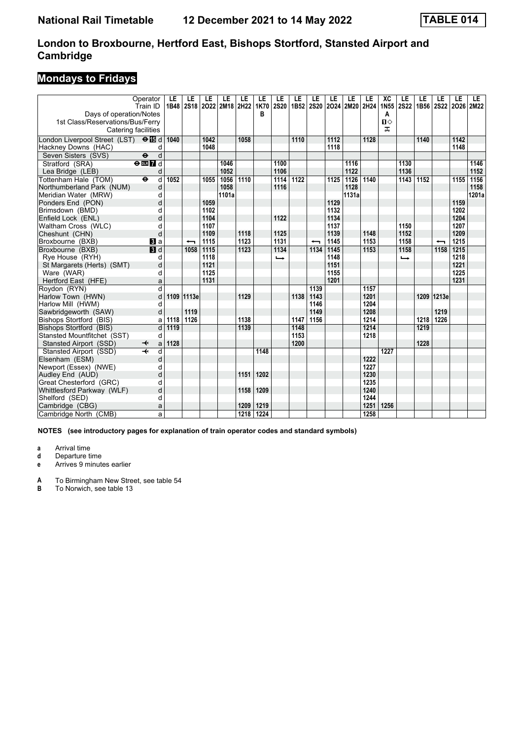# London to Broxbourne, Hertford East, Bishops Stortford, Stansted Airport and Cambridge

## Mondays to Fridays

| Operator | | LE | LE | LE | LE | LE | LE | LE | LE | LE | LE | LE | LE | XC | LE | LE | LE | LE | LE |
|---|---|---|---|---|---|---|---|---|---|---|---|---|---|---|---|---|---|---|---|
| Train ID | | 1B48 | 2S18 | 2O22 | 2M18 | 2H22 | 1K70 | 2S20 | 1B52 | 2S20 | 2O24 | 2M20 | 2H24 | 1N55 | 2S22 | 1B56 | 2S22 | 2O26 | 2M22 |
| Days of operation/Notes | | | | | | | B | | | | | | | A | | | | | |
| 1st Class/Reservations/Bus/Ferry | | | | | | | | | | | | | | ■◇ | | | | | |
| Catering facilities | | | | | | | | | | | | | | ⚻ | | | | | |
| London Liverpool Street (LST) ⊖ 15 | d | 1040 | | 1042 | | 1058 | | | 1110 | | 1112 | | 1128 | | | 1140 | | 1142 | |
| Hackney Downs (HAC) | d | | | 1048 | | | | | | | 1118 | | | | | | | 1148 | |
| Seven Sisters (SVS) ⊖ | d | | | | | | | | | | | | | | | | | | |
| Stratford (SRA) ⊖ DLR 7 | d | | | | 1046 | | | 1100 | | | | 1116 | | | 1130 | | | | 1146 |
| Lea Bridge (LEB) | d | | | | 1052 | | | 1106 | | | | 1122 | | | 1136 | | | | 1152 |
| Tottenham Hale (TOM) ⊖ | d | 1052 | | 1055 | 1056 | 1110 | | 1114 | 1122 | | 1125 | 1126 | 1140 | | 1143 | 1152 | | 1155 | 1156 |
| Northumberland Park (NUM) | d | | | | 1058 | | | 1116 | | | | 1128 | | | | | | | 1158 |
| Meridian Water (MRW) | d | | | | 1101a | | | | | | | 1131a | | | | | | | 1201a |
| Ponders End (PON) | d | | | 1059 | | | | | | | 1129 | | | | | | | 1159 | |
| Brimsdown (BMD) | d | | | 1102 | | | | | | | 1132 | | | | | | | 1202 | |
| Enfield Lock (ENL) | d | | | 1104 | | | | 1122 | | | 1134 | | | | | | | 1204 | |
| Waltham Cross (WLC) | d | | | 1107 | | | | | | | 1137 | | | | 1150 | | | 1207 | |
| Cheshunt (CHN) | d | | | 1109 | | 1118 | | 1125 | | | 1139 | | 1148 | | 1152 | | | 1209 | |
| Broxbourne (BXB) 3 | a | | ⟵ | 1115 | | 1123 | | 1131 | | ⟵ | 1145 | | 1153 | | 1158 | | ⟵ | 1215 | |
| Broxbourne (BXB) 3 | d | | 1058 | 1115 | | 1123 | | 1134 | | 1134 | 1145 | | 1153 | | 1158 | | 1158 | 1215 | |
| Rye House (RYH) | d | | | 1118 | | | | ⟶ | | | 1148 | | | | ⟶ | | | 1218 | |
| St Margarets (Herts) (SMT) | d | | | 1121 | | | | | | | 1151 | | | | | | | 1221 | |
| Ware (WAR) | d | | | 1125 | | | | | | | 1155 | | | | | | | 1225 | |
| Hertford East (HFE) | a | | | 1131 | | | | | | | 1201 | | | | | | | 1231 | |
| Roydon (RYN) | d | | | | | | | | | 1139 | | | 1157 | | | | | | |
| Harlow Town (HWN) | d | 1109 | 1113e | | | 1129 | | | 1138 | 1143 | | | 1201 | | | 1209 | 1213e | | |
| Harlow Mill (HWM) | d | | | | | | | | | 1146 | | | 1204 | | | | | | |
| Sawbridgeworth (SAW) | d | | 1119 | | | | | | | 1149 | | | 1208 | | | | 1219 | | |
| Bishops Stortford (BIS) | a | 1118 | 1126 | | | 1138 | | | 1147 | 1156 | | | 1214 | | | 1218 | 1226 | | |
| Bishops Stortford (BIS) | d | 1119 | | | | 1139 | | | 1148 | | | | 1214 | | | 1219 | | | |
| Stansted Mountfitchet (SST) | d | | | | | | | | 1153 | | | | 1218 | | | | | | |
| Stansted Airport (SSD) ✈ | a | 1128 | | | | | | | 1200 | | | | | | | 1228 | | | |
| Stansted Airport (SSD) ✈ | d | | | | | | 1148 | | | | | | | 1227 | | | | | |
| Elsenham (ESM) | d | | | | | | | | | | | | 1222 | | | | | | |
| Newport (Essex) (NWE) | d | | | | | | | | | | | | 1227 | | | | | | |
| Audley End (AUD) | d | | | | | 1151 | 1202 | | | | | | 1230 | | | | | | |
| Great Chesterford (GRC) | d | | | | | | | | | | | | 1235 | | | | | | |
| Whittlesford Parkway (WLF) | d | | | | | 1158 | 1209 | | | | | | 1240 | | | | | | |
| Shelford (SED) | d | | | | | | | | | | | | 1244 | | | | | | |
| Cambridge (CBG) | a | | | | | 1209 | 1219 | | | | | | 1251 | 1256 | | | | | |
| Cambridge North (CMB) | a | | | | | 1218 | 1224 | | | | | | 1258 | | | | | | |

**NOTES (see introductory pages for explanation of train operator codes and standard symbols)**

- **a** Arrival time
- **d** Departure time
- **e** Arrives 9 minutes earlier

- **A** To Birmingham New Street, see table 54
- **B** To Norwich, see table 13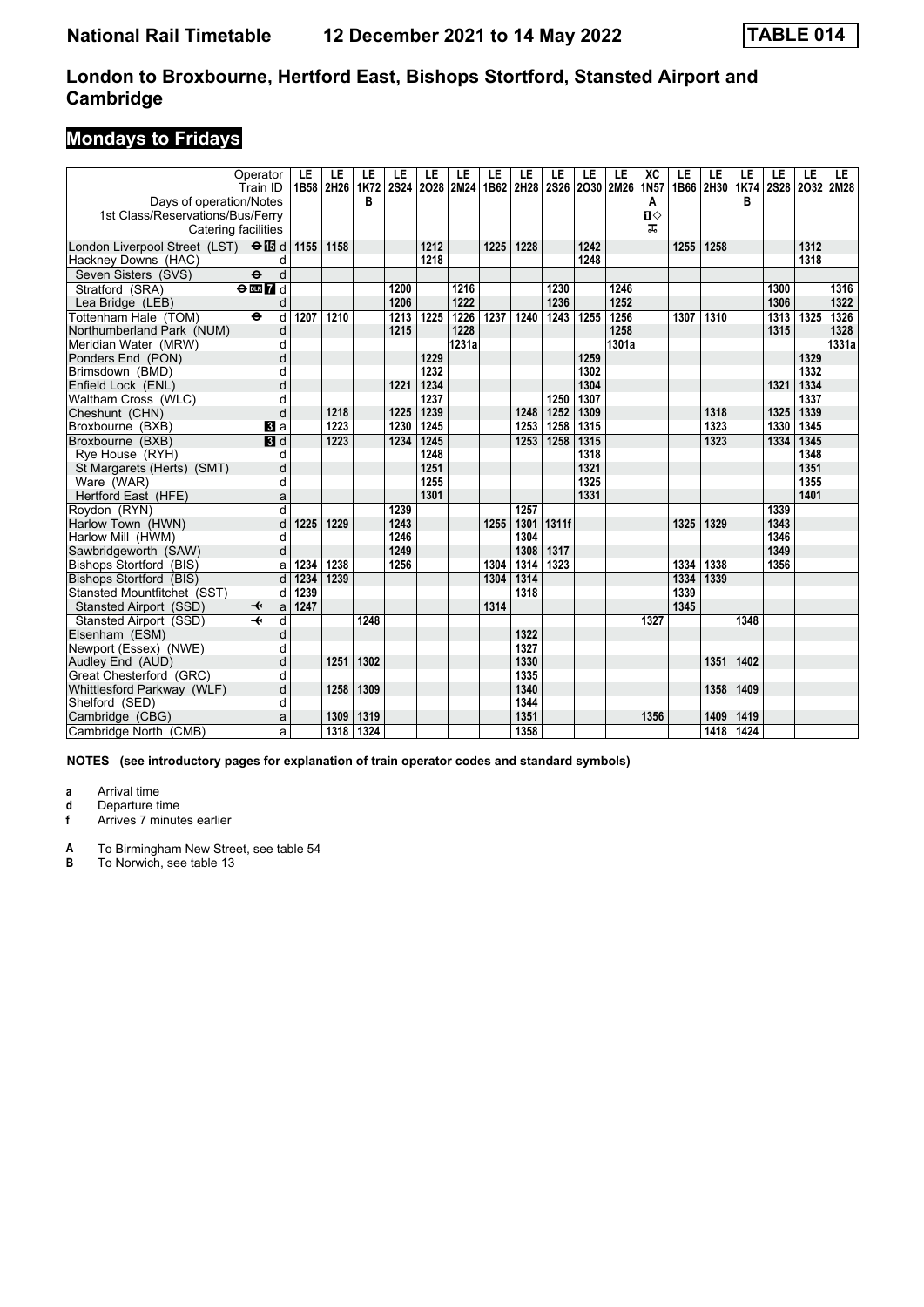# National Rail Timetable 12 December 2021 to 14 May 2022 TABLE 014

## London to Broxbourne, Hertford East, Bishops Stortford, Stansted Airport and Cambridge

### Mondays to Fridays

| Operator | | LE | LE | LE | LE | LE | LE | LE | LE | LE | LE | LE | XC | LE | LE | LE | LE | LE | LE |
|---|---|---|---|---|---|---|---|---|---|---|---|---|---|---|---|---|---|---|---|
| Train ID | | 1B58 | 2H26 | 1K72 | 2S24 | 2O28 | 2M24 | 1B62 | 2H28 | 2S26 | 2O30 | 2M26 | 1N57 | 1B66 | 2H30 | 1K74 | 2S28 | 2O32 | 2M28 |
| Days of operation/Notes | | | | B | | | | | | | | | A | | | B | | | |
| 1st Class/Reservations/Bus/Ferry | | | | | | | | | | | | | ■◇ | | | | | | |
| Catering facilities | | | | | | | | | | | | | ⚌ | | | | | | |
| London Liverpool Street (LST) ⊖15 | d | 1155 | 1158 | | | 1212 | | 1225 | 1228 | | 1242 | | | 1255 | 1258 | | | 1312 | |
| Hackney Downs (HAC) | d | | | | | 1218 | | | | | 1248 | | | | | | | 1318 | |
| Seven Sisters (SVS) ⊖ | d | | | | | | | | | | | | | | | | | | |
| Stratford (SRA) ⊖DLR7 | d | | | | 1200 | | 1216 | | | 1230 | | 1246 | | | | | 1300 | | 1316 |
| Lea Bridge (LEB) | d | | | | 1206 | | 1222 | | | 1236 | | 1252 | | | | | 1306 | | 1322 |
| Tottenham Hale (TOM) ⊖ | d | 1207 | 1210 | | 1213 | 1225 | 1226 | 1237 | 1240 | 1243 | 1255 | 1256 | | 1307 | 1310 | | 1313 | 1325 | 1326 |
| Northumberland Park (NUM) | d | | | | 1215 | | 1228 | | | | | 1258 | | | | | 1315 | | 1328 |
| Meridian Water (MRW) | d | | | | | | 1231a | | | | | 1301a | | | | | | | 1331a |
| Ponders End (PON) | d | | | | | 1229 | | | | | 1259 | | | | | | | 1329 | |
| Brimsdown (BMD) | d | | | | | 1232 | | | | | 1302 | | | | | | | 1332 | |
| Enfield Lock (ENL) | d | | | | 1221 | 1234 | | | | | 1304 | | | | | | 1321 | 1334 | |
| Waltham Cross (WLC) | d | | | | | 1237 | | | | 1250 | 1307 | | | | | | | 1337 | |
| Cheshunt (CHN) | d | | 1218 | | 1225 | 1239 | | | 1248 | 1252 | 1309 | | | | 1318 | | 1325 | 1339 | |
| Broxbourne (BXB) 3 | a | | 1223 | | 1230 | 1245 | | | 1253 | 1258 | 1315 | | | | 1323 | | 1330 | 1345 | |
| Broxbourne (BXB) 3 | d | | 1223 | | 1234 | 1245 | | | 1253 | 1258 | 1315 | | | | 1323 | | 1334 | 1345 | |
| Rye House (RYH) | d | | | | | 1248 | | | | | 1318 | | | | | | | 1348 | |
| St Margarets (Herts) (SMT) | d | | | | | 1251 | | | | | 1321 | | | | | | | 1351 | |
| Ware (WAR) | d | | | | | 1255 | | | | | 1325 | | | | | | | 1355 | |
| Hertford East (HFE) | a | | | | | 1301 | | | | | 1331 | | | | | | | 1401 | |
| Roydon (RYN) | d | | | | 1239 | | | | 1257 | | | | | | | | 1339 | | |
| Harlow Town (HWN) | d | 1225 | 1229 | | 1243 | | | 1255 | 1301 | 1311f | | | | 1325 | 1329 | | 1343 | | |
| Harlow Mill (HWM) | d | | | | 1246 | | | | 1304 | | | | | | | | 1346 | | |
| Sawbridgeworth (SAW) | d | | | | 1249 | | | | 1308 | 1317 | | | | | | | 1349 | | |
| Bishops Stortford (BIS) | a | 1234 | 1238 | | 1256 | | | 1304 | 1314 | 1323 | | | | 1334 | 1338 | | 1356 | | |
| Bishops Stortford (BIS) | d | 1234 | 1239 | | | | | 1304 | 1314 | | | | | 1334 | 1339 | | | | |
| Stansted Mountfitchet (SST) | d | 1239 | | | | | | | 1318 | | | | | 1339 | | | | | |
| Stansted Airport (SSD) ✈ | a | 1247 | | | | | | 1314 | | | | | | 1345 | | | | | |
| Stansted Airport (SSD) ✈ | d | | | 1248 | | | | | | | | | 1327 | | | 1348 | | | |
| Elsenham (ESM) | d | | | | | | | | 1322 | | | | | | | | | | |
| Newport (Essex) (NWE) | d | | | | | | | | 1327 | | | | | | | | | | |
| Audley End (AUD) | d | | 1251 | 1302 | | | | | 1330 | | | | | | 1351 | 1402 | | | |
| Great Chesterford (GRC) | d | | | | | | | | 1335 | | | | | | | | | | |
| Whittlesford Parkway (WLF) | d | | 1258 | 1309 | | | | | 1340 | | | | | | 1358 | 1409 | | | |
| Shelford (SED) | d | | | | | | | | 1344 | | | | | | | | | | |
| Cambridge (CBG) | a | | 1309 | 1319 | | | | | 1351 | | | | 1356 | | 1409 | 1419 | | | |
| Cambridge North (CMB) | a | | 1318 | 1324 | | | | | 1358 | | | | | | 1418 | 1424 | | | |

**NOTES (see introductory pages for explanation of train operator codes and standard symbols)**

- **a** Arrival time
- **d** Departure time
- **f** Arrives 7 minutes earlier

- **A** To Birmingham New Street, see table 54
- **B** To Norwich, see table 13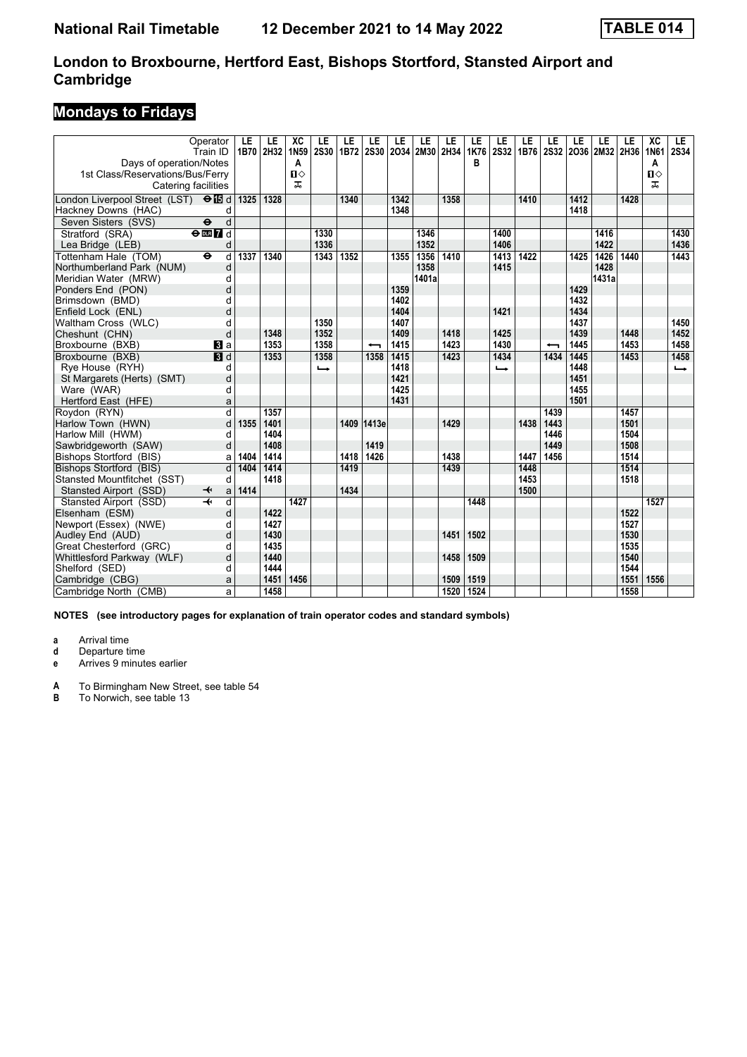# London to Broxbourne, Hertford East, Bishops Stortford, Stansted Airport and Cambridge

## Mondays to Fridays

| Operator | | LE | LE | XC | LE | LE | LE | LE | LE | LE | LE | LE | LE | LE | LE | LE | LE | XC | LE |
|---|---|---|---|---|---|---|---|---|---|---|---|---|---|---|---|---|---|---|---|
| Train ID | | 1B70 | 2H32 | 1N59 | 2S30 | 1B72 | 2S30 | 2O34 | 2M30 | 2H34 | 1K76 | 2S32 | 1B76 | 2S32 | 2O36 | 2M32 | 2H36 | 1N61 | 2S34 |
| Days of operation/Notes | | | | A | | | | | | | B | | | | | | | A | |
| 1st Class/Reservations/Bus/Ferry | | | | 1◇ | | | | | | | | | | | | | | 1◇ | |
| Catering facilities | | | | ⚮ | | | | | | | | | | | | | | ⚮ | |
| London Liverpool Street (LST) ⊖15 | d | 1325 | 1328 | | | 1340 | | 1342 | | 1358 | | | 1410 | | 1412 | | 1428 | | |
| Hackney Downs (HAC) | d | | | | | | | 1348 | | | | | | | 1418 | | | | |
| Seven Sisters (SVS) ⊖ | d | | | | | | | | | | | | | | | | | | |
| Stratford (SRA) ⊖DLR7 | d | | | | 1330 | | | | 1346 | | | 1400 | | | | 1416 | | | 1430 |
| Lea Bridge (LEB) | d | | | | 1336 | | | | 1352 | | | 1406 | | | | 1422 | | | 1436 |
| Tottenham Hale (TOM) ⊖ | d | 1337 | 1340 | | 1343 | 1352 | | 1355 | 1356 | 1410 | | 1413 | 1422 | | 1425 | 1426 | 1440 | | 1443 |
| Northumberland Park (NUM) | d | | | | | | | | 1358 | | | 1415 | | | | 1428 | | | |
| Meridian Water (MRW) | d | | | | | | | | 1401a | | | | | | | 1431a | | | |
| Ponders End (PON) | d | | | | | | | 1359 | | | | | | | 1429 | | | | |
| Brimsdown (BMD) | d | | | | | | | 1402 | | | | | | | 1432 | | | | |
| Enfield Lock (ENL) | d | | | | | | | 1404 | | | | 1421 | | | 1434 | | | | |
| Waltham Cross (WLC) | d | | | | 1350 | | | 1407 | | | | | | | 1437 | | | | 1450 |
| Cheshunt (CHN) | d | | 1348 | | 1352 | | | 1409 | | 1418 | | 1425 | | | 1439 | | 1448 | | 1452 |
| Broxbourne (BXB) 3 | a | | 1353 | | 1358 | | ⟵ | 1415 | | 1423 | | 1430 | | ⟵ | 1445 | | 1453 | | 1458 |
| Broxbourne (BXB) 3 | d | | 1353 | | 1358 | | 1358 | 1415 | | 1423 | | 1434 | | 1434 | 1445 | | 1453 | | 1458 |
| Rye House (RYH) | d | | | | ⟶ | | | 1418 | | | | ⟶ | | | 1448 | | | | ⟶ |
| St Margarets (Herts) (SMT) | d | | | | | | | 1421 | | | | | | | 1451 | | | | |
| Ware (WAR) | d | | | | | | | 1425 | | | | | | | 1455 | | | | |
| Hertford East (HFE) | a | | | | | | | 1431 | | | | | | | 1501 | | | | |
| Roydon (RYN) | d | | 1357 | | | | | | | | | | | 1439 | | | 1457 | | |
| Harlow Town (HWN) | d | 1355 | 1401 | | | 1409 | 1413e | | | 1429 | | | 1438 | 1443 | | | 1501 | | |
| Harlow Mill (HWM) | d | | 1404 | | | | | | | | | | | 1446 | | | 1504 | | |
| Sawbridgeworth (SAW) | d | | 1408 | | | | 1419 | | | | | | | 1449 | | | 1508 | | |
| Bishops Stortford (BIS) | a | 1404 | 1414 | | | 1418 | 1426 | | | 1438 | | | 1447 | 1456 | | | 1514 | | |
| Bishops Stortford (BIS) | d | 1404 | 1414 | | | 1419 | | | | 1439 | | | 1448 | | | | 1514 | | |
| Stansted Mountfitchet (SST) | d | | 1418 | | | | | | | | | | 1453 | | | | 1518 | | |
| Stansted Airport (SSD) ✈ | a | 1414 | | | | 1434 | | | | | | | 1500 | | | | | | |
| Stansted Airport (SSD) ✈ | d | | | 1427 | | | | | | | 1448 | | | | | | | 1527 | |
| Elsenham (ESM) | d | | 1422 | | | | | | | | | | | | | | 1522 | | |
| Newport (Essex) (NWE) | d | | 1427 | | | | | | | | | | | | | | 1527 | | |
| Audley End (AUD) | d | | 1430 | | | | | | | 1451 | 1502 | | | | | | 1530 | | |
| Great Chesterford (GRC) | d | | 1435 | | | | | | | | | | | | | | 1535 | | |
| Whittlesford Parkway (WLF) | d | | 1440 | | | | | | | 1458 | 1509 | | | | | | 1540 | | |
| Shelford (SED) | d | | 1444 | | | | | | | | | | | | | | 1544 | | |
| Cambridge (CBG) | a | | 1451 | 1456 | | | | | | 1509 | 1519 | | | | | | 1551 | 1556 | |
| Cambridge North (CMB) | a | | 1458 | | | | | | | 1520 | 1524 | | | | | | 1558 | | |

**NOTES (see introductory pages for explanation of train operator codes and standard symbols)**

- **a** Arrival time
- **d** Departure time
- **e** Arrives 9 minutes earlier

- **A** To Birmingham New Street, see table 54
- **B** To Norwich, see table 13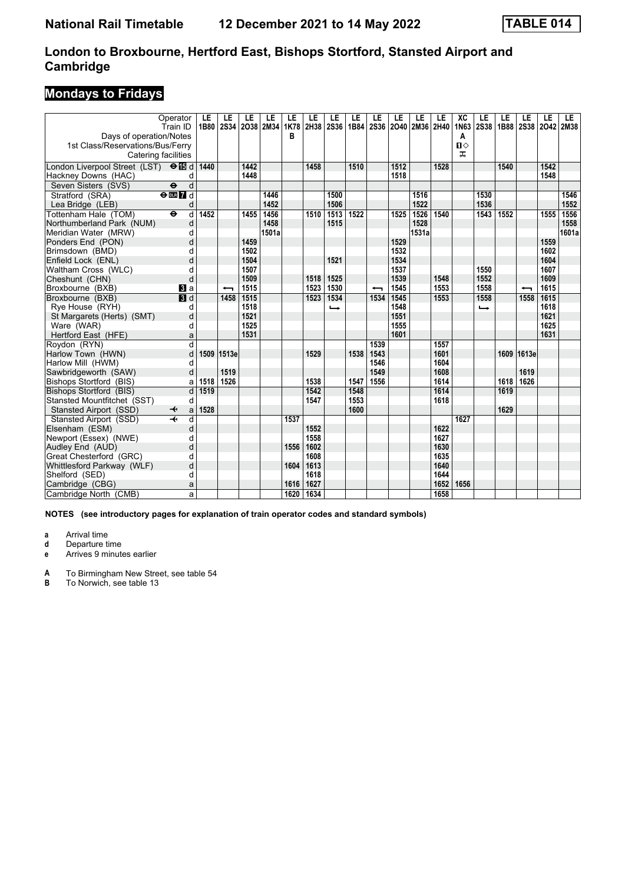# London to Broxbourne, Hertford East, Bishops Stortford, Stansted Airport and Cambridge

## Mondays to Fridays

| Operator | | LE | LE | LE | LE | LE | LE | LE | LE | LE | LE | LE | LE | XC | LE | LE | LE | LE | LE |
|---|---|---|---|---|---|---|---|---|---|---|---|---|---|---|---|---|---|---|---|
| Train ID | | 1B80 | 2S34 | 2O38 | 2M34 | 1K78 | 2H38 | 2S36 | 1B84 | 2S36 | 2O40 | 2M36 | 2H40 | 1N63 | 2S38 | 1B88 | 2S38 | 2O42 | 2M38 |
| Days of operation/Notes | | | | | | B | | | | | | | | A | | | | | |
| 1st Class/Reservations/Bus/Ferry | | | | | | | | | | | | | | ■◇ | | | | | |
| Catering facilities | | | | | | | | | | | | | | ⚹ | | | | | |
| London Liverpool Street (LST) ⊖15 | d | 1440 | | 1442 | | | 1458 | | 1510 | | 1512 | | 1528 | | | 1540 | | 1542 | |
| Hackney Downs (HAC) | d | | | 1448 | | | | | | | 1518 | | | | | | | 1548 | |
| Seven Sisters (SVS) ⊖ | d | | | | | | | | | | | | | | | | | | |
| Stratford (SRA) ⊖DLR7 | d | | | | 1446 | | | 1500 | | | | 1516 | | | 1530 | | | | 1546 |
| Lea Bridge (LEB) | d | | | | 1452 | | | 1506 | | | | 1522 | | | 1536 | | | | 1552 |
| Tottenham Hale (TOM) ⊖ | d | 1452 | | 1455 | 1456 | | 1510 | 1513 | 1522 | | 1525 | 1526 | 1540 | | 1543 | 1552 | | 1555 | 1556 |
| Northumberland Park (NUM) | d | | | | 1458 | | | 1515 | | | | 1528 | | | | | | | 1558 |
| Meridian Water (MRW) | d | | | | 1501a | | | | | | | 1531a | | | | | | | 1601a |
| Ponders End (PON) | d | | | 1459 | | | | | | | 1529 | | | | | | | 1559 | |
| Brimsdown (BMD) | d | | | 1502 | | | | | | | 1532 | | | | | | | 1602 | |
| Enfield Lock (ENL) | d | | | 1504 | | | | 1521 | | | 1534 | | | | | | | 1604 | |
| Waltham Cross (WLC) | d | | | 1507 | | | | | | | 1537 | | | | 1550 | | | 1607 | |
| Cheshunt (CHN) | d | | | 1509 | | | 1518 | 1525 | | | 1539 | | 1548 | | 1552 | | | 1609 | |
| Broxbourne (BXB) 3 | a | | ⟵ | 1515 | | | 1523 | 1530 | | ⟵ | 1545 | | 1553 | | 1558 | | ⟵ | 1615 | |
| Broxbourne (BXB) 3 | d | | 1458 | 1515 | | | 1523 | 1534 | | 1534 | 1545 | | 1553 | | 1558 | | 1558 | 1615 | |
| Rye House (RYH) | d | | | 1518 | | | | ⟶ | | | 1548 | | | | ⟶ | | | 1618 | |
| St Margarets (Herts) (SMT) | d | | | 1521 | | | | | | | 1551 | | | | | | | 1621 | |
| Ware (WAR) | d | | | 1525 | | | | | | | 1555 | | | | | | | 1625 | |
| Hertford East (HFE) | a | | | 1531 | | | | | | | 1601 | | | | | | | 1631 | |
| Roydon (RYN) | d | | | | | | | | | 1539 | | | 1557 | | | | | | |
| Harlow Town (HWN) | d | 1509 | 1513e | | | | 1529 | | 1538 | 1543 | | | 1601 | | | 1609 | 1613e | | |
| Harlow Mill (HWM) | d | | | | | | | | | 1546 | | | 1604 | | | | | | |
| Sawbridgeworth (SAW) | d | | 1519 | | | | | | | 1549 | | | 1608 | | | | 1619 | | |
| Bishops Stortford (BIS) | a | 1518 | 1526 | | | | 1538 | | 1547 | 1556 | | | 1614 | | | 1618 | 1626 | | |
| Bishops Stortford (BIS) | d | 1519 | | | | | 1542 | | 1548 | | | | 1614 | | | 1619 | | | |
| Stansted Mountfitchet (SST) | d | | | | | | 1547 | | 1553 | | | | 1618 | | | | | | |
| Stansted Airport (SSD) ✈ | a | 1528 | | | | | | | 1600 | | | | | | | 1629 | | | |
| Stansted Airport (SSD) ✈ | d | | | | | 1537 | | | | | | | | 1627 | | | | | |
| Elsenham (ESM) | d | | | | | | 1552 | | | | | | 1622 | | | | | | |
| Newport (Essex) (NWE) | d | | | | | | 1558 | | | | | | 1627 | | | | | | |
| Audley End (AUD) | d | | | | | 1556 | 1602 | | | | | | 1630 | | | | | | |
| Great Chesterford (GRC) | d | | | | | | 1608 | | | | | | 1635 | | | | | | |
| Whittlesford Parkway (WLF) | d | | | | | 1604 | 1613 | | | | | | 1640 | | | | | | |
| Shelford (SED) | d | | | | | | 1618 | | | | | | 1644 | | | | | | |
| Cambridge (CBG) | a | | | | | 1616 | 1627 | | | | | | 1652 | 1656 | | | | | |
| Cambridge North (CMB) | a | | | | | 1620 | 1634 | | | | | | 1658 | | | | | | |

**NOTES (see introductory pages for explanation of train operator codes and standard symbols)**

- **a** Arrival time
- **d** Departure time
- **e** Arrives 9 minutes earlier

- **A** To Birmingham New Street, see table 54
- **B** To Norwich, see table 13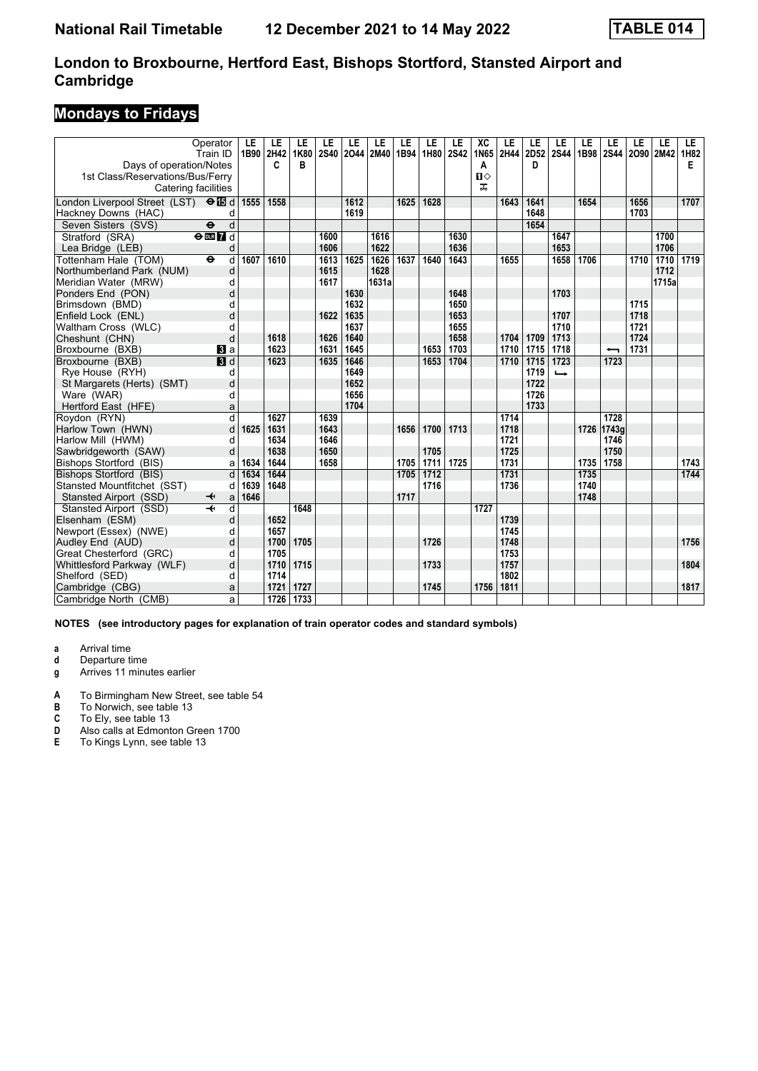# London to Broxbourne, Hertford East, Bishops Stortford, Stansted Airport and Cambridge

## Mondays to Fridays

| Operator | | LE | LE | LE | LE | LE | LE | LE | LE | LE | XC | LE | LE | LE | LE | LE | LE | LE | LE |
|---|---|---|---|---|---|---|---|---|---|---|---|---|---|---|---|---|---|---|---|
| Train ID | | 1B90 | 2H42 | 1K80 | 2S40 | 2O44 | 2M40 | 1B94 | 1H80 | 2S42 | 1N65 | 2H44 | 2D52 | 2S44 | 1B98 | 2S44 | 2O90 | 2M42 | 1H82 |
| Days of operation/Notes | | | C | B | | | | | | | A | | D | | | | | | E |
| 1st Class/Reservations/Bus/Ferry | | | | | | | | | | | ■◇ | | | | | | | | |
| Catering facilities | | | | | | | | | | | ✈ | | | | | | | | |
| London Liverpool Street (LST) | d | 1555 | 1558 | | | 1612 | | 1625 | 1628 | | | 1643 | 1641 | | 1654 | | 1656 | | 1707 |
| Hackney Downs (HAC) | d | | | | | 1619 | | | | | | | 1648 | | | | 1703 | | |
| Seven Sisters (SVS) | d | | | | | | | | | | | | 1654 | | | | | | |
| Stratford (SRA) | d | | | | 1600 | | 1616 | | | 1630 | | | | 1647 | | | | 1700 | |
| Lea Bridge (LEB) | d | | | | 1606 | | 1622 | | | 1636 | | | | 1653 | | | | 1706 | |
| Tottenham Hale (TOM) | d | 1607 | 1610 | | 1613 | 1625 | 1626 | 1637 | 1640 | 1643 | | 1655 | | 1658 | 1706 | | 1710 | 1710 | 1719 |
| Northumberland Park (NUM) | d | | | | 1615 | | 1628 | | | | | | | | | | | 1712 | |
| Meridian Water (MRW) | d | | | | 1617 | | 1631a | | | | | | | | | | | 1715a | |
| Ponders End (PON) | d | | | | | 1630 | | | | 1648 | | | | 1703 | | | | | |
| Brimsdown (BMD) | d | | | | | 1632 | | | | 1650 | | | | | | | 1715 | | |
| Enfield Lock (ENL) | d | | | | 1622 | 1635 | | | | 1653 | | | | 1707 | | | 1718 | | |
| Waltham Cross (WLC) | d | | | | | 1637 | | | | 1655 | | | | 1710 | | | 1721 | | |
| Cheshunt (CHN) | d | | 1618 | | 1626 | 1640 | | | | 1658 | | 1704 | 1709 | 1713 | | | 1724 | | |
| Broxbourne (BXB) | a | | 1623 | | 1631 | 1645 | | | 1653 | 1703 | | 1710 | 1715 | 1718 | | ← | 1731 | | |
| Broxbourne (BXB) | d | | 1623 | | 1635 | 1646 | | | 1653 | 1704 | | 1710 | 1715 | 1723 | | 1723 | | | |
| Rye House (RYH) | d | | | | | 1649 | | | | | | | 1719 | ↳ | | | | | |
| St Margarets (Herts) (SMT) | d | | | | | 1652 | | | | | | | 1722 | | | | | | |
| Ware (WAR) | d | | | | | 1656 | | | | | | | 1726 | | | | | | |
| Hertford East (HFE) | a | | | | | 1704 | | | | | | | 1733 | | | | | | |
| Roydon (RYN) | d | | 1627 | | 1639 | | | | | | | 1714 | | | | 1728 | | | |
| Harlow Town (HWN) | d | 1625 | 1631 | | 1643 | | | 1656 | 1700 | 1713 | | 1718 | | | 1726 | 1743g | | | |
| Harlow Mill (HWM) | d | | 1634 | | 1646 | | | | | | | 1721 | | | | 1746 | | | |
| Sawbridgeworth (SAW) | d | | 1638 | | 1650 | | | | 1705 | | | 1725 | | | | 1750 | | | |
| Bishops Stortford (BIS) | a | 1634 | 1644 | | 1658 | | | 1705 | 1711 | 1725 | | 1731 | | | 1735 | 1758 | | | 1743 |
| Bishops Stortford (BIS) | d | 1634 | 1644 | | | | | 1705 | 1712 | | | 1731 | | | 1735 | | | | 1744 |
| Stansted Mountfitchet (SST) | d | 1639 | 1648 | | | | | | 1716 | | | 1736 | | | 1740 | | | | |
| Stansted Airport (SSD) | a | 1646 | | | | | | 1717 | | | | | | | 1748 | | | | |
| Stansted Airport (SSD) | d | | | 1648 | | | | | | | 1727 | | | | | | | | |
| Elsenham (ESM) | d | | 1652 | | | | | | | | | 1739 | | | | | | | |
| Newport (Essex) (NWE) | d | | 1657 | | | | | | | | | 1745 | | | | | | | |
| Audley End (AUD) | d | | 1700 | 1705 | | | | | 1726 | | | 1748 | | | | | | | 1756 |
| Great Chesterford (GRC) | d | | 1705 | | | | | | | | | 1753 | | | | | | | |
| Whittlesford Parkway (WLF) | d | | 1710 | 1715 | | | | | 1733 | | | 1757 | | | | | | | 1804 |
| Shelford (SED) | d | | 1714 | | | | | | | | | 1802 | | | | | | | |
| Cambridge (CBG) | a | | 1721 | 1727 | | | | | 1745 | | 1756 | 1811 | | | | | | | 1817 |
| Cambridge North (CMB) | a | | 1726 | 1733 | | | | | | | | | | | | | | | |

**NOTES (see introductory pages for explanation of train operator codes and standard symbols)**

- **a** Arrival time
- **d** Departure time
- **g** Arrives 11 minutes earlier

- **A** To Birmingham New Street, see table 54
- **B** To Norwich, see table 13
- **C** To Ely, see table 13
- **D** Also calls at Edmonton Green 1700
- **E** To Kings Lynn, see table 13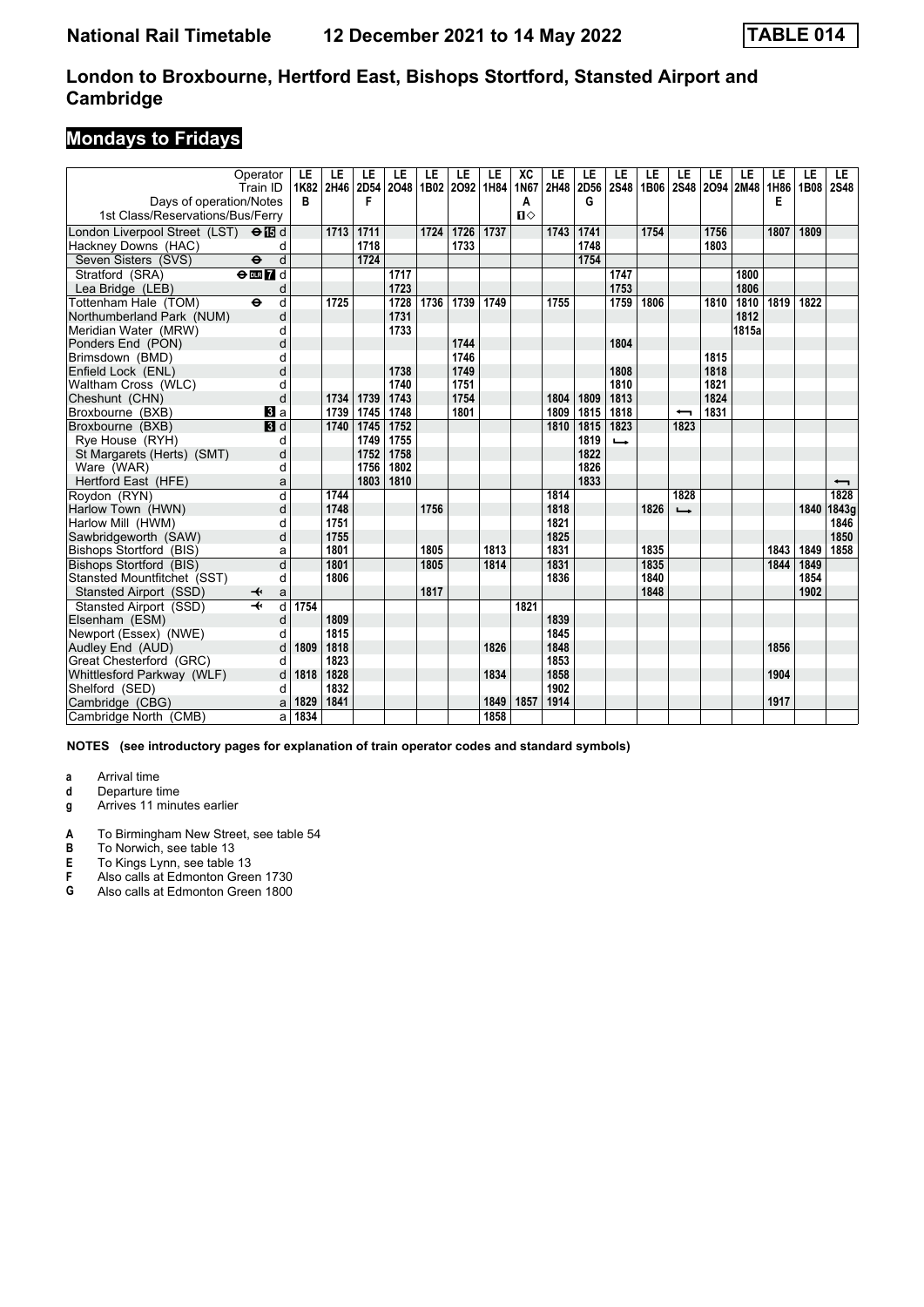# London to Broxbourne, Hertford East, Bishops Stortford, Stansted Airport and Cambridge

## Mondays to Fridays

| Operator | | LE | LE | LE | LE | LE | LE | LE | XC | LE | LE | LE | LE | LE | LE | LE | LE | LE | LE |
|---|---|---|---|---|---|---|---|---|---|---|---|---|---|---|---|---|---|---|---|
| Train ID | | 1K82 | 2H46 | 2D54 | 2O48 | 1B02 | 2O92 | 1H84 | 1N67 | 2H48 | 2D56 | 2S48 | 1B06 | 2S48 | 2O94 | 2M48 | 1H86 | 1B08 | 2S48 |
| Days of operation/Notes | | B | | F | | | | | A | | G | | | | | | E | | |
| 1st Class/Reservations/Bus/Ferry | | | | | | | | | ■◇ | | | | | | | | | | |
| London Liverpool Street (LST) ⊖15 | d | | 1713 | 1711 | | 1724 | 1726 | 1737 | | 1743 | 1741 | | 1754 | | 1756 | | 1807 | 1809 | |
| Hackney Downs (HAC) | d | | | 1718 | | | 1733 | | | | 1748 | | | | 1803 | | | | |
| Seven Sisters (SVS) ⊖ | d | | | 1724 | | | | | | | 1754 | | | | | | | | |
| Stratford (SRA) ⊖DLR7 | d | | | | 1717 | | | | | | | 1747 | | | | 1800 | | | |
| Lea Bridge (LEB) | d | | | | 1723 | | | | | | | 1753 | | | | 1806 | | | |
| Tottenham Hale (TOM) ⊖ | d | | 1725 | | 1728 | 1736 | 1739 | 1749 | | 1755 | | 1759 | 1806 | | 1810 | 1810 | 1819 | 1822 | |
| Northumberland Park (NUM) | d | | | | 1731 | | | | | | | | | | | 1812 | | | |
| Meridian Water (MRW) | d | | | | 1733 | | | | | | | | | | | 1815a | | | |
| Ponders End (PON) | d | | | | | | 1744 | | | | | 1804 | | | | | | | |
| Brimsdown (BMD) | d | | | | | | 1746 | | | | | | | | 1815 | | | | |
| Enfield Lock (ENL) | d | | | | 1738 | | 1749 | | | | | 1808 | | | 1818 | | | | |
| Waltham Cross (WLC) | d | | | | 1740 | | 1751 | | | | | 1810 | | | 1821 | | | | |
| Cheshunt (CHN) | d | | 1734 | 1739 | 1743 | | 1754 | | | 1804 | 1809 | 1813 | | | 1824 | | | | |
| Broxbourne (BXB) 3 | a | | 1739 | 1745 | 1748 | | 1801 | | | 1809 | 1815 | 1818 | | ← | 1831 | | | | |
| Broxbourne (BXB) 3 | d | | 1740 | 1745 | 1752 | | | | | 1810 | 1815 | 1823 | | 1823 | | | | | |
| Rye House (RYH) | d | | | 1749 | 1755 | | | | | | 1819 | ↳ | | | | | | | |
| St Margarets (Herts) (SMT) | d | | | 1752 | 1758 | | | | | | 1822 | | | | | | | | |
| Ware (WAR) | d | | | 1756 | 1802 | | | | | | 1826 | | | | | | | | |
| Hertford East (HFE) | a | | | 1803 | 1810 | | | | | | 1833 | | | | | | | | ← |
| Roydon (RYN) | d | | 1744 | | | | | | | 1814 | | | | 1828 | | | | | 1828 |
| Harlow Town (HWN) | d | | 1748 | | | 1756 | | | | 1818 | | | 1826 | ↳ | | | | 1840 | 1843g |
| Harlow Mill (HWM) | d | | 1751 | | | | | | | 1821 | | | | | | | | | 1846 |
| Sawbridgeworth (SAW) | d | | 1755 | | | | | | | 1825 | | | | | | | | | 1850 |
| Bishops Stortford (BIS) | a | | 1801 | | | 1805 | | 1813 | | 1831 | | | 1835 | | | | 1843 | 1849 | 1858 |
| Bishops Stortford (BIS) | d | | 1801 | | | 1805 | | 1814 | | 1831 | | | 1835 | | | | 1844 | 1849 | |
| Stansted Mountfitchet (SST) | d | | 1806 | | | | | | | 1836 | | | 1840 | | | | | 1854 | |
| Stansted Airport (SSD) ✈ | a | | | | | 1817 | | | | | | | 1848 | | | | | 1902 | |
| Stansted Airport (SSD) ✈ | d | 1754 | | | | | | | 1821 | | | | | | | | | | |
| Elsenham (ESM) | d | | 1809 | | | | | | | 1839 | | | | | | | | | |
| Newport (Essex) (NWE) | d | | 1815 | | | | | | | 1845 | | | | | | | | | |
| Audley End (AUD) | d | 1809 | 1818 | | | | | 1826 | | 1848 | | | | | | | 1856 | | |
| Great Chesterford (GRC) | d | | 1823 | | | | | | | 1853 | | | | | | | | | |
| Whittlesford Parkway (WLF) | d | 1818 | 1828 | | | | | 1834 | | 1858 | | | | | | | 1904 | | |
| Shelford (SED) | d | | 1832 | | | | | | | 1902 | | | | | | | | | |
| Cambridge (CBG) | a | 1829 | 1841 | | | | | 1849 | 1857 | 1914 | | | | | | | 1917 | | |
| Cambridge North (CMB) | a | 1834 | | | | | | 1858 | | | | | | | | | | | |

**NOTES (see introductory pages for explanation of train operator codes and standard symbols)**

- **a** Arrival time
- **d** Departure time
- **g** Arrives 11 minutes earlier

- **A** To Birmingham New Street, see table 54
- **B** To Norwich, see table 13
- **E** To Kings Lynn, see table 13
- **F** Also calls at Edmonton Green 1730
- **G** Also calls at Edmonton Green 1800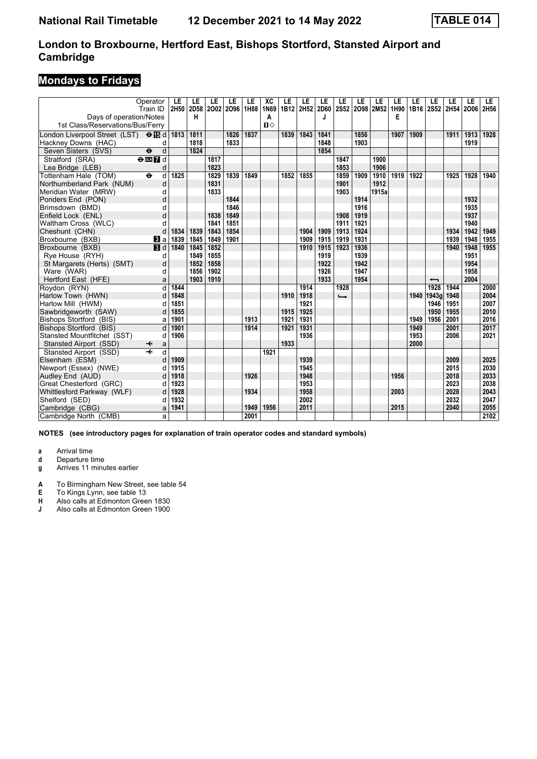# National Rail Timetable 12 December 2021 to 14 May 2022 TABLE 014

## London to Broxbourne, Hertford East, Bishops Stortford, Stansted Airport and Cambridge

## Mondays to Fridays

| Operator | | LE | LE | LE | LE | LE | XC | LE | LE | LE | LE | LE | LE | LE | LE | LE | LE | LE | LE |
|---|---|---|---|---|---|---|---|---|---|---|---|---|---|---|---|---|---|---|---|
| Train ID | | 2H50 | 2D58 | 2O02 | 2O96 | 1H88 | 1N69 | 1B12 | 2H52 | 2D60 | 2S52 | 2O98 | 2M52 | 1H90 | 1B16 | 2S52 | 2H54 | 2O06 | 2H56 |
| Days of operation/Notes | | | H | | | | A | | | J | | | | E | | | | | |
| 1st Class/Reservations/Bus/Ferry | | | | | | | ■◇ | | | | | | | | | | | | |
| London Liverpool Street (LST) | ⊖ 15 d | 1813 | 1811 | | 1826 | 1837 | | 1839 | 1843 | 1841 | | 1856 | | 1907 | 1909 | | 1911 | 1913 | 1928 |
| Hackney Downs (HAC) | d | | 1818 | | 1833 | | | | | 1848 | | 1903 | | | | | | 1919 | |
| Seven Sisters (SVS) | ⊖ d | | 1824 | | | | | | | 1854 | | | | | | | | | |
| Stratford (SRA) | ⊖ DLR 7 d | | | 1817 | | | | | | | 1847 | | 1900 | | | | | | |
| Lea Bridge (LEB) | d | | | 1823 | | | | | | | 1853 | | 1906 | | | | | | |
| Tottenham Hale (TOM) | ⊖ d | 1825 | | 1829 | 1839 | 1849 | | 1852 | 1855 | | 1859 | 1909 | 1910 | 1919 | 1922 | | 1925 | 1928 | 1940 |
| Northumberland Park (NUM) | d | | | 1831 | | | | | | | 1901 | | 1912 | | | | | | |
| Meridian Water (MRW) | d | | | 1833 | | | | | | | 1903 | | 1915a | | | | | | |
| Ponders End (PON) | d | | | | 1844 | | | | | | | 1914 | | | | | | 1932 | |
| Brimsdown (BMD) | d | | | | 1846 | | | | | | | 1916 | | | | | | 1935 | |
| Enfield Lock (ENL) | d | | | 1838 | 1849 | | | | | | 1908 | 1919 | | | | | | 1937 | |
| Waltham Cross (WLC) | d | | | 1841 | 1851 | | | | | | 1911 | 1921 | | | | | | 1940 | |
| Cheshunt (CHN) | d | 1834 | 1839 | 1843 | 1854 | | | | 1904 | 1909 | 1913 | 1924 | | | | | 1934 | 1942 | 1949 |
| Broxbourne (BXB) | 3 a | 1839 | 1845 | 1849 | 1901 | | | | 1909 | 1915 | 1919 | 1931 | | | | | 1939 | 1948 | 1955 |
| Broxbourne (BXB) | 3 d | 1840 | 1845 | 1852 | | | | | 1910 | 1915 | 1923 | 1936 | | | | | 1940 | 1948 | 1955 |
| Rye House (RYH) | d | | 1849 | 1855 | | | | | | 1919 | | 1939 | | | | | | 1951 | |
| St Margarets (Herts) (SMT) | d | | 1852 | 1858 | | | | | | 1922 | | 1942 | | | | | | 1954 | |
| Ware (WAR) | d | | 1856 | 1902 | | | | | | 1926 | | 1947 | | | | | | 1958 | |
| Hertford East (HFE) | a | | 1903 | 1910 | | | | | | 1933 | | 1954 | | | | ← | | 2004 | |
| Roydon (RYN) | d | 1844 | | | | | | | 1914 | | 1928 | | | | | 1928 | 1944 | | 2000 |
| Harlow Town (HWN) | d | 1848 | | | | | | 1910 | 1918 | | ↳ | | | | 1940 | 1943g | 1948 | | 2004 |
| Harlow Mill (HWM) | d | 1851 | | | | | | | 1921 | | | | | | | 1946 | 1951 | | 2007 |
| Sawbridgeworth (SAW) | d | 1855 | | | | | | 1915 | 1925 | | | | | | | 1950 | 1955 | | 2010 |
| Bishops Stortford (BIS) | a | 1901 | | | | 1913 | | 1921 | 1931 | | | | | | 1949 | 1956 | 2001 | | 2016 |
| Bishops Stortford (BIS) | d | 1901 | | | | 1914 | | 1921 | 1931 | | | | | | 1949 | | 2001 | | 2017 |
| Stansted Mountfitchet (SST) | d | 1906 | | | | | | | 1936 | | | | | | 1953 | | 2006 | | 2021 |
| Stansted Airport (SSD) | ✈ a | | | | | | | 1933 | | | | | | | 2000 | | | | |
| Stansted Airport (SSD) | ✈ d | | | | | | 1921 | | | | | | | | | | | | |
| Elsenham (ESM) | d | 1909 | | | | | | | 1939 | | | | | | | | 2009 | | 2025 |
| Newport (Essex) (NWE) | d | 1915 | | | | | | | 1945 | | | | | | | | 2015 | | 2030 |
| Audley End (AUD) | d | 1918 | | | | 1926 | | | 1948 | | | | | 1956 | | | 2018 | | 2033 |
| Great Chesterford (GRC) | d | 1923 | | | | | | | 1953 | | | | | | | | 2023 | | 2038 |
| Whittlesford Parkway (WLF) | d | 1928 | | | | 1934 | | | 1958 | | | | | 2003 | | | 2028 | | 2043 |
| Shelford (SED) | d | 1932 | | | | | | | 2002 | | | | | | | | 2032 | | 2047 |
| Cambridge (CBG) | a | 1941 | | | | 1949 | 1956 | | 2011 | | | | | 2015 | | | 2040 | | 2055 |
| Cambridge North (CMB) | a | | | | | 2001 | | | | | | | | | | | | | 2102 |

**NOTES (see introductory pages for explanation of train operator codes and standard symbols)**

- **a** Arrival time
- **d** Departure time
- **g** Arrives 11 minutes earlier

- **A** To Birmingham New Street, see table 54
- **E** To Kings Lynn, see table 13
- **H** Also calls at Edmonton Green 1830
- **J** Also calls at Edmonton Green 1900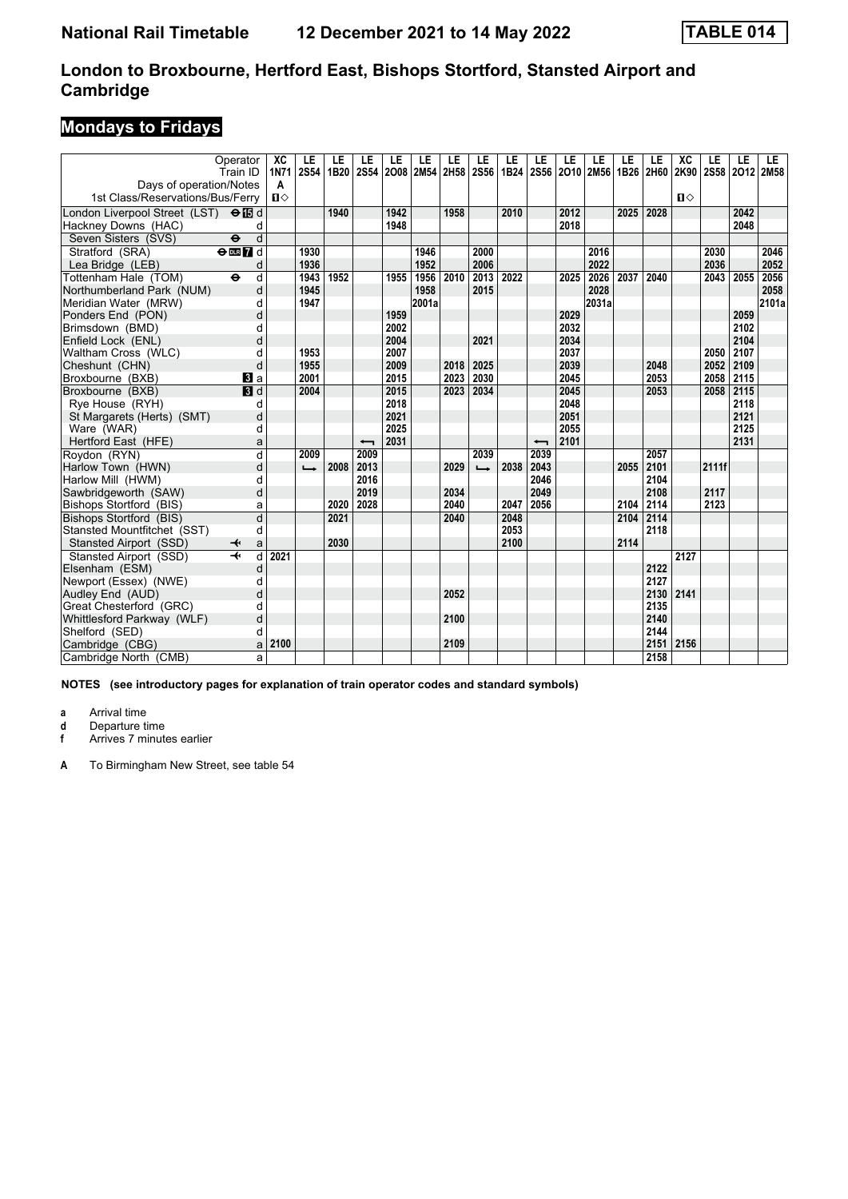# National Rail Timetable 12 December 2021 to 14 May 2022 TABLE 014

## London to Broxbourne, Hertford East, Bishops Stortford, Stansted Airport and Cambridge

## Mondays to Fridays

| Operator | | XC | LE | LE | LE | LE | LE | LE | LE | LE | LE | LE | LE | LE | LE | XC | LE | LE | LE |
|---|---|---|---|---|---|---|---|---|---|---|---|---|---|---|---|---|---|---|---|
| Train ID | | 1N71 | 2S54 | 1B20 | 2S54 | 2O08 | 2M54 | 2H58 | 2S56 | 1B24 | 2S56 | 2O10 | 2M56 | 1B26 | 2H60 | 2K90 | 2S58 | 2O12 | 2M58 |
| Days of operation/Notes | | A | | | | | | | | | | | | | | | | | |
| 1st Class/Reservations/Bus/Ferry | | 1◇ | | | | | | | | | | | | | | 1◇ | | | |
| London Liverpool Street (LST) ⊖15 | d | | | 1940 | | 1942 | | 1958 | | 2010 | | 2012 | | 2025 | 2028 | | | 2042 | |
| Hackney Downs (HAC) | d | | | | | 1948 | | | | | | 2018 | | | | | | 2048 | |
| Seven Sisters (SVS) ⊖ | d | | | | | | | | | | | | | | | | | | |
| Stratford (SRA) ⊖DLR7 | d | | 1930 | | | | 1946 | | 2000 | | | | 2016 | | | | 2030 | | 2046 |
| Lea Bridge (LEB) | d | | 1936 | | | | 1952 | | 2006 | | | | 2022 | | | | 2036 | | 2052 |
| Tottenham Hale (TOM) ⊖ | d | | 1943 | 1952 | | 1955 | 1956 | 2010 | 2013 | 2022 | | 2025 | 2026 | 2037 | 2040 | | 2043 | 2055 | 2056 |
| Northumberland Park (NUM) | d | | 1945 | | | | 1958 | | 2015 | | | | 2028 | | | | | | 2058 |
| Meridian Water (MRW) | d | | 1947 | | | | 2001a | | | | | | 2031a | | | | | | 2101a |
| Ponders End (PON) | d | | | | | 1959 | | | | | | 2029 | | | | | | 2059 | |
| Brimsdown (BMD) | d | | | | | 2002 | | | | | | 2032 | | | | | | 2102 | |
| Enfield Lock (ENL) | d | | | | | 2004 | | | 2021 | | | 2034 | | | | | | 2104 | |
| Waltham Cross (WLC) | d | | 1953 | | | 2007 | | | | | | 2037 | | | | | 2050 | 2107 | |
| Cheshunt (CHN) | d | | 1955 | | | 2009 | | 2018 | 2025 | | | 2039 | | | 2048 | | 2052 | 2109 | |
| Broxbourne (BXB) 3 | a | | 2001 | | | 2015 | | 2023 | 2030 | | | 2045 | | | 2053 | | 2058 | 2115 | |
| Broxbourne (BXB) 3 | d | | 2004 | | | 2015 | | 2023 | 2034 | | | 2045 | | | 2053 | | 2058 | 2115 | |
| Rye House (RYH) | d | | | | | 2018 | | | | | | 2048 | | | | | | 2118 | |
| St Margarets (Herts) (SMT) | d | | | | | 2021 | | | | | | 2051 | | | | | | 2121 | |
| Ware (WAR) | d | | | | | 2025 | | | | | | 2055 | | | | | | 2125 | |
| Hertford East (HFE) | a | | | | ⟵ | 2031 | | | | | ⟵ | 2101 | | | | | | 2131 | |
| Roydon (RYN) | d | | 2009 | | 2009 | | | | 2039 | | 2039 | | | | 2057 | | | | |
| Harlow Town (HWN) | d | | ⟶ | 2008 | 2013 | | | 2029 | ⟶ | 2038 | 2043 | | | 2055 | 2101 | | 2111f | | |
| Harlow Mill (HWM) | d | | | | 2016 | | | | | | 2046 | | | | 2104 | | | | |
| Sawbridgeworth (SAW) | d | | | | 2019 | | | 2034 | | | 2049 | | | | 2108 | | 2117 | | |
| Bishops Stortford (BIS) | a | | | 2020 | 2028 | | | 2040 | | 2047 | 2056 | | | 2104 | 2114 | | 2123 | | |
| Bishops Stortford (BIS) | d | | | 2021 | | | | 2040 | | 2048 | | | | 2104 | 2114 | | | | |
| Stansted Mountfitchet (SST) | d | | | | | | | | | 2053 | | | | | 2118 | | | | |
| Stansted Airport (SSD) ✈ | a | | | 2030 | | | | | | 2100 | | | | 2114 | | | | | |
| Stansted Airport (SSD) ✈ | d | 2021 | | | | | | | | | | | | | | 2127 | | | |
| Elsenham (ESM) | d | | | | | | | | | | | | | | 2122 | | | | |
| Newport (Essex) (NWE) | d | | | | | | | | | | | | | | 2127 | | | | |
| Audley End (AUD) | d | | | | | | | 2052 | | | | | | | 2130 | 2141 | | | |
| Great Chesterford (GRC) | d | | | | | | | | | | | | | | 2135 | | | | |
| Whittlesford Parkway (WLF) | d | | | | | | | 2100 | | | | | | | 2140 | | | | |
| Shelford (SED) | d | | | | | | | | | | | | | | 2144 | | | | |
| Cambridge (CBG) | a | 2100 | | | | | | 2109 | | | | | | | 2151 | 2156 | | | |
| Cambridge North (CMB) | a | | | | | | | | | | | | | | 2158 | | | | |

**NOTES (see introductory pages for explanation of train operator codes and standard symbols)**

- **a** Arrival time
- **d** Departure time
- **f** Arrives 7 minutes earlier

- **A** To Birmingham New Street, see table 54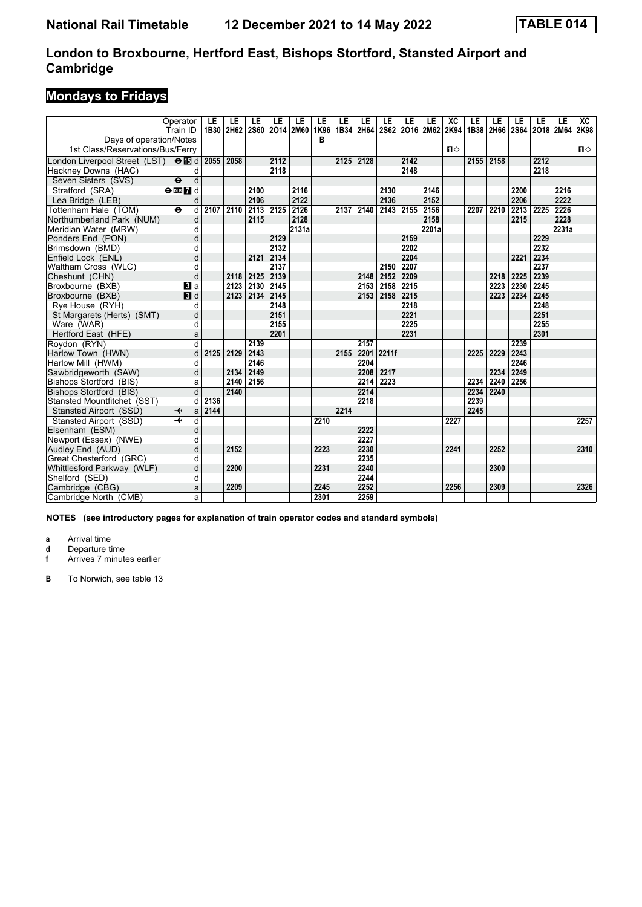# London to Broxbourne, Hertford East, Bishops Stortford, Stansted Airport and Cambridge

## Mondays to Fridays

| Operator | | LE | LE | LE | LE | LE | LE | LE | LE | LE | LE | LE | XC | LE | LE | LE | LE | LE | XC |
|---|---|---|---|---|---|---|---|---|---|---|---|---|---|---|---|---|---|---|---|
| Train ID | | 1B30 | 2H62 | 2S60 | 2O14 | 2M60 | 1K96 | 1B34 | 2H64 | 2S62 | 2O16 | 2M62 | 2K94 | 1B38 | 2H66 | 2S64 | 2O18 | 2M64 | 2K98 |
| Days of operation/Notes | | | | | | | B | | | | | | | | | | | | |
| 1st Class/Reservations/Bus/Ferry | | | | | | | | | | | | | 1◇ | | | | | | 1◇ |
| London Liverpool Street (LST) | ⊖15 d | 2055 | 2058 | | 2112 | | | 2125 | 2128 | | 2142 | | | 2155 | 2158 | | 2212 | | |
| Hackney Downs (HAC) | d | | | | 2118 | | | | | | 2148 | | | | | | 2218 | | |
| Seven Sisters (SVS) | ⊖ d | | | | | | | | | | | | | | | | | | |
| Stratford (SRA) | ⊖DLR 7 d | | | 2100 | | 2116 | | | | 2130 | | 2146 | | | | 2200 | | 2216 | |
| Lea Bridge (LEB) | d | | | 2106 | | 2122 | | | | 2136 | | 2152 | | | | 2206 | | 2222 | |
| Tottenham Hale (TOM) | ⊖ d | 2107 | 2110 | 2113 | 2125 | 2126 | | 2137 | 2140 | 2143 | 2155 | 2156 | | 2207 | 2210 | 2213 | 2225 | 2226 | |
| Northumberland Park (NUM) | d | | | 2115 | | 2128 | | | | | | 2158 | | | | 2215 | | 2228 | |
| Meridian Water (MRW) | d | | | | | 2131a | | | | | | 2201a | | | | | | 2231a | |
| Ponders End (PON) | d | | | | 2129 | | | | | | 2159 | | | | | | 2229 | | |
| Brimsdown (BMD) | d | | | | 2132 | | | | | | 2202 | | | | | | 2232 | | |
| Enfield Lock (ENL) | d | | | 2121 | 2134 | | | | | | 2204 | | | | | 2221 | 2234 | | |
| Waltham Cross (WLC) | d | | | | 2137 | | | | | 2150 | 2207 | | | | | | 2237 | | |
| Cheshunt (CHN) | d | | 2118 | 2125 | 2139 | | | | 2148 | 2152 | 2209 | | | | 2218 | 2225 | 2239 | | |
| Broxbourne (BXB) | 3 a | | 2123 | 2130 | 2145 | | | | 2153 | 2158 | 2215 | | | | 2223 | 2230 | 2245 | | |
| Broxbourne (BXB) | 3 d | | 2123 | 2134 | 2145 | | | | 2153 | 2158 | 2215 | | | | 2223 | 2234 | 2245 | | |
| Rye House (RYH) | d | | | | 2148 | | | | | | 2218 | | | | | | 2248 | | |
| St Margarets (Herts) (SMT) | d | | | | 2151 | | | | | | 2221 | | | | | | 2251 | | |
| Ware (WAR) | d | | | | 2155 | | | | | | 2225 | | | | | | 2255 | | |
| Hertford East (HFE) | a | | | | 2201 | | | | | | 2231 | | | | | | 2301 | | |
| Roydon (RYN) | d | | | 2139 | | | | | 2157 | | | | | | | 2239 | | | |
| Harlow Town (HWN) | d | 2125 | 2129 | 2143 | | | | 2155 | 2201 | 2211f | | | | 2225 | 2229 | 2243 | | | |
| Harlow Mill (HWM) | d | | | 2146 | | | | | 2204 | | | | | | | 2246 | | | |
| Sawbridgeworth (SAW) | d | | 2134 | 2149 | | | | | 2208 | 2217 | | | | | 2234 | 2249 | | | |
| Bishops Stortford (BIS) | a | | 2140 | 2156 | | | | | 2214 | 2223 | | | | 2234 | 2240 | 2256 | | | |
| Bishops Stortford (BIS) | d | | 2140 | | | | | | 2214 | | | | | 2234 | 2240 | | | | |
| Stansted Mountfitchet (SST) | d | 2136 | | | | | | | 2218 | | | | | 2239 | | | | | |
| Stansted Airport (SSD) | ✈ a | 2144 | | | | | | 2214 | | | | | | 2245 | | | | | |
| Stansted Airport (SSD) | ✈ d | | | | | | 2210 | | | | | | 2227 | | | | | | 2257 |
| Elsenham (ESM) | d | | | | | | | | 2222 | | | | | | | | | | |
| Newport (Essex) (NWE) | d | | | | | | | | 2227 | | | | | | | | | | |
| Audley End (AUD) | d | | 2152 | | | | 2223 | | 2230 | | | | 2241 | | 2252 | | | | 2310 |
| Great Chesterford (GRC) | d | | | | | | | | 2235 | | | | | | | | | | |
| Whittlesford Parkway (WLF) | d | | 2200 | | | | 2231 | | 2240 | | | | | | 2300 | | | | |
| Shelford (SED) | d | | | | | | | | 2244 | | | | | | | | | | |
| Cambridge (CBG) | a | | 2209 | | | | 2245 | | 2252 | | | | 2256 | | 2309 | | | | 2326 |
| Cambridge North (CMB) | a | | | | | | 2301 | | 2259 | | | | | | | | | | |

**NOTES (see introductory pages for explanation of train operator codes and standard symbols)**

- **a** Arrival time
- **d** Departure time
- **f** Arrives 7 minutes earlier

- **B** To Norwich, see table 13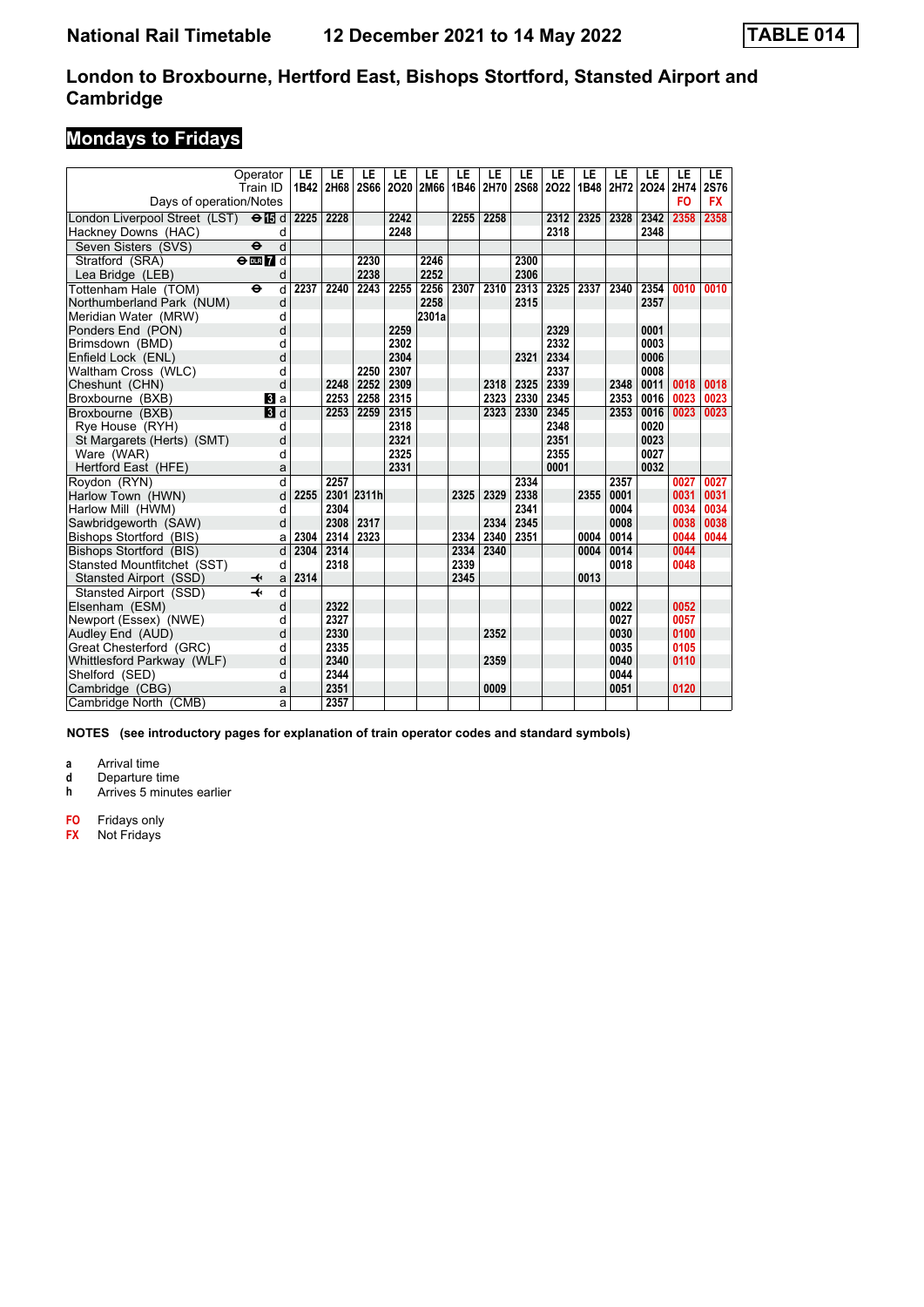# National Rail Timetable 12 December 2021 to 14 May 2022 TABLE 014

## London to Broxbourne, Hertford East, Bishops Stortford, Stansted Airport and Cambridge

### Mondays to Fridays

| Operator | | LE | LE | LE | LE | LE | LE | LE | LE | LE | LE | LE | LE | LE | LE |
|---|---|---|---|---|---|---|---|---|---|---|---|---|---|---|---|
| Train ID | | 1B42 | 2H68 | 2S66 | 2O20 | 2M66 | 1B46 | 2H70 | 2S68 | 2O22 | 1B48 | 2H72 | 2O24 | 2H74 | 2S76 |
| Days of operation/Notes | | | | | | | | | | | | | | FO | FX |
| London Liverpool Street (LST) | d | 2225 | 2228 | | 2242 | | 2255 | 2258 | | 2312 | 2325 | 2328 | 2342 | 2358 | 2358 |
| Hackney Downs (HAC) | d | | | | 2248 | | | | | 2318 | | | 2348 | | |
| Seven Sisters (SVS) | d | | | | | | | | | | | | | | |
| Stratford (SRA) | d | | | 2230 | | 2246 | | | 2300 | | | | | | |
| Lea Bridge (LEB) | d | | | 2238 | | 2252 | | | 2306 | | | | | | |
| Tottenham Hale (TOM) | d | 2237 | 2240 | 2243 | 2255 | 2256 | 2307 | 2310 | 2313 | 2325 | 2337 | 2340 | 2354 | 0010 | 0010 |
| Northumberland Park (NUM) | d | | | | | 2258 | | | 2315 | | | | 2357 | | |
| Meridian Water (MRW) | d | | | | | 2301a | | | | | | | | | |
| Ponders End (PON) | d | | | | 2259 | | | | | 2329 | | | 0001 | | |
| Brimsdown (BMD) | d | | | | 2302 | | | | | 2332 | | | 0003 | | |
| Enfield Lock (ENL) | d | | | | 2304 | | | | 2321 | 2334 | | | 0006 | | |
| Waltham Cross (WLC) | d | | | 2250 | 2307 | | | | | 2337 | | | 0008 | | |
| Cheshunt (CHN) | d | | 2248 | 2252 | 2309 | | | 2318 | 2325 | 2339 | | 2348 | 0011 | 0018 | 0018 |
| Broxbourne (BXB) | a | | 2253 | 2258 | 2315 | | | 2323 | 2330 | 2345 | | 2353 | 0016 | 0023 | 0023 |
| Broxbourne (BXB) | d | | 2253 | 2259 | 2315 | | | 2323 | 2330 | 2345 | | 2353 | 0016 | 0023 | 0023 |
| Rye House (RYH) | d | | | | 2318 | | | | | 2348 | | | 0020 | | |
| St Margarets (Herts) (SMT) | d | | | | 2321 | | | | | 2351 | | | 0023 | | |
| Ware (WAR) | d | | | | 2325 | | | | | 2355 | | | 0027 | | |
| Hertford East (HFE) | a | | | | 2331 | | | | | 0001 | | | 0032 | | |
| Roydon (RYN) | d | | 2257 | | | | | | 2334 | | | 2357 | | 0027 | 0027 |
| Harlow Town (HWN) | d | 2255 | 2301 | 2311h | | | 2325 | 2329 | 2338 | | 2355 | 0001 | | 0031 | 0031 |
| Harlow Mill (HWM) | d | | 2304 | | | | | | 2341 | | | 0004 | | 0034 | 0034 |
| Sawbridgeworth (SAW) | d | | 2308 | 2317 | | | | 2334 | 2345 | | | 0008 | | 0038 | 0038 |
| Bishops Stortford (BIS) | a | 2304 | 2314 | 2323 | | | 2334 | 2340 | 2351 | | 0004 | 0014 | | 0044 | 0044 |
| Bishops Stortford (BIS) | d | 2304 | 2314 | | | | 2334 | 2340 | | | 0004 | 0014 | | 0044 | |
| Stansted Mountfitchet (SST) | d | | 2318 | | | | 2339 | | | | | 0018 | | 0048 | |
| Stansted Airport (SSD) | a | 2314 | | | | | 2345 | | | | 0013 | | | | |
| Stansted Airport (SSD) | d | | | | | | | | | | | | | | |
| Elsenham (ESM) | d | | 2322 | | | | | | | | | 0022 | | 0052 | |
| Newport (Essex) (NWE) | d | | 2327 | | | | | | | | | 0027 | | 0057 | |
| Audley End (AUD) | d | | 2330 | | | | | 2352 | | | | 0030 | | 0100 | |
| Great Chesterford (GRC) | d | | 2335 | | | | | | | | | 0035 | | 0105 | |
| Whittlesford Parkway (WLF) | d | | 2340 | | | | | 2359 | | | | 0040 | | 0110 | |
| Shelford (SED) | d | | 2344 | | | | | | | | | 0044 | | | |
| Cambridge (CBG) | a | | 2351 | | | | | 0009 | | | | 0051 | | 0120 | |
| Cambridge North (CMB) | a | | 2357 | | | | | | | | | | | | |

**NOTES (see introductory pages for explanation of train operator codes and standard symbols)**

- **a** Arrival time
- **d** Departure time
- **h** Arrives 5 minutes earlier

- **FO** Fridays only
- **FX** Not Fridays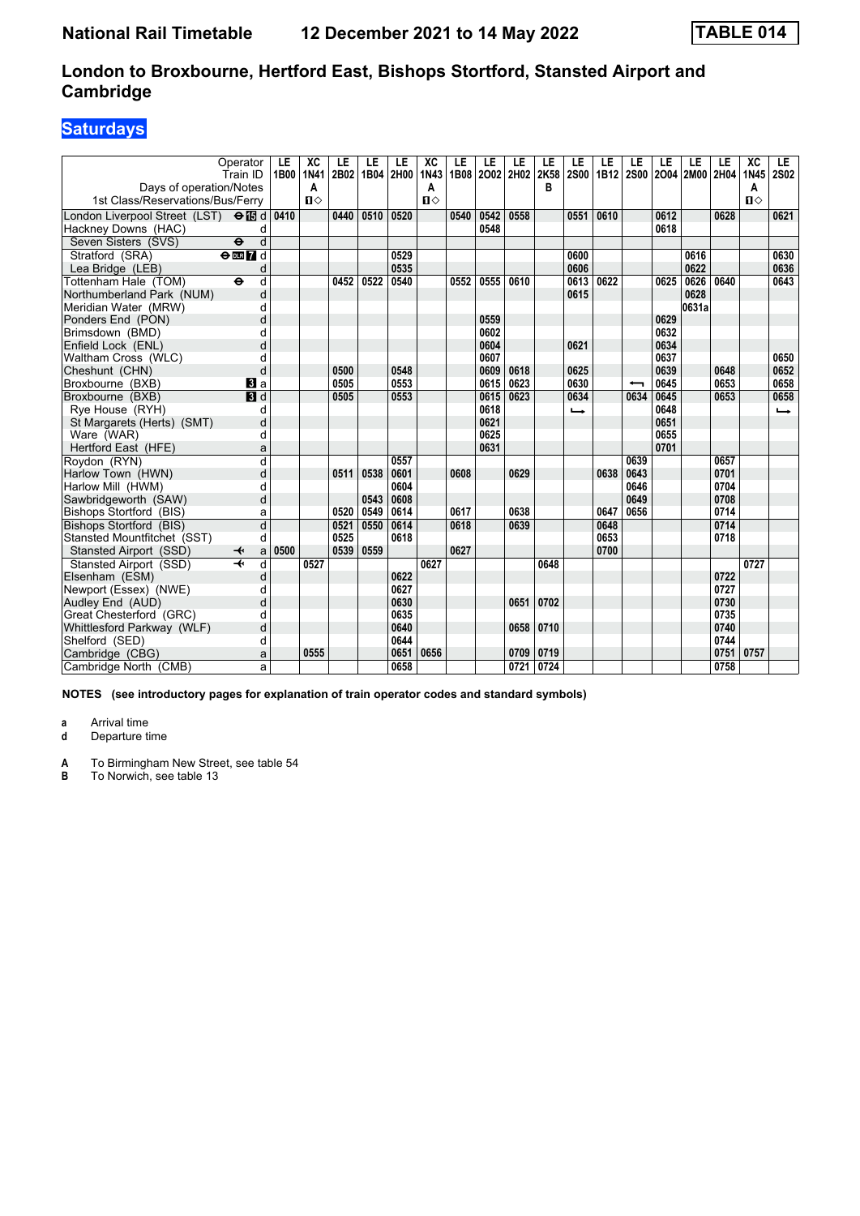# National Rail Timetable — 12 December 2021 to 14 May 2022 — TABLE 014

## London to Broxbourne, Hertford East, Bishops Stortford, Stansted Airport and Cambridge

### Saturdays

| Operator | | LE | XC | LE | LE | LE | XC | LE | LE | LE | LE | LE | LE | LE | LE | LE | LE | XC | LE |
|---|---|---|---|---|---|---|---|---|---|---|---|---|---|---|---|---|---|---|---|
| Train ID | | 1B00 | 1N41 | 2B02 | 1B04 | 2H00 | 1N43 | 1B08 | 2O02 | 2H02 | 2K58 | 2S00 | 1B12 | 2S00 | 2O04 | 2M00 | 2H04 | 1N45 | 2S02 |
| Days of operation/Notes | | | A | | | | A | | | | B | | | | | | | A | |
| 1st Class/Reservations/Bus/Ferry | | | 🅱◇ | | | | 🅱◇ | | | | | | | | | | | 🅱◇ | |
| London Liverpool Street (LST) ⊖ 15 | d | 0410 | | 0440 | 0510 | 0520 | | 0540 | 0542 | 0558 | | 0551 | 0610 | | 0612 | | 0628 | | 0621 |
| Hackney Downs (HAC) | d | | | | | | | | 0548 | | | | | | 0618 | | | | |
| Seven Sisters (SVS) ⊖ | d | | | | | | | | | | | | | | | | | | |
| Stratford (SRA) ⊖ DLR 7 | d | | | | | 0529 | | | | | | 0600 | | | | 0616 | | | 0630 |
| Lea Bridge (LEB) | d | | | | | 0535 | | | | | | 0606 | | | | 0622 | | | 0636 |
| Tottenham Hale (TOM) ⊖ | d | | | 0452 | 0522 | 0540 | | 0552 | 0555 | 0610 | | 0613 | 0622 | | 0625 | 0626 | 0640 | | 0643 |
| Northumberland Park (NUM) | d | | | | | | | | | | | 0615 | | | | 0628 | | | |
| Meridian Water (MRW) | d | | | | | | | | | | | | | | | 0631a | | | |
| Ponders End (PON) | d | | | | | | | | 0559 | | | | | | 0629 | | | | |
| Brimsdown (BMD) | d | | | | | | | | 0602 | | | | | | 0632 | | | | |
| Enfield Lock (ENL) | d | | | | | | | | 0604 | | | 0621 | | | 0634 | | | | |
| Waltham Cross (WLC) | d | | | | | | | | 0607 | | | | | | 0637 | | | | 0650 |
| Cheshunt (CHN) | d | | | 0500 | | 0548 | | | 0609 | 0618 | | 0625 | | | 0639 | | 0648 | | 0652 |
| Broxbourne (BXB) 3 | a | | | 0505 | | 0553 | | | 0615 | 0623 | | 0630 | | ⟵ | 0645 | | 0653 | | 0658 |
| Broxbourne (BXB) 3 | d | | | 0505 | | 0553 | | | 0615 | 0623 | | 0634 | | 0634 | 0645 | | 0653 | | 0658 |
| Rye House (RYH) | d | | | | | | | | 0618 | | | ⟶ | | | 0648 | | | | ⟶ |
| St Margarets (Herts) (SMT) | d | | | | | | | | 0621 | | | | | | 0651 | | | | |
| Ware (WAR) | d | | | | | | | | 0625 | | | | | | 0655 | | | | |
| Hertford East (HFE) | a | | | | | | | | 0631 | | | | | | 0701 | | | | |
| Roydon (RYN) | d | | | | | 0557 | | | | | | | | 0639 | | | 0657 | | |
| Harlow Town (HWN) | d | | | 0511 | 0538 | 0601 | | 0608 | | 0629 | | | 0638 | 0643 | | | 0701 | | |
| Harlow Mill (HWM) | d | | | | | 0604 | | | | | | | | 0646 | | | 0704 | | |
| Sawbridgeworth (SAW) | d | | | | 0543 | 0608 | | | | | | | | 0649 | | | 0708 | | |
| Bishops Stortford (BIS) | a | | | 0520 | 0549 | 0614 | | 0617 | | 0638 | | | 0647 | 0656 | | | 0714 | | |
| Bishops Stortford (BIS) | d | | | 0521 | 0550 | 0614 | | 0618 | | 0639 | | | 0648 | | | | 0714 | | |
| Stansted Mountfitchet (SST) | d | | | 0525 | | 0618 | | | | | | | 0653 | | | | 0718 | | |
| Stansted Airport (SSD) ✈ | a | 0500 | | 0539 | 0559 | | | 0627 | | | | | 0700 | | | | | | |
| Stansted Airport (SSD) ✈ | d | | 0527 | | | | 0627 | | | | 0648 | | | | | | | 0727 | |
| Elsenham (ESM) | d | | | | | 0622 | | | | | | | | | | | 0722 | | |
| Newport (Essex) (NWE) | d | | | | | 0627 | | | | | | | | | | | 0727 | | |
| Audley End (AUD) | d | | | | | 0630 | | | | 0651 | 0702 | | | | | | 0730 | | |
| Great Chesterford (GRC) | d | | | | | 0635 | | | | | | | | | | | 0735 | | |
| Whittlesford Parkway (WLF) | d | | | | | 0640 | | | | 0658 | 0710 | | | | | | 0740 | | |
| Shelford (SED) | d | | | | | 0644 | | | | | | | | | | | 0744 | | |
| Cambridge (CBG) | a | | 0555 | | | 0651 | 0656 | | | 0709 | 0719 | | | | | | 0751 | 0757 | |
| Cambridge North (CMB) | a | | | | | 0658 | | | | 0721 | 0724 | | | | | | 0758 | | |

**NOTES** (see introductory pages for explanation of train operator codes and standard symbols)

- **a** Arrival time
- **d** Departure time

- **A** To Birmingham New Street, see table 54
- **B** To Norwich, see table 13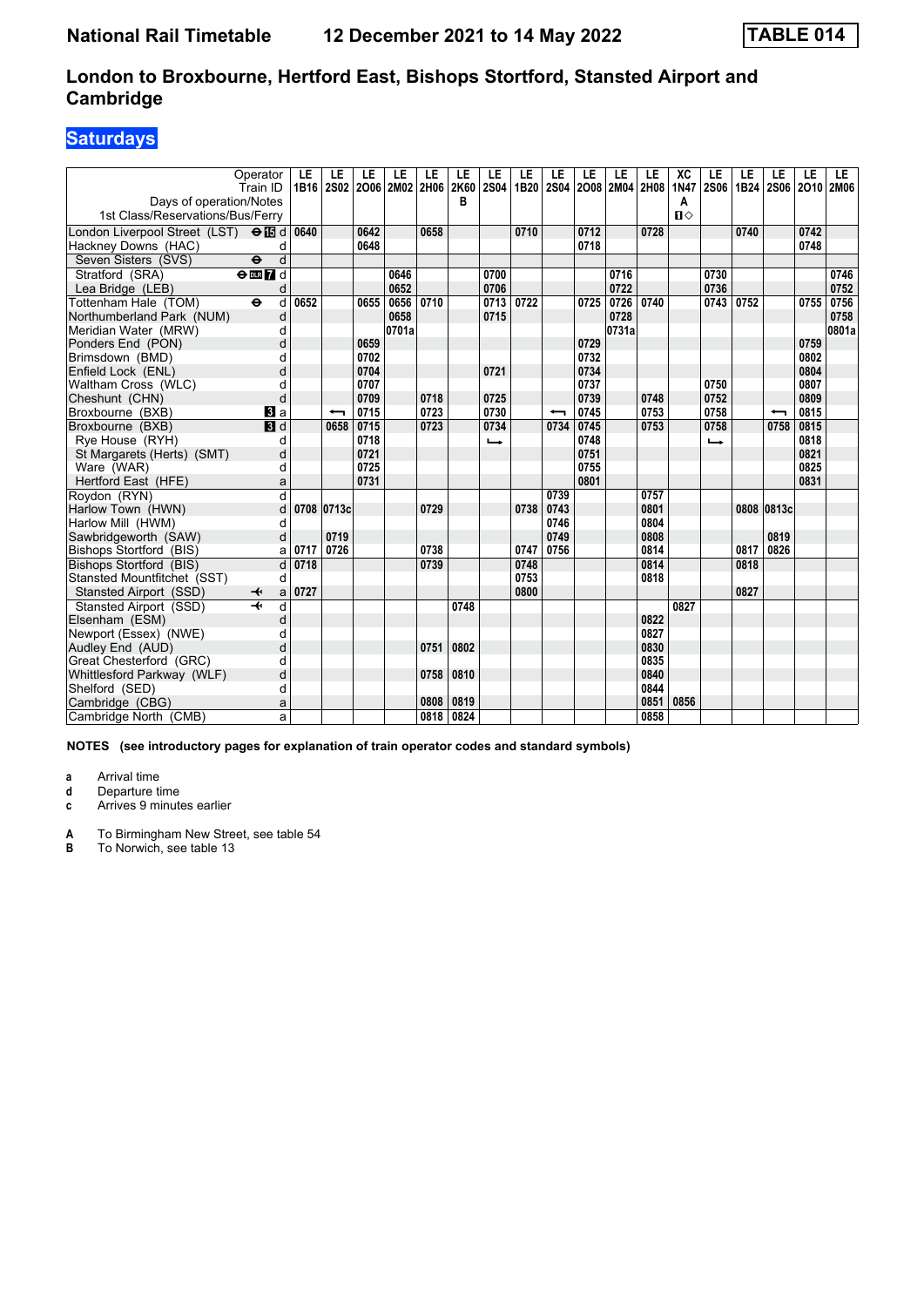# National Rail Timetable 12 December 2021 to 14 May 2022

**TABLE 014**

## London to Broxbourne, Hertford East, Bishops Stortford, Stansted Airport and Cambridge

### Saturdays

| Operator | | LE | LE | LE | LE | LE | LE | LE | LE | LE | LE | LE | LE | XC | LE | LE | LE | LE | LE |
|---|---|---|---|---|---|---|---|---|---|---|---|---|---|---|---|---|---|---|---|
| Train ID | | 1B16 | 2S02 | 2O06 | 2M02 | 2H06 | 2K60 | 2S04 | 1B20 | 2S04 | 2O08 | 2M04 | 2H08 | 1N47 | 2S06 | 1B24 | 2S06 | 2O10 | 2M06 |
| Days of operation/Notes | | | | | | | B | | | | | | | A | | | | | |
| 1st Class/Reservations/Bus/Ferry | | | | | | | | | | | | | | 1◇ | | | | | |
| London Liverpool Street (LST) ⊖15 | d | 0640 | | 0642 | | 0658 | | | 0710 | | 0712 | | 0728 | | | 0740 | | 0742 | |
| Hackney Downs (HAC) | d | | | 0648 | | | | | | | 0718 | | | | | | | 0748 | |
| Seven Sisters (SVS) ⊖ | d | | | | | | | | | | | | | | | | | | |
| Stratford (SRA) ⊖ DLR 7 | d | | | | 0646 | | | 0700 | | | | 0716 | | | 0730 | | | | 0746 |
| Lea Bridge (LEB) | d | | | | 0652 | | | 0706 | | | | 0722 | | | 0736 | | | | 0752 |
| Tottenham Hale (TOM) ⊖ | d | 0652 | | 0655 | 0656 | 0710 | | 0713 | 0722 | | 0725 | 0726 | 0740 | | 0743 | 0752 | | 0755 | 0756 |
| Northumberland Park (NUM) | d | | | | 0658 | | | 0715 | | | | 0728 | | | | | | | 0758 |
| Meridian Water (MRW) | d | | | | 0701a | | | | | | | 0731a | | | | | | | 0801a |
| Ponders End (PON) | d | | | 0659 | | | | | | | 0729 | | | | | | | 0759 | |
| Brimsdown (BMD) | d | | | 0702 | | | | | | | 0732 | | | | | | | 0802 | |
| Enfield Lock (ENL) | d | | | 0704 | | | | 0721 | | | 0734 | | | | | | | 0804 | |
| Waltham Cross (WLC) | d | | | 0707 | | | | | | | 0737 | | | | 0750 | | | 0807 | |
| Cheshunt (CHN) | d | | | 0709 | | 0718 | | 0725 | | | 0739 | | 0748 | | 0752 | | | 0809 | |
| Broxbourne (BXB) 3 | a | | ← | 0715 | | 0723 | | 0730 | | ← | 0745 | | 0753 | | 0758 | | ← | 0815 | |
| Broxbourne (BXB) 3 | d | | 0658 | 0715 | | 0723 | | 0734 | | 0734 | 0745 | | 0753 | | 0758 | | 0758 | 0815 | |
| Rye House (RYH) | d | | | 0718 | | | | → | | | 0748 | | | | → | | | 0818 | |
| St Margarets (Herts) (SMT) | d | | | 0721 | | | | | | | 0751 | | | | | | | 0821 | |
| Ware (WAR) | d | | | 0725 | | | | | | | 0755 | | | | | | | 0825 | |
| Hertford East (HFE) | a | | | 0731 | | | | | | | 0801 | | | | | | | 0831 | |
| Roydon (RYN) | d | | | | | | | | | 0739 | | | 0757 | | | | | | |
| Harlow Town (HWN) | d | 0708 | 0713c | | | 0729 | | | 0738 | 0743 | | | 0801 | | | 0808 | 0813c | | |
| Harlow Mill (HWM) | d | | | | | | | | | 0746 | | | 0804 | | | | | | |
| Sawbridgeworth (SAW) | d | | 0719 | | | | | | | 0749 | | | 0808 | | | | 0819 | | |
| Bishops Stortford (BIS) | a | 0717 | 0726 | | | 0738 | | | 0747 | 0756 | | | 0814 | | | 0817 | 0826 | | |
| Bishops Stortford (BIS) | d | 0718 | | | | 0739 | | | 0748 | | | | 0814 | | | 0818 | | | |
| Stansted Mountfitchet (SST) | d | | | | | | | | 0753 | | | | 0818 | | | | | | |
| Stansted Airport (SSD) ✈ | a | 0727 | | | | | | | 0800 | | | | | | | 0827 | | | |
| Stansted Airport (SSD) ✈ | d | | | | | | 0748 | | | | | | | 0827 | | | | | |
| Elsenham (ESM) | d | | | | | | | | | | | | 0822 | | | | | | |
| Newport (Essex) (NWE) | d | | | | | | | | | | | | 0827 | | | | | | |
| Audley End (AUD) | d | | | | | 0751 | 0802 | | | | | | 0830 | | | | | | |
| Great Chesterford (GRC) | d | | | | | | | | | | | | 0835 | | | | | | |
| Whittlesford Parkway (WLF) | d | | | | | 0758 | 0810 | | | | | | 0840 | | | | | | |
| Shelford (SED) | d | | | | | | | | | | | | 0844 | | | | | | |
| Cambridge (CBG) | a | | | | | 0808 | 0819 | | | | | | 0851 | 0856 | | | | | |
| Cambridge North (CMB) | a | | | | | 0818 | 0824 | | | | | | 0858 | | | | | | |

**NOTES (see introductory pages for explanation of train operator codes and standard symbols)**

- **a** Arrival time
- **d** Departure time
- **c** Arrives 9 minutes earlier

- **A** To Birmingham New Street, see table 54
- **B** To Norwich, see table 13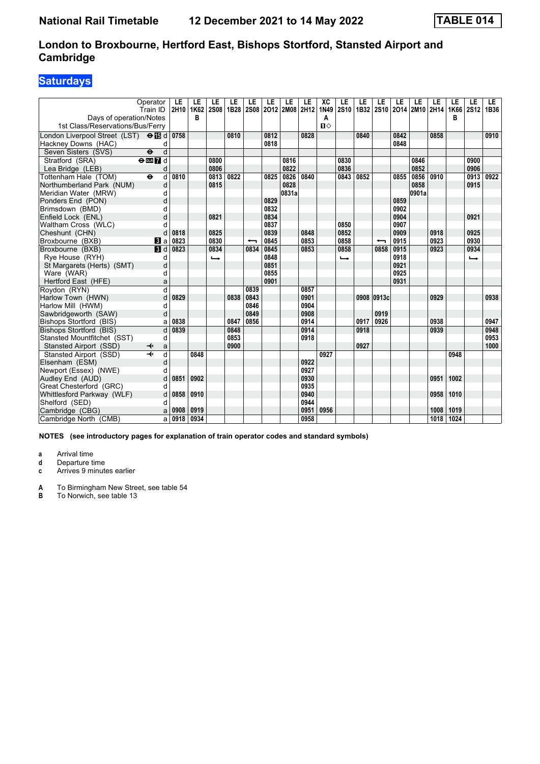# National Rail Timetable 12 December 2021 to 14 May 2022

**TABLE 014**

## London to Broxbourne, Hertford East, Bishops Stortford, Stansted Airport and Cambridge

### Saturdays

| Operator | | LE | LE | LE | LE | LE | LE | LE | LE | XC | LE | LE | LE | LE | LE | LE | LE | LE | LE |
|---|---|---|---|---|---|---|---|---|---|---|---|---|---|---|---|---|---|---|---|
| Train ID | | 2H10 | 1K62 | 2S08 | 1B28 | 2S08 | 2O12 | 2M08 | 2H12 | 1N49 | 2S10 | 1B32 | 2S10 | 2O14 | 2M10 | 2H14 | 1K66 | 2S12 | 1B36 |
| Days of operation/Notes | | | B | | | | | | | A | | | | | | | B | | |
| 1st Class/Reservations/Bus/Ferry | | | | | | | | | | ■◇ | | | | | | | | | |
| London Liverpool Street (LST) ⊖ 15 | d | 0758 | | | 0810 | | 0812 | | 0828 | | | 0840 | | 0842 | | 0858 | | | 0910 |
| Hackney Downs (HAC) | d | | | | | | 0818 | | | | | | | 0848 | | | | | |
| Seven Sisters (SVS) ⊖ | d | | | | | | | | | | | | | | | | | | |
| Stratford (SRA) ⊖ DLR 7 | d | | | 0800 | | | | 0816 | | | 0830 | | | | 0846 | | | 0900 | |
| Lea Bridge (LEB) | d | | | 0806 | | | | 0822 | | | 0836 | | | | 0852 | | | 0906 | |
| Tottenham Hale (TOM) ⊖ | d | 0810 | | 0813 | 0822 | | 0825 | 0826 | 0840 | | 0843 | 0852 | | 0855 | 0856 | 0910 | | 0913 | 0922 |
| Northumberland Park (NUM) | d | | | 0815 | | | | 0828 | | | | | | | 0858 | | | 0915 | |
| Meridian Water (MRW) | d | | | | | | | 0831a | | | | | | | 0901a | | | | |
| Ponders End (PON) | d | | | | | | 0829 | | | | | | | 0859 | | | | | |
| Brimsdown (BMD) | d | | | | | | 0832 | | | | | | | 0902 | | | | | |
| Enfield Lock (ENL) | d | | | 0821 | | | 0834 | | | | | | | 0904 | | | | 0921 | |
| Waltham Cross (WLC) | d | | | | | | 0837 | | | | 0850 | | | 0907 | | | | | |
| Cheshunt (CHN) | d | 0818 | | 0825 | | | 0839 | | 0848 | | 0852 | | | 0909 | | 0918 | | 0925 | |
| Broxbourne (BXB) 3 | a | 0823 | | 0830 | | ⟵ | 0845 | | 0853 | | 0858 | | ⟵ | 0915 | | 0923 | | 0930 | |
| Broxbourne (BXB) 3 | d | 0823 | | 0834 | | 0834 | 0845 | | 0853 | | 0858 | | 0858 | 0915 | | 0923 | | 0934 | |
| Rye House (RYH) | d | | | ⟶ | | | 0848 | | | | ⟶ | | | 0918 | | | | ⟶ | |
| St Margarets (Herts) (SMT) | d | | | | | | 0851 | | | | | | | 0921 | | | | | |
| Ware (WAR) | d | | | | | | 0855 | | | | | | | 0925 | | | | | |
| Hertford East (HFE) | a | | | | | | 0901 | | | | | | | 0931 | | | | | |
| Roydon (RYN) | d | | | | | 0839 | | | 0857 | | | | | | | | | | |
| Harlow Town (HWN) | d | 0829 | | | 0838 | 0843 | | | 0901 | | | 0908 | 0913c | | | 0929 | | | 0938 |
| Harlow Mill (HWM) | d | | | | | 0846 | | | 0904 | | | | | | | | | | |
| Sawbridgeworth (SAW) | d | | | | | 0849 | | | 0908 | | | | 0919 | | | | | | |
| Bishops Stortford (BIS) | a | 0838 | | | 0847 | 0856 | | | 0914 | | | 0917 | 0926 | | | 0938 | | | 0947 |
| Bishops Stortford (BIS) | d | 0839 | | | 0848 | | | | 0914 | | | 0918 | | | | 0939 | | | 0948 |
| Stansted Mountfitchet (SST) | d | | | | 0853 | | | | 0918 | | | | | | | | | | 0953 |
| Stansted Airport (SSD) ✈ | a | | | | 0900 | | | | | | | 0927 | | | | | | | 1000 |
| Stansted Airport (SSD) ✈ | d | | 0848 | | | | | | | 0927 | | | | | | | 0948 | | |
| Elsenham (ESM) | d | | | | | | | | 0922 | | | | | | | | | | |
| Newport (Essex) (NWE) | d | | | | | | | | 0927 | | | | | | | | | | |
| Audley End (AUD) | d | 0851 | 0902 | | | | | | 0930 | | | | | | | 0951 | 1002 | | |
| Great Chesterford (GRC) | d | | | | | | | | 0935 | | | | | | | | | | |
| Whittlesford Parkway (WLF) | d | 0858 | 0910 | | | | | | 0940 | | | | | | | 0958 | 1010 | | |
| Shelford (SED) | d | | | | | | | | 0944 | | | | | | | | | | |
| Cambridge (CBG) | a | 0908 | 0919 | | | | | | 0951 | 0956 | | | | | | 1008 | 1019 | | |
| Cambridge North (CMB) | a | 0918 | 0934 | | | | | | 0958 | | | | | | | 1018 | 1024 | | |

**NOTES (see introductory pages for explanation of train operator codes and standard symbols)**

- **a** Arrival time
- **d** Departure time
- **c** Arrives 9 minutes earlier

- **A** To Birmingham New Street, see table 54
- **B** To Norwich, see table 13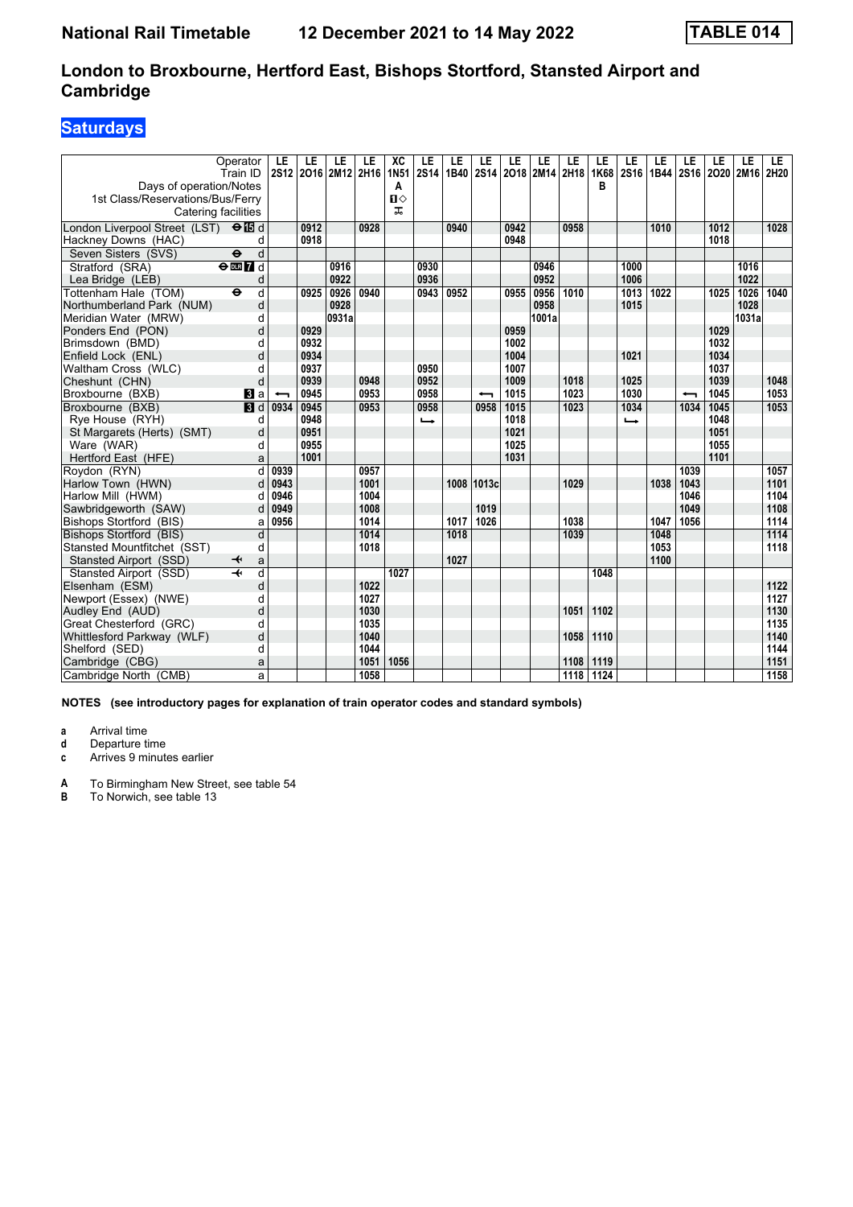# National Rail Timetable — 12 December 2021 to 14 May 2022 — TABLE 014

## London to Broxbourne, Hertford East, Bishops Stortford, Stansted Airport and Cambridge

### Saturdays

| Operator | | LE | LE | LE | LE | XC | LE | LE | LE | LE | LE | LE | LE | LE | LE | LE | LE | LE | LE |
|---|---|---|---|---|---|---|---|---|---|---|---|---|---|---|---|---|---|---|---|
| Train ID | | 2S12 | 2O16 | 2M12 | 2H16 | 1N51 | 2S14 | 1B40 | 2S14 | 2O18 | 2M14 | 2H18 | 1K68 | 2S16 | 1B44 | 2S16 | 2O20 | 2M16 | 2H20 |
| Days of operation/Notes | | | | | | A | | | | | | | B | | | | | | |
| 1st Class/Reservations/Bus/Ferry | | | | | | ◇ | | | | | | | | | | | | | |
| Catering facilities | | | | | | | | | | | | | | | | | | | |
| London Liverpool Street (LST) ⊖ 15 | d | | 0912 | | 0928 | | | 0940 | | 0942 | | 0958 | | | 1010 | | 1012 | | 1028 |
| Hackney Downs (HAC) | d | | 0918 | | | | | | | 0948 | | | | | | | 1018 | | |
| Seven Sisters (SVS) ⊖ | d | | | | | | | | | | | | | | | | | | |
| Stratford (SRA) ⊖ DLR 7 | d | | | 0916 | | | 0930 | | | | 0946 | | | 1000 | | | | 1016 | |
| Lea Bridge (LEB) | d | | | 0922 | | | 0936 | | | | 0952 | | | 1006 | | | | 1022 | |
| Tottenham Hale (TOM) ⊖ | d | | 0925 | 0926 | 0940 | | 0943 | 0952 | | 0955 | 0956 | 1010 | | 1013 | 1022 | | 1025 | 1026 | 1040 |
| Northumberland Park (NUM) | d | | | 0928 | | | | | | | 0958 | | | 1015 | | | | 1028 | |
| Meridian Water (MRW) | d | | | 0931a | | | | | | | 1001a | | | | | | | 1031a | |
| Ponders End (PON) | d | | 0929 | | | | | | | 0959 | | | | | | | 1029 | | |
| Brimsdown (BMD) | d | | 0932 | | | | | | | 1002 | | | | | | | 1032 | | |
| Enfield Lock (ENL) | d | | 0934 | | | | 0950 | | | 1004 | | | | 1021 | | | 1034 | | |
| Waltham Cross (WLC) | d | | 0937 | | | | 0950 | | | 1007 | | | | | | | 1037 | | |
| Cheshunt (CHN) | d | | 0939 | | 0948 | | 0952 | | | 1009 | | 1018 | | 1025 | | | 1039 | | 1048 |
| Broxbourne (BXB) 3 | a | ⟵ | 0945 | | 0953 | | 0958 | | ⟵ | 1015 | | 1023 | | 1030 | | ⟵ | 1045 | | 1053 |
| Broxbourne (BXB) 3 | d | 0934 | 0945 | | 0953 | | 0958 | | 0958 | 1015 | | 1023 | | 1034 | | 1034 | 1045 | | 1053 |
| Rye House (RYH) | d | | 0948 | | | | ⟶ | | | 1018 | | | | ⟶ | | | 1048 | | |
| St Margarets (Herts) (SMT) | d | | 0951 | | | | | | | 1021 | | | | | | | 1051 | | |
| Ware (WAR) | d | | 0955 | | | | | | | 1025 | | | | | | | 1055 | | |
| Hertford East (HFE) | a | | 1001 | | | | | | | 1031 | | | | | | | 1101 | | |
| Roydon (RYN) | d | 0939 | | | 0957 | | | | | | | | | | | 1039 | | | 1057 |
| Harlow Town (HWN) | d | 0943 | | | 1001 | | | 1008 | 1013c | | | 1029 | | | 1038 | 1043 | | | 1101 |
| Harlow Mill (HWM) | d | 0946 | | | 1004 | | | | | | | | | | | 1046 | | | 1104 |
| Sawbridgeworth (SAW) | d | 0949 | | | 1008 | | | | 1019 | | | | | | | 1049 | | | 1108 |
| Bishops Stortford (BIS) | a | 0956 | | | 1014 | | | 1017 | 1026 | | | 1038 | | | 1047 | 1056 | | | 1114 |
| Bishops Stortford (BIS) | d | | | | 1014 | | | 1018 | | | | 1039 | | | 1048 | | | | 1114 |
| Stansted Mountfitchet (SST) | d | | | | 1018 | | | | | | | | | | 1053 | | | | 1118 |
| Stansted Airport (SSD) ✈ | a | | | | | | | 1027 | | | | | | | 1100 | | | | |
| Stansted Airport (SSD) ✈ | d | | | | | 1027 | | | | | | | 1048 | | | | | | |
| Elsenham (ESM) | d | | | | 1022 | | | | | | | | | | | | | | 1122 |
| Newport (Essex) (NWE) | d | | | | 1027 | | | | | | | | | | | | | | 1127 |
| Audley End (AUD) | d | | | | 1030 | | | | | | | 1051 | 1102 | | | | | | 1130 |
| Great Chesterford (GRC) | d | | | | 1035 | | | | | | | | | | | | | | 1135 |
| Whittlesford Parkway (WLF) | d | | | | 1040 | | | | | | | 1058 | 1110 | | | | | | 1140 |
| Shelford (SED) | d | | | | 1044 | | | | | | | | | | | | | | 1144 |
| Cambridge (CBG) | a | | | | 1051 | 1056 | | | | | | 1108 | 1119 | | | | | | 1151 |
| Cambridge North (CMB) | a | | | | 1058 | | | | | | | 1118 | 1124 | | | | | | 1158 |

**NOTES (see introductory pages for explanation of train operator codes and standard symbols)**

- **a** Arrival time
- **d** Departure time
- **c** Arrives 9 minutes earlier

- **A** To Birmingham New Street, see table 54
- **B** To Norwich, see table 13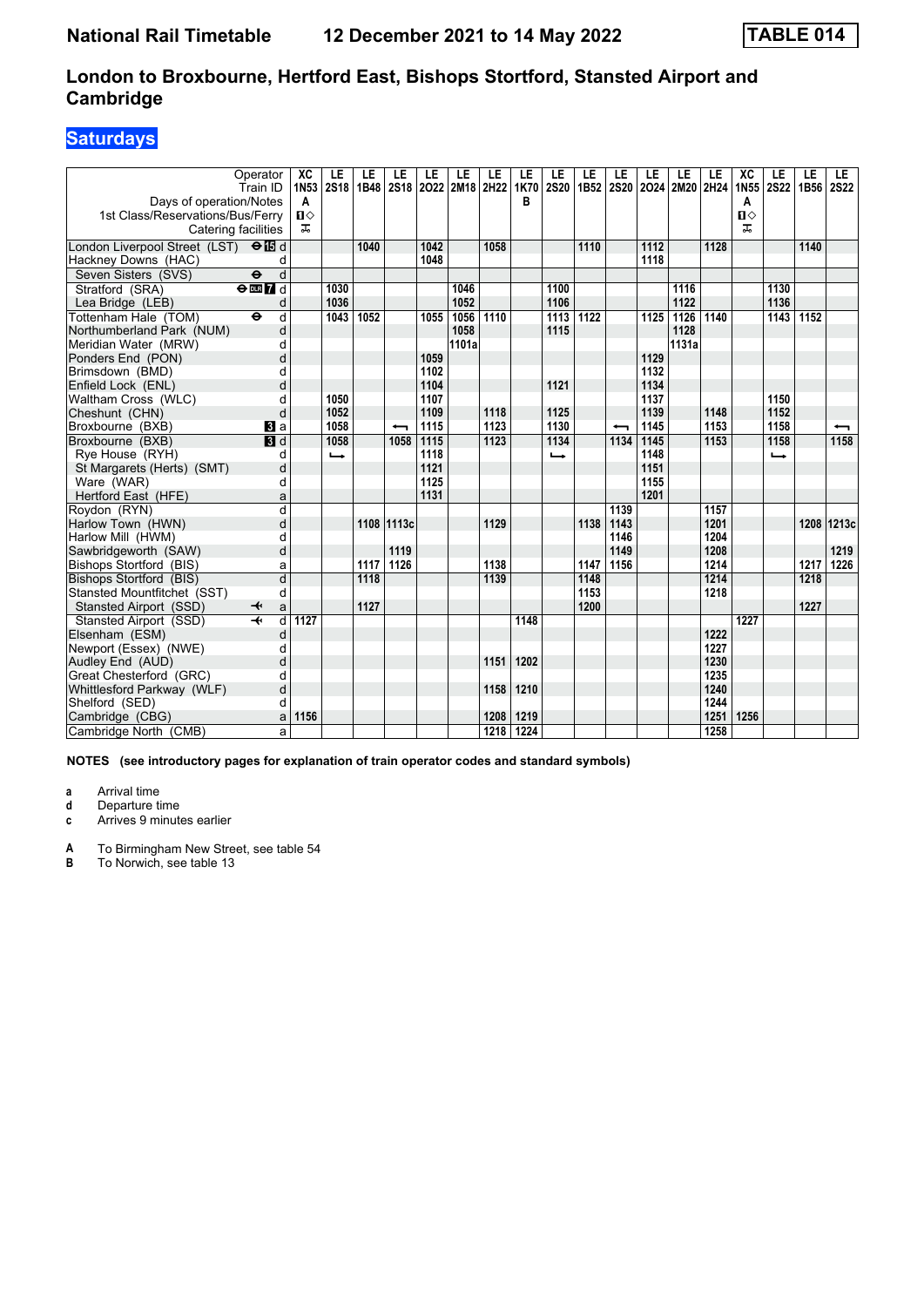# National Rail Timetable 12 December 2021 to 14 May 2022

**TABLE 014**

## London to Broxbourne, Hertford East, Bishops Stortford, Stansted Airport and Cambridge

### Saturdays

| Operator | | XC | LE | LE | LE | LE | LE | LE | LE | LE | LE | LE | LE | LE | LE | XC | LE | LE | LE |
|---|---|---|---|---|---|---|---|---|---|---|---|---|---|---|---|---|---|---|---|
| Train ID | | 1N53 | 2S18 | 1B48 | 2S18 | 2O22 | 2M18 | 2H22 | 1K70 | 2S20 | 1B52 | 2S20 | 2O24 | 2M20 | 2H24 | 1N55 | 2S22 | 1B56 | 2S22 |
| Days of operation/Notes | | A | | | | | | | B | | | | | | | A | | | |
| 1st Class/Reservations/Bus/Ferry | | ◧◇ | | | | | | | | | | | | | | ◧◇ | | | |
| Catering facilities | | ⚲ | | | | | | | | | | | | | | ⚲ | | | |
| London Liverpool Street (LST) ⊖ 15 | d | | | 1040 | | 1042 | | 1058 | | | 1110 | | 1112 | | 1128 | | | 1140 | |
| Hackney Downs (HAC) | d | | | | | 1048 | | | | | | | 1118 | | | | | | |
| Seven Sisters (SVS) ⊖ | d | | | | | | | | | | | | | | | | | | |
| Stratford (SRA) ⊖ DLR 7 | d | | 1030 | | | | 1046 | | | 1100 | | | | 1116 | | | 1130 | | |
| Lea Bridge (LEB) | d | | 1036 | | | | 1052 | | | 1106 | | | | 1122 | | | 1136 | | |
| Tottenham Hale (TOM) ⊖ | d | | 1043 | 1052 | | 1055 | 1056 | 1110 | | 1113 | 1122 | | 1125 | 1126 | 1140 | | 1143 | 1152 | |
| Northumberland Park (NUM) | d | | | | | | 1058 | | | 1115 | | | | 1128 | | | | | |
| Meridian Water (MRW) | d | | | | | | 1101a | | | | | | | 1131a | | | | | |
| Ponders End (PON) | d | | | | | 1059 | | | | | | | 1129 | | | | | | |
| Brimsdown (BMD) | d | | | | | 1102 | | | | | | | 1132 | | | | | | |
| Enfield Lock (ENL) | d | | | | | 1104 | | | | 1121 | | | 1134 | | | | | | |
| Waltham Cross (WLC) | d | | 1050 | | | 1107 | | | | | | | 1137 | | | | 1150 | | |
| Cheshunt (CHN) | d | | 1052 | | | 1109 | | 1118 | | 1125 | | | 1139 | | 1148 | | 1152 | | |
| Broxbourne (BXB) 3 | a | | 1058 | | ← | 1115 | | 1123 | | 1130 | | ← | 1145 | | 1153 | | 1158 | | ← |
| Broxbourne (BXB) 3 | d | | 1058 | | 1058 | 1115 | | 1123 | | 1134 | | 1134 | 1145 | | 1153 | | 1158 | | 1158 |
| Rye House (RYH) | d | | → | | | 1118 | | | | → | | | 1148 | | | | → | | |
| St Margarets (Herts) (SMT) | d | | | | | 1121 | | | | | | | 1151 | | | | | | |
| Ware (WAR) | d | | | | | 1125 | | | | | | | 1155 | | | | | | |
| Hertford East (HFE) | a | | | | | 1131 | | | | | | | 1201 | | | | | | |
| Roydon (RYN) | d | | | | | | | | | | | 1139 | | | 1157 | | | | |
| Harlow Town (HWN) | d | | | 1108 | 1113c | | | 1129 | | | 1138 | 1143 | | | 1201 | | | 1208 | 1213c |
| Harlow Mill (HWM) | d | | | | | | | | | | | 1146 | | | 1204 | | | | |
| Sawbridgeworth (SAW) | d | | | | 1119 | | | | | | | 1149 | | | 1208 | | | | 1219 |
| Bishops Stortford (BIS) | a | | | 1117 | 1126 | | | 1138 | | | 1147 | 1156 | | | 1214 | | | 1217 | 1226 |
| Bishops Stortford (BIS) | d | | | 1118 | | | | 1139 | | | 1148 | | | | 1214 | | | 1218 | |
| Stansted Mountfitchet (SST) | d | | | | | | | | | | 1153 | | | | 1218 | | | | |
| Stansted Airport (SSD) ✈ | a | | | 1127 | | | | | | | 1200 | | | | | | | 1227 | |
| Stansted Airport (SSD) ✈ | d | 1127 | | | | | | | 1148 | | | | | | | 1227 | | | |
| Elsenham (ESM) | d | | | | | | | | | | | | | | 1222 | | | | |
| Newport (Essex) (NWE) | d | | | | | | | | | | | | | | 1227 | | | | |
| Audley End (AUD) | d | | | | | | | 1151 | 1202 | | | | | | 1230 | | | | |
| Great Chesterford (GRC) | d | | | | | | | | | | | | | | 1235 | | | | |
| Whittlesford Parkway (WLF) | d | | | | | | | 1158 | 1210 | | | | | | 1240 | | | | |
| Shelford (SED) | d | | | | | | | | | | | | | | 1244 | | | | |
| Cambridge (CBG) | a | 1156 | | | | | | 1208 | 1219 | | | | | | 1251 | 1256 | | | |
| Cambridge North (CMB) | a | | | | | | | 1218 | 1224 | | | | | | 1258 | | | | |

**NOTES (see introductory pages for explanation of train operator codes and standard symbols)**

- **a** Arrival time
- **d** Departure time
- **c** Arrives 9 minutes earlier

- **A** To Birmingham New Street, see table 54
- **B** To Norwich, see table 13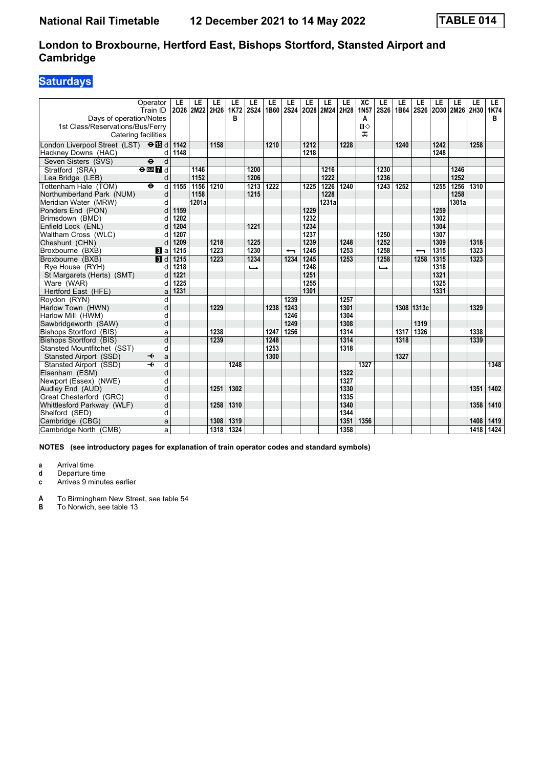# National Rail Timetable 12 December 2021 to 14 May 2022 TABLE 014

## London to Broxbourne, Hertford East, Bishops Stortford, Stansted Airport and Cambridge

### Saturdays

| Operator | | LE | LE | LE | LE | LE | LE | LE | LE | LE | LE | XC | LE | LE | LE | LE | LE | LE | LE |
|---|---|---|---|---|---|---|---|---|---|---|---|---|---|---|---|---|---|---|---|
| Train ID | | 2O26 | 2M22 | 2H26 | 1K72 | 2S24 | 1B60 | 2S24 | 2O28 | 2M24 | 2H28 | 1N57 | 2S26 | 1B64 | 2S26 | 2O30 | 2M26 | 2H30 | 1K74 |
| Days of operation/Notes | | | | | B | | | | | | | A | | | | | | | B |
| 1st Class/Reservations/Bus/Ferry | | | | | | | | | | | | 1◇ | | | | | | | |
| Catering facilities | | | | | | | | | | | | ⚒ | | | | | | | |
| London Liverpool Street (LST) ⊖ 15 | d | 1142 | | 1158 | | | 1210 | | 1212 | | 1228 | | | 1240 | | 1242 | | 1258 | |
| Hackney Downs (HAC) | d | 1148 | | | | | | | 1218 | | | | | | | 1248 | | | |
| Seven Sisters (SVS) ⊖ | d | | | | | | | | | | | | | | | | | | |
| Stratford (SRA) ⊖ DLR 7 | d | | 1146 | | | 1200 | | | | 1216 | | | 1230 | | | | 1246 | | |
| Lea Bridge (LEB) | d | | 1152 | | | 1206 | | | | 1222 | | | 1236 | | | | 1252 | | |
| Tottenham Hale (TOM) ⊖ | d | 1155 | 1156 | 1210 | | 1213 | 1222 | | 1225 | 1226 | 1240 | | 1243 | 1252 | | 1255 | 1256 | 1310 | |
| Northumberland Park (NUM) | d | | 1158 | | | 1215 | | | | 1228 | | | | | | | 1258 | | |
| Meridian Water (MRW) | d | | 1201a | | | | | | | 1231a | | | | | | | 1301a | | |
| Ponders End (PON) | d | 1159 | | | | | | | 1229 | | | | | | | 1259 | | | |
| Brimsdown (BMD) | d | 1202 | | | | | | | 1232 | | | | | | | 1302 | | | |
| Enfield Lock (ENL) | d | 1204 | | | | 1221 | | | 1234 | | | | | | | 1304 | | | |
| Waltham Cross (WLC) | d | 1207 | | | | | | | 1237 | | | | 1250 | | | 1307 | | | |
| Cheshunt (CHN) | d | 1209 | | 1218 | | 1225 | | | 1239 | | 1248 | | 1252 | | | 1309 | | 1318 | |
| Broxbourne (BXB) 3 | a | 1215 | | 1223 | | 1230 | | ⟵ | 1245 | | 1253 | | 1258 | | ⟵ | 1315 | | 1323 | |
| Broxbourne (BXB) 3 | d | 1215 | | 1223 | | 1234 | | 1234 | 1245 | | 1253 | | 1258 | | 1258 | 1315 | | 1323 | |
| Rye House (RYH) | d | 1218 | | | | ⟶ | | | 1248 | | | | ⟶ | | | 1318 | | | |
| St Margarets (Herts) (SMT) | d | 1221 | | | | | | | 1251 | | | | | | | 1321 | | | |
| Ware (WAR) | d | 1225 | | | | | | | 1255 | | | | | | | 1325 | | | |
| Hertford East (HFE) | a | 1231 | | | | | | | 1301 | | | | | | | 1331 | | | |
| Roydon (RYN) | d | | | | | | | 1239 | | | 1257 | | | | | | | | |
| Harlow Town (HWN) | d | | | 1229 | | | 1238 | 1243 | | | 1301 | | | 1308 | 1313c | | | 1329 | |
| Harlow Mill (HWM) | d | | | | | | | 1246 | | | 1304 | | | | | | | | |
| Sawbridgeworth (SAW) | d | | | | | | | 1249 | | | 1308 | | | | 1319 | | | | |
| Bishops Stortford (BIS) | a | | | 1238 | | | 1247 | 1256 | | | 1314 | | | 1317 | 1326 | | | 1338 | |
| Bishops Stortford (BIS) | d | | | 1239 | | | 1248 | | | | 1314 | | | 1318 | | | | 1339 | |
| Stansted Mountfitchet (SST) | d | | | | | | 1253 | | | | 1318 | | | | | | | | |
| Stansted Airport (SSD) ✈ | a | | | | | | 1300 | | | | | | | 1327 | | | | | |
| Stansted Airport (SSD) ✈ | d | | | | 1248 | | | | | | | 1327 | | | | | | | 1348 |
| Elsenham (ESM) | d | | | | | | | | | | 1322 | | | | | | | | |
| Newport (Essex) (NWE) | d | | | | | | | | | | 1327 | | | | | | | | |
| Audley End (AUD) | d | | | 1251 | 1302 | | | | | | 1330 | | | | | | | 1351 | 1402 |
| Great Chesterford (GRC) | d | | | | | | | | | | 1335 | | | | | | | | |
| Whittlesford Parkway (WLF) | d | | | 1258 | 1310 | | | | | | 1340 | | | | | | | 1358 | 1410 |
| Shelford (SED) | d | | | | | | | | | | 1344 | | | | | | | | |
| Cambridge (CBG) | a | | | 1308 | 1319 | | | | | | 1351 | 1356 | | | | | | 1408 | 1419 |
| Cambridge North (CMB) | a | | | 1318 | 1324 | | | | | | 1358 | | | | | | | 1418 | 1424 |

**NOTES (see introductory pages for explanation of train operator codes and standard symbols)**

- **a** Arrival time
- **d** Departure time
- **c** Arrives 9 minutes earlier

- **A** To Birmingham New Street, see table 54
- **B** To Norwich, see table 13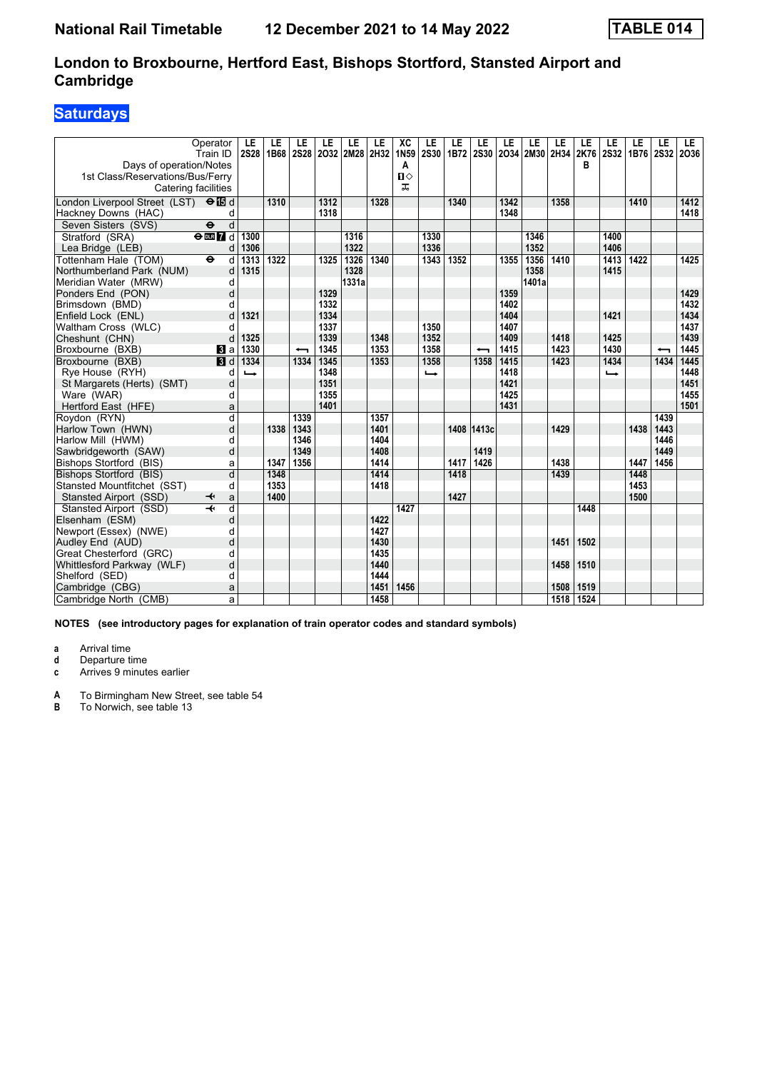# National Rail Timetable 12 December 2021 to 14 May 2022 TABLE 014

## London to Broxbourne, Hertford East, Bishops Stortford, Stansted Airport and Cambridge

## Saturdays

| Operator | | LE | LE | LE | LE | LE | LE | XC | LE | LE | LE | LE | LE | LE | LE | LE | LE | LE | LE |
|---|---|---|---|---|---|---|---|---|---|---|---|---|---|---|---|---|---|---|---|
| Train ID | | 2S28 | 1B68 | 2S28 | 2O32 | 2M28 | 2H32 | 1N59 | 2S30 | 1B72 | 2S30 | 2O34 | 2M30 | 2H34 | 2K76 | 2S32 | 1B76 | 2S32 | 2O36 |
| Days of operation/Notes | | | | | | | | A | | | | | | | B | | | | |
| 1st Class/Reservations/Bus/Ferry | | | | | | | | 1◇ | | | | | | | | | | | |
| Catering facilities | | | | | | | | ⚹ | | | | | | | | | | | |
| London Liverpool Street (LST) ⊖15 | d | | 1310 | | 1312 | | 1328 | | | 1340 | | 1342 | | 1358 | | | 1410 | | 1412 |
| Hackney Downs (HAC) | d | | | | 1318 | | | | | | | 1348 | | | | | | | 1418 |
| Seven Sisters (SVS) ⊖ | d | | | | | | | | | | | | | | | | | | |
| Stratford (SRA) ⊖DLR 7 | d | 1300 | | | | 1316 | | | 1330 | | | | 1346 | | | 1400 | | | |
| Lea Bridge (LEB) | d | 1306 | | | | 1322 | | | 1336 | | | | 1352 | | | 1406 | | | |
| Tottenham Hale (TOM) ⊖ | d | 1313 | 1322 | | 1325 | 1326 | 1340 | | 1343 | 1352 | | 1355 | 1356 | 1410 | | 1413 | 1422 | | 1425 |
| Northumberland Park (NUM) | d | 1315 | | | | 1328 | | | | | | | 1358 | | | 1415 | | | |
| Meridian Water (MRW) | d | | | | | 1331a | | | | | | | 1401a | | | | | | |
| Ponders End (PON) | d | | | | 1329 | | | | | | | 1359 | | | | | | | 1429 |
| Brimsdown (BMD) | d | | | | 1332 | | | | | | | 1402 | | | | | | | 1432 |
| Enfield Lock (ENL) | d | 1321 | | | 1334 | | | | | | | 1404 | | | | 1421 | | | 1434 |
| Waltham Cross (WLC) | d | | | | 1337 | | | | 1350 | | | 1407 | | | | | | | 1437 |
| Cheshunt (CHN) | d | 1325 | | | 1339 | | 1348 | | 1352 | | | 1409 | | 1418 | | 1425 | | | 1439 |
| Broxbourne (BXB) 3 | a | 1330 | | ↩ | 1345 | | 1353 | | 1358 | | ↩ | 1415 | | 1423 | | 1430 | | ↩ | 1445 |
| Broxbourne (BXB) 3 | d | 1334 | | 1334 | 1345 | | 1353 | | 1358 | | 1358 | 1415 | | 1423 | | 1434 | | 1434 | 1445 |
| Rye House (RYH) | d | ↪ | | | 1348 | | | | ↪ | | | 1418 | | | | ↪ | | | 1448 |
| St Margarets (Herts) (SMT) | d | | | | 1351 | | | | | | | 1421 | | | | | | | 1451 |
| Ware (WAR) | d | | | | 1355 | | | | | | | 1425 | | | | | | | 1455 |
| Hertford East (HFE) | a | | | | 1401 | | | | | | | 1431 | | | | | | | 1501 |
| Roydon (RYN) | d | | | 1339 | | | 1357 | | | | | | | | | | | 1439 | |
| Harlow Town (HWN) | d | | 1338 | 1343 | | | 1401 | | | 1408 | 1413c | | | 1429 | | | 1438 | 1443 | |
| Harlow Mill (HWM) | d | | | 1346 | | | 1404 | | | | | | | | | | | 1446 | |
| Sawbridgeworth (SAW) | d | | | 1349 | | | 1408 | | | | 1419 | | | | | | | 1449 | |
| Bishops Stortford (BIS) | a | | 1347 | 1356 | | | 1414 | | | 1417 | 1426 | | | 1438 | | | 1447 | 1456 | |
| Bishops Stortford (BIS) | d | | 1348 | | | | 1414 | | | 1418 | | | | 1439 | | | 1448 | | |
| Stansted Mountfitchet (SST) | d | | 1353 | | | | 1418 | | | | | | | | | | 1453 | | |
| Stansted Airport (SSD) ✈ | a | | 1400 | | | | | | | 1427 | | | | | | | 1500 | | |
| Stansted Airport (SSD) ✈ | d | | | | | | | 1427 | | | | | | | 1448 | | | | |
| Elsenham (ESM) | d | | | | | | 1422 | | | | | | | | | | | | |
| Newport (Essex) (NWE) | d | | | | | | 1427 | | | | | | | | | | | | |
| Audley End (AUD) | d | | | | | | 1430 | | | | | | | 1451 | 1502 | | | | |
| Great Chesterford (GRC) | d | | | | | | 1435 | | | | | | | | | | | | |
| Whittlesford Parkway (WLF) | d | | | | | | 1440 | | | | | | | 1458 | 1510 | | | | |
| Shelford (SED) | d | | | | | | 1444 | | | | | | | | | | | | |
| Cambridge (CBG) | a | | | | | | 1451 | 1456 | | | | | | 1508 | 1519 | | | | |
| Cambridge North (CMB) | a | | | | | | 1458 | | | | | | | 1518 | 1524 | | | | |

**NOTES (see introductory pages for explanation of train operator codes and standard symbols)**

- **a** Arrival time
- **d** Departure time
- **c** Arrives 9 minutes earlier

- **A** To Birmingham New Street, see table 54
- **B** To Norwich, see table 13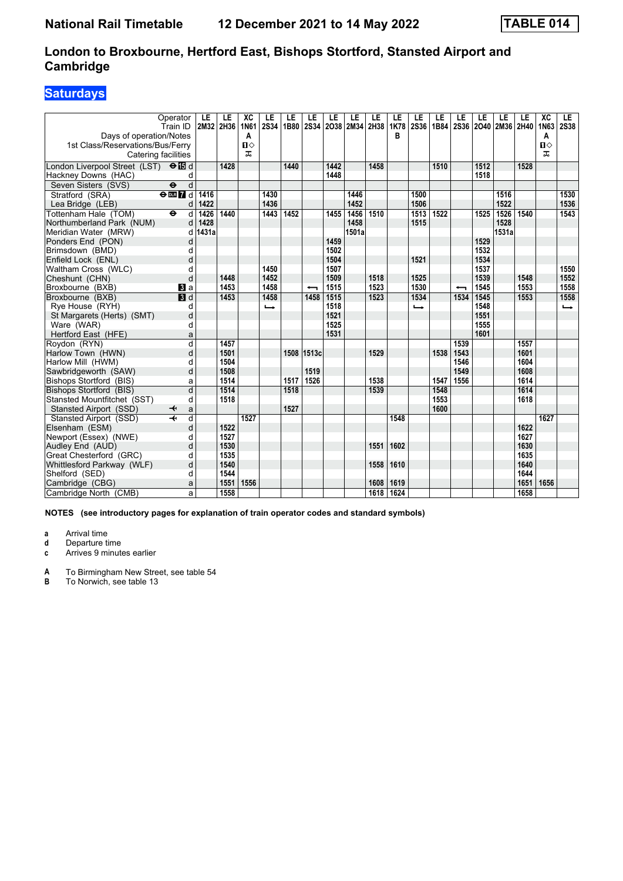# National Rail Timetable 12 December 2021 to 14 May 2022 TABLE 014

## London to Broxbourne, Hertford East, Bishops Stortford, Stansted Airport and Cambridge

### Saturdays

| Operator | | LE | LE | XC | LE | LE | LE | LE | LE | LE | LE | LE | LE | LE | LE | LE | LE | XC | LE |
|---|---|---|---|---|---|---|---|---|---|---|---|---|---|---|---|---|---|---|---|
| Train ID | | 2M32 | 2H36 | 1N61 | 2S34 | 1B80 | 2S34 | 2O38 | 2M34 | 2H38 | 1K78 | 2S36 | 1B84 | 2S36 | 2O40 | 2M36 | 2H40 | 1N63 | 2S38 |
| Days of operation/Notes | | | | A | | | | | | | B | | | | | | | A | |
| 1st Class/Reservations/Bus/Ferry | | | | ■◇ | | | | | | | | | | | | | | ■◇ | |
| Catering facilities | | | | ⊼ | | | | | | | | | | | | | | ⊼ | |
| London Liverpool Street (LST) | ⊖ 15 d | | 1428 | | | 1440 | | 1442 | | 1458 | | | 1510 | | 1512 | | 1528 | | |
| Hackney Downs (HAC) | d | | | | | | | 1448 | | | | | | | 1518 | | | | |
| Seven Sisters (SVS) | ⊖ d | | | | | | | | | | | | | | | | | | |
| Stratford (SRA) | ⊖ DLR 7 d | 1416 | | | 1430 | | | | 1446 | | | 1500 | | | | 1516 | | | 1530 |
| Lea Bridge (LEB) | d | 1422 | | | 1436 | | | | 1452 | | | 1506 | | | | 1522 | | | 1536 |
| Tottenham Hale (TOM) | ⊖ d | 1426 | 1440 | | 1443 | 1452 | | 1455 | 1456 | 1510 | | 1513 | 1522 | | 1525 | 1526 | 1540 | | 1543 |
| Northumberland Park (NUM) | d | 1428 | | | | | | | 1458 | | | 1515 | | | | 1528 | | | |
| Meridian Water (MRW) | d | 1431a | | | | | | | 1501a | | | | | | | 1531a | | | |
| Ponders End (PON) | d | | | | | | | 1459 | | | | | | | 1529 | | | | |
| Brimsdown (BMD) | d | | | | | | | 1502 | | | | | | | 1532 | | | | |
| Enfield Lock (ENL) | d | | | | | | | 1504 | | | | 1521 | | | 1534 | | | | |
| Waltham Cross (WLC) | d | | | | 1450 | | | 1507 | | | | | | | 1537 | | | | 1550 |
| Cheshunt (CHN) | d | | 1448 | | 1452 | | | 1509 | | 1518 | | 1525 | | | 1539 | | 1548 | | 1552 |
| Broxbourne (BXB) | 3 a | | 1453 | | 1458 | | ⟵ | 1515 | | 1523 | | 1530 | | ⟵ | 1545 | | 1553 | | 1558 |
| Broxbourne (BXB) | 3 d | | 1453 | | 1458 | | 1458 | 1515 | | 1523 | | 1534 | | 1534 | 1545 | | 1553 | | 1558 |
| Rye House (RYH) | d | | | | ⟶ | | | 1518 | | | | ⟶ | | | 1548 | | | | ⟶ |
| St Margarets (Herts) (SMT) | d | | | | | | | 1521 | | | | | | | 1551 | | | | |
| Ware (WAR) | d | | | | | | | 1525 | | | | | | | 1555 | | | | |
| Hertford East (HFE) | a | | | | | | | 1531 | | | | | | | 1601 | | | | |
| Roydon (RYN) | d | | 1457 | | | | | | | | | | | 1539 | | | 1557 | | |
| Harlow Town (HWN) | d | | 1501 | | | 1508 | 1513c | | | 1529 | | | 1538 | 1543 | | | 1601 | | |
| Harlow Mill (HWM) | d | | 1504 | | | | | | | | | | | 1546 | | | 1604 | | |
| Sawbridgeworth (SAW) | d | | 1508 | | | | 1519 | | | | | | | 1549 | | | 1608 | | |
| Bishops Stortford (BIS) | a | | 1514 | | | 1517 | 1526 | | | 1538 | | | 1547 | 1556 | | | 1614 | | |
| Bishops Stortford (BIS) | d | | 1514 | | | 1518 | | | | 1539 | | | 1548 | | | | 1614 | | |
| Stansted Mountfitchet (SST) | d | | 1518 | | | | | | | | | | 1553 | | | | 1618 | | |
| Stansted Airport (SSD) | ✈ a | | | | | 1527 | | | | | | | 1600 | | | | | | |
| Stansted Airport (SSD) | ✈ d | | | 1527 | | | | | | | 1548 | | | | | | | 1627 | |
| Elsenham (ESM) | d | | 1522 | | | | | | | | | | | | | | 1622 | | |
| Newport (Essex) (NWE) | d | | 1527 | | | | | | | | | | | | | | 1627 | | |
| Audley End (AUD) | d | | 1530 | | | | | | | 1551 | 1602 | | | | | | 1630 | | |
| Great Chesterford (GRC) | d | | 1535 | | | | | | | | | | | | | | 1635 | | |
| Whittlesford Parkway (WLF) | d | | 1540 | | | | | | | 1558 | 1610 | | | | | | 1640 | | |
| Shelford (SED) | d | | 1544 | | | | | | | | | | | | | | 1644 | | |
| Cambridge (CBG) | a | | 1551 | 1556 | | | | | | 1608 | 1619 | | | | | | 1651 | 1656 | |
| Cambridge North (CMB) | a | | 1558 | | | | | | | 1618 | 1624 | | | | | | 1658 | | |

**NOTES (see introductory pages for explanation of train operator codes and standard symbols)**

- **a** Arrival time
- **d** Departure time
- **c** Arrives 9 minutes earlier

- **A** To Birmingham New Street, see table 54
- **B** To Norwich, see table 13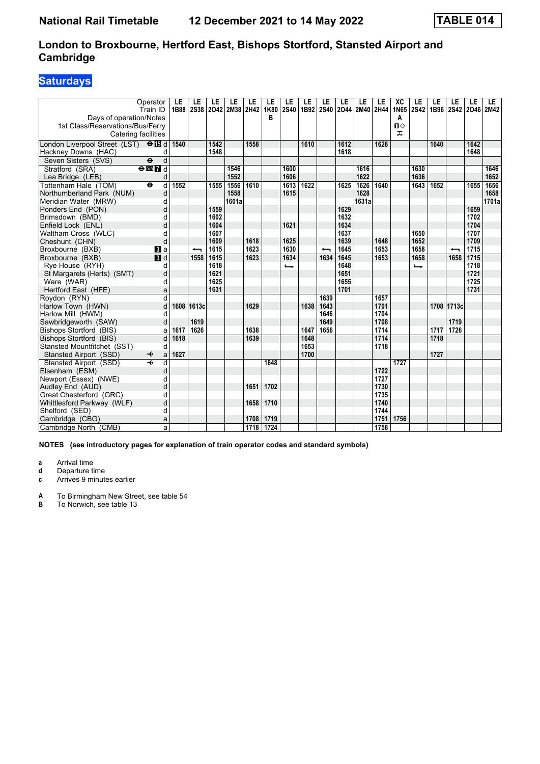# National Rail Timetable 12 December 2021 to 14 May 2022 TABLE 014

## London to Broxbourne, Hertford East, Bishops Stortford, Stansted Airport and Cambridge

### Saturdays

| Operator | | LE | LE | LE | LE | LE | LE | LE | LE | LE | LE | LE | LE | XC | LE | LE | LE | LE | LE |
|---|---|---|---|---|---|---|---|---|---|---|---|---|---|---|---|---|---|---|---|
| Train ID | | 1B88 | 2S38 | 2O42 | 2M38 | 2H42 | 1K80 | 2S40 | 1B92 | 2S40 | 2O44 | 2M40 | 2H44 | 1N65 | 2S42 | 1B96 | 2S42 | 2O46 | 2M42 |
| Days of operation/Notes | | | | | | | B | | | | | | | A | | | | | |
| 1st Class/Reservations/Bus/Ferry | | | | | | | | | | | | | | ■◇ | | | | | |
| Catering facilities | | | | | | | | | | | | | | ⚲ | | | | | |
| London Liverpool Street (LST) ⊖ 15 | d | 1540 | | 1542 | | 1558 | | | 1610 | | 1612 | | 1628 | | | 1640 | | 1642 | |
| Hackney Downs (HAC) | d | | | 1548 | | | | | | | 1618 | | | | | | | 1648 | |
| Seven Sisters (SVS) ⊖ | d | | | | | | | | | | | | | | | | | | |
| Stratford (SRA) ⊖ DLR 7 | d | | | | 1546 | | | 1600 | | | | 1616 | | | 1630 | | | | 1646 |
| Lea Bridge (LEB) | d | | | | 1552 | | | 1606 | | | | 1622 | | | 1636 | | | | 1652 |
| Tottenham Hale (TOM) ⊖ | d | 1552 | | 1555 | 1556 | 1610 | | 1613 | 1622 | | 1625 | 1626 | 1640 | | 1643 | 1652 | | 1655 | 1656 |
| Northumberland Park (NUM) | d | | | | 1558 | | | 1615 | | | | 1628 | | | | | | | 1658 |
| Meridian Water (MRW) | d | | | | 1601a | | | | | | | 1631a | | | | | | | 1701a |
| Ponders End (PON) | d | | | 1559 | | | | | | | 1629 | | | | | | | 1659 | |
| Brimsdown (BMD) | d | | | 1602 | | | | | | | 1632 | | | | | | | 1702 | |
| Enfield Lock (ENL) | d | | | 1604 | | | | 1621 | | | 1634 | | | | | | | 1704 | |
| Waltham Cross (WLC) | d | | | 1607 | | | | | | | 1637 | | | | 1650 | | | 1707 | |
| Cheshunt (CHN) | d | | | 1609 | | 1618 | | 1625 | | | 1639 | | 1648 | | 1652 | | | 1709 | |
| Broxbourne (BXB) 3 | a | | ⟵ | 1615 | | 1623 | | 1630 | | ⟵ | 1645 | | 1653 | | 1658 | | ⟵ | 1715 | |
| Broxbourne (BXB) 3 | d | | 1558 | 1615 | | 1623 | | 1634 | | 1634 | 1645 | | 1653 | | 1658 | | 1658 | 1715 | |
| Rye House (RYH) | d | | | 1618 | | | | ⟶ | | | 1648 | | | | ⟶ | | | 1718 | |
| St Margarets (Herts) (SMT) | d | | | 1621 | | | | | | | 1651 | | | | | | | 1721 | |
| Ware (WAR) | d | | | 1625 | | | | | | | 1655 | | | | | | | 1725 | |
| Hertford East (HFE) | a | | | 1631 | | | | | | | 1701 | | | | | | | 1731 | |
| Roydon (RYN) | d | | | | | | | | | 1639 | | | 1657 | | | | | | |
| Harlow Town (HWN) | d | 1608 | 1613c | | | 1629 | | | 1638 | 1643 | | | 1701 | | | 1708 | 1713c | | |
| Harlow Mill (HWM) | d | | | | | | | | | 1646 | | | 1704 | | | | | | |
| Sawbridgeworth (SAW) | d | | 1619 | | | | | | | 1649 | | | 1708 | | | | 1719 | | |
| Bishops Stortford (BIS) | a | 1617 | 1626 | | | 1638 | | | 1647 | 1656 | | | 1714 | | | 1717 | 1726 | | |
| Bishops Stortford (BIS) | d | 1618 | | | | 1639 | | | 1648 | | | | 1714 | | | 1718 | | | |
| Stansted Mountfitchet (SST) | d | | | | | | | | 1653 | | | | 1718 | | | | | | |
| Stansted Airport (SSD) ✈ | a | 1627 | | | | | | | 1700 | | | | | | | 1727 | | | |
| Stansted Airport (SSD) ✈ | d | | | | | | 1648 | | | | | | | 1727 | | | | | |
| Elsenham (ESM) | d | | | | | | | | | | | | 1722 | | | | | | |
| Newport (Essex) (NWE) | d | | | | | | | | | | | | 1727 | | | | | | |
| Audley End (AUD) | d | | | | | 1651 | 1702 | | | | | | 1730 | | | | | | |
| Great Chesterford (GRC) | d | | | | | | | | | | | | 1735 | | | | | | |
| Whittlesford Parkway (WLF) | d | | | | | 1658 | 1710 | | | | | | 1740 | | | | | | |
| Shelford (SED) | d | | | | | | | | | | | | 1744 | | | | | | |
| Cambridge (CBG) | a | | | | | 1708 | 1719 | | | | | | 1751 | 1756 | | | | | |
| Cambridge North (CMB) | a | | | | | 1718 | 1724 | | | | | | 1758 | | | | | | |

**NOTES (see introductory pages for explanation of train operator codes and standard symbols)**

- **a** Arrival time
- **d** Departure time
- **c** Arrives 9 minutes earlier

- **A** To Birmingham New Street, see table 54
- **B** To Norwich, see table 13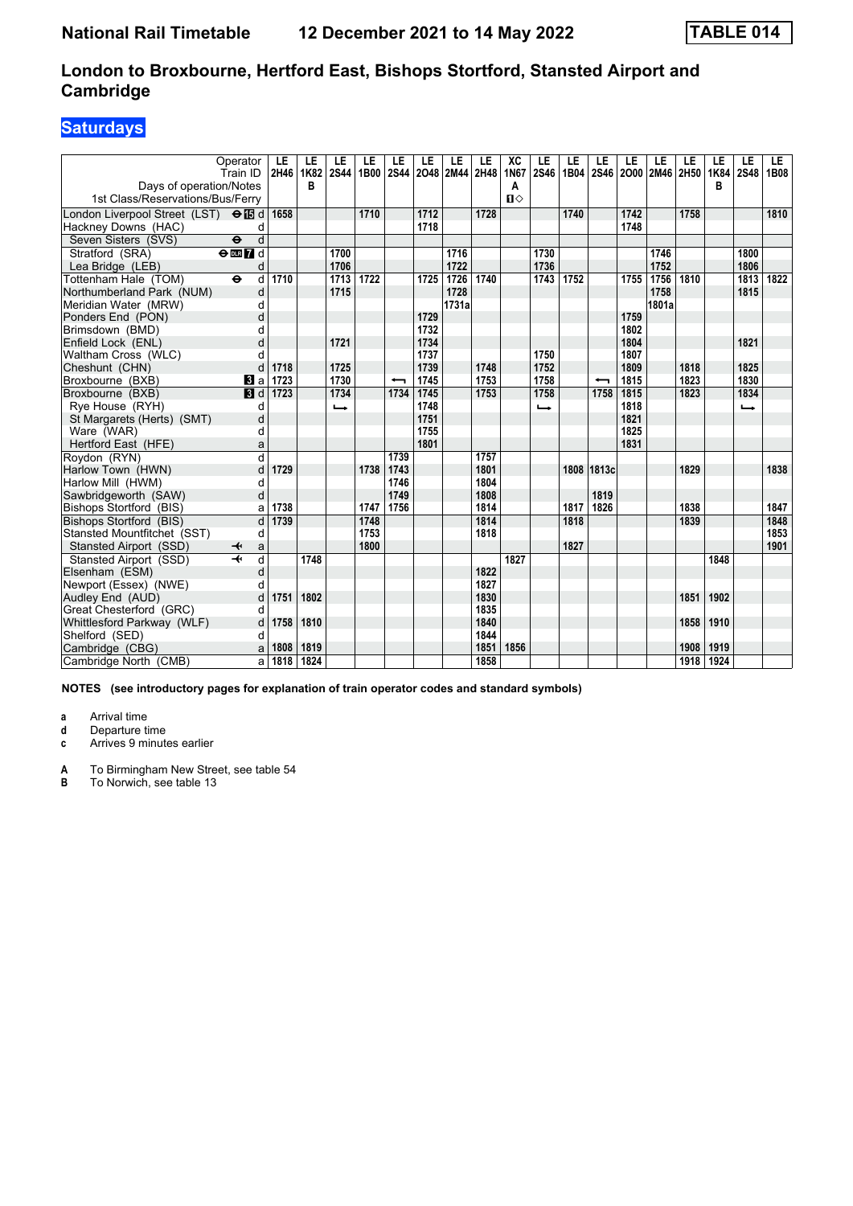# National Rail Timetable — 12 December 2021 to 14 May 2022 — TABLE 014

## London to Broxbourne, Hertford East, Bishops Stortford, Stansted Airport and Cambridge

### Saturdays

| Operator | | LE | LE | LE | LE | LE | LE | LE | LE | XC | LE | LE | LE | LE | LE | LE | LE | LE | LE |
|---|---|---|---|---|---|---|---|---|---|---|---|---|---|---|---|---|---|---|---|
| Train ID | | 2H46 | 1K82 | 2S44 | 1B00 | 2S44 | 2O48 | 2M44 | 2H48 | 1N67 | 2S46 | 1B04 | 2S46 | 2O00 | 2M46 | 2H50 | 1K84 | 2S48 | 1B08 |
| Days of operation/Notes | | | B | | | | | | | A | | | | | | | B | | |
| 1st Class/Reservations/Bus/Ferry | | | | | | | | | | 1◇ | | | | | | | | | |
| London Liverpool Street (LST) ⊖ 15 | d | 1658 | | | 1710 | | 1712 | | 1728 | | | 1740 | | 1742 | | 1758 | | | 1810 |
| Hackney Downs (HAC) | d | | | | | | 1718 | | | | | | | 1748 | | | | | |
| Seven Sisters (SVS) ⊖ | d | | | | | | | | | | | | | | | | | | |
| Stratford (SRA) ⊖ DLR 7 | d | | | 1700 | | | | 1716 | | | 1730 | | | | 1746 | | | 1800 | |
| Lea Bridge (LEB) | d | | | 1706 | | | | 1722 | | | 1736 | | | | 1752 | | | 1806 | |
| Tottenham Hale (TOM) ⊖ | d | 1710 | | 1713 | 1722 | | 1725 | 1726 | 1740 | | 1743 | 1752 | | 1755 | 1756 | 1810 | | 1813 | 1822 |
| Northumberland Park (NUM) | d | | | 1715 | | | | 1728 | | | | | | | 1758 | | | 1815 | |
| Meridian Water (MRW) | d | | | | | | | 1731a | | | | | | | 1801a | | | | |
| Ponders End (PON) | d | | | | | | 1729 | | | | | | | 1759 | | | | | |
| Brimsdown (BMD) | d | | | | | | 1732 | | | | | | | 1802 | | | | | |
| Enfield Lock (ENL) | d | | | 1721 | | | 1734 | | | | | | | 1804 | | | | 1821 | |
| Waltham Cross (WLC) | d | | | | | | 1737 | | | | 1750 | | | 1807 | | | | | |
| Cheshunt (CHN) | d | 1718 | | 1725 | | | 1739 | | 1748 | | 1752 | | | 1809 | | 1818 | | 1825 | |
| Broxbourne (BXB) 3 | a | 1723 | | 1730 | | ⟵ | 1745 | | 1753 | | 1758 | | ⟵ | 1815 | | 1823 | | 1830 | |
| Broxbourne (BXB) 3 | d | 1723 | | 1734 | | 1734 | 1745 | | 1753 | | 1758 | | 1758 | 1815 | | 1823 | | 1834 | |
| Rye House (RYH) | d | | | ⟶ | | | 1748 | | | | ⟶ | | | 1818 | | | | ⟶ | |
| St Margarets (Herts) (SMT) | d | | | | | | 1751 | | | | | | | 1821 | | | | | |
| Ware (WAR) | d | | | | | | 1755 | | | | | | | 1825 | | | | | |
| Hertford East (HFE) | a | | | | | | 1801 | | | | | | | 1831 | | | | | |
| Roydon (RYN) | d | | | | | 1739 | | | 1757 | | | | | | | | | | |
| Harlow Town (HWN) | d | 1729 | | | 1738 | 1743 | | | 1801 | | | 1808 | 1813c | | | 1829 | | | 1838 |
| Harlow Mill (HWM) | d | | | | | 1746 | | | 1804 | | | | | | | | | | |
| Sawbridgeworth (SAW) | d | | | | | 1749 | | | 1808 | | | | 1819 | | | | | | |
| Bishops Stortford (BIS) | a | 1738 | | | 1747 | 1756 | | | 1814 | | | 1817 | 1826 | | | 1838 | | | 1847 |
| Bishops Stortford (BIS) | d | 1739 | | | 1748 | | | | 1814 | | | 1818 | | | | 1839 | | | 1848 |
| Stansted Mountfitchet (SST) | d | | | | 1753 | | | | 1818 | | | | | | | | | | 1853 |
| Stansted Airport (SSD) ✈ | a | | | | 1800 | | | | | | | 1827 | | | | | | | 1901 |
| Stansted Airport (SSD) ✈ | d | | 1748 | | | | | | | 1827 | | | | | | | 1848 | | |
| Elsenham (ESM) | d | | | | | | | | 1822 | | | | | | | | | | |
| Newport (Essex) (NWE) | d | | | | | | | | 1827 | | | | | | | | | | |
| Audley End (AUD) | d | 1751 | 1802 | | | | | | 1830 | | | | | | | 1851 | 1902 | | |
| Great Chesterford (GRC) | d | | | | | | | | 1835 | | | | | | | | | | |
| Whittlesford Parkway (WLF) | d | 1758 | 1810 | | | | | | 1840 | | | | | | | 1858 | 1910 | | |
| Shelford (SED) | d | | | | | | | | 1844 | | | | | | | | | | |
| Cambridge (CBG) | a | 1808 | 1819 | | | | | | 1851 | 1856 | | | | | | 1908 | 1919 | | |
| Cambridge North (CMB) | a | 1818 | 1824 | | | | | | 1858 | | | | | | | 1918 | 1924 | | |

**NOTES (see introductory pages for explanation of train operator codes and standard symbols)**

- **a** Arrival time
- **d** Departure time
- **c** Arrives 9 minutes earlier

- **A** To Birmingham New Street, see table 54
- **B** To Norwich, see table 13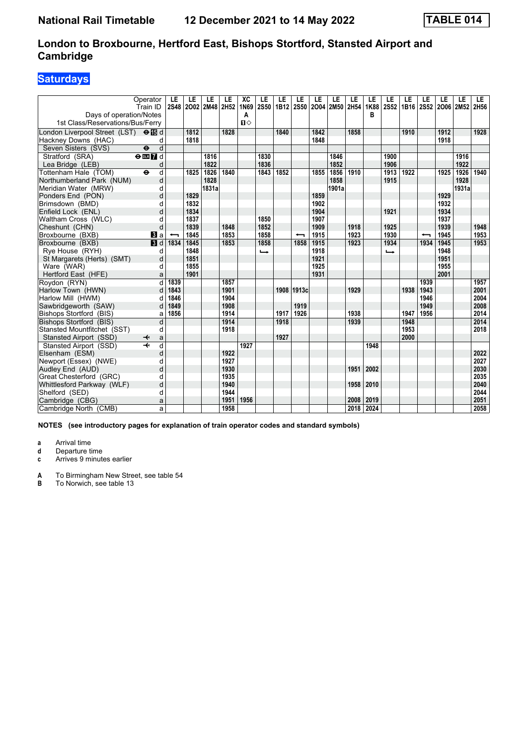# National Rail Timetable    12 December 2021 to 14 May 2022    TABLE 014

## London to Broxbourne, Hertford East, Bishops Stortford, Stansted Airport and Cambridge

### Saturdays

| Operator | | LE | LE | LE | LE | XC | LE | LE | LE | LE | LE | LE | LE | LE | LE | LE | LE | LE | LE |
|---|---|---|---|---|---|---|---|---|---|---|---|---|---|---|---|---|---|---|---|
| Train ID | | 2S48 | 2O02 | 2M48 | 2H52 | 1N69 | 2S50 | 1B12 | 2S50 | 2O04 | 2M50 | 2H54 | 1K88 | 2S52 | 1B16 | 2S52 | 2O06 | 2M52 | 2H56 |
| Days of operation/Notes | | | | | | A | | | | | | | B | | | | | | |
| 1st Class/Reservations/Bus/Ferry | | | | | | ◇ | | | | | | | | | | | | | |
| London Liverpool Street (LST) | d | | 1812 | | 1828 | | | 1840 | | 1842 | | 1858 | | | 1910 | | 1912 | | 1928 |
| Hackney Downs (HAC) | d | | 1818 | | | | | | | 1848 | | | | | | | 1918 | | |
| Seven Sisters (SVS) | d | | | | | | | | | | | | | | | | | | |
| Stratford (SRA) | d | | | 1816 | | | 1830 | | | | 1846 | | | 1900 | | | | 1916 | |
| Lea Bridge (LEB) | d | | | 1822 | | | 1836 | | | | 1852 | | | 1906 | | | | 1922 | |
| Tottenham Hale (TOM) | d | | 1825 | 1826 | 1840 | | 1843 | 1852 | | 1855 | 1856 | 1910 | | 1913 | 1922 | | 1925 | 1926 | 1940 |
| Northumberland Park (NUM) | d | | | 1828 | | | | | | | 1858 | | | 1915 | | | | 1928 | |
| Meridian Water (MRW) | d | | | 1831a | | | | | | | 1901a | | | | | | | 1931a | |
| Ponders End (PON) | d | | 1829 | | | | | | | 1859 | | | | | | | 1929 | | |
| Brimsdown (BMD) | d | | 1832 | | | | | | | 1902 | | | | | | | 1932 | | |
| Enfield Lock (ENL) | d | | 1834 | | | | | | | 1904 | | | | 1921 | | | 1934 | | |
| Waltham Cross (WLC) | d | | 1837 | | | | 1850 | | | 1907 | | | | | | | 1937 | | |
| Cheshunt (CHN) | d | | 1839 | | 1848 | | 1852 | | | 1909 | | 1918 | | 1925 | | | 1939 | | 1948 |
| Broxbourne (BXB) | a | ⟵ | 1845 | | 1853 | | 1858 | | ⟵ | 1915 | | 1923 | | 1930 | | ⟵ | 1945 | | 1953 |
| Broxbourne (BXB) | d | 1834 | 1845 | | 1853 | | 1858 | | 1858 | 1915 | | 1923 | | 1934 | | 1934 | 1945 | | 1953 |
| Rye House (RYH) | d | | 1848 | | | | ⟶ | | | 1918 | | | | ⟶ | | | 1948 | | |
| St Margarets (Herts) (SMT) | d | | 1851 | | | | | | | 1921 | | | | | | | 1951 | | |
| Ware (WAR) | d | | 1855 | | | | | | | 1925 | | | | | | | 1955 | | |
| Hertford East (HFE) | a | | 1901 | | | | | | | 1931 | | | | | | | 2001 | | |
| Roydon (RYN) | d | 1839 | | | 1857 | | | | | | | | | | | 1939 | | | 1957 |
| Harlow Town (HWN) | d | 1843 | | | 1901 | | | 1908 | 1913c | | | 1929 | | | 1938 | 1943 | | | 2001 |
| Harlow Mill (HWM) | d | 1846 | | | 1904 | | | | | | | | | | | 1946 | | | 2004 |
| Sawbridgeworth (SAW) | d | 1849 | | | 1908 | | | | 1919 | | | | | | | 1949 | | | 2008 |
| Bishops Stortford (BIS) | a | 1856 | | | 1914 | | | 1917 | 1926 | | | 1938 | | | 1947 | 1956 | | | 2014 |
| Bishops Stortford (BIS) | d | | | | 1914 | | | 1918 | | | | 1939 | | | 1948 | | | | 2014 |
| Stansted Mountfitchet (SST) | d | | | | 1918 | | | | | | | | | | 1953 | | | | 2018 |
| Stansted Airport (SSD) | a | | | | | | | 1927 | | | | | | | 2000 | | | | |
| Stansted Airport (SSD) | d | | | | | 1927 | | | | | | | 1948 | | | | | | |
| Elsenham (ESM) | d | | | | 1922 | | | | | | | | | | | | | | 2022 |
| Newport (Essex) (NWE) | d | | | | 1927 | | | | | | | | | | | | | | 2027 |
| Audley End (AUD) | d | | | | 1930 | | | | | | | 1951 | 2002 | | | | | | 2030 |
| Great Chesterford (GRC) | d | | | | 1935 | | | | | | | | | | | | | | 2035 |
| Whittlesford Parkway (WLF) | d | | | | 1940 | | | | | | | 1958 | 2010 | | | | | | 2040 |
| Shelford (SED) | d | | | | 1944 | | | | | | | | | | | | | | 2044 |
| Cambridge (CBG) | a | | | | 1951 | 1956 | | | | | | 2008 | 2019 | | | | | | 2051 |
| Cambridge North (CMB) | a | | | | 1958 | | | | | | | 2018 | 2024 | | | | | | 2058 |

**NOTES (see introductory pages for explanation of train operator codes and standard symbols)**

- **a** Arrival time
- **d** Departure time
- **c** Arrives 9 minutes earlier

- **A** To Birmingham New Street, see table 54
- **B** To Norwich, see table 13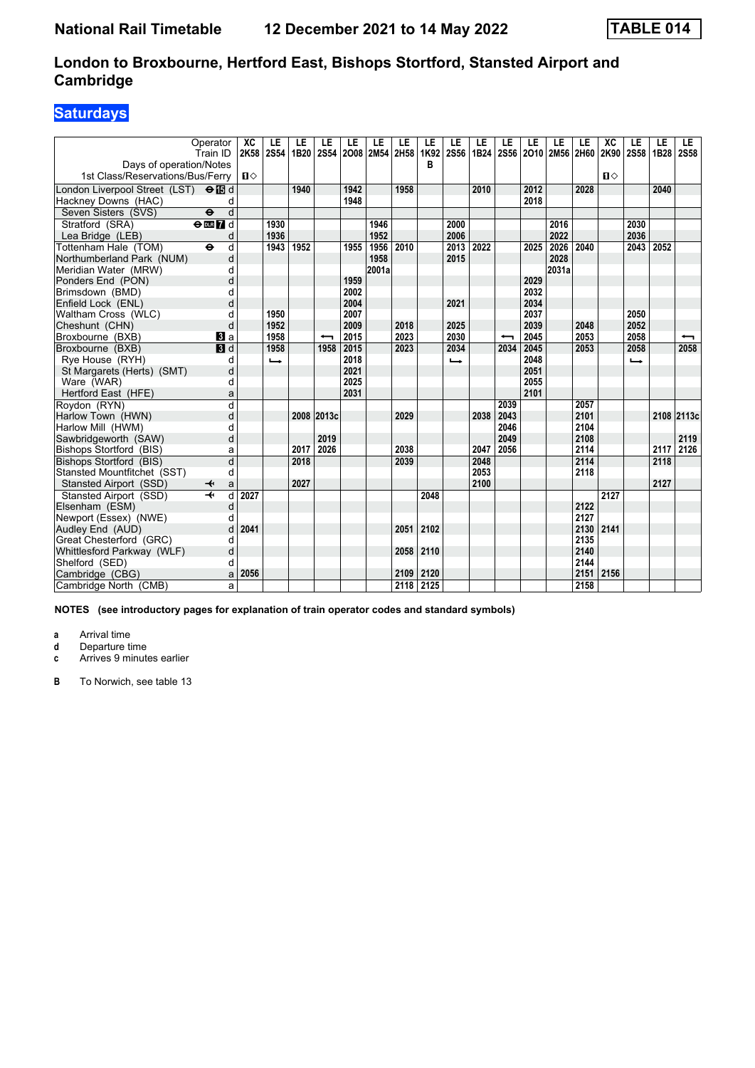# National Rail Timetable 12 December 2021 to 14 May 2022 — TABLE 014

## London to Broxbourne, Hertford East, Bishops Stortford, Stansted Airport and Cambridge

### Saturdays

| Operator | | XC | LE | LE | LE | LE | LE | LE | LE | LE | LE | LE | LE | LE | LE | XC | LE | LE | LE |
|---|---|---|---|---|---|---|---|---|---|---|---|---|---|---|---|---|---|---|---|
| Train ID | | 2K58 | 2S54 | 1B20 | 2S54 | 2O08 | 2M54 | 2H58 | 1K92 | 2S56 | 1B24 | 2S56 | 2O10 | 2M56 | 2H60 | 2K90 | 2S58 | 1B28 | 2S58 |
| Days of operation/Notes | | | | | | | | | B | | | | | | | | | | |
| 1st Class/Reservations/Bus/Ferry | | 1◇ | | | | | | | | | | | | | | 1◇ | | | |
| London Liverpool Street (LST) | d | | | 1940 | | 1942 | | 1958 | | | 2010 | | 2012 | | 2028 | | | 2040 | |
| Hackney Downs (HAC) | d | | | | | 1948 | | | | | | | 2018 | | | | | | |
| Seven Sisters (SVS) | d | | | | | | | | | | | | | | | | | | |
| Stratford (SRA) | d | | 1930 | | | | 1946 | | | 2000 | | | | 2016 | | | 2030 | | |
| Lea Bridge (LEB) | d | | 1936 | | | | 1952 | | | 2006 | | | | 2022 | | | 2036 | | |
| Tottenham Hale (TOM) | d | | 1943 | 1952 | | 1955 | 1956 | 2010 | | 2013 | 2022 | | 2025 | 2026 | 2040 | | 2043 | 2052 | |
| Northumberland Park (NUM) | d | | | | | | 1958 | | | 2015 | | | | 2028 | | | | | |
| Meridian Water (MRW) | d | | | | | | 2001a | | | | | | | 2031a | | | | | |
| Ponders End (PON) | d | | | | | 1959 | | | | | | | 2029 | | | | | | |
| Brimsdown (BMD) | d | | | | | 2002 | | | | | | | 2032 | | | | | | |
| Enfield Lock (ENL) | d | | | | | 2004 | | | | 2021 | | | 2034 | | | | | | |
| Waltham Cross (WLC) | d | | 1950 | | | 2007 | | | | | | | 2037 | | | | 2050 | | |
| Cheshunt (CHN) | d | | 1952 | | | 2009 | | 2018 | | 2025 | | | 2039 | | 2048 | | 2052 | | |
| Broxbourne (BXB) | a | | 1958 | | ← | 2015 | | 2023 | | 2030 | | ← | 2045 | | 2053 | | 2058 | | ← |
| Broxbourne (BXB) | d | | 1958 | | 1958 | 2015 | | 2023 | | 2034 | | 2034 | 2045 | | 2053 | | 2058 | | 2058 |
| Rye House (RYH) | d | | ↪ | | | 2018 | | | | ↪ | | | 2048 | | | | ↪ | | |
| St Margarets (Herts) (SMT) | d | | | | | 2021 | | | | | | | 2051 | | | | | | |
| Ware (WAR) | d | | | | | 2025 | | | | | | | 2055 | | | | | | |
| Hertford East (HFE) | a | | | | | 2031 | | | | | | | 2101 | | | | | | |
| Roydon (RYN) | d | | | | | | | | | | | 2039 | | | 2057 | | | | |
| Harlow Town (HWN) | d | | | 2008 | 2013c | | | 2029 | | | 2038 | 2043 | | | 2101 | | | 2108 | 2113c |
| Harlow Mill (HWM) | d | | | | | | | | | | | 2046 | | | 2104 | | | | |
| Sawbridgeworth (SAW) | d | | | | 2019 | | | | | | | 2049 | | | 2108 | | | | 2119 |
| Bishops Stortford (BIS) | a | | | 2017 | 2026 | | | 2038 | | | 2047 | 2056 | | | 2114 | | | 2117 | 2126 |
| Bishops Stortford (BIS) | d | | | 2018 | | | | 2039 | | | 2048 | | | | 2114 | | | 2118 | |
| Stansted Mountfitchet (SST) | d | | | | | | | | | | 2053 | | | | 2118 | | | | |
| Stansted Airport (SSD) | a | | | 2027 | | | | | | | 2100 | | | | | | | 2127 | |
| Stansted Airport (SSD) | d | 2027 | | | | | | | 2048 | | | | | | | 2127 | | | |
| Elsenham (ESM) | d | | | | | | | | | | | | | | 2122 | | | | |
| Newport (Essex) (NWE) | d | | | | | | | | | | | | | | 2127 | | | | |
| Audley End (AUD) | d | 2041 | | | | | | 2051 | 2102 | | | | | | 2130 | 2141 | | | |
| Great Chesterford (GRC) | d | | | | | | | | | | | | | | 2135 | | | | |
| Whittlesford Parkway (WLF) | d | | | | | | | 2058 | 2110 | | | | | | 2140 | | | | |
| Shelford (SED) | d | | | | | | | | | | | | | | 2144 | | | | |
| Cambridge (CBG) | a | 2056 | | | | | | 2109 | 2120 | | | | | | 2151 | 2156 | | | |
| Cambridge North (CMB) | a | | | | | | | 2118 | 2125 | | | | | | 2158 | | | | |

**NOTES (see introductory pages for explanation of train operator codes and standard symbols)**

- **a** Arrival time
- **d** Departure time
- **c** Arrives 9 minutes earlier

- **B** To Norwich, see table 13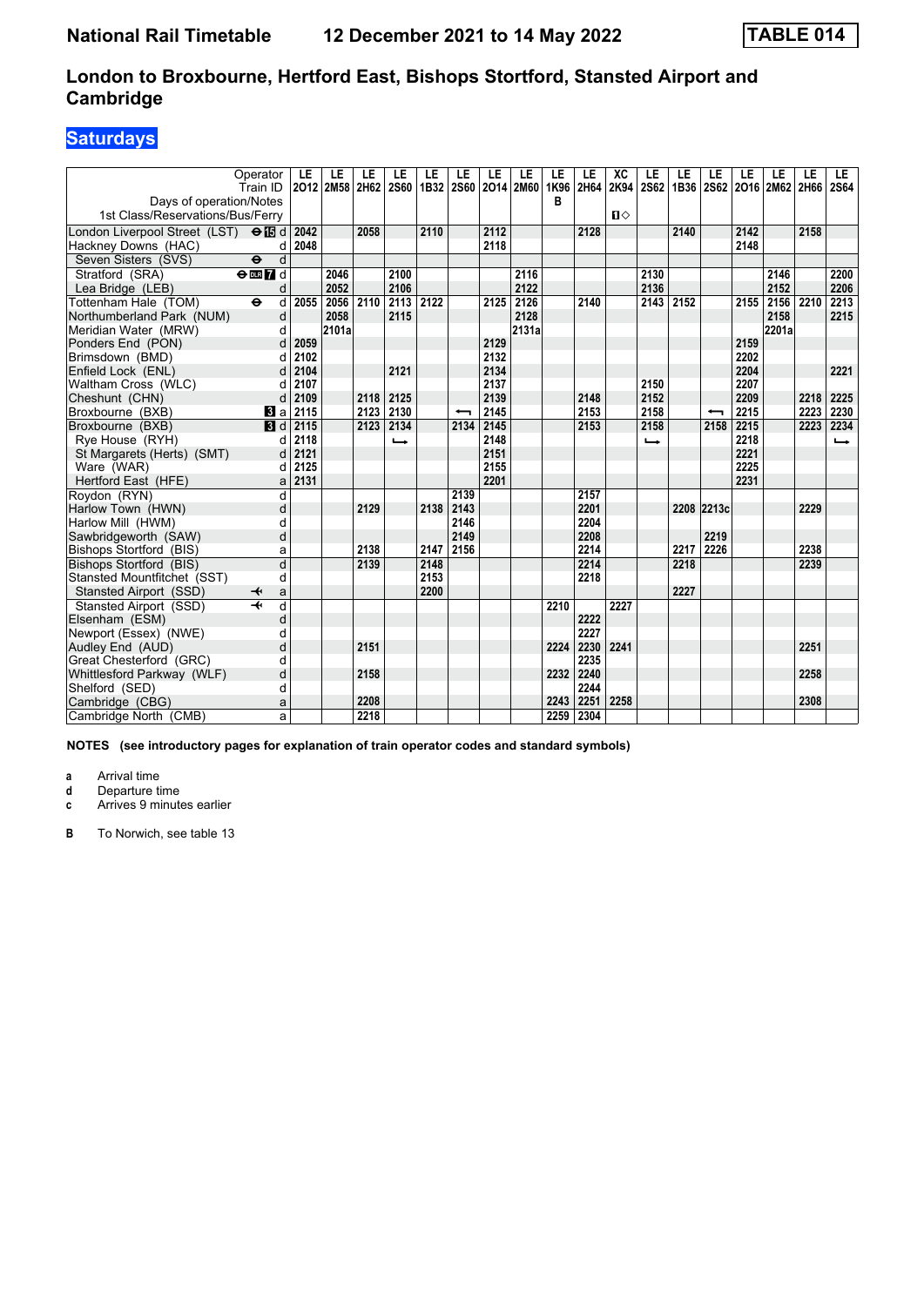# London to Broxbourne, Hertford East, Bishops Stortford, Stansted Airport and Cambridge

## Saturdays

National Rail Timetable 12 December 2021 to 14 May 2022 — TABLE 014

| Operator | | LE | LE | LE | LE | LE | LE | LE | LE | LE | LE | XC | LE | LE | LE | LE | LE | LE | LE |
|---|---|---|---|---|---|---|---|---|---|---|---|---|---|---|---|---|---|---|---|
| Train ID | | 2O12 | 2M58 | 2H62 | 2S60 | 1B32 | 2S60 | 2O14 | 2M60 | 1K96 | 2H64 | 2K94 | 2S62 | 1B36 | 2S62 | 2O16 | 2M62 | 2H66 | 2S64 |
| Days of operation/Notes | | | | | | | | | | B | | | | | | | | | |
| 1st Class/Reservations/Bus/Ferry | | | | | | | | | | | | 1◇ | | | | | | | |
| London Liverpool Street (LST) ⊖ 15 | d | 2042 | | 2058 | | 2110 | | 2112 | | | 2128 | | | 2140 | | 2142 | | 2158 | |
| Hackney Downs (HAC) | d | 2048 | | | | | | 2118 | | | | | | | | 2148 | | | |
| Seven Sisters (SVS) ⊖ | d | | | | | | | | | | | | | | | | | | |
| Stratford (SRA) ⊖ DLR 7 | d | | 2046 | | 2100 | | | | 2116 | | | | 2130 | | | | 2146 | | 2200 |
| Lea Bridge (LEB) | d | | 2052 | | 2106 | | | | 2122 | | | | 2136 | | | | 2152 | | 2206 |
| Tottenham Hale (TOM) ⊖ | d | 2055 | 2056 | 2110 | 2113 | 2122 | | 2125 | 2126 | | 2140 | | 2143 | 2152 | | 2155 | 2156 | 2210 | 2213 |
| Northumberland Park (NUM) | d | | 2058 | | 2115 | | | | 2128 | | | | | | | | 2158 | | 2215 |
| Meridian Water (MRW) | d | | 2101a | | | | | | 2131a | | | | | | | | 2201a | | |
| Ponders End (PON) | d | 2059 | | | | | | 2129 | | | | | | | | 2159 | | | |
| Brimsdown (BMD) | d | 2102 | | | | | | 2132 | | | | | | | | 2202 | | | |
| Enfield Lock (ENL) | d | 2104 | | | 2121 | | | 2134 | | | | | | | | 2204 | | | 2221 |
| Waltham Cross (WLC) | d | 2107 | | | | | | 2137 | | | | | 2150 | | | 2207 | | | |
| Cheshunt (CHN) | d | 2109 | | 2118 | 2125 | | | 2139 | | | 2148 | | 2152 | | | 2209 | | 2218 | 2225 |
| Broxbourne (BXB) 3 | a | 2115 | | 2123 | 2130 | | ⟵ | 2145 | | | 2153 | | 2158 | | ⟵ | 2215 | | 2223 | 2230 |
| Broxbourne (BXB) 3 | d | 2115 | | 2123 | 2134 | | 2134 | 2145 | | | 2153 | | 2158 | | 2158 | 2215 | | 2223 | 2234 |
| Rye House (RYH) | d | 2118 | | | ⟶ | | | 2148 | | | | | ⟶ | | | 2218 | | | ⟶ |
| St Margarets (Herts) (SMT) | d | 2121 | | | | | | 2151 | | | | | | | | 2221 | | | |
| Ware (WAR) | d | 2125 | | | | | | 2155 | | | | | | | | 2225 | | | |
| Hertford East (HFE) | a | 2131 | | | | | | 2201 | | | | | | | | 2231 | | | |
| Roydon (RYN) | d | | | | | | 2139 | | | | 2157 | | | | | | | | |
| Harlow Town (HWN) | d | | | 2129 | | 2138 | 2143 | | | | 2201 | | | 2208 | 2213c | | | 2229 | |
| Harlow Mill (HWM) | d | | | | | | 2146 | | | | 2204 | | | | | | | | |
| Sawbridgeworth (SAW) | d | | | | | | 2149 | | | | 2208 | | | | 2219 | | | | |
| Bishops Stortford (BIS) | a | | | 2138 | | 2147 | 2156 | | | | 2214 | | | 2217 | 2226 | | | 2238 | |
| Bishops Stortford (BIS) | d | | | 2139 | | 2148 | | | | | 2214 | | | 2218 | | | | 2239 | |
| Stansted Mountfitchet (SST) | d | | | | | 2153 | | | | | 2218 | | | | | | | | |
| Stansted Airport (SSD) ✈ | a | | | | | 2200 | | | | | | | | 2227 | | | | | |
| Stansted Airport (SSD) ✈ | d | | | | | | | | | 2210 | | 2227 | | | | | | | |
| Elsenham (ESM) | d | | | | | | | | | | 2222 | | | | | | | | |
| Newport (Essex) (NWE) | d | | | | | | | | | | 2227 | | | | | | | | |
| Audley End (AUD) | d | | | 2151 | | | | | | 2224 | 2230 | 2241 | | | | | | 2251 | |
| Great Chesterford (GRC) | d | | | | | | | | | | 2235 | | | | | | | | |
| Whittlesford Parkway (WLF) | d | | | 2158 | | | | | | 2232 | 2240 | | | | | | | 2258 | |
| Shelford (SED) | d | | | | | | | | | | 2244 | | | | | | | | |
| Cambridge (CBG) | a | | | 2208 | | | | | | 2243 | 2251 | 2258 | | | | | | 2308 | |
| Cambridge North (CMB) | a | | | 2218 | | | | | | 2259 | 2304 | | | | | | | | |

**NOTES (see introductory pages for explanation of train operator codes and standard symbols)**

- **a** Arrival time
- **d** Departure time
- **c** Arrives 9 minutes earlier

- **B** To Norwich, see table 13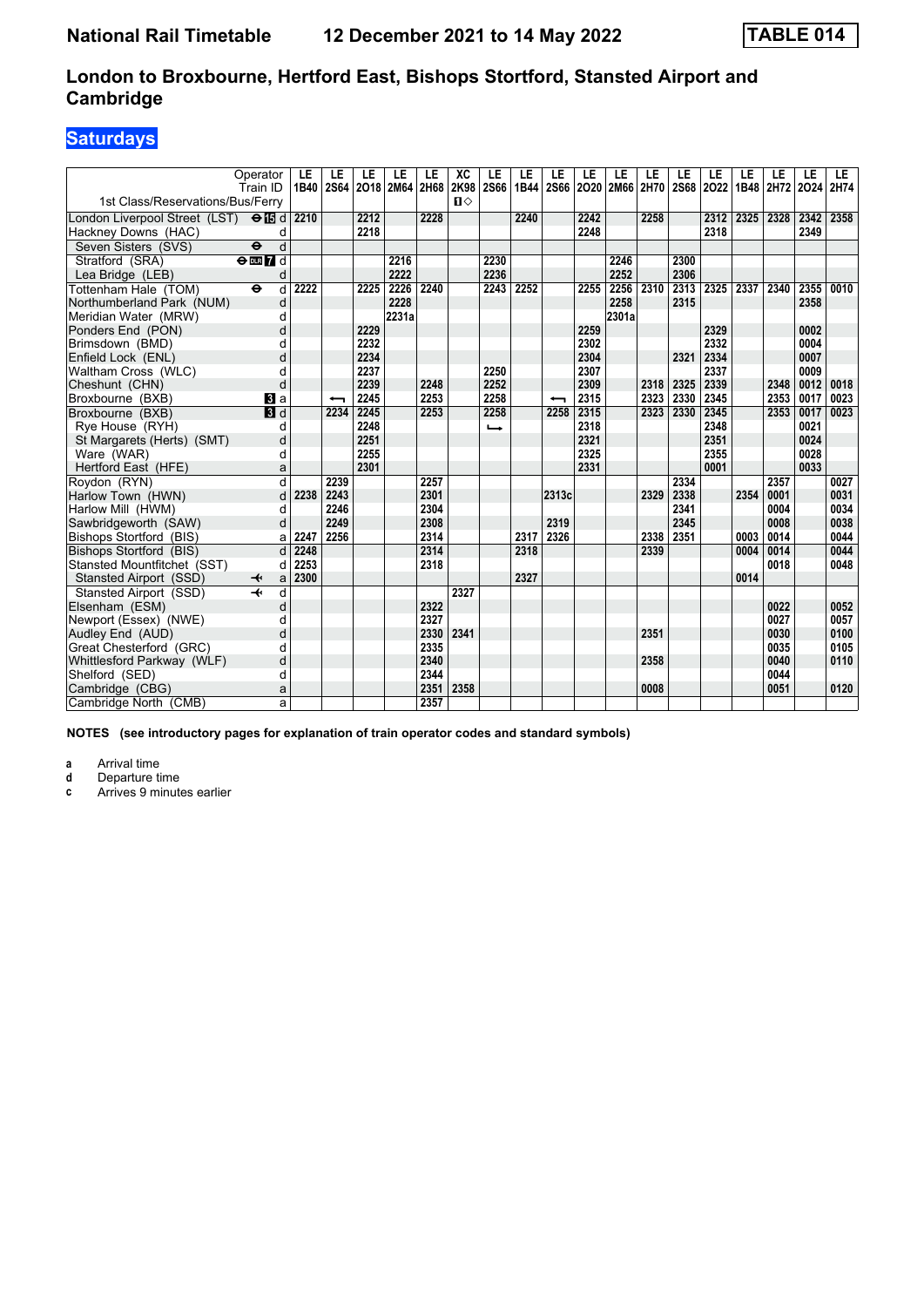National Rail Timetable 12 December 2021 to 14 May 2022 **TABLE 014**

# London to Broxbourne, Hertford East, Bishops Stortford, Stansted Airport and Cambridge

## Saturdays

| Operator | | LE | LE | LE | LE | LE | XC | LE | LE | LE | LE | LE | LE | LE | LE | LE | LE | LE | LE |
|---|---|---|---|---|---|---|---|---|---|---|---|---|---|---|---|---|---|---|---|
| Train ID | | 1B40 | 2S64 | 2O18 | 2M64 | 2H68 | 2K98 | 2S66 | 1B44 | 2S66 | 2O20 | 2M66 | 2H70 | 2S68 | 2O22 | 1B48 | 2H72 | 2O24 | 2H74 |
| 1st Class/Reservations/Bus/Ferry | | | | | | | ◇ | | | | | | | | | | | | |
| London Liverpool Street (LST) ⊖ 15 | d | 2210 | | 2212 | | 2228 | | | 2240 | | 2242 | | 2258 | | 2312 | 2325 | 2328 | 2342 | 2358 |
| Hackney Downs (HAC) | d | | | 2218 | | | | | | | 2248 | | | | 2318 | | | 2349 | |
| Seven Sisters (SVS) ⊖ | d | | | | | | | | | | | | | | | | | | |
| Stratford (SRA) ⊖ DLR 7 | d | | | | 2216 | | | 2230 | | | | 2246 | | 2300 | | | | | |
| Lea Bridge (LEB) | d | | | | 2222 | | | 2236 | | | | 2252 | | 2306 | | | | | |
| Tottenham Hale (TOM) ⊖ | d | 2222 | | 2225 | 2226 | 2240 | | 2243 | 2252 | | 2255 | 2256 | 2310 | 2313 | 2325 | 2337 | 2340 | 2355 | 0010 |
| Northumberland Park (NUM) | d | | | | 2228 | | | | | | | 2258 | | 2315 | | | | 2358 | |
| Meridian Water (MRW) | d | | | | 2231a | | | | | | | 2301a | | | | | | | |
| Ponders End (PON) | d | | | 2229 | | | | | | | 2259 | | | | 2329 | | | 0002 | |
| Brimsdown (BMD) | d | | | 2232 | | | | | | | 2302 | | | | 2332 | | | 0004 | |
| Enfield Lock (ENL) | d | | | 2234 | | | | | | | 2304 | | | 2321 | 2334 | | | 0007 | |
| Waltham Cross (WLC) | d | | | 2237 | | | | 2250 | | | 2307 | | | | 2337 | | | 0009 | |
| Cheshunt (CHN) | d | | | 2239 | | 2248 | | 2252 | | | 2309 | | 2318 | 2325 | 2339 | | 2348 | 0012 | 0018 |
| Broxbourne (BXB) 3 | a | | ⟵ | 2245 | | 2253 | | 2258 | | ⟵ | 2315 | | 2323 | 2330 | 2345 | | 2353 | 0017 | 0023 |
| Broxbourne (BXB) 3 | d | | 2234 | 2245 | | 2253 | | 2258 | | 2258 | 2315 | | 2323 | 2330 | 2345 | | 2353 | 0017 | 0023 |
| Rye House (RYH) | d | | | 2248 | | | | ⟶ | | | 2318 | | | | 2348 | | | 0021 | |
| St Margarets (Herts) (SMT) | d | | | 2251 | | | | | | | 2321 | | | | 2351 | | | 0024 | |
| Ware (WAR) | d | | | 2255 | | | | | | | 2325 | | | | 2355 | | | 0028 | |
| Hertford East (HFE) | a | | | 2301 | | | | | | | 2331 | | | | 0001 | | | 0033 | |
| Roydon (RYN) | d | | 2239 | | | 2257 | | | | | | | | 2334 | | | 2357 | | 0027 |
| Harlow Town (HWN) | d | 2238 | 2243 | | | 2301 | | | | 2313c | | | 2329 | 2338 | | 2354 | 0001 | | 0031 |
| Harlow Mill (HWM) | d | | 2246 | | | 2304 | | | | | | | | 2341 | | | 0004 | | 0034 |
| Sawbridgeworth (SAW) | d | | 2249 | | | 2308 | | | | 2319 | | | | 2345 | | | 0008 | | 0038 |
| Bishops Stortford (BIS) | a | 2247 | 2256 | | | 2314 | | | 2317 | 2326 | | | 2338 | 2351 | | 0003 | 0014 | | 0044 |
| Bishops Stortford (BIS) | d | 2248 | | | | 2314 | | | 2318 | | | | 2339 | | | 0004 | 0014 | | 0044 |
| Stansted Mountfitchet (SST) | d | 2253 | | | | 2318 | | | | | | | | | | | 0018 | | 0048 |
| Stansted Airport (SSD) ✈ | a | 2300 | | | | | | | 2327 | | | | | | | 0014 | | | |
| Stansted Airport (SSD) ✈ | d | | | | | | 2327 | | | | | | | | | | | | |
| Elsenham (ESM) | d | | | | | 2322 | | | | | | | | | | | 0022 | | 0052 |
| Newport (Essex) (NWE) | d | | | | | 2327 | | | | | | | | | | | 0027 | | 0057 |
| Audley End (AUD) | d | | | | | 2330 | 2341 | | | | | | 2351 | | | | 0030 | | 0100 |
| Great Chesterford (GRC) | d | | | | | 2335 | | | | | | | | | | | 0035 | | 0105 |
| Whittlesford Parkway (WLF) | d | | | | | 2340 | | | | | | | 2358 | | | | 0040 | | 0110 |
| Shelford (SED) | d | | | | | 2344 | | | | | | | | | | | 0044 | | |
| Cambridge (CBG) | a | | | | | 2351 | 2358 | | | | | | 0008 | | | | 0051 | | 0120 |
| Cambridge North (CMB) | a | | | | | 2357 | | | | | | | | | | | | | |

**NOTES (see introductory pages for explanation of train operator codes and standard symbols)**

- **a** Arrival time
- **d** Departure time
- **c** Arrives 9 minutes earlier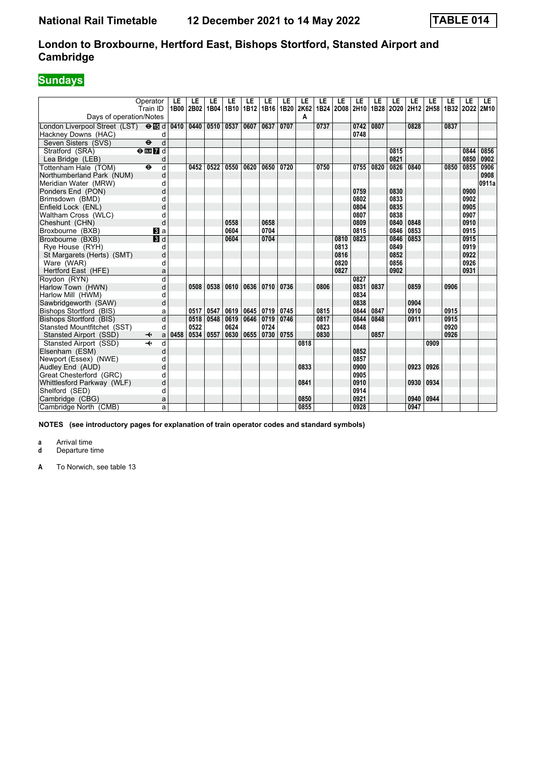| Operator | | LE | LE | LE | LE | LE | LE | LE | LE | LE | LE | LE | LE | LE | LE | LE | LE | LE | LE |
|---|---|---|---|---|---|---|---|---|---|---|---|---|---|---|---|---|---|---|---|
| Train ID | | 1B00 | 2B02 | 1B04 | 1B10 | 1B12 | 1B16 | 1B20 | 2K62 | 1B24 | 2O08 | 2H10 | 1B28 | 2O20 | 2H12 | 2H58 | 1B32 | 2O22 | 2M10 |
| Days of operation/Notes | | | | | | | | | A | | | | | | | | | | |
| London Liverpool Street (LST) ⊖ 15 | d | 0410 | 0440 | 0510 | 0537 | 0607 | 0637 | 0707 | | 0737 | | 0742 | 0807 | | 0828 | | 0837 | | |
| Hackney Downs (HAC) | d | | | | | | | | | | | 0748 | | | | | | | |
| Seven Sisters (SVS) ⊖ | d | | | | | | | | | | | | | | | | | | |
| Stratford (SRA) ⊖ DLR 7 | d | | | | | | | | | | | | | 0815 | | | | 0844 | 0856 |
| Lea Bridge (LEB) | d | | | | | | | | | | | | | 0821 | | | | 0850 | 0902 |
| Tottenham Hale (TOM) ⊖ | d | | 0452 | 0522 | 0550 | 0620 | 0650 | 0720 | | 0750 | | 0755 | 0820 | 0826 | 0840 | | 0850 | 0855 | 0906 |
| Northumberland Park (NUM) | d | | | | | | | | | | | | | | | | | | 0908 |
| Meridian Water (MRW) | d | | | | | | | | | | | | | | | | | | 0911a |
| Ponders End (PON) | d | | | | | | | | | | | 0759 | | 0830 | | | | 0900 | |
| Brimsdown (BMD) | d | | | | | | | | | | | 0802 | | 0833 | | | | 0902 | |
| Enfield Lock (ENL) | d | | | | | | | | | | | 0804 | | 0835 | | | | 0905 | |
| Waltham Cross (WLC) | d | | | | | | | | | | | 0807 | | 0838 | | | | 0907 | |
| Cheshunt (CHN) | d | | | | 0558 | | 0658 | | | | | 0809 | | 0840 | 0848 | | | 0910 | |
| Broxbourne (BXB) 3 | a | | | | 0604 | | 0704 | | | | | 0815 | | 0846 | 0853 | | | 0915 | |
| Broxbourne (BXB) 3 | d | | | | 0604 | | 0704 | | | | 0810 | 0823 | | 0846 | 0853 | | | 0915 | |
| Rye House (RYH) | d | | | | | | | | | | 0813 | | | 0849 | | | | 0919 | |
| St Margarets (Herts) (SMT) | d | | | | | | | | | | 0816 | | | 0852 | | | | 0922 | |
| Ware (WAR) | d | | | | | | | | | | 0820 | | | 0856 | | | | 0926 | |
| Hertford East (HFE) | a | | | | | | | | | | 0827 | | | 0902 | | | | 0931 | |
| Roydon (RYN) | d | | | | | | | | | | | 0827 | | | | | | | |
| Harlow Town (HWN) | d | | 0508 | 0538 | 0610 | 0636 | 0710 | 0736 | | 0806 | | 0831 | 0837 | | 0859 | | 0906 | | |
| Harlow Mill (HWM) | d | | | | | | | | | | | 0834 | | | | | | | |
| Sawbridgeworth (SAW) | d | | | | | | | | | | | 0838 | | | 0904 | | | | |
| Bishops Stortford (BIS) | a | | 0517 | 0547 | 0619 | 0645 | 0719 | 0745 | | 0815 | | 0844 | 0847 | | 0910 | | 0915 | | |
| Bishops Stortford (BIS) | d | | 0518 | 0548 | 0619 | 0646 | 0719 | 0746 | | 0817 | | 0844 | 0848 | | 0911 | | 0915 | | |
| Stansted Mountfitchet (SST) | d | | 0522 | | 0624 | | 0724 | | | 0823 | | 0848 | | | | | 0920 | | |
| Stansted Airport (SSD) ✈ | a | 0458 | 0534 | 0557 | 0630 | 0655 | 0730 | 0755 | | 0830 | | | 0857 | | | | 0926 | | |
| Stansted Airport (SSD) ✈ | d | | | | | | | | 0818 | | | | | | | 0909 | | | |
| Elsenham (ESM) | d | | | | | | | | | | | 0852 | | | | | | | |
| Newport (Essex) (NWE) | d | | | | | | | | | | | 0857 | | | | | | | |
| Audley End (AUD) | d | | | | | | | | 0833 | | | 0900 | | | 0923 | 0926 | | | |
| Great Chesterford (GRC) | d | | | | | | | | | | | 0905 | | | | | | | |
| Whittlesford Parkway (WLF) | d | | | | | | | | 0841 | | | 0910 | | | 0930 | 0934 | | | |
| Shelford (SED) | d | | | | | | | | | | | 0914 | | | | | | | |
| Cambridge (CBG) | a | | | | | | | | 0850 | | | 0921 | | | 0940 | 0944 | | | |
| Cambridge North (CMB) | a | | | | | | | | 0855 | | | 0928 | | | 0947 | | | | |

**NOTES (see introductory pages for explanation of train operator codes and standard symbols)**

**a** Arrival time
**d** Departure time

**A** To Norwich, see table 13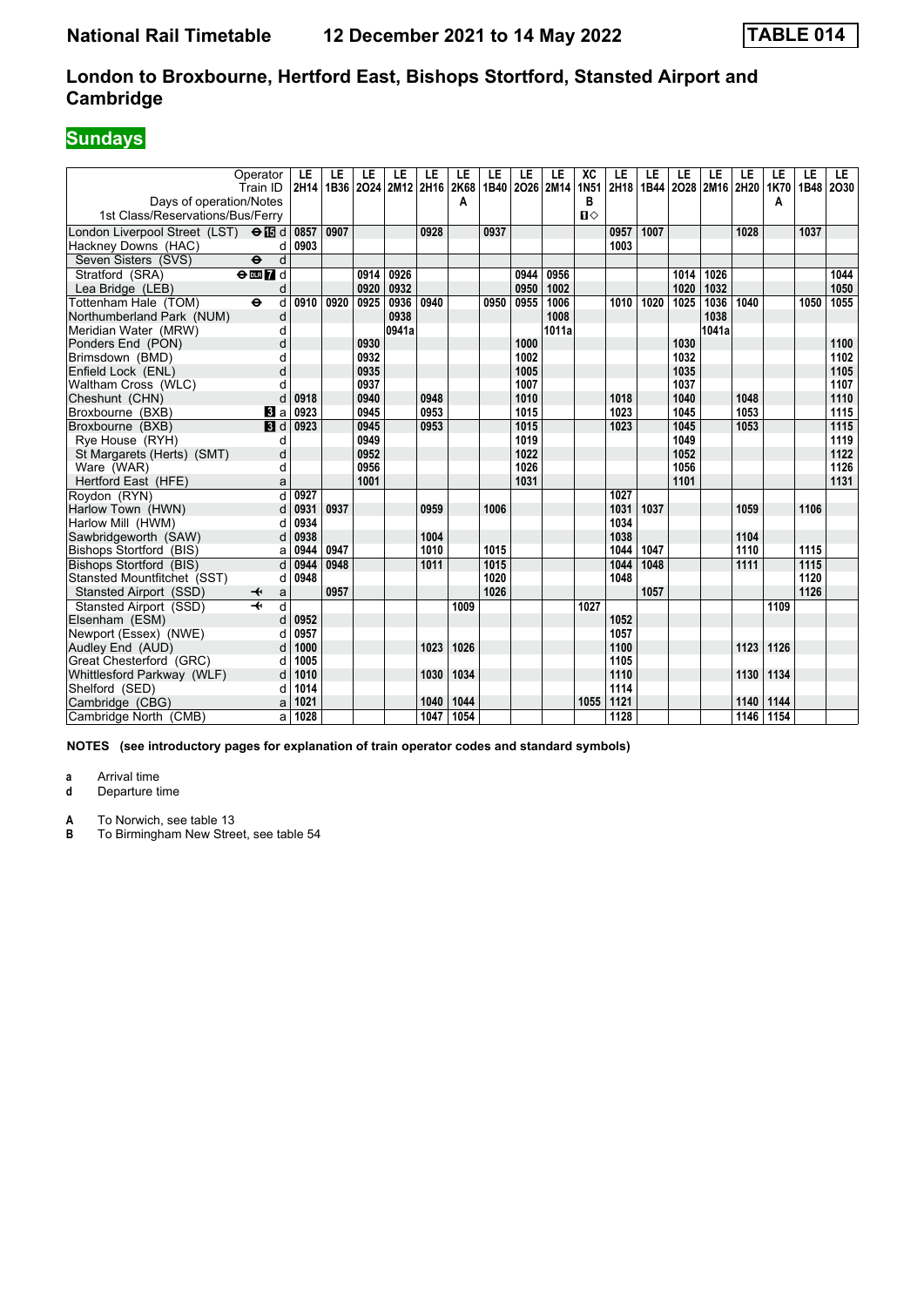# National Rail Timetable    12 December 2021 to 14 May 2022    TABLE 014

## London to Broxbourne, Hertford East, Bishops Stortford, Stansted Airport and Cambridge

**Sundays**

| Operator | | LE | LE | LE | LE | LE | LE | LE | LE | LE | XC | LE | LE | LE | LE | LE | LE | LE | LE |
|---|---|---|---|---|---|---|---|---|---|---|---|---|---|---|---|---|---|---|---|
| Train ID | | 2H14 | 1B36 | 2O24 | 2M12 | 2H16 | 2K68 | 1B40 | 2O26 | 2M14 | 1N51 | 2H18 | 1B44 | 2O28 | 2M16 | 2H20 | 1K70 | 1B48 | 2O30 |
| Days of operation/Notes | | | | | | | A | | | | B | | | | | | A | | |
| 1st Class/Reservations/Bus/Ferry | | | | | | | | | | | 1◇ | | | | | | | | |
| London Liverpool Street (LST) | ⊖15 d | 0857 | 0907 | | | 0928 | | 0937 | | | | 0957 | 1007 | | | 1028 | | 1037 | |
| Hackney Downs (HAC) | d | 0903 | | | | | | | | | | 1003 | | | | | | | |
| Seven Sisters (SVS) | ⊖ d | | | | | | | | | | | | | | | | | | |
| Stratford (SRA) | ⊖DLR7 d | | | 0914 | 0926 | | | | 0944 | 0956 | | | | 1014 | 1026 | | | | 1044 |
| Lea Bridge (LEB) | d | | | 0920 | 0932 | | | | 0950 | 1002 | | | | 1020 | 1032 | | | | 1050 |
| Tottenham Hale (TOM) | ⊖ d | 0910 | 0920 | 0925 | 0936 | 0940 | | 0950 | 0955 | 1006 | | 1010 | 1020 | 1025 | 1036 | 1040 | | 1050 | 1055 |
| Northumberland Park (NUM) | d | | | | 0938 | | | | | 1008 | | | | | 1038 | | | | |
| Meridian Water (MRW) | d | | | | 0941a | | | | | 1011a | | | | | 1041a | | | | |
| Ponders End (PON) | d | | | 0930 | | | | | 1000 | | | | | 1030 | | | | | 1100 |
| Brimsdown (BMD) | d | | | 0932 | | | | | 1002 | | | | | 1032 | | | | | 1102 |
| Enfield Lock (ENL) | d | | | 0935 | | | | | 1005 | | | | | 1035 | | | | | 1105 |
| Waltham Cross (WLC) | d | | | 0937 | | | | | 1007 | | | | | 1037 | | | | | 1107 |
| Cheshunt (CHN) | d | 0918 | | 0940 | | 0948 | | | 1010 | | | 1018 | | 1040 | | 1048 | | | 1110 |
| Broxbourne (BXB) | 3 a | 0923 | | 0945 | | 0953 | | | 1015 | | | 1023 | | 1045 | | 1053 | | | 1115 |
| Broxbourne (BXB) | 3 d | 0923 | | 0945 | | 0953 | | | 1015 | | | 1023 | | 1045 | | 1053 | | | 1115 |
| Rye House (RYH) | d | | | 0949 | | | | | 1019 | | | | | 1049 | | | | | 1119 |
| St Margarets (Herts) (SMT) | d | | | 0952 | | | | | 1022 | | | | | 1052 | | | | | 1122 |
| Ware (WAR) | d | | | 0956 | | | | | 1026 | | | | | 1056 | | | | | 1126 |
| Hertford East (HFE) | a | | | 1001 | | | | | 1031 | | | | | 1101 | | | | | 1131 |
| Roydon (RYN) | d | 0927 | | | | | | | | | | 1027 | | | | | | | |
| Harlow Town (HWN) | d | 0931 | 0937 | | | 0959 | | 1006 | | | | 1031 | 1037 | | | 1059 | | 1106 | |
| Harlow Mill (HWM) | d | 0934 | | | | | | | | | | 1034 | | | | | | | |
| Sawbridgeworth (SAW) | d | 0938 | | | | 1004 | | | | | | 1038 | | | | 1104 | | | |
| Bishops Stortford (BIS) | a | 0944 | 0947 | | | 1010 | | 1015 | | | | 1044 | 1047 | | | 1110 | | 1115 | |
| Bishops Stortford (BIS) | d | 0944 | 0948 | | | 1011 | | 1015 | | | | 1044 | 1048 | | | 1111 | | 1115 | |
| Stansted Mountfitchet (SST) | d | 0948 | | | | | | 1020 | | | | 1048 | | | | | | 1120 | |
| Stansted Airport (SSD) | ✈ a | | 0957 | | | | | 1026 | | | | | 1057 | | | | | 1126 | |
| Stansted Airport (SSD) | ✈ d | | | | | | 1009 | | | | 1027 | | | | | | 1109 | | |
| Elsenham (ESM) | d | 0952 | | | | | | | | | | 1052 | | | | | | | |
| Newport (Essex) (NWE) | d | 0957 | | | | | | | | | | 1057 | | | | | | | |
| Audley End (AUD) | d | 1000 | | | | 1023 | 1026 | | | | | 1100 | | | | 1123 | 1126 | | |
| Great Chesterford (GRC) | d | 1005 | | | | | | | | | | 1105 | | | | | | | |
| Whittlesford Parkway (WLF) | d | 1010 | | | | 1030 | 1034 | | | | | 1110 | | | | 1130 | 1134 | | |
| Shelford (SED) | d | 1014 | | | | | | | | | | 1114 | | | | | | | |
| Cambridge (CBG) | a | 1021 | | | | 1040 | 1044 | | | | 1055 | 1121 | | | | 1140 | 1144 | | |
| Cambridge North (CMB) | a | 1028 | | | | 1047 | 1054 | | | | | 1128 | | | | 1146 | 1154 | | |

**NOTES (see introductory pages for explanation of train operator codes and standard symbols)**

**a** Arrival time
**d** Departure time

**A** To Norwich, see table 13
**B** To Birmingham New Street, see table 54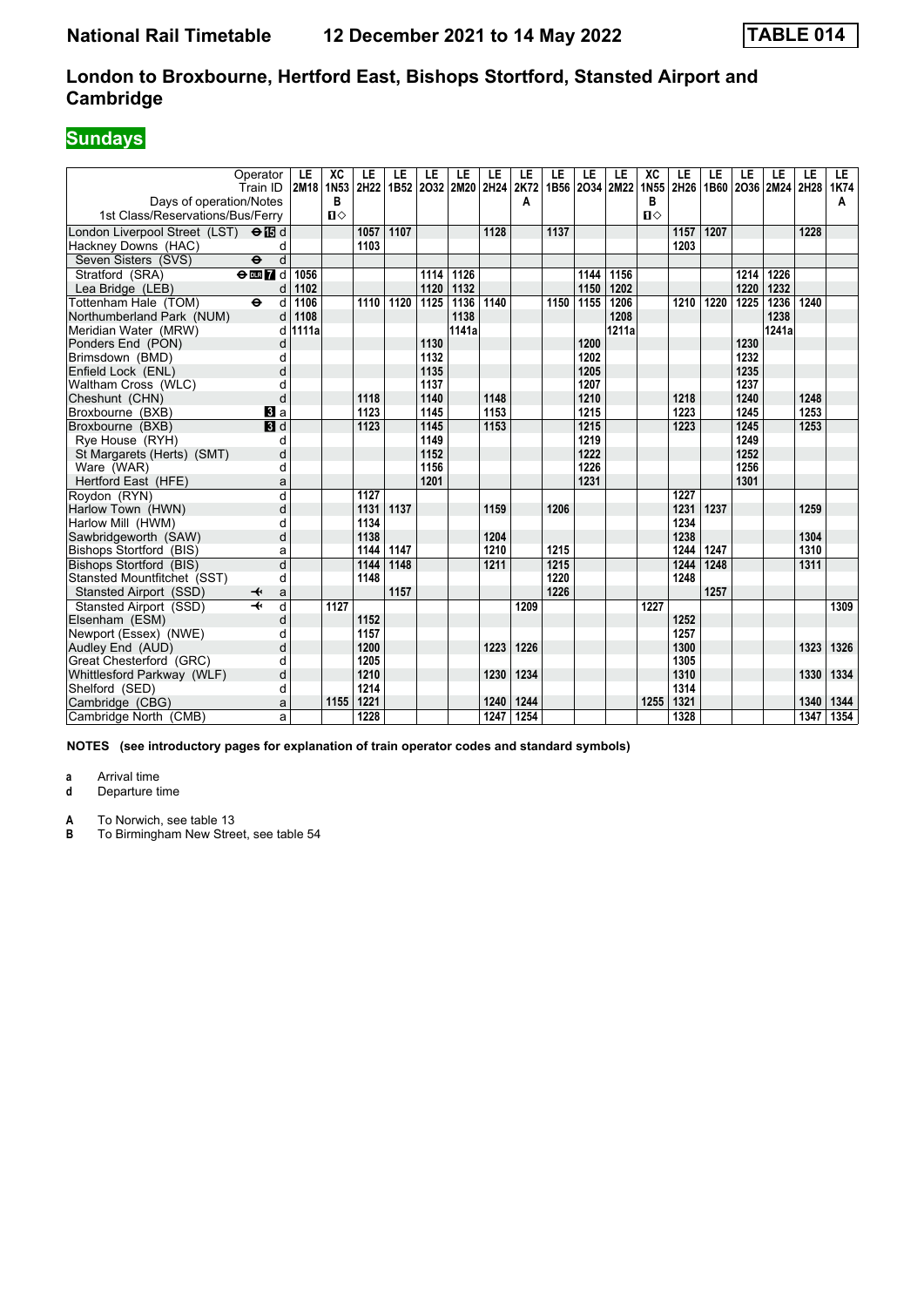# National Rail Timetable 12 December 2021 to 14 May 2022 TABLE 014

## London to Broxbourne, Hertford East, Bishops Stortford, Stansted Airport and Cambridge

**Sundays**

| Operator | | LE | XC | LE | LE | LE | LE | LE | LE | LE | LE | LE | XC | LE | LE | LE | LE | LE | LE |
|---|---|---|---|---|---|---|---|---|---|---|---|---|---|---|---|---|---|---|---|
| Train ID | | 2M18 | 1N53 | 2H22 | 1B52 | 2O32 | 2M20 | 2H24 | 2K72 | 1B56 | 2O34 | 2M22 | 1N55 | 2H26 | 1B60 | 2O36 | 2M24 | 2H28 | 1K74 |
| Days of operation/Notes | | | B | | | | | | A | | | | B | | | | | | A |
| 1st Class/Reservations/Bus/Ferry | | | 🅱◇ | | | | | | | | | | 🅱◇ | | | | | | |
| London Liverpool Street (LST) ⊖15 | d | | | 1057 | 1107 | | | 1128 | | 1137 | | | | 1157 | 1207 | | | 1228 | |
| Hackney Downs (HAC) | d | | | 1103 | | | | | | | | | | 1203 | | | | | |
| Seven Sisters (SVS) ⊖ | d | | | | | | | | | | | | | | | | | | |
| Stratford (SRA) ⊖DLR 7 | d | 1056 | | | | 1114 | 1126 | | | | 1144 | 1156 | | | | 1214 | 1226 | | |
| Lea Bridge (LEB) | d | 1102 | | | | 1120 | 1132 | | | | 1150 | 1202 | | | | 1220 | 1232 | | |
| Tottenham Hale (TOM) ⊖ | d | 1106 | | 1110 | 1120 | 1125 | 1136 | 1140 | | 1150 | 1155 | 1206 | | 1210 | 1220 | 1225 | 1236 | 1240 | |
| Northumberland Park (NUM) | d | 1108 | | | | | 1138 | | | | | 1208 | | | | | 1238 | | |
| Meridian Water (MRW) | d | 1111a | | | | | 1141a | | | | | 1211a | | | | | 1241a | | |
| Ponders End (PON) | d | | | | | 1130 | | | | | 1200 | | | | | 1230 | | | |
| Brimsdown (BMD) | d | | | | | 1132 | | | | | 1202 | | | | | 1232 | | | |
| Enfield Lock (ENL) | d | | | | | 1135 | | | | | 1205 | | | | | 1235 | | | |
| Waltham Cross (WLC) | d | | | | | 1137 | | | | | 1207 | | | | | 1237 | | | |
| Cheshunt (CHN) | d | | | 1118 | | 1140 | | 1148 | | | 1210 | | | 1218 | | 1240 | | 1248 | |
| Broxbourne (BXB) 3 | a | | | 1123 | | 1145 | | 1153 | | | 1215 | | | 1223 | | 1245 | | 1253 | |
| Broxbourne (BXB) 3 | d | | | 1123 | | 1145 | | 1153 | | | 1215 | | | 1223 | | 1245 | | 1253 | |
| Rye House (RYH) | d | | | | | 1149 | | | | | 1219 | | | | | 1249 | | | |
| St Margarets (Herts) (SMT) | d | | | | | 1152 | | | | | 1222 | | | | | 1252 | | | |
| Ware (WAR) | d | | | | | 1156 | | | | | 1226 | | | | | 1256 | | | |
| Hertford East (HFE) | a | | | | | 1201 | | | | | 1231 | | | | | 1301 | | | |
| Roydon (RYN) | d | | | 1127 | | | | | | | | | | 1227 | | | | | |
| Harlow Town (HWN) | d | | | 1131 | 1137 | | | 1159 | | 1206 | | | | 1231 | 1237 | | | 1259 | |
| Harlow Mill (HWM) | d | | | 1134 | | | | | | | | | | 1234 | | | | | |
| Sawbridgeworth (SAW) | d | | | 1138 | | | | 1204 | | | | | | 1238 | | | | 1304 | |
| Bishops Stortford (BIS) | a | | | 1144 | 1147 | | | 1210 | | 1215 | | | | 1244 | 1247 | | | 1310 | |
| Bishops Stortford (BIS) | d | | | 1144 | 1148 | | | 1211 | | 1215 | | | | 1244 | 1248 | | | 1311 | |
| Stansted Mountfitchet (SST) | d | | | 1148 | | | | | | 1220 | | | | 1248 | | | | | |
| Stansted Airport (SSD) ✈ | a | | | | 1157 | | | | | 1226 | | | | | 1257 | | | | |
| Stansted Airport (SSD) ✈ | d | | 1127 | | | | | | 1209 | | | | 1227 | | | | | | 1309 |
| Elsenham (ESM) | d | | | 1152 | | | | | | | | | | 1252 | | | | | |
| Newport (Essex) (NWE) | d | | | 1157 | | | | | | | | | | 1257 | | | | | |
| Audley End (AUD) | d | | | 1200 | | | | 1223 | 1226 | | | | | 1300 | | | | 1323 | 1326 |
| Great Chesterford (GRC) | d | | | 1205 | | | | | | | | | | 1305 | | | | | |
| Whittlesford Parkway (WLF) | d | | | 1210 | | | | 1230 | 1234 | | | | | 1310 | | | | 1330 | 1334 |
| Shelford (SED) | d | | | 1214 | | | | | | | | | | 1314 | | | | | |
| Cambridge (CBG) | a | | 1155 | 1221 | | | | 1240 | 1244 | | | | 1255 | 1321 | | | | 1340 | 1344 |
| Cambridge North (CMB) | a | | | 1228 | | | | 1247 | 1254 | | | | | 1328 | | | | 1347 | 1354 |

**NOTES (see introductory pages for explanation of train operator codes and standard symbols)**

**a** Arrival time
**d** Departure time

**A** To Norwich, see table 13
**B** To Birmingham New Street, see table 54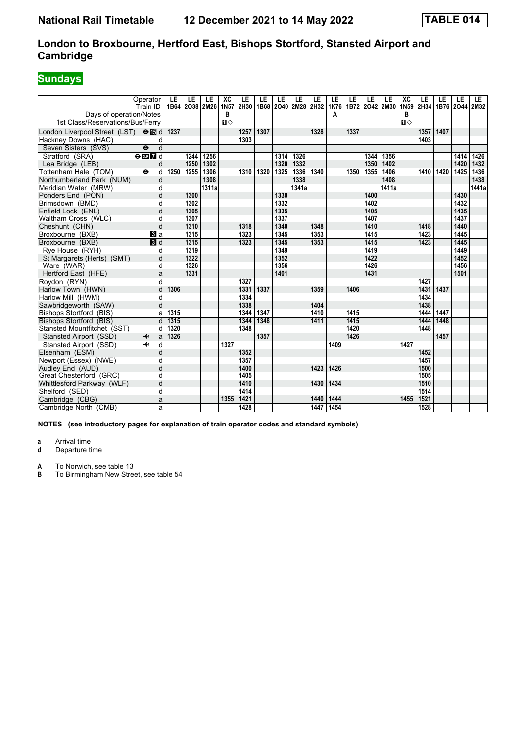# National Rail Timetable 12 December 2021 to 14 May 2022 TABLE 014

## London to Broxbourne, Hertford East, Bishops Stortford, Stansted Airport and Cambridge

### Sundays

| Operator | | LE | LE | LE | XC | LE | LE | LE | LE | LE | LE | LE | LE | LE | XC | LE | LE | LE | LE |
|---|---|---|---|---|---|---|---|---|---|---|---|---|---|---|---|---|---|---|---|
| Train ID | | 1B64 | 2O38 | 2M26 | 1N57 | 2H30 | 1B68 | 2O40 | 2M28 | 2H32 | 1K76 | 1B72 | 2O42 | 2M30 | 1N59 | 2H34 | 1B76 | 2O44 | 2M32 |
| Days of operation/Notes | | | | | B | | | | | | A | | | | B | | | | |
| 1st Class/Reservations/Bus/Ferry | | | | | ■◇ | | | | | | | | | | ■◇ | | | | |
| London Liverpool Street (LST) ⊖15 | d | 1237 | | | | 1257 | 1307 | | | 1328 | | 1337 | | | | 1357 | 1407 | | |
| Hackney Downs (HAC) | d | | | | | 1303 | | | | | | | | | | 1403 | | | |
| Seven Sisters (SVS) ⊖ | d | | | | | | | | | | | | | | | | | | |
| Stratford (SRA) ⊖DLR 7 | d | | 1244 | 1256 | | | | 1314 | 1326 | | | | 1344 | 1356 | | | | 1414 | 1426 |
| Lea Bridge (LEB) | d | | 1250 | 1302 | | | | 1320 | 1332 | | | | 1350 | 1402 | | | | 1420 | 1432 |
| Tottenham Hale (TOM) ⊖ | d | 1250 | 1255 | 1306 | | 1310 | 1320 | 1325 | 1336 | 1340 | | 1350 | 1355 | 1406 | | 1410 | 1420 | 1425 | 1436 |
| Northumberland Park (NUM) | d | | | 1308 | | | | | 1338 | | | | | 1408 | | | | | 1438 |
| Meridian Water (MRW) | d | | | 1311a | | | | | 1341a | | | | | 1411a | | | | | 1441a |
| Ponders End (PON) | d | | 1300 | | | | | 1330 | | | | | 1400 | | | | | 1430 | |
| Brimsdown (BMD) | d | | 1302 | | | | | 1332 | | | | | 1402 | | | | | 1432 | |
| Enfield Lock (ENL) | d | | 1305 | | | | | 1335 | | | | | 1405 | | | | | 1435 | |
| Waltham Cross (WLC) | d | | 1307 | | | | | 1337 | | | | | 1407 | | | | | 1437 | |
| Cheshunt (CHN) | d | | 1310 | | | 1318 | | 1340 | | 1348 | | | 1410 | | | 1418 | | 1440 | |
| Broxbourne (BXB) 3 | a | | 1315 | | | 1323 | | 1345 | | 1353 | | | 1415 | | | 1423 | | 1445 | |
| Broxbourne (BXB) 3 | d | | 1315 | | | 1323 | | 1345 | | 1353 | | | 1415 | | | 1423 | | 1445 | |
| Rye House (RYH) | d | | 1319 | | | | | 1349 | | | | | 1419 | | | | | 1449 | |
| St Margarets (Herts) (SMT) | d | | 1322 | | | | | 1352 | | | | | 1422 | | | | | 1452 | |
| Ware (WAR) | d | | 1326 | | | | | 1356 | | | | | 1426 | | | | | 1456 | |
| Hertford East (HFE) | a | | 1331 | | | | | 1401 | | | | | 1431 | | | | | 1501 | |
| Roydon (RYN) | d | | | | | 1327 | | | | | | | | | | 1427 | | | |
| Harlow Town (HWN) | d | 1306 | | | | 1331 | 1337 | | | 1359 | | 1406 | | | | 1431 | 1437 | | |
| Harlow Mill (HWM) | d | | | | | 1334 | | | | | | | | | | 1434 | | | |
| Sawbridgeworth (SAW) | d | | | | | 1338 | | | | 1404 | | | | | | 1438 | | | |
| Bishops Stortford (BIS) | a | 1315 | | | | 1344 | 1347 | | | 1410 | | 1415 | | | | 1444 | 1447 | | |
| Bishops Stortford (BIS) | d | 1315 | | | | 1344 | 1348 | | | 1411 | | 1415 | | | | 1444 | 1448 | | |
| Stansted Mountfitchet (SST) | d | 1320 | | | | 1348 | | | | | | 1420 | | | | 1448 | | | |
| Stansted Airport (SSD) ✈ | a | 1326 | | | | | 1357 | | | | | 1426 | | | | | 1457 | | |
| Stansted Airport (SSD) ✈ | d | | | | 1327 | | | | | | 1409 | | | | 1427 | | | | |
| Elsenham (ESM) | d | | | | | 1352 | | | | | | | | | | 1452 | | | |
| Newport (Essex) (NWE) | d | | | | | 1357 | | | | | | | | | | 1457 | | | |
| Audley End (AUD) | d | | | | | 1400 | | | | 1423 | 1426 | | | | | 1500 | | | |
| Great Chesterford (GRC) | d | | | | | 1405 | | | | | | | | | | 1505 | | | |
| Whittlesford Parkway (WLF) | d | | | | | 1410 | | | | 1430 | 1434 | | | | | 1510 | | | |
| Shelford (SED) | d | | | | | 1414 | | | | | | | | | | 1514 | | | |
| Cambridge (CBG) | a | | | | 1355 | 1421 | | | | 1440 | 1444 | | | | 1455 | 1521 | | | |
| Cambridge North (CMB) | a | | | | | 1428 | | | | 1447 | 1454 | | | | | 1528 | | | |

**NOTES (see introductory pages for explanation of train operator codes and standard symbols)**

**a** Arrival time
**d** Departure time

**A** To Norwich, see table 13
**B** To Birmingham New Street, see table 54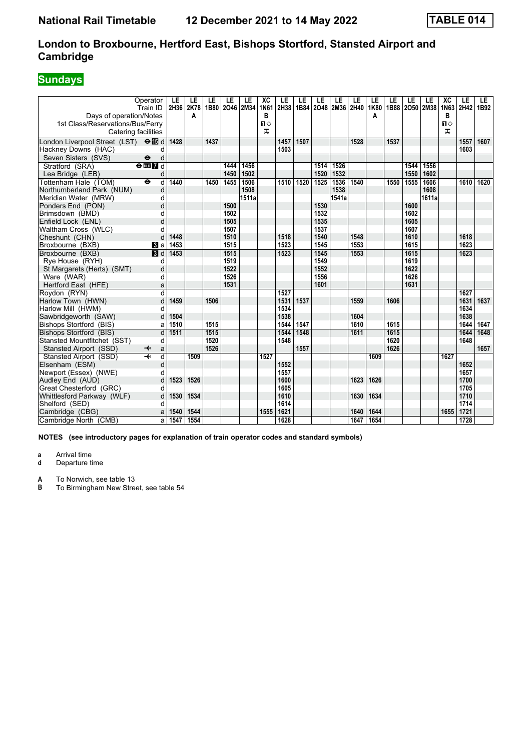# National Rail Timetable 12 December 2021 to 14 May 2022 TABLE 014

## London to Broxbourne, Hertford East, Bishops Stortford, Stansted Airport and Cambridge

### Sundays

| Operator | | LE | LE | LE | LE | LE | XC | LE | LE | LE | LE | LE | LE | LE | LE | LE | XC | LE | LE |
|---|---|---|---|---|---|---|---|---|---|---|---|---|---|---|---|---|---|---|---|
| Train ID | | 2H36 | 2K78 | 1B80 | 2O46 | 2M34 | 1N61 | 2H38 | 1B84 | 2O48 | 2M36 | 2H40 | 1K80 | 1B88 | 2O50 | 2M38 | 1N63 | 2H42 | 1B92 |
| Days of operation/Notes | | | A | | | | B | | | | | | A | | | | B | | |
| 1st Class/Reservations/Bus/Ferry | | | | | | | 1◇ | | | | | | | | | | 1◇ | | |
| Catering facilities | | | | | | | ᴿ | | | | | | | | | | ᴿ | | |
| London Liverpool Street (LST) ⊖15 | d | 1428 | | 1437 | | | | 1457 | 1507 | | | 1528 | | 1537 | | | | 1557 | 1607 |
| Hackney Downs (HAC) | d | | | | | | | 1503 | | | | | | | | | | 1603 | |
| Seven Sisters (SVS) ⊖ | d | | | | | | | | | | | | | | | | | | |
| Stratford (SRA) ⊖DLR 7 | d | | | | 1444 | 1456 | | | | 1514 | 1526 | | | | 1544 | 1556 | | | |
| Lea Bridge (LEB) | d | | | | 1450 | 1502 | | | | 1520 | 1532 | | | | 1550 | 1602 | | | |
| Tottenham Hale (TOM) ⊖ | d | 1440 | | 1450 | 1455 | 1506 | | 1510 | 1520 | 1525 | 1536 | 1540 | | 1550 | 1555 | 1606 | | 1610 | 1620 |
| Northumberland Park (NUM) | d | | | | | 1508 | | | | | 1538 | | | | | 1608 | | | |
| Meridian Water (MRW) | d | | | | | 1511a | | | | | 1541a | | | | | 1611a | | | |
| Ponders End (PON) | d | | | | 1500 | | | | | 1530 | | | | | 1600 | | | | |
| Brimsdown (BMD) | d | | | | 1502 | | | | | 1532 | | | | | 1602 | | | | |
| Enfield Lock (ENL) | d | | | | 1505 | | | | | 1535 | | | | | 1605 | | | | |
| Waltham Cross (WLC) | d | | | | 1507 | | | | | 1537 | | | | | 1607 | | | | |
| Cheshunt (CHN) | d | 1448 | | | 1510 | | | 1518 | | 1540 | | 1548 | | | 1610 | | | 1618 | |
| Broxbourne (BXB) 3 | a | 1453 | | | 1515 | | | 1523 | | 1545 | | 1553 | | | 1615 | | | 1623 | |
| Broxbourne (BXB) 3 | d | 1453 | | | 1515 | | | 1523 | | 1545 | | 1553 | | | 1615 | | | 1623 | |
| Rye House (RYH) | d | | | | 1519 | | | | | 1549 | | | | | 1619 | | | | |
| St Margarets (Herts) (SMT) | d | | | | 1522 | | | | | 1552 | | | | | 1622 | | | | |
| Ware (WAR) | d | | | | 1526 | | | | | 1556 | | | | | 1626 | | | | |
| Hertford East (HFE) | a | | | | 1531 | | | | | 1601 | | | | | 1631 | | | | |
| Roydon (RYN) | d | | | | | | | 1527 | | | | | | | | | | 1627 | |
| Harlow Town (HWN) | d | 1459 | | 1506 | | | | 1531 | 1537 | | | 1559 | | 1606 | | | | 1631 | 1637 |
| Harlow Mill (HWM) | d | | | | | | | 1534 | | | | | | | | | | 1634 | |
| Sawbridgeworth (SAW) | d | 1504 | | | | | | 1538 | | | | 1604 | | | | | | 1638 | |
| Bishops Stortford (BIS) | a | 1510 | | 1515 | | | | 1544 | 1547 | | | 1610 | | 1615 | | | | 1644 | 1647 |
| Bishops Stortford (BIS) | d | 1511 | | 1515 | | | | 1544 | 1548 | | | 1611 | | 1615 | | | | 1644 | 1648 |
| Stansted Mountfitchet (SST) | d | | | 1520 | | | | 1548 | | | | | | 1620 | | | | 1648 | |
| Stansted Airport (SSD) ✈ | a | | | 1526 | | | | | 1557 | | | | | 1626 | | | | | 1657 |
| Stansted Airport (SSD) ✈ | d | | 1509 | | | | 1527 | | | | | | 1609 | | | | 1627 | | |
| Elsenham (ESM) | d | | | | | | | 1552 | | | | | | | | | | 1652 | |
| Newport (Essex) (NWE) | d | | | | | | | 1557 | | | | | | | | | | 1657 | |
| Audley End (AUD) | d | 1523 | 1526 | | | | | 1600 | | | | 1623 | 1626 | | | | | 1700 | |
| Great Chesterford (GRC) | d | | | | | | | 1605 | | | | | | | | | | 1705 | |
| Whittlesford Parkway (WLF) | d | 1530 | 1534 | | | | | 1610 | | | | 1630 | 1634 | | | | | 1710 | |
| Shelford (SED) | d | | | | | | | 1614 | | | | | | | | | | 1714 | |
| Cambridge (CBG) | a | 1540 | 1544 | | | | 1555 | 1621 | | | | 1640 | 1644 | | | | 1655 | 1721 | |
| Cambridge North (CMB) | a | 1547 | 1554 | | | | | 1628 | | | | 1647 | 1654 | | | | | 1728 | |

**NOTES (see introductory pages for explanation of train operator codes and standard symbols)**

**a** Arrival time
**d** Departure time

**A** To Norwich, see table 13
**B** To Birmingham New Street, see table 54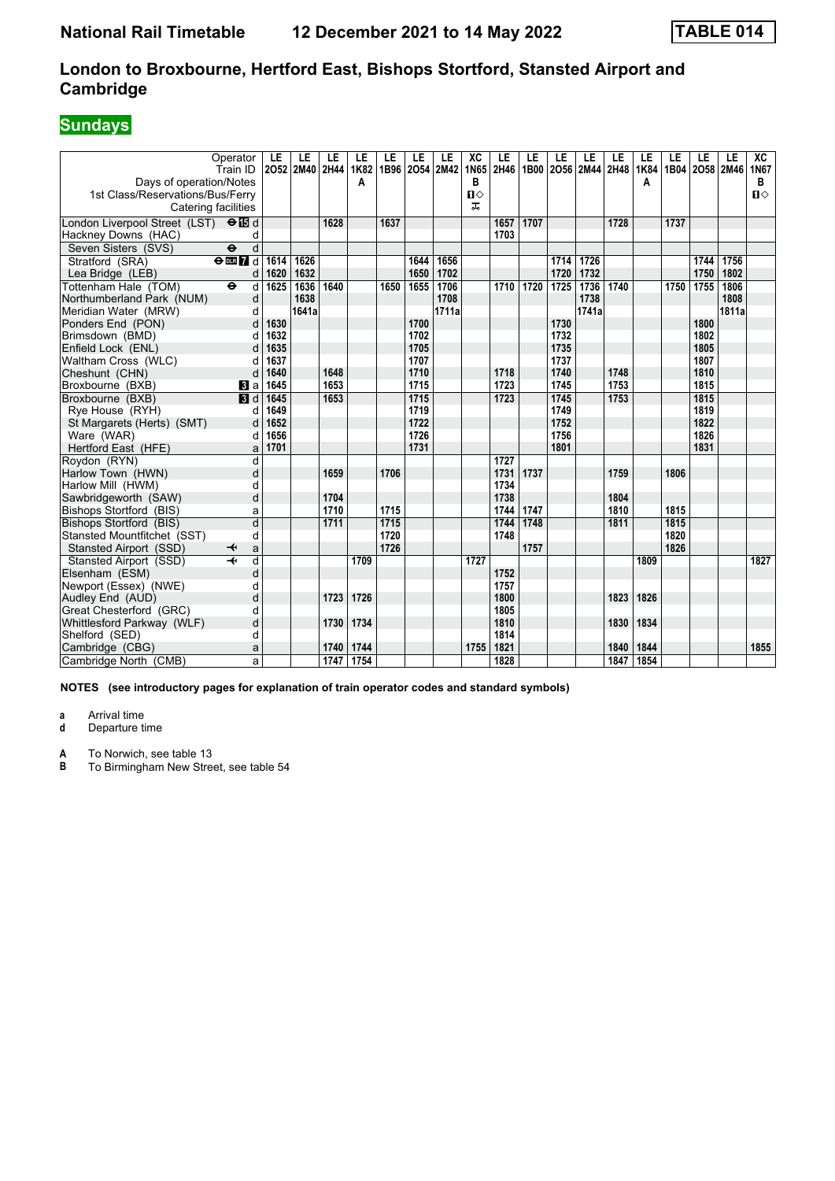# National Rail Timetable 12 December 2021 to 14 May 2022 TABLE 014

## London to Broxbourne, Hertford East, Bishops Stortford, Stansted Airport and Cambridge

### Sundays

| Operator | | LE | LE | LE | LE | LE | LE | LE | XC | LE | LE | LE | LE | LE | LE | LE | LE | LE | XC |
|---|---|---|---|---|---|---|---|---|---|---|---|---|---|---|---|---|---|---|---|
| Train ID | | 2O52 | 2M40 | 2H44 | 1K82 | 1B96 | 2O54 | 2M42 | 1N65 | 2H46 | 1B00 | 2O56 | 2M44 | 2H48 | 1K84 | 1B04 | 2O58 | 2M46 | 1N67 |
| Days of operation/Notes | | | | | A | | | | B | | | | | | A | | | | B |
| 1st Class/Reservations/Bus/Ferry | | | | | | | | | ■◇ | | | | | | | | | | ■◇ |
| Catering facilities | | | | | | | | | ⯒ | | | | | | | | | | |
| London Liverpool Street (LST) ⊖15 | d | | | 1628 | | 1637 | | | | 1657 | 1707 | | | 1728 | | 1737 | | | |
| Hackney Downs (HAC) | d | | | | | | | | | 1703 | | | | | | | | | |
| Seven Sisters (SVS) ⊖ | d | | | | | | | | | | | | | | | | | | |
| Stratford (SRA) ⊖DLR7 | d | 1614 | 1626 | | | | 1644 | 1656 | | | | 1714 | 1726 | | | | 1744 | 1756 | |
| Lea Bridge (LEB) | d | 1620 | 1632 | | | | 1650 | 1702 | | | | 1720 | 1732 | | | | 1750 | 1802 | |
| Tottenham Hale (TOM) ⊖ | d | 1625 | 1636 | 1640 | | 1650 | 1655 | 1706 | | 1710 | 1720 | 1725 | 1736 | 1740 | | 1750 | 1755 | 1806 | |
| Northumberland Park (NUM) | d | | 1638 | | | | | 1708 | | | | | 1738 | | | | | 1808 | |
| Meridian Water (MRW) | d | | 1641a | | | | | 1711a | | | | | 1741a | | | | | 1811a | |
| Ponders End (PON) | d | 1630 | | | | | 1700 | | | | | 1730 | | | | | 1800 | | |
| Brimsdown (BMD) | d | 1632 | | | | | 1702 | | | | | 1732 | | | | | 1802 | | |
| Enfield Lock (ENL) | d | 1635 | | | | | 1705 | | | | | 1735 | | | | | 1805 | | |
| Waltham Cross (WLC) | d | 1637 | | | | | 1707 | | | | | 1737 | | | | | 1807 | | |
| Cheshunt (CHN) | d | 1640 | | 1648 | | | 1710 | | | 1718 | | 1740 | | 1748 | | | 1810 | | |
| Broxbourne (BXB) 3 | a | 1645 | | 1653 | | | 1715 | | | 1723 | | 1745 | | 1753 | | | 1815 | | |
| Broxbourne (BXB) 3 | d | 1645 | | 1653 | | | 1715 | | | 1723 | | 1745 | | 1753 | | | 1815 | | |
| Rye House (RYH) | d | 1649 | | | | | 1719 | | | | | 1749 | | | | | 1819 | | |
| St Margarets (Herts) (SMT) | d | 1652 | | | | | 1722 | | | | | 1752 | | | | | 1822 | | |
| Ware (WAR) | d | 1656 | | | | | 1726 | | | | | 1756 | | | | | 1826 | | |
| Hertford East (HFE) | a | 1701 | | | | | 1731 | | | | | 1801 | | | | | 1831 | | |
| Roydon (RYN) | d | | | | | | | | | 1727 | | | | | | | | | |
| Harlow Town (HWN) | d | | | 1659 | | 1706 | | | | 1731 | 1737 | | | 1759 | | 1806 | | | |
| Harlow Mill (HWM) | d | | | | | | | | | 1734 | | | | | | | | | |
| Sawbridgeworth (SAW) | d | | | 1704 | | | | | | 1738 | | | | 1804 | | | | | |
| Bishops Stortford (BIS) | a | | | 1710 | | 1715 | | | | 1744 | 1747 | | | 1810 | | 1815 | | | |
| Bishops Stortford (BIS) | d | | | 1711 | | 1715 | | | | 1744 | 1748 | | | 1811 | | 1815 | | | |
| Stansted Mountfitchet (SST) | d | | | | | 1720 | | | | 1748 | | | | | | 1820 | | | |
| Stansted Airport (SSD) ✈ | a | | | | | 1726 | | | | | 1757 | | | | | 1826 | | | |
| Stansted Airport (SSD) ✈ | d | | | | 1709 | | | | 1727 | | | | | | 1809 | | | | 1827 |
| Elsenham (ESM) | d | | | | | | | | | 1752 | | | | | | | | | |
| Newport (Essex) (NWE) | d | | | | | | | | | 1757 | | | | | | | | | |
| Audley End (AUD) | d | | | 1723 | 1726 | | | | | 1800 | | | | 1823 | 1826 | | | | |
| Great Chesterford (GRC) | d | | | | | | | | | 1805 | | | | | | | | | |
| Whittlesford Parkway (WLF) | d | | | 1730 | 1734 | | | | | 1810 | | | | 1830 | 1834 | | | | |
| Shelford (SED) | d | | | | | | | | | 1814 | | | | | | | | | |
| Cambridge (CBG) | a | | | 1740 | 1744 | | | | 1755 | 1821 | | | | 1840 | 1844 | | | | 1855 |
| Cambridge North (CMB) | a | | | 1747 | 1754 | | | | | 1828 | | | | 1847 | 1854 | | | | |

**NOTES (see introductory pages for explanation of train operator codes and standard symbols)**

**a** Arrival time
**d** Departure time

**A** To Norwich, see table 13
**B** To Birmingham New Street, see table 54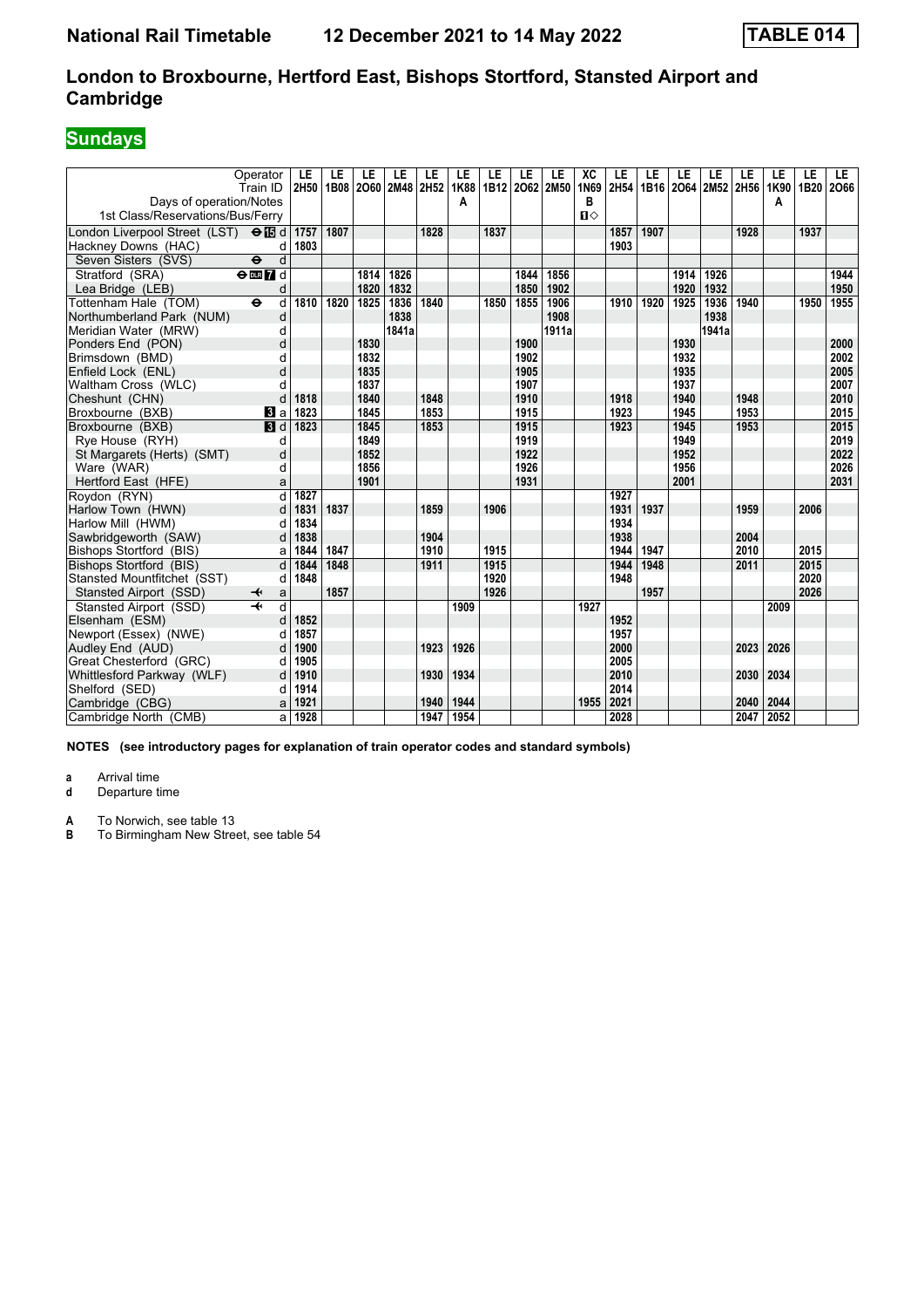# National Rail Timetable 12 December 2021 to 14 May 2022 TABLE 014

## London to Broxbourne, Hertford East, Bishops Stortford, Stansted Airport and Cambridge

## Sundays

| Operator | | LE | LE | LE | LE | LE | LE | LE | LE | LE | XC | LE | LE | LE | LE | LE | LE | LE | LE |
|---|---|---|---|---|---|---|---|---|---|---|---|---|---|---|---|---|---|---|---|
| Train ID | | 2H50 | 1B08 | 2O60 | 2M48 | 2H52 | 1K88 | 1B12 | 2O62 | 2M50 | 1N69 | 2H54 | 1B16 | 2O64 | 2M52 | 2H56 | 1K90 | 1B20 | 2O66 |
| Days of operation/Notes | | | | | | | A | | | | B | | | | | | A | | |
| 1st Class/Reservations/Bus/Ferry | | | | | | | | | | | ■◇ | | | | | | | | |
| London Liverpool Street (LST) ⊖ 15 | d | 1757 | 1807 | | | 1828 | | 1837 | | | | 1857 | 1907 | | | 1928 | | 1937 | |
| Hackney Downs (HAC) | d | 1803 | | | | | | | | | | 1903 | | | | | | | |
| Seven Sisters (SVS) ⊖ | d | | | | | | | | | | | | | | | | | | |
| Stratford (SRA) ⊖ DLR 7 | d | | | 1814 | 1826 | | | | 1844 | 1856 | | | | 1914 | 1926 | | | | 1944 |
| Lea Bridge (LEB) | d | | | 1820 | 1832 | | | | 1850 | 1902 | | | | 1920 | 1932 | | | | 1950 |
| Tottenham Hale (TOM) ⊖ | d | 1810 | 1820 | 1825 | 1836 | 1840 | | 1850 | 1855 | 1906 | | 1910 | 1920 | 1925 | 1936 | 1940 | | 1950 | 1955 |
| Northumberland Park (NUM) | d | | | | 1838 | | | | | 1908 | | | | | 1938 | | | | |
| Meridian Water (MRW) | d | | | | 1841a | | | | | 1911a | | | | | 1941a | | | | |
| Ponders End (PON) | d | | | 1830 | | | | | 1900 | | | | | 1930 | | | | | 2000 |
| Brimsdown (BMD) | d | | | 1832 | | | | | 1902 | | | | | 1932 | | | | | 2002 |
| Enfield Lock (ENL) | d | | | 1835 | | | | | 1905 | | | | | 1935 | | | | | 2005 |
| Waltham Cross (WLC) | d | | | 1837 | | | | | 1907 | | | | | 1937 | | | | | 2007 |
| Cheshunt (CHN) | d | 1818 | | 1840 | | 1848 | | | 1910 | | | 1918 | | 1940 | | 1948 | | | 2010 |
| Broxbourne (BXB) 3 | a | 1823 | | 1845 | | 1853 | | | 1915 | | | 1923 | | 1945 | | 1953 | | | 2015 |
| Broxbourne (BXB) 3 | d | 1823 | | 1845 | | 1853 | | | 1915 | | | 1923 | | 1945 | | 1953 | | | 2015 |
| Rye House (RYH) | d | | | 1849 | | | | | 1919 | | | | | 1949 | | | | | 2019 |
| St Margarets (Herts) (SMT) | d | | | 1852 | | | | | 1922 | | | | | 1952 | | | | | 2022 |
| Ware (WAR) | d | | | 1856 | | | | | 1926 | | | | | 1956 | | | | | 2026 |
| Hertford East (HFE) | a | | | 1901 | | | | | 1931 | | | | | 2001 | | | | | 2031 |
| Roydon (RYN) | d | 1827 | | | | | | | | | | 1927 | | | | | | | |
| Harlow Town (HWN) | d | 1831 | 1837 | | | 1859 | | 1906 | | | | 1931 | 1937 | | | 1959 | | 2006 | |
| Harlow Mill (HWM) | d | 1834 | | | | | | | | | | 1934 | | | | | | | |
| Sawbridgeworth (SAW) | d | 1838 | | | | 1904 | | | | | | 1938 | | | | 2004 | | | |
| Bishops Stortford (BIS) | a | 1844 | 1847 | | | 1910 | | 1915 | | | | 1944 | 1947 | | | 2010 | | 2015 | |
| Bishops Stortford (BIS) | d | 1844 | 1848 | | | 1911 | | 1915 | | | | 1944 | 1948 | | | 2011 | | 2015 | |
| Stansted Mountfitchet (SST) | d | 1848 | | | | | | 1920 | | | | 1948 | | | | | | 2020 | |
| Stansted Airport (SSD) ✈ | a | | 1857 | | | | | 1926 | | | | | 1957 | | | | | 2026 | |
| Stansted Airport (SSD) ✈ | d | | | | | | 1909 | | | | 1927 | | | | | | 2009 | | |
| Elsenham (ESM) | d | 1852 | | | | | | | | | | 1952 | | | | | | | |
| Newport (Essex) (NWE) | d | 1857 | | | | | | | | | | 1957 | | | | | | | |
| Audley End (AUD) | d | 1900 | | | | 1923 | 1926 | | | | | 2000 | | | | 2023 | 2026 | | |
| Great Chesterford (GRC) | d | 1905 | | | | | | | | | | 2005 | | | | | | | |
| Whittlesford Parkway (WLF) | d | 1910 | | | | 1930 | 1934 | | | | | 2010 | | | | 2030 | 2034 | | |
| Shelford (SED) | d | 1914 | | | | | | | | | | 2014 | | | | | | | |
| Cambridge (CBG) | a | 1921 | | | | 1940 | 1944 | | | | 1955 | 2021 | | | | 2040 | 2044 | | |
| Cambridge North (CMB) | a | 1928 | | | | 1947 | 1954 | | | | | 2028 | | | | 2047 | 2052 | | |

**NOTES (see introductory pages for explanation of train operator codes and standard symbols)**

**a** Arrival time
**d** Departure time

**A** To Norwich, see table 13
**B** To Birmingham New Street, see table 54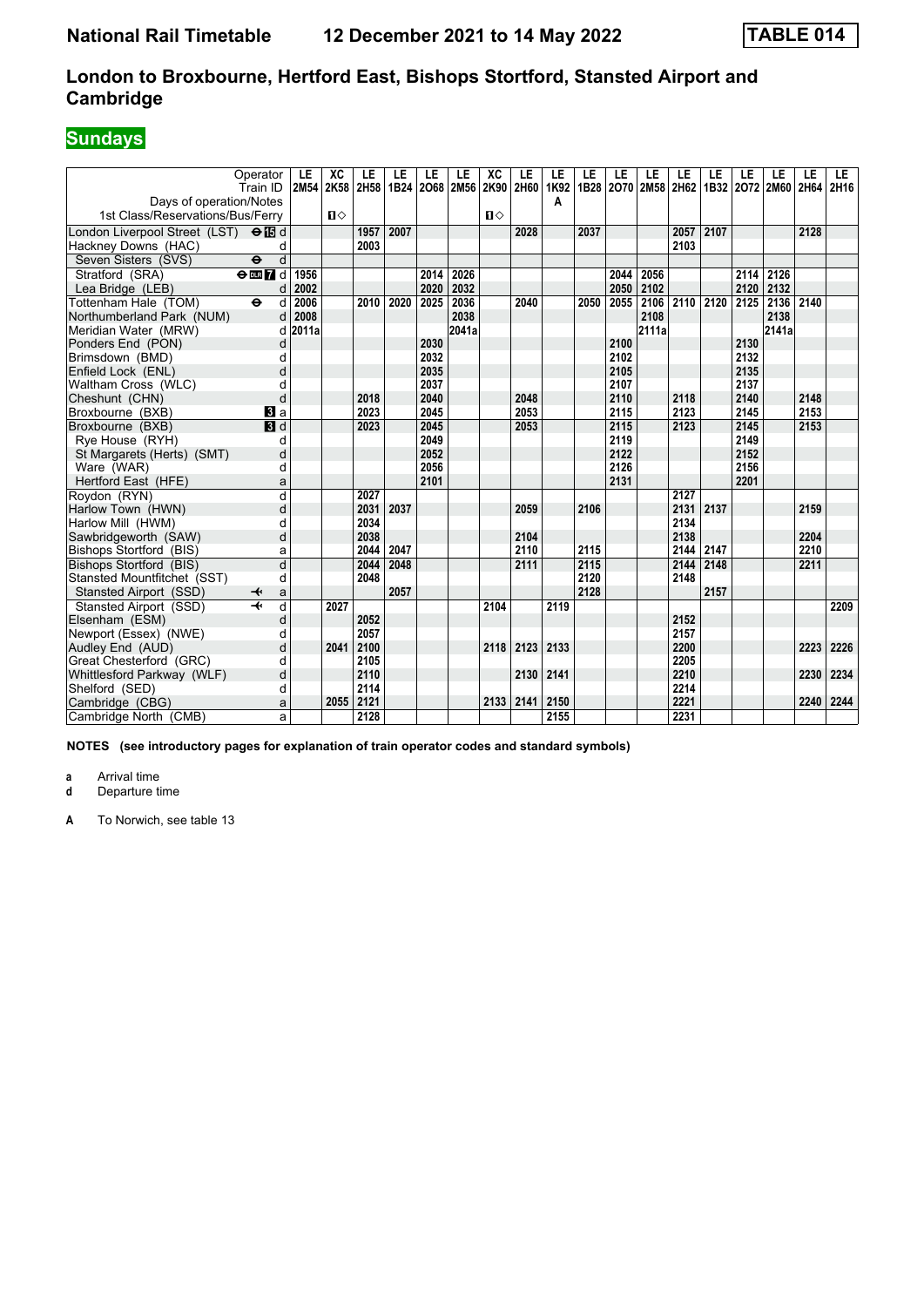# London to Broxbourne, Hertford East, Bishops Stortford, Stansted Airport and Cambridge

## Sundays

| Operator | | LE | XC | LE | LE | LE | LE | XC | LE | LE | LE | LE | LE | LE | LE | LE | LE | LE | LE |
|---|---|---|---|---|---|---|---|---|---|---|---|---|---|---|---|---|---|---|---|
| Train ID | | 2M54 | 2K58 | 2H58 | 1B24 | 2O68 | 2M56 | 2K90 | 2H60 | 1K92 | 1B28 | 2O70 | 2M58 | 2H62 | 1B32 | 2O72 | 2M60 | 2H64 | 2H16 |
| Days of operation/Notes | | | | | | | | | | A | | | | | | | | | |
| 1st Class/Reservations/Bus/Ferry | | | 1◇ | | | | | 1◇ | | | | | | | | | | | |
| London Liverpool Street (LST) ⊖15 | d | | | 1957 | 2007 | | | | 2028 | | 2037 | | | 2057 | 2107 | | | 2128 | |
| Hackney Downs (HAC) | d | | | 2003 | | | | | | | | | | 2103 | | | | | |
| Seven Sisters (SVS) ⊖ | d | | | | | | | | | | | | | | | | | | |
| Stratford (SRA) ⊖DLR 7 | d | 1956 | | | | 2014 | 2026 | | | | | 2044 | 2056 | | | 2114 | 2126 | | |
| Lea Bridge (LEB) | d | 2002 | | | | 2020 | 2032 | | | | | 2050 | 2102 | | | 2120 | 2132 | | |
| Tottenham Hale (TOM) ⊖ | d | 2006 | | 2010 | 2020 | 2025 | 2036 | | 2040 | | 2050 | 2055 | 2106 | 2110 | 2120 | 2125 | 2136 | 2140 | |
| Northumberland Park (NUM) | d | 2008 | | | | | 2038 | | | | | | 2108 | | | | 2138 | | |
| Meridian Water (MRW) | d | 2011a | | | | | 2041a | | | | | | 2111a | | | | 2141a | | |
| Ponders End (PON) | d | | | | | 2030 | | | | | | 2100 | | | | 2130 | | | |
| Brimsdown (BMD) | d | | | | | 2032 | | | | | | 2102 | | | | 2132 | | | |
| Enfield Lock (ENL) | d | | | | | 2035 | | | | | | 2105 | | | | 2135 | | | |
| Waltham Cross (WLC) | d | | | | | 2037 | | | | | | 2107 | | | | 2137 | | | |
| Cheshunt (CHN) | d | | | 2018 | | 2040 | | | 2048 | | | 2110 | | 2118 | | 2140 | | 2148 | |
| Broxbourne (BXB) 3 | a | | | 2023 | | 2045 | | | 2053 | | | 2115 | | 2123 | | 2145 | | 2153 | |
| Broxbourne (BXB) 3 | d | | | 2023 | | 2045 | | | 2053 | | | 2115 | | 2123 | | 2145 | | 2153 | |
| Rye House (RYH) | d | | | | | 2049 | | | | | | 2119 | | | | 2149 | | | |
| St Margarets (Herts) (SMT) | d | | | | | 2052 | | | | | | 2122 | | | | 2152 | | | |
| Ware (WAR) | d | | | | | 2056 | | | | | | 2126 | | | | 2156 | | | |
| Hertford East (HFE) | a | | | | | 2101 | | | | | | 2131 | | | | 2201 | | | |
| Roydon (RYN) | d | | | 2027 | | | | | | | | | | 2127 | | | | | |
| Harlow Town (HWN) | d | | | 2031 | 2037 | | | | 2059 | | 2106 | | | 2131 | 2137 | | | 2159 | |
| Harlow Mill (HWM) | d | | | 2034 | | | | | | | | | | 2134 | | | | | |
| Sawbridgeworth (SAW) | d | | | 2038 | | | | | 2104 | | | | | 2138 | | | | 2204 | |
| Bishops Stortford (BIS) | a | | | 2044 | 2047 | | | | 2110 | | 2115 | | | 2144 | 2147 | | | 2210 | |
| Bishops Stortford (BIS) | d | | | 2044 | 2048 | | | | 2111 | | 2115 | | | 2144 | 2148 | | | 2211 | |
| Stansted Mountfitchet (SST) | d | | | 2048 | | | | | | | 2120 | | | 2148 | | | | | |
| Stansted Airport (SSD) ✈ | a | | | | 2057 | | | | | | 2128 | | | | 2157 | | | | |
| Stansted Airport (SSD) ✈ | d | | 2027 | | | | | 2104 | | 2119 | | | | | | | | | 2209 |
| Elsenham (ESM) | d | | | 2052 | | | | | | | | | | 2152 | | | | | |
| Newport (Essex) (NWE) | d | | | 2057 | | | | | | | | | | 2157 | | | | | |
| Audley End (AUD) | d | | 2041 | 2100 | | | | 2118 | 2123 | 2133 | | | | 2200 | | | | 2223 | 2226 |
| Great Chesterford (GRC) | d | | | 2105 | | | | | | | | | | 2205 | | | | | |
| Whittlesford Parkway (WLF) | d | | | 2110 | | | | | 2130 | 2141 | | | | 2210 | | | | 2230 | 2234 |
| Shelford (SED) | d | | | 2114 | | | | | | | | | | 2214 | | | | | |
| Cambridge (CBG) | a | | 2055 | 2121 | | | | 2133 | 2141 | 2150 | | | | 2221 | | | | 2240 | 2244 |
| Cambridge North (CMB) | a | | | 2128 | | | | | | 2155 | | | | 2231 | | | | | |

**NOTES (see introductory pages for explanation of train operator codes and standard symbols)**

**a** Arrival time
**d** Departure time

**A** To Norwich, see table 13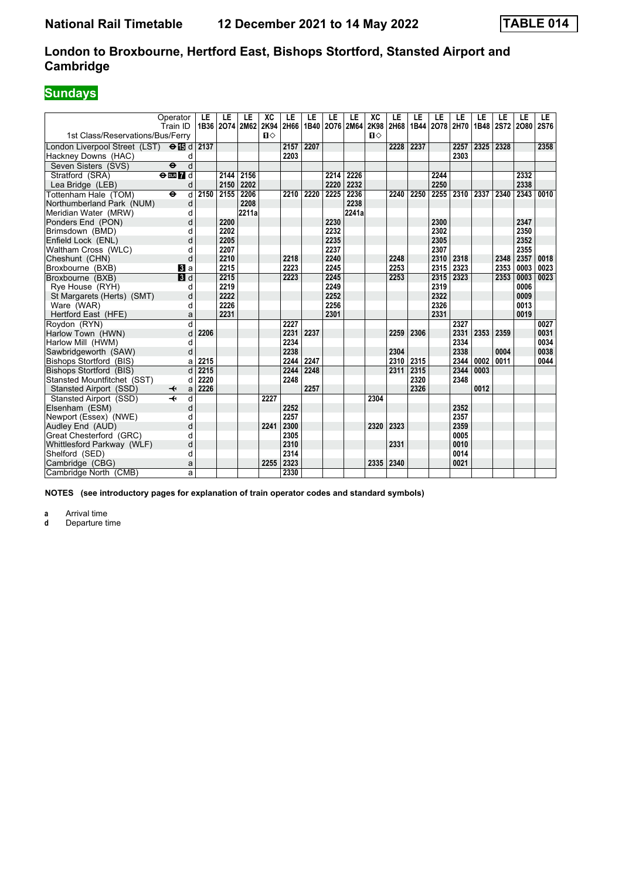# London to Broxbourne, Hertford East, Bishops Stortford, Stansted Airport and Cambridge

## Sundays

| Operator | | LE | LE | LE | XC | LE | LE | LE | LE | XC | LE | LE | LE | LE | LE | LE | LE | LE |
|---|---|---|---|---|---|---|---|---|---|---|---|---|---|---|---|---|---|---|
| Train ID | | 1B36 | 2O74 | 2M62 | 2K94 | 2H66 | 1B40 | 2O76 | 2M64 | 2K98 | 2H68 | 1B44 | 2O78 | 2H70 | 1B48 | 2S72 | 2O80 | 2S76 |
| 1st Class/Reservations/Bus/Ferry | | | | | 1◇ | | | | | 1◇ | | | | | | | | |
| London Liverpool Street (LST) ⊖ 15 | d | 2137 | | | | 2157 | 2207 | | | | 2228 | 2237 | | 2257 | 2325 | 2328 | | 2358 |
| Hackney Downs (HAC) | d | | | | | 2203 | | | | | | | | 2303 | | | | |
| Seven Sisters (SVS) ⊖ | d | | | | | | | | | | | | | | | | | |
| Stratford (SRA) ⊖ DLR 7 | d | | 2144 | 2156 | | | | 2214 | 2226 | | | | 2244 | | | | 2332 | |
| Lea Bridge (LEB) | d | | 2150 | 2202 | | | | 2220 | 2232 | | | | 2250 | | | | 2338 | |
| Tottenham Hale (TOM) ⊖ | d | 2150 | 2155 | 2206 | | 2210 | 2220 | 2225 | 2236 | | 2240 | 2250 | 2255 | 2310 | 2337 | 2340 | 2343 | 0010 |
| Northumberland Park (NUM) | d | | | 2208 | | | | | 2238 | | | | | | | | | |
| Meridian Water (MRW) | d | | | 2211a | | | | | 2241a | | | | | | | | | |
| Ponders End (PON) | d | | 2200 | | | | | 2230 | | | | | 2300 | | | | 2347 | |
| Brimsdown (BMD) | d | | 2202 | | | | | 2232 | | | | | 2302 | | | | 2350 | |
| Enfield Lock (ENL) | d | | 2205 | | | | | 2235 | | | | | 2305 | | | | 2352 | |
| Waltham Cross (WLC) | d | | 2207 | | | | | 2237 | | | | | 2307 | | | | 2355 | |
| Cheshunt (CHN) | d | | 2210 | | | 2218 | | 2240 | | | 2248 | | 2310 | 2318 | | 2348 | 2357 | 0018 |
| Broxbourne (BXB) 3 | a | | 2215 | | | 2223 | | 2245 | | | 2253 | | 2315 | 2323 | | 2353 | 0003 | 0023 |
| Broxbourne (BXB) 3 | d | | 2215 | | | 2223 | | 2245 | | | 2253 | | 2315 | 2323 | | 2353 | 0003 | 0023 |
| Rye House (RYH) | d | | 2219 | | | | | 2249 | | | | | 2319 | | | | 0006 | |
| St Margarets (Herts) (SMT) | d | | 2222 | | | | | 2252 | | | | | 2322 | | | | 0009 | |
| Ware (WAR) | d | | 2226 | | | | | 2256 | | | | | 2326 | | | | 0013 | |
| Hertford East (HFE) | a | | 2231 | | | | | 2301 | | | | | 2331 | | | | 0019 | |
| Roydon (RYN) | d | | | | | 2227 | | | | | | | | 2327 | | | | 0027 |
| Harlow Town (HWN) | d | 2206 | | | | 2231 | 2237 | | | | 2259 | 2306 | | 2331 | 2353 | 2359 | | 0031 |
| Harlow Mill (HWM) | d | | | | | 2234 | | | | | | | | 2334 | | | | 0034 |
| Sawbridgeworth (SAW) | d | | | | | 2238 | | | | | 2304 | | | 2338 | | 0004 | | 0038 |
| Bishops Stortford (BIS) | a | 2215 | | | | 2244 | 2247 | | | | 2310 | 2315 | | 2344 | 0002 | 0011 | | 0044 |
| Bishops Stortford (BIS) | d | 2215 | | | | 2244 | 2248 | | | | 2311 | 2315 | | 2344 | 0003 | | | |
| Stansted Mountfitchet (SST) | d | 2220 | | | | 2248 | | | | | | 2320 | | 2348 | | | | |
| Stansted Airport (SSD) ✈ | a | 2226 | | | | | 2257 | | | | | 2326 | | | 0012 | | | |
| Stansted Airport (SSD) ✈ | d | | | | 2227 | | | | | 2304 | | | | | | | | |
| Elsenham (ESM) | d | | | | | 2252 | | | | | | | | 2352 | | | | |
| Newport (Essex) (NWE) | d | | | | | 2257 | | | | | | | | 2357 | | | | |
| Audley End (AUD) | d | | | | 2241 | 2300 | | | | 2320 | 2323 | | | 2359 | | | | |
| Great Chesterford (GRC) | d | | | | | 2305 | | | | | | | | 0005 | | | | |
| Whittlesford Parkway (WLF) | d | | | | | 2310 | | | | | 2331 | | | 0010 | | | | |
| Shelford (SED) | d | | | | | 2314 | | | | | | | | 0014 | | | | |
| Cambridge (CBG) | a | | | | 2255 | 2323 | | | | 2335 | 2340 | | | 0021 | | | | |
| Cambridge North (CMB) | a | | | | | 2330 | | | | | | | | | | | | |

**NOTES (see introductory pages for explanation of train operator codes and standard symbols)**

**a** Arrival time
**d** Departure time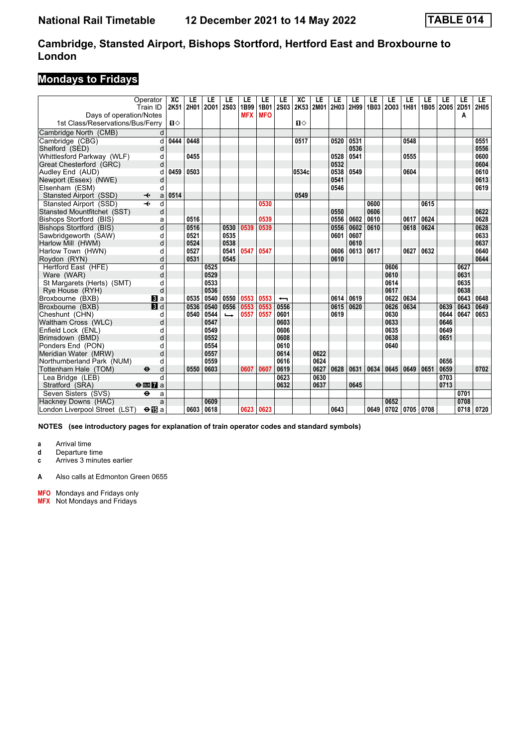# National Rail Timetable — 12 December 2021 to 14 May 2022 — TABLE 014

## Cambridge, Stansted Airport, Bishops Stortford, Hertford East and Broxbourne to London

### Mondays to Fridays

| Operator | | XC | LE | LE | LE | LE | LE | LE | XC | LE | LE | LE | LE | LE | LE | LE | LE | LE | LE |
|---|---|---|---|---|---|---|---|---|---|---|---|---|---|---|---|---|---|---|---|
| Train ID | | 2K51 | 2H01 | 2O01 | 2S03 | 1B99 | 1B01 | 2S03 | 2K53 | 2M01 | 2H03 | 2H99 | 1B03 | 2O03 | 1H81 | 1B05 | 2O05 | 2D51 | 2H05 |
| Days of operation/Notes | | | | | | MFX | MFO | | | | | | | | | | | A | |
| 1st Class/Reservations/Bus/Ferry | | 1◇ | | | | | | | 1◇ | | | | | | | | | | |
| Cambridge North (CMB) | d | | | | | | | | | | | | | | | | | | |
| Cambridge (CBG) | d | 0444 | 0448 | | | | | | 0517 | | 0520 | 0531 | | | 0548 | | | | 0551 |
| Shelford (SED) | d | | | | | | | | | | | 0536 | | | | | | | 0556 |
| Whittlesford Parkway (WLF) | d | | 0455 | | | | | | | | 0528 | 0541 | | | 0555 | | | | 0600 |
| Great Chesterford (GRC) | d | | | | | | | | | | 0532 | | | | | | | | 0604 |
| Audley End (AUD) | d | 0459 | 0503 | | | | | | 0534c | | 0538 | 0549 | | | 0604 | | | | 0610 |
| Newport (Essex) (NWE) | d | | | | | | | | | | 0541 | | | | | | | | 0613 |
| Elsenham (ESM) | d | | | | | | | | | | 0546 | | | | | | | | 0619 |
| Stansted Airport (SSD) ✈ | a | 0514 | | | | | | | 0549 | | | | | | | | | | |
| Stansted Airport (SSD) ✈ | d | | | | | | 0530 | | | | | | 0600 | | | 0615 | | | |
| Stansted Mountfitchet (SST) | d | | | | | | | | | | 0550 | | 0606 | | | | | | 0622 |
| Bishops Stortford (BIS) | a | | 0516 | | | | 0539 | | | | 0556 | 0602 | 0610 | | 0617 | 0624 | | | 0628 |
| Bishops Stortford (BIS) | d | | 0516 | | 0530 | 0539 | 0539 | | | | 0556 | 0602 | 0610 | | 0618 | 0624 | | | 0628 |
| Sawbridgeworth (SAW) | d | | 0521 | | 0535 | | | | | | 0601 | 0607 | | | | | | | 0633 |
| Harlow Mill (HWM) | d | | 0524 | | 0538 | | | | | | | 0610 | | | | | | | 0637 |
| Harlow Town (HWN) | d | | 0527 | | 0541 | 0547 | 0547 | | | | 0606 | 0613 | 0617 | | 0627 | 0632 | | | 0640 |
| Roydon (RYN) | d | | 0531 | | 0545 | | | | | | 0610 | | | | | | | | 0644 |
| Hertford East (HFE) | d | | | 0525 | | | | | | | | | | 0606 | | | | 0627 | |
| Ware (WAR) | d | | | 0529 | | | | | | | | | | 0610 | | | | 0631 | |
| St Margarets (Herts) (SMT) | d | | | 0533 | | | | | | | | | | 0614 | | | | 0635 | |
| Rye House (RYH) | d | | | 0536 | | | | | | | | | | 0617 | | | | 0638 | |
| Broxbourne (BXB) 3 | a | | 0535 | 0540 | 0550 | 0553 | 0553 | ← | | | 0614 | 0619 | | 0622 | 0634 | | | 0643 | 0648 |
| Broxbourne (BXB) 3 | d | | 0536 | 0540 | 0556 | 0553 | 0553 | 0556 | | | 0615 | 0620 | | 0626 | 0634 | | 0639 | 0643 | 0649 |
| Cheshunt (CHN) | d | | 0540 | 0544 | → | 0557 | 0557 | 0601 | | | 0619 | | | 0630 | | | 0644 | 0647 | 0653 |
| Waltham Cross (WLC) | d | | | 0547 | | | | 0603 | | | | | | 0633 | | | 0646 | | |
| Enfield Lock (ENL) | d | | | 0549 | | | | 0606 | | | | | | 0635 | | | 0649 | | |
| Brimsdown (BMD) | d | | | 0552 | | | | 0608 | | | | | | 0638 | | | 0651 | | |
| Ponders End (PON) | d | | | 0554 | | | | 0610 | | | | | | 0640 | | | | | |
| Meridian Water (MRW) | d | | | 0557 | | | | 0614 | | 0622 | | | | | | | | | |
| Northumberland Park (NUM) | d | | | 0559 | | | | 0616 | | 0624 | | | | | | | 0656 | | |
| Tottenham Hale (TOM) ⊖ | d | | 0550 | 0603 | | 0607 | 0607 | 0619 | | 0627 | 0628 | 0631 | 0634 | 0645 | 0649 | 0651 | 0659 | | 0702 |
| Lea Bridge (LEB) | d | | | | | | | 0623 | | 0630 | | | | | | | 0703 | | |
| Stratford (SRA) ⊖ DLR 7 | a | | | | | | | 0632 | | 0637 | | 0645 | | | | | 0713 | | |
| Seven Sisters (SVS) ⊖ | a | | | | | | | | | | | | | | | | | 0701 | |
| Hackney Downs (HAC) | a | | | 0609 | | | | | | | | | | 0652 | | | | 0708 | |
| London Liverpool Street (LST) ⊖ 15 | a | | 0603 | 0618 | | 0623 | 0623 | | | | 0643 | | 0649 | 0702 | 0705 | 0708 | | 0718 | 0720 |

**NOTES (see introductory pages for explanation of train operator codes and standard symbols)**

- **a** Arrival time
- **d** Departure time
- **c** Arrives 3 minutes earlier

- **A** Also calls at Edmonton Green 0655

- **MFO** Mondays and Fridays only
- **MFX** Not Mondays and Fridays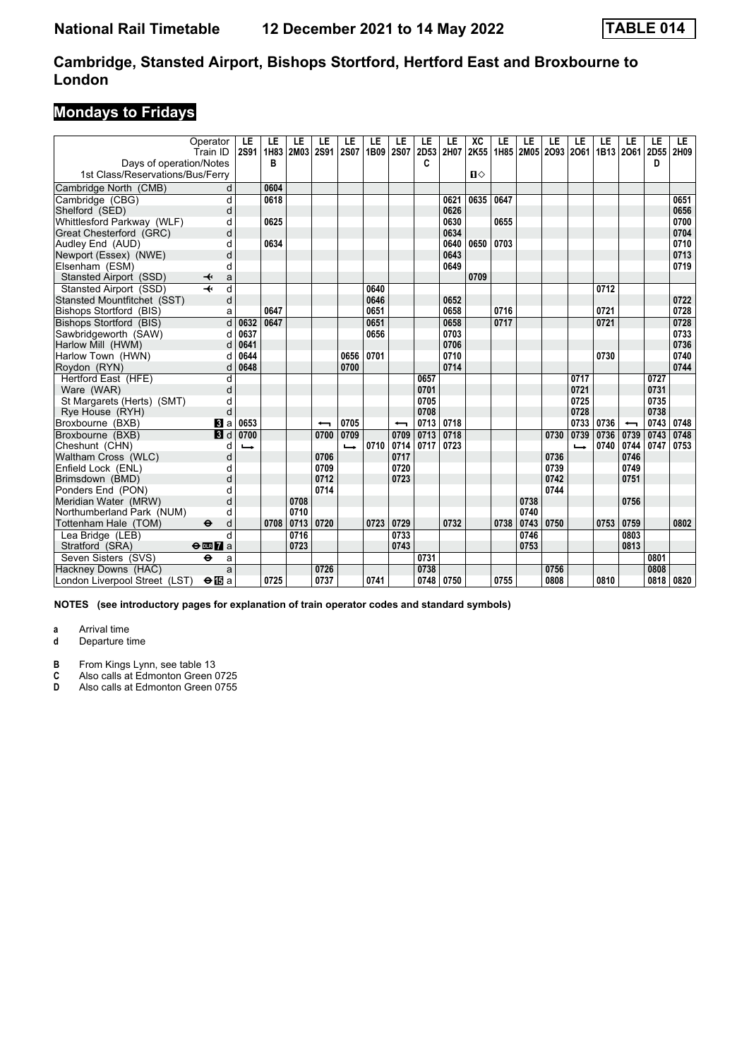# National Rail Timetable 12 December 2021 to 14 May 2022 TABLE 014

## Cambridge, Stansted Airport, Bishops Stortford, Hertford East and Broxbourne to London

## Mondays to Fridays

| Operator | | LE | LE | LE | LE | LE | LE | LE | LE | LE | XC | LE | LE | LE | LE | LE | LE | LE | LE |
|---|---|---|---|---|---|---|---|---|---|---|---|---|---|---|---|---|---|---|---|
| Train ID | | 2S91 | 1H83 | 2M03 | 2S91 | 2S07 | 1B09 | 2S07 | 2D53 | 2H07 | 2K55 | 1H85 | 2M05 | 2O93 | 2O61 | 1B13 | 2O61 | 2D55 | 2H09 |
| Days of operation/Notes | | | B | | | | | | C | | | | | | | | | D | |
| 1st Class/Reservations/Bus/Ferry | | | | | | | | | | | 1◇ | | | | | | | | |
| Cambridge North (CMB) | d | | 0604 | | | | | | | | | | | | | | | | |
| Cambridge (CBG) | d | | 0618 | | | | | | | 0621 | 0635 | 0647 | | | | | | | 0651 |
| Shelford (SED) | d | | | | | | | | | 0626 | | | | | | | | | 0656 |
| Whittlesford Parkway (WLF) | d | | 0625 | | | | | | | 0630 | | 0655 | | | | | | | 0700 |
| Great Chesterford (GRC) | d | | | | | | | | | 0634 | | | | | | | | | 0704 |
| Audley End (AUD) | d | | 0634 | | | | | | | 0640 | 0650 | 0703 | | | | | | | 0710 |
| Newport (Essex) (NWE) | d | | | | | | | | | 0643 | | | | | | | | | 0713 |
| Elsenham (ESM) | d | | | | | | | | | 0649 | | | | | | | | | 0719 |
| Stansted Airport (SSD) ✈ | a | | | | | | | | | | 0709 | | | | | | | | |
| Stansted Airport (SSD) ✈ | d | | | | | | 0640 | | | | | | | | | 0712 | | | |
| Stansted Mountfitchet (SST) | d | | | | | | 0646 | | | 0652 | | | | | | | | | 0722 |
| Bishops Stortford (BIS) | a | | 0647 | | | | 0651 | | | 0658 | | 0716 | | | | 0721 | | | 0728 |
| Bishops Stortford (BIS) | d | 0632 | 0647 | | | | 0651 | | | 0658 | | 0717 | | | | 0721 | | | 0728 |
| Sawbridgeworth (SAW) | d | 0637 | | | | | 0656 | | | 0703 | | | | | | | | | 0733 |
| Harlow Mill (HWM) | d | 0641 | | | | | | | | 0706 | | | | | | | | | 0736 |
| Harlow Town (HWN) | d | 0644 | | | | 0656 | 0701 | | | 0710 | | | | | | 0730 | | | 0740 |
| Roydon (RYN) | d | 0648 | | | | 0700 | | | | 0714 | | | | | | | | | 0744 |
| Hertford East (HFE) | d | | | | | | | | 0657 | | | | | | 0717 | | | 0727 | |
| Ware (WAR) | d | | | | | | | | 0701 | | | | | | 0721 | | | 0731 | |
| St Margarets (Herts) (SMT) | d | | | | | | | | 0705 | | | | | | 0725 | | | 0735 | |
| Rye House (RYH) | d | | | | | | | | 0708 | | | | | | 0728 | | | 0738 | |
| Broxbourne (BXB) 3 | a | 0653 | | | ← | 0705 | | ← | 0713 | 0718 | | | | | 0733 | 0736 | ← | 0743 | 0748 |
| Broxbourne (BXB) 3 | d | 0700 | | | 0700 | 0709 | | 0709 | 0713 | 0718 | | | | 0730 | 0739 | 0736 | 0739 | 0743 | 0748 |
| Cheshunt (CHN) | d | → | | | | → | 0710 | 0714 | 0717 | 0723 | | | | | → | 0740 | 0744 | 0747 | 0753 |
| Waltham Cross (WLC) | d | | | | 0706 | | | 0717 | | | | | | 0736 | | | 0746 | | |
| Enfield Lock (ENL) | d | | | | 0709 | | | 0720 | | | | | | 0739 | | | 0749 | | |
| Brimsdown (BMD) | d | | | | 0712 | | | 0723 | | | | | | 0742 | | | 0751 | | |
| Ponders End (PON) | d | | | | 0714 | | | | | | | | | 0744 | | | | | |
| Meridian Water (MRW) | d | | | 0708 | | | | | | | | | 0738 | | | | 0756 | | |
| Northumberland Park (NUM) | d | | | 0710 | | | | | | | | | 0740 | | | | | | |
| Tottenham Hale (TOM) ⊖ | d | | 0708 | 0713 | 0720 | | 0723 | 0729 | | 0732 | | 0738 | 0743 | 0750 | | 0753 | 0759 | | 0802 |
| Lea Bridge (LEB) | d | | | 0716 | | | | 0733 | | | | | 0746 | | | | 0803 | | |
| Stratford (SRA) ⊖ DLR 7 | a | | | 0723 | | | | 0743 | | | | | 0753 | | | | 0813 | | |
| Seven Sisters (SVS) ⊖ | a | | | | | | | | 0731 | | | | | | | | | 0801 | |
| Hackney Downs (HAC) | a | | | | 0726 | | | | 0738 | | | | | 0756 | | | | 0808 | |
| London Liverpool Street (LST) ⊖ 15 | a | | 0725 | | 0737 | | 0741 | | 0748 | 0750 | | 0755 | | 0808 | | 0810 | | 0818 | 0820 |

**NOTES (see introductory pages for explanation of train operator codes and standard symbols)**

**a** Arrival time
**d** Departure time

**B** From Kings Lynn, see table 13
**C** Also calls at Edmonton Green 0725
**D** Also calls at Edmonton Green 0755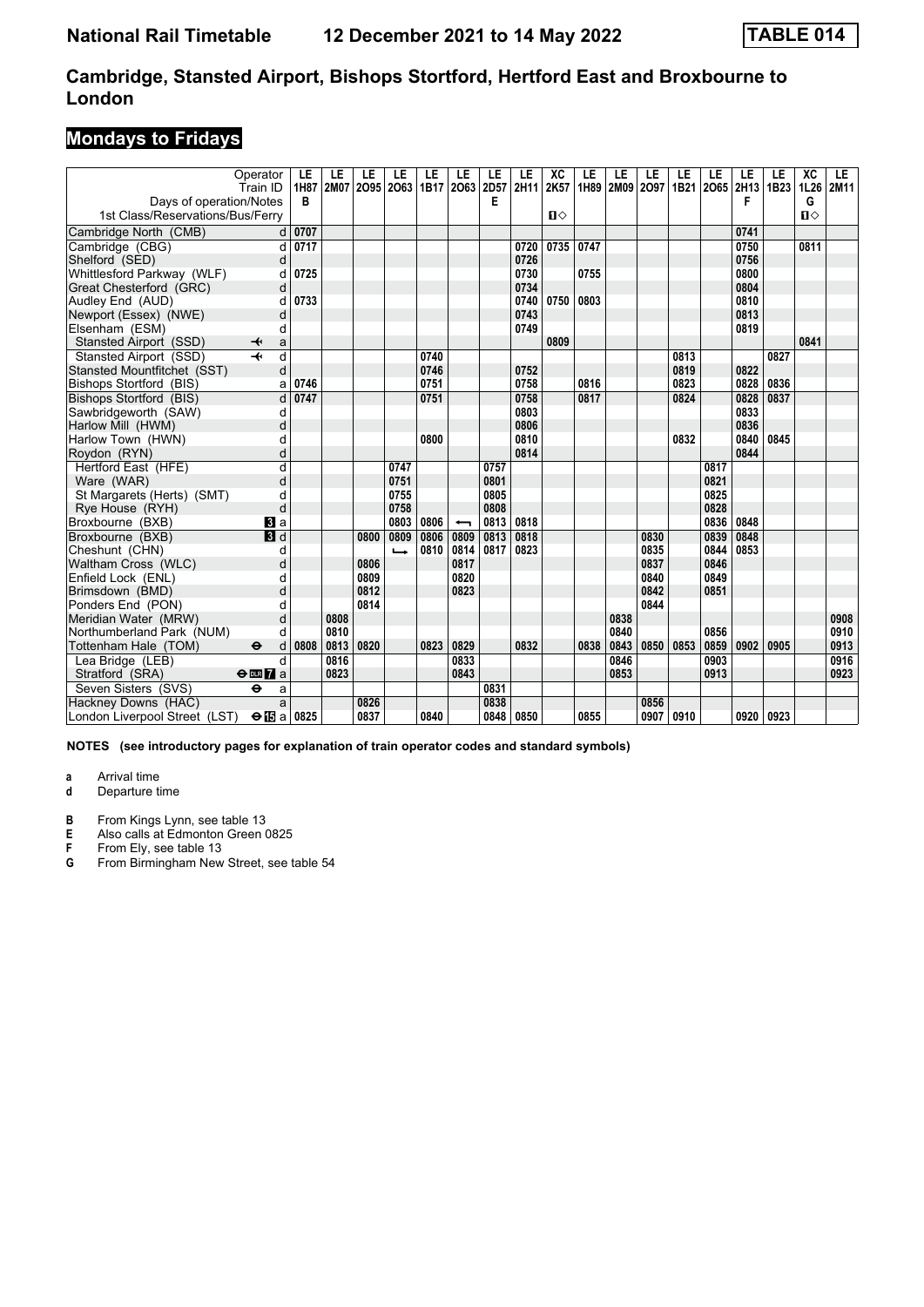# Cambridge, Stansted Airport, Bishops Stortford, Hertford East and Broxbourne to London

## Mondays to Fridays

| Operator | | LE | LE | LE | LE | LE | LE | LE | LE | XC | LE | LE | LE | LE | LE | LE | LE | XC | LE |
|---|---|---|---|---|---|---|---|---|---|---|---|---|---|---|---|---|---|---|---|
| Train ID | | 1H87 | 2M07 | 2O95 | 2O63 | 1B17 | 2O63 | 2D57 | 2H11 | 2K57 | 1H89 | 2M09 | 2O97 | 1B21 | 2O65 | 2H13 | 1B23 | 1L26 | 2M11 |
| Days of operation/Notes | | B | | | | | | E | | | | | | | | F | | G | |
| 1st Class/Reservations/Bus/Ferry | | | | | | | | | | ■◇ | | | | | | | | ■◇ | |
| Cambridge North (CMB) | d | 0707 | | | | | | | | | | | | | | 0741 | | | |
| Cambridge (CBG) | d | 0717 | | | | | | | 0720 | 0735 | 0747 | | | | | 0750 | | 0811 | |
| Shelford (SED) | d | | | | | | | | 0726 | | | | | | | 0756 | | | |
| Whittlesford Parkway (WLF) | d | 0725 | | | | | | | 0730 | | 0755 | | | | | 0800 | | | |
| Great Chesterford (GRC) | d | | | | | | | | 0734 | | | | | | | 0804 | | | |
| Audley End (AUD) | d | 0733 | | | | | | | 0740 | 0750 | 0803 | | | | | 0810 | | | |
| Newport (Essex) (NWE) | d | | | | | | | | 0743 | | | | | | | 0813 | | | |
| Elsenham (ESM) | d | | | | | | | | 0749 | | | | | | | 0819 | | | |
| Stansted Airport (SSD) ✈ | a | | | | | | | | | 0809 | | | | | | | | 0841 | |
| Stansted Airport (SSD) ✈ | d | | | | | 0740 | | | | | | | | 0813 | | | 0827 | | |
| Stansted Mountfitchet (SST) | d | | | | | 0746 | | | 0752 | | | | | 0819 | | 0822 | | | |
| Bishops Stortford (BIS) | a | 0746 | | | | 0751 | | | 0758 | | 0816 | | | 0823 | | 0828 | 0836 | | |
| Bishops Stortford (BIS) | d | 0747 | | | | 0751 | | | 0758 | | 0817 | | | 0824 | | 0828 | 0837 | | |
| Sawbridgeworth (SAW) | d | | | | | | | | 0803 | | | | | | | 0833 | | | |
| Harlow Mill (HWM) | d | | | | | | | | 0806 | | | | | | | 0836 | | | |
| Harlow Town (HWN) | d | | | | | 0800 | | | 0810 | | | | | 0832 | | 0840 | 0845 | | |
| Roydon (RYN) | d | | | | | | | | 0814 | | | | | | | 0844 | | | |
| Hertford East (HFE) | d | | | | 0747 | | | 0757 | | | | | | | 0817 | | | | |
| Ware (WAR) | d | | | | 0751 | | | 0801 | | | | | | | 0821 | | | | |
| St Margarets (Herts) (SMT) | d | | | | 0755 | | | 0805 | | | | | | | 0825 | | | | |
| Rye House (RYH) | d | | | | 0758 | | | 0808 | | | | | | | 0828 | | | | |
| Broxbourne (BXB) 3 | a | | | | 0803 | 0806 | ← | 0813 | 0818 | | | | | | 0836 | 0848 | | | |
| Broxbourne (BXB) 3 | d | | | 0800 | 0809 | 0806 | 0809 | 0813 | 0818 | | | | 0830 | | 0839 | 0848 | | | |
| Cheshunt (CHN) | d | | | | ↳ | 0810 | 0814 | 0817 | 0823 | | | | 0835 | | 0844 | 0853 | | | |
| Waltham Cross (WLC) | d | | | 0806 | | | 0817 | | | | | | 0837 | | 0846 | | | | |
| Enfield Lock (ENL) | d | | | 0809 | | | 0820 | | | | | | 0840 | | 0849 | | | | |
| Brimsdown (BMD) | d | | | 0812 | | | 0823 | | | | | | 0842 | | 0851 | | | | |
| Ponders End (PON) | d | | | 0814 | | | | | | | | | 0844 | | | | | | |
| Meridian Water (MRW) | d | | 0808 | | | | | | | | | 0838 | | | | | | | 0908 |
| Northumberland Park (NUM) | d | | 0810 | | | | | | | | | 0840 | | | 0856 | | | | 0910 |
| Tottenham Hale (TOM) ⊖ | d | 0808 | 0813 | 0820 | | 0823 | 0829 | | 0832 | | 0838 | 0843 | 0850 | 0853 | 0859 | 0902 | 0905 | | 0913 |
| Lea Bridge (LEB) | d | | 0816 | | | | 0833 | | | | | 0846 | | | 0903 | | | | 0916 |
| Stratford (SRA) ⊖ DLR 7 | a | | 0823 | | | | 0843 | | | | | 0853 | | | 0913 | | | | 0923 |
| Seven Sisters (SVS) ⊖ | a | | | | | | | 0831 | | | | | | | | | | | |
| Hackney Downs (HAC) | a | | | 0826 | | | | 0838 | | | | | 0856 | | | | | | |
| London Liverpool Street (LST) ⊖ 15 | a | 0825 | | 0837 | | 0840 | | 0848 | 0850 | | 0855 | | 0907 | 0910 | | 0920 | 0923 | | |

**NOTES (see introductory pages for explanation of train operator codes and standard symbols)**

**a** Arrival time
**d** Departure time

**B** From Kings Lynn, see table 13
**E** Also calls at Edmonton Green 0825
**F** From Ely, see table 13
**G** From Birmingham New Street, see table 54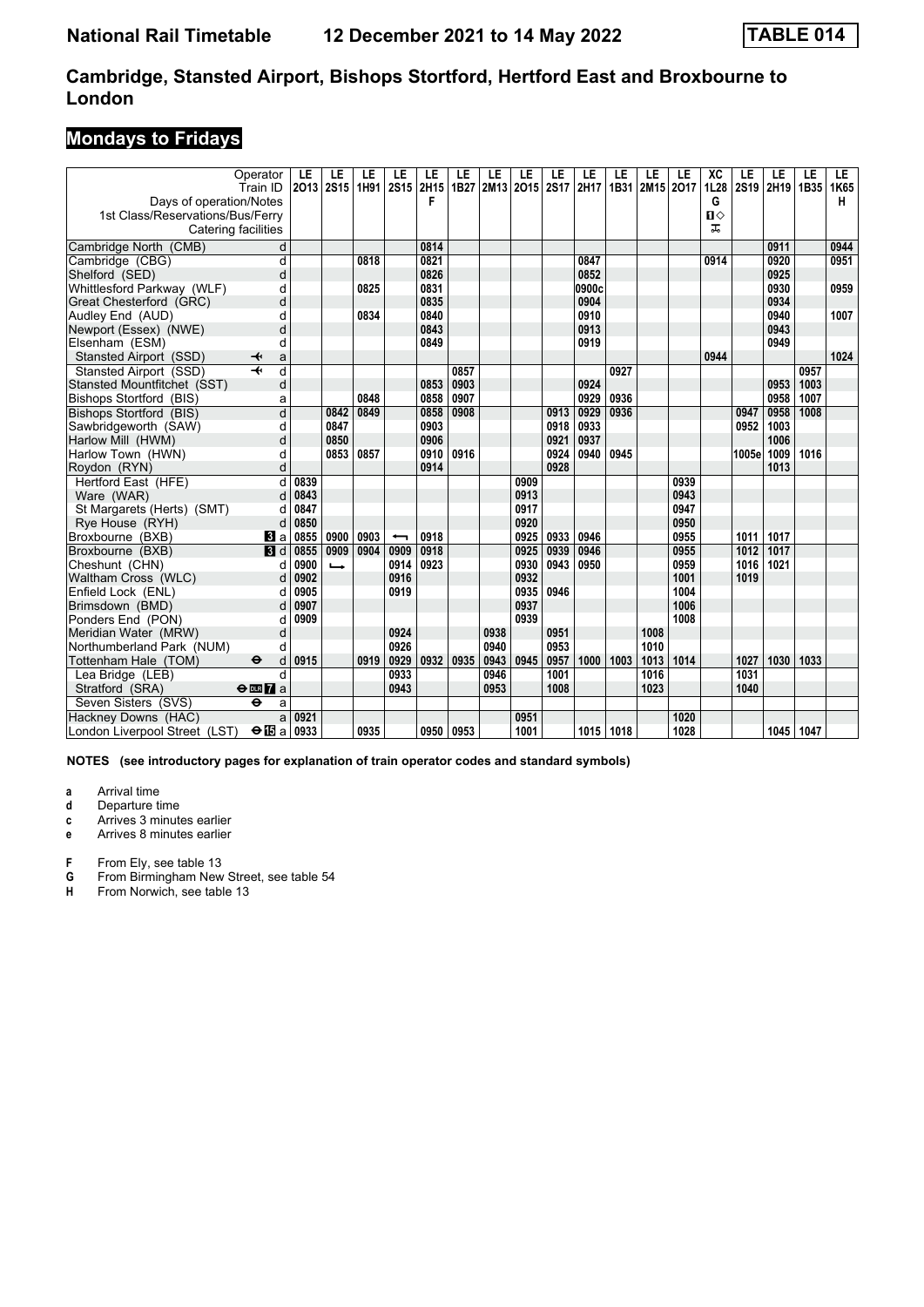# Cambridge, Stansted Airport, Bishops Stortford, Hertford East and Broxbourne to London

## Mondays to Fridays

| Operator | | LE | LE | LE | LE | LE | LE | LE | LE | LE | LE | LE | LE | LE | XC | LE | LE | LE | LE |
|---|---|---|---|---|---|---|---|---|---|---|---|---|---|---|---|---|---|---|---|
| Train ID | | 2O13 | 2S15 | 1H91 | 2S15 | 2H15 | 1B27 | 2M13 | 2O15 | 2S17 | 2H17 | 1B31 | 2M15 | 2O17 | 1L28 | 2S19 | 2H19 | 1B35 | 1K65 |
| Days of operation/Notes | | | | | | F | | | | | | | | | G | | | | H |
| 1st Class/Reservations/Bus/Ferry | | | | | | | | | | | | | | | ■◇ | | | | |
| Catering facilities | | | | | | | | | | | | | | | ⚒ | | | | |
| Cambridge North (CMB) | d | | | | | 0814 | | | | | | | | | | | 0911 | | 0944 |
| Cambridge (CBG) | d | | | 0818 | | 0821 | | | | | 0847 | | | | 0914 | | 0920 | | 0951 |
| Shelford (SED) | d | | | | | 0826 | | | | | 0852 | | | | | | 0925 | | |
| Whittlesford Parkway (WLF) | d | | | 0825 | | 0831 | | | | | 0900c | | | | | | 0930 | | 0959 |
| Great Chesterford (GRC) | d | | | | | 0835 | | | | | 0904 | | | | | | 0934 | | |
| Audley End (AUD) | d | | | 0834 | | 0840 | | | | | 0910 | | | | | | 0940 | | 1007 |
| Newport (Essex) (NWE) | d | | | | | 0843 | | | | | 0913 | | | | | | 0943 | | |
| Elsenham (ESM) | d | | | | | 0849 | | | | | 0919 | | | | | | 0949 | | |
| Stansted Airport (SSD) ✈ | a | | | | | | | | | | | | | | 0944 | | | | 1024 |
| Stansted Airport (SSD) ✈ | d | | | | | | 0857 | | | | | 0927 | | | | | | 0957 | |
| Stansted Mountfitchet (SST) | d | | | | | 0853 | 0903 | | | | 0924 | | | | | | 0953 | 1003 | |
| Bishops Stortford (BIS) | a | | | 0848 | | 0858 | 0907 | | | | 0929 | 0936 | | | | | 0958 | 1007 | |
| Bishops Stortford (BIS) | d | | 0842 | 0849 | | 0858 | 0908 | | | 0913 | 0929 | 0936 | | | | 0947 | 0958 | 1008 | |
| Sawbridgeworth (SAW) | d | | 0847 | | | 0903 | | | | 0918 | 0933 | | | | | 0952 | 1003 | | |
| Harlow Mill (HWM) | d | | 0850 | | | 0906 | | | | 0921 | 0937 | | | | | | 1006 | | |
| Harlow Town (HWN) | d | | 0853 | 0857 | | 0910 | 0916 | | | 0924 | 0940 | 0945 | | | | 1005e | 1009 | 1016 | |
| Roydon (RYN) | d | | | | | 0914 | | | | 0928 | | | | | | | 1013 | | |
| Hertford East (HFE) | d | 0839 | | | | | | | 0909 | | | | | 0939 | | | | | |
| Ware (WAR) | d | 0843 | | | | | | | 0913 | | | | | 0943 | | | | | |
| St Margarets (Herts) (SMT) | d | 0847 | | | | | | | 0917 | | | | | 0947 | | | | | |
| Rye House (RYH) | d | 0850 | | | | | | | 0920 | | | | | 0950 | | | | | |
| Broxbourne (BXB) 3 | a | 0855 | 0900 | 0903 | ⟵ | 0918 | | | 0925 | 0933 | 0946 | | | 0955 | | 1011 | 1017 | | |
| Broxbourne (BXB) 3 | d | 0855 | 0909 | 0904 | 0909 | 0918 | | | 0925 | 0939 | 0946 | | | 0955 | | 1012 | 1017 | | |
| Cheshunt (CHN) | d | 0900 | ⟶ | | 0914 | 0923 | | | 0930 | 0943 | 0950 | | | 0959 | | 1016 | 1021 | | |
| Waltham Cross (WLC) | d | 0902 | | | 0916 | | | | 0932 | | | | | 1001 | | 1019 | | | |
| Enfield Lock (ENL) | d | 0905 | | | 0919 | | | | 0935 | 0946 | | | | 1004 | | | | | |
| Brimsdown (BMD) | d | 0907 | | | | | | | 0937 | | | | | 1006 | | | | | |
| Ponders End (PON) | d | 0909 | | | | | | | 0939 | | | | | 1008 | | | | | |
| Meridian Water (MRW) | d | | | | 0924 | | | 0938 | | 0951 | | | 1008 | | | | | | |
| Northumberland Park (NUM) | d | | | | 0926 | | | 0940 | | 0953 | | | 1010 | | | | | | |
| Tottenham Hale (TOM) ⊖ | d | 0915 | | 0919 | 0929 | 0932 | 0935 | 0943 | 0945 | 0957 | 1000 | 1003 | 1013 | 1014 | | 1027 | 1030 | 1033 | |
| Lea Bridge (LEB) | d | | | | 0933 | | | 0946 | | 1001 | | | 1016 | | | 1031 | | | |
| Stratford (SRA) ⊖ DLR 7 | a | | | | 0943 | | | 0953 | | 1008 | | | 1023 | | | 1040 | | | |
| Seven Sisters (SVS) ⊖ | a | | | | | | | | | | | | | | | | | | |
| Hackney Downs (HAC) | a | 0921 | | | | | | | 0951 | | | | | 1020 | | | | | |
| London Liverpool Street (LST) ⊖ 15 | a | 0933 | | 0935 | | 0950 | 0953 | | 1001 | | 1015 | 1018 | | 1028 | | | 1045 | 1047 | |

**NOTES (see introductory pages for explanation of train operator codes and standard symbols)**

- **a** Arrival time
- **d** Departure time
- **c** Arrives 3 minutes earlier
- **e** Arrives 8 minutes earlier

- **F** From Ely, see table 13
- **G** From Birmingham New Street, see table 54
- **H** From Norwich, see table 13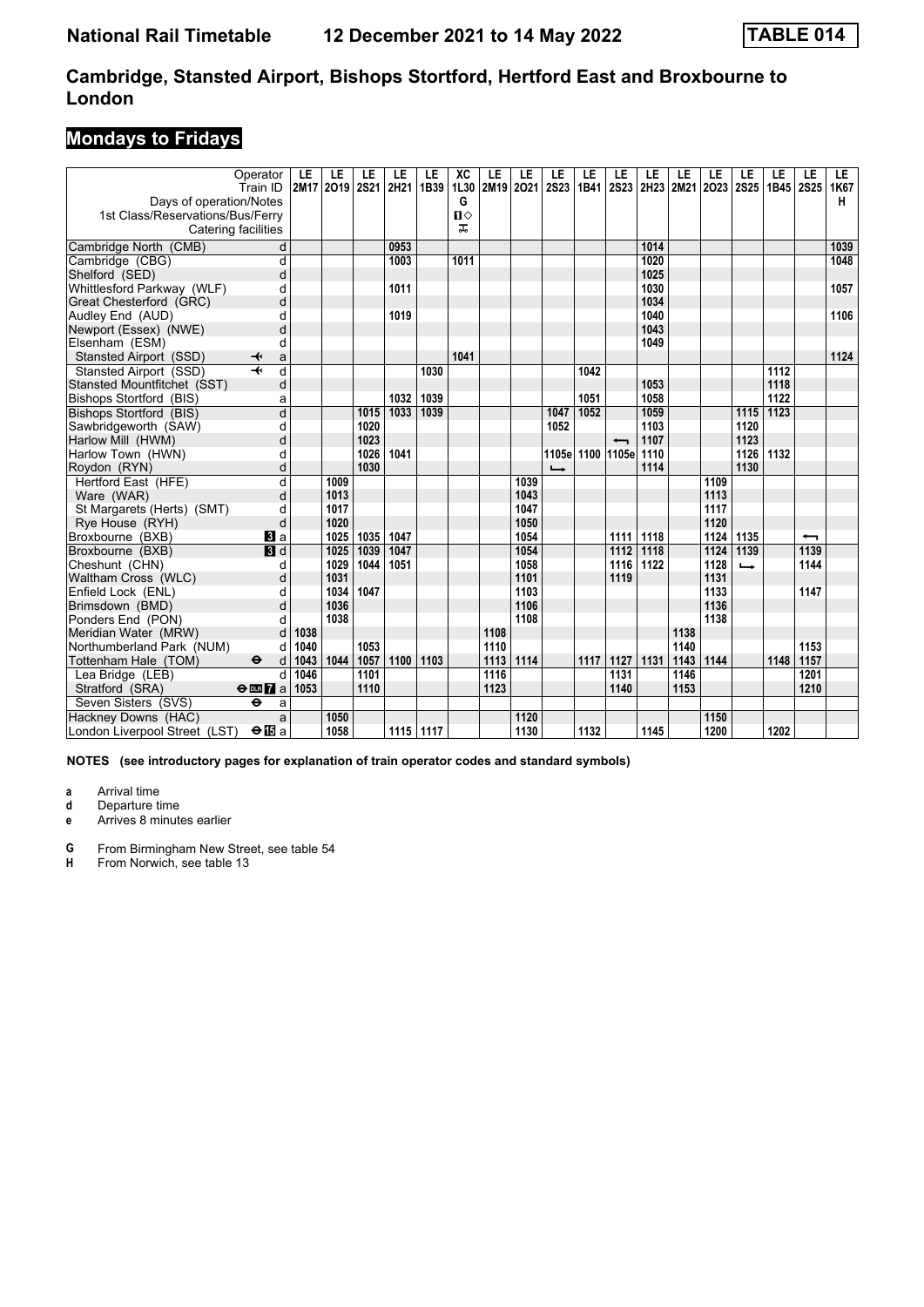# National Rail Timetable 12 December 2021 to 14 May 2022 TABLE 014

## Cambridge, Stansted Airport, Bishops Stortford, Hertford East and Broxbourne to London

## Mondays to Fridays

| Operator | | LE | LE | LE | LE | LE | XC | LE | LE | LE | LE | LE | LE | LE | LE | LE | LE | LE | LE |
|---|---|---|---|---|---|---|---|---|---|---|---|---|---|---|---|---|---|---|---|
| Train ID | | 2M17 | 2O19 | 2S21 | 2H21 | 1B39 | 1L30 | 2M19 | 2O21 | 2S23 | 1B41 | 2S23 | 2H23 | 2M21 | 2O23 | 2S25 | 1B45 | 2S25 | 1K67 |
| Days of operation/Notes | | | | | | | G | | | | | | | | | | | | H |
| 1st Class/Reservations/Bus/Ferry | | | | | | | 🅱◇ | | | | | | | | | | | | |
| Catering facilities | | | | | | | ⚮ | | | | | | | | | | | | |
| Cambridge North (CMB) | d | | | | 0953 | | | | | | | | 1014 | | | | | | 1039 |
| Cambridge (CBG) | d | | | | 1003 | | 1011 | | | | | | 1020 | | | | | | 1048 |
| Shelford (SED) | d | | | | | | | | | | | | 1025 | | | | | | |
| Whittlesford Parkway (WLF) | d | | | | 1011 | | | | | | | | 1030 | | | | | | 1057 |
| Great Chesterford (GRC) | d | | | | | | | | | | | | 1034 | | | | | | |
| Audley End (AUD) | d | | | | 1019 | | | | | | | | 1040 | | | | | | 1106 |
| Newport (Essex) (NWE) | d | | | | | | | | | | | | 1043 | | | | | | |
| Elsenham (ESM) | d | | | | | | | | | | | | 1049 | | | | | | |
| Stansted Airport (SSD) ✈ | a | | | | | | 1041 | | | | | | | | | | | | 1124 |
| Stansted Airport (SSD) ✈ | d | | | | | 1030 | | | | | 1042 | | | | | | 1112 | | |
| Stansted Mountfitchet (SST) | d | | | | | | | | | | | | 1053 | | | | 1118 | | |
| Bishops Stortford (BIS) | a | | | | 1032 | 1039 | | | | | 1051 | | 1058 | | | | 1122 | | |
| Bishops Stortford (BIS) | d | | | 1015 | 1033 | 1039 | | | | 1047 | 1052 | | 1059 | | | 1115 | 1123 | | |
| Sawbridgeworth (SAW) | d | | | 1020 | | | | | | 1052 | | | 1103 | | | 1120 | | | |
| Harlow Mill (HWM) | d | | | 1023 | | | | | | | | ⟵ | 1107 | | | 1123 | | | |
| Harlow Town (HWN) | d | | | 1026 | 1041 | | | | | 1105e | 1100 | 1105e | 1110 | | | 1126 | 1132 | | |
| Roydon (RYN) | d | | | 1030 | | | | | | ⟶ | | | 1114 | | | 1130 | | | |
| Hertford East (HFE) | d | | 1009 | | | | | | 1039 | | | | | | 1109 | | | | |
| Ware (WAR) | d | | 1013 | | | | | | 1043 | | | | | | 1113 | | | | |
| St Margarets (Herts) (SMT) | d | | 1017 | | | | | | 1047 | | | | | | 1117 | | | | |
| Rye House (RYH) | d | | 1020 | | | | | | 1050 | | | | | | 1120 | | | | |
| Broxbourne (BXB) 3 | a | | 1025 | 1035 | 1047 | | | | 1054 | | | 1111 | 1118 | | 1124 | 1135 | | ⟵ | |
| Broxbourne (BXB) 3 | d | | 1025 | 1039 | 1047 | | | | 1054 | | | 1112 | 1118 | | 1124 | 1139 | | 1139 | |
| Cheshunt (CHN) | d | | 1029 | 1044 | 1051 | | | | 1058 | | | 1116 | 1122 | | 1128 | ⟶ | | 1144 | |
| Waltham Cross (WLC) | d | | 1031 | | | | | | 1101 | | | 1119 | | | 1131 | | | | |
| Enfield Lock (ENL) | d | | 1034 | 1047 | | | | | 1103 | | | | | | 1133 | | | 1147 | |
| Brimsdown (BMD) | d | | 1036 | | | | | | 1106 | | | | | | 1136 | | | | |
| Ponders End (PON) | d | | 1038 | | | | | | 1108 | | | | | | 1138 | | | | |
| Meridian Water (MRW) | d | 1038 | | | | | | 1108 | | | | | | 1138 | | | | | |
| Northumberland Park (NUM) | d | 1040 | | 1053 | | | | 1110 | | | | | | 1140 | | | | 1153 | |
| Tottenham Hale (TOM) ⊖ | d | 1043 | 1044 | 1057 | 1100 | 1103 | | 1113 | 1114 | | 1117 | 1127 | 1131 | 1143 | 1144 | | 1148 | 1157 | |
| Lea Bridge (LEB) | d | 1046 | | 1101 | | | | 1116 | | | | 1131 | | 1146 | | | | 1201 | |
| Stratford (SRA) ⊖ DLR 7 | a | 1053 | | 1110 | | | | 1123 | | | | 1140 | | 1153 | | | | 1210 | |
| Seven Sisters (SVS) ⊖ | a | | | | | | | | | | | | | | | | | | |
| Hackney Downs (HAC) | a | | 1050 | | | | | | 1120 | | | | | | 1150 | | | | |
| London Liverpool Street (LST) ⊖ 15 | a | | 1058 | | 1115 | 1117 | | | 1130 | | 1132 | | 1145 | | 1200 | | 1202 | | |

**NOTES (see introductory pages for explanation of train operator codes and standard symbols)**

- **a** Arrival time
- **d** Departure time
- **e** Arrives 8 minutes earlier

- **G** From Birmingham New Street, see table 54
- **H** From Norwich, see table 13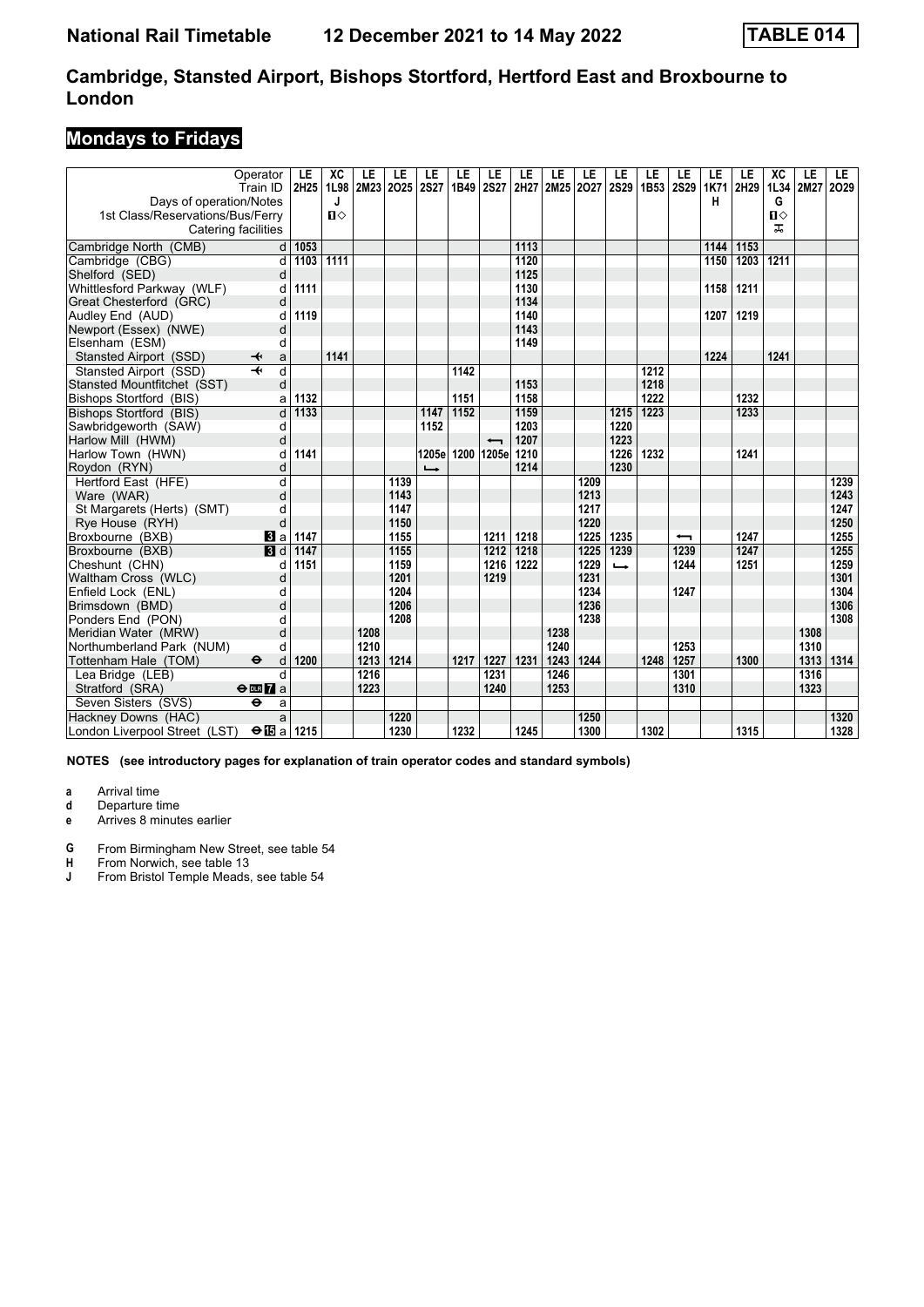# Cambridge, Stansted Airport, Bishops Stortford, Hertford East and Broxbourne to London

## Mondays to Fridays

| Operator | | LE | XC | LE | LE | LE | LE | LE | LE | LE | LE | LE | LE | LE | LE | LE | XC | LE | LE |
|---|---|---|---|---|---|---|---|---|---|---|---|---|---|---|---|---|---|---|---|
| Train ID | | 2H25 | 1L98 | 2M23 | 2O25 | 2S27 | 1B49 | 2S27 | 2H27 | 2M25 | 2O27 | 2S29 | 1B53 | 2S29 | 1K71 | 2H29 | 1L34 | 2M27 | 2O29 |
| Days of operation/Notes | | | J | | | | | | | | | | | | H | | G | | |
| 1st Class/Reservations/Bus/Ferry | | | 1◇ | | | | | | | | | | | | | | 1◇ | | |
| Catering facilities | | | | | | | | | | | | | | | | | ⚒ | | |
| Cambridge North (CMB) | d | 1053 | | | | | | | 1113 | | | | | | 1144 | 1153 | | | |
| Cambridge (CBG) | d | 1103 | 1111 | | | | | | 1120 | | | | | | 1150 | 1203 | 1211 | | |
| Shelford (SED) | d | | | | | | | | 1125 | | | | | | | | | | |
| Whittlesford Parkway (WLF) | d | 1111 | | | | | | | 1130 | | | | | | 1158 | 1211 | | | |
| Great Chesterford (GRC) | d | | | | | | | | 1134 | | | | | | | | | | |
| Audley End (AUD) | d | 1119 | | | | | | | 1140 | | | | | | 1207 | 1219 | | | |
| Newport (Essex) (NWE) | d | | | | | | | | 1143 | | | | | | | | | | |
| Elsenham (ESM) | d | | | | | | | | 1149 | | | | | | | | | | |
| Stansted Airport (SSD) ✈ | a | | 1141 | | | | | | | | | | | | 1224 | | 1241 | | |
| Stansted Airport (SSD) ✈ | d | | | | | | 1142 | | | | | | 1212 | | | | | | |
| Stansted Mountfitchet (SST) | d | | | | | | | | 1153 | | | | 1218 | | | | | | |
| Bishops Stortford (BIS) | a | 1132 | | | | | 1151 | | 1158 | | | | 1222 | | | 1232 | | | |
| Bishops Stortford (BIS) | d | 1133 | | | | 1147 | 1152 | | 1159 | | | 1215 | 1223 | | | 1233 | | | |
| Sawbridgeworth (SAW) | d | | | | | 1152 | | | 1203 | | | 1220 | | | | | | | |
| Harlow Mill (HWM) | d | | | | | | | ← | 1207 | | | 1223 | | | | | | | |
| Harlow Town (HWN) | d | 1141 | | | | 1205e | 1200 | 1205e | 1210 | | | 1226 | 1232 | | | 1241 | | | |
| Roydon (RYN) | d | | | | | ↳ | | | 1214 | | | 1230 | | | | | | | |
| Hertford East (HFE) | d | | | | 1139 | | | | | | 1209 | | | | | | | | 1239 |
| Ware (WAR) | d | | | | 1143 | | | | | | 1213 | | | | | | | | 1243 |
| St Margarets (Herts) (SMT) | d | | | | 1147 | | | | | | 1217 | | | | | | | | 1247 |
| Rye House (RYH) | d | | | | 1150 | | | | | | 1220 | | | | | | | | 1250 |
| Broxbourne (BXB) 3 | a | 1147 | | | 1155 | | | 1211 | 1218 | | 1225 | 1235 | | ← | | 1247 | | | 1255 |
| Broxbourne (BXB) 3 | d | 1147 | | | 1155 | | | 1212 | 1218 | | 1225 | 1239 | | 1239 | | 1247 | | | 1255 |
| Cheshunt (CHN) | d | 1151 | | | 1159 | | | 1216 | 1222 | | 1229 | ↳ | | 1244 | | 1251 | | | 1259 |
| Waltham Cross (WLC) | d | | | | 1201 | | | 1219 | | | 1231 | | | | | | | | 1301 |
| Enfield Lock (ENL) | d | | | | 1204 | | | | | | 1234 | | | 1247 | | | | | 1304 |
| Brimsdown (BMD) | d | | | | 1206 | | | | | | 1236 | | | | | | | | 1306 |
| Ponders End (PON) | d | | | | 1208 | | | | | | 1238 | | | | | | | | 1308 |
| Meridian Water (MRW) | d | | | 1208 | | | | | | 1238 | | | | | | | | 1308 | |
| Northumberland Park (NUM) | d | | | 1210 | | | | | | 1240 | | | | 1253 | | | | 1310 | |
| Tottenham Hale (TOM) ⊖ | d | 1200 | | 1213 | 1214 | | 1217 | 1227 | 1231 | 1243 | 1244 | | 1248 | 1257 | | 1300 | | 1313 | 1314 |
| Lea Bridge (LEB) | d | | | 1216 | | | | 1231 | | 1246 | | | | 1301 | | | | 1316 | |
| Stratford (SRA) ⊖ DLR 7 | a | | | 1223 | | | | 1240 | | 1253 | | | | 1310 | | | | 1323 | |
| Seven Sisters (SVS) ⊖ | a | | | | | | | | | | | | | | | | | | |
| Hackney Downs (HAC) | a | | | | 1220 | | | | | | 1250 | | | | | | | | 1320 |
| London Liverpool Street (LST) ⊖ 15 | a | 1215 | | | 1230 | | 1232 | | 1245 | | 1300 | | 1302 | | | 1315 | | | 1328 |

**NOTES (see introductory pages for explanation of train operator codes and standard symbols)**

- **a** Arrival time
- **d** Departure time
- **e** Arrives 8 minutes earlier

- **G** From Birmingham New Street, see table 54
- **H** From Norwich, see table 13
- **J** From Bristol Temple Meads, see table 54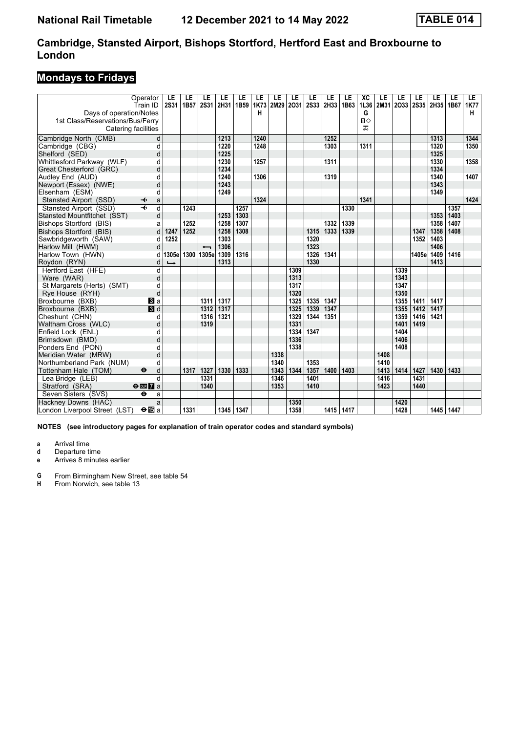# Cambridge, Stansted Airport, Bishops Stortford, Hertford East and Broxbourne to London

## Mondays to Fridays

| Operator | | LE | LE | LE | LE | LE | LE | LE | LE | LE | LE | LE | XC | LE | LE | LE | LE | LE | LE |
|---|---|---|---|---|---|---|---|---|---|---|---|---|---|---|---|---|---|---|---|
| Train ID | | 2S31 | 1B57 | 2S31 | 2H31 | 1B59 | 1K73 | 2M29 | 2O31 | 2S33 | 2H33 | 1B63 | 1L36 | 2M31 | 2O33 | 2S35 | 2H35 | 1B67 | 1K77 |
| Days of operation/Notes | | | | | | | H | | | | | | G | | | | | | H |
| 1st Class/Reservations/Bus/Ferry | | | | | | | | | | | | | 🅱◇ | | | | | | |
| Catering facilities | | | | | | | | | | | | | ⚒ | | | | | | |
| Cambridge North (CMB) | d | | | | 1213 | | 1240 | | | | 1252 | | | | | | 1313 | | 1344 |
| Cambridge (CBG) | d | | | | 1220 | | 1248 | | | | 1303 | | 1311 | | | | 1320 | | 1350 |
| Shelford (SED) | d | | | | 1225 | | | | | | | | | | | | 1325 | | |
| Whittlesford Parkway (WLF) | d | | | | 1230 | | 1257 | | | | 1311 | | | | | | 1330 | | 1358 |
| Great Chesterford (GRC) | d | | | | 1234 | | | | | | | | | | | | 1334 | | |
| Audley End (AUD) | d | | | | 1240 | | 1306 | | | | 1319 | | | | | | 1340 | | 1407 |
| Newport (Essex) (NWE) | d | | | | 1243 | | | | | | | | | | | | 1343 | | |
| Elsenham (ESM) | d | | | | 1249 | | | | | | | | | | | | 1349 | | |
| Stansted Airport (SSD) ✈ | a | | | | | | 1324 | | | | | | 1341 | | | | | | 1424 |
| Stansted Airport (SSD) ✈ | d | | 1243 | | | 1257 | | | | | | 1330 | | | | | | 1357 | |
| Stansted Mountfitchet (SST) | d | | | | 1253 | 1303 | | | | | | | | | | | 1353 | 1403 | |
| Bishops Stortford (BIS) | a | | 1252 | | 1258 | 1307 | | | | | 1332 | 1339 | | | | | 1358 | 1407 | |
| Bishops Stortford (BIS) | d | 1247 | 1252 | | 1258 | 1308 | | | | 1315 | 1333 | 1339 | | | | 1347 | 1358 | 1408 | |
| Sawbridgeworth (SAW) | d | 1252 | | | 1303 | | | | | 1320 | | | | | | 1352 | 1403 | | |
| Harlow Mill (HWM) | d | | | ⟵ | 1306 | | | | | 1323 | | | | | | | 1406 | | |
| Harlow Town (HWN) | d | 1305e | 1300 | 1305e | 1309 | 1316 | | | | 1326 | 1341 | | | | | 1405e | 1409 | 1416 | |
| Roydon (RYN) | d | ⟶ | | | 1313 | | | | | 1330 | | | | | | | 1413 | | |
| Hertford East (HFE) | d | | | | | | | | 1309 | | | | | | 1339 | | | | |
| Ware (WAR) | d | | | | | | | | 1313 | | | | | | 1343 | | | | |
| St Margarets (Herts) (SMT) | d | | | | | | | | 1317 | | | | | | 1347 | | | | |
| Rye House (RYH) | d | | | | | | | | 1320 | | | | | | 1350 | | | | |
| Broxbourne (BXB) 3 | a | | | 1311 | 1317 | | | | 1325 | 1335 | 1347 | | | | 1355 | 1411 | 1417 | | |
| Broxbourne (BXB) 3 | d | | | 1312 | 1317 | | | | 1325 | 1339 | 1347 | | | | 1355 | 1412 | 1417 | | |
| Cheshunt (CHN) | d | | | 1316 | 1321 | | | | 1329 | 1344 | 1351 | | | | 1359 | 1416 | 1421 | | |
| Waltham Cross (WLC) | d | | | 1319 | | | | | 1331 | | | | | | 1401 | 1419 | | | |
| Enfield Lock (ENL) | d | | | | | | | | 1334 | 1347 | | | | | 1404 | | | | |
| Brimsdown (BMD) | d | | | | | | | | 1336 | | | | | | 1406 | | | | |
| Ponders End (PON) | d | | | | | | | | 1338 | | | | | | 1408 | | | | |
| Meridian Water (MRW) | d | | | | | | | 1338 | | | | | | 1408 | | | | | |
| Northumberland Park (NUM) | d | | | | | | | 1340 | | 1353 | | | | 1410 | | | | | |
| Tottenham Hale (TOM) ⊖ | d | | 1317 | 1327 | 1330 | 1333 | | 1343 | 1344 | 1357 | 1400 | 1403 | | 1413 | 1414 | 1427 | 1430 | 1433 | |
| Lea Bridge (LEB) | d | | | 1331 | | | | 1346 | | 1401 | | | | 1416 | | 1431 | | | |
| Stratford (SRA) ⊖ DLR 7 | a | | | 1340 | | | | 1353 | | 1410 | | | | 1423 | | 1440 | | | |
| Seven Sisters (SVS) ⊖ | a | | | | | | | | | | | | | | | | | | |
| Hackney Downs (HAC) | a | | | | | | | | 1350 | | | | | | 1420 | | | | |
| London Liverpool Street (LST) ⊖ 15 | a | | 1331 | | 1345 | 1347 | | | 1358 | | 1415 | 1417 | | | 1428 | | 1445 | 1447 | |

**NOTES (see introductory pages for explanation of train operator codes and standard symbols)**

- **a** Arrival time
- **d** Departure time
- **e** Arrives 8 minutes earlier

- **G** From Birmingham New Street, see table 54
- **H** From Norwich, see table 13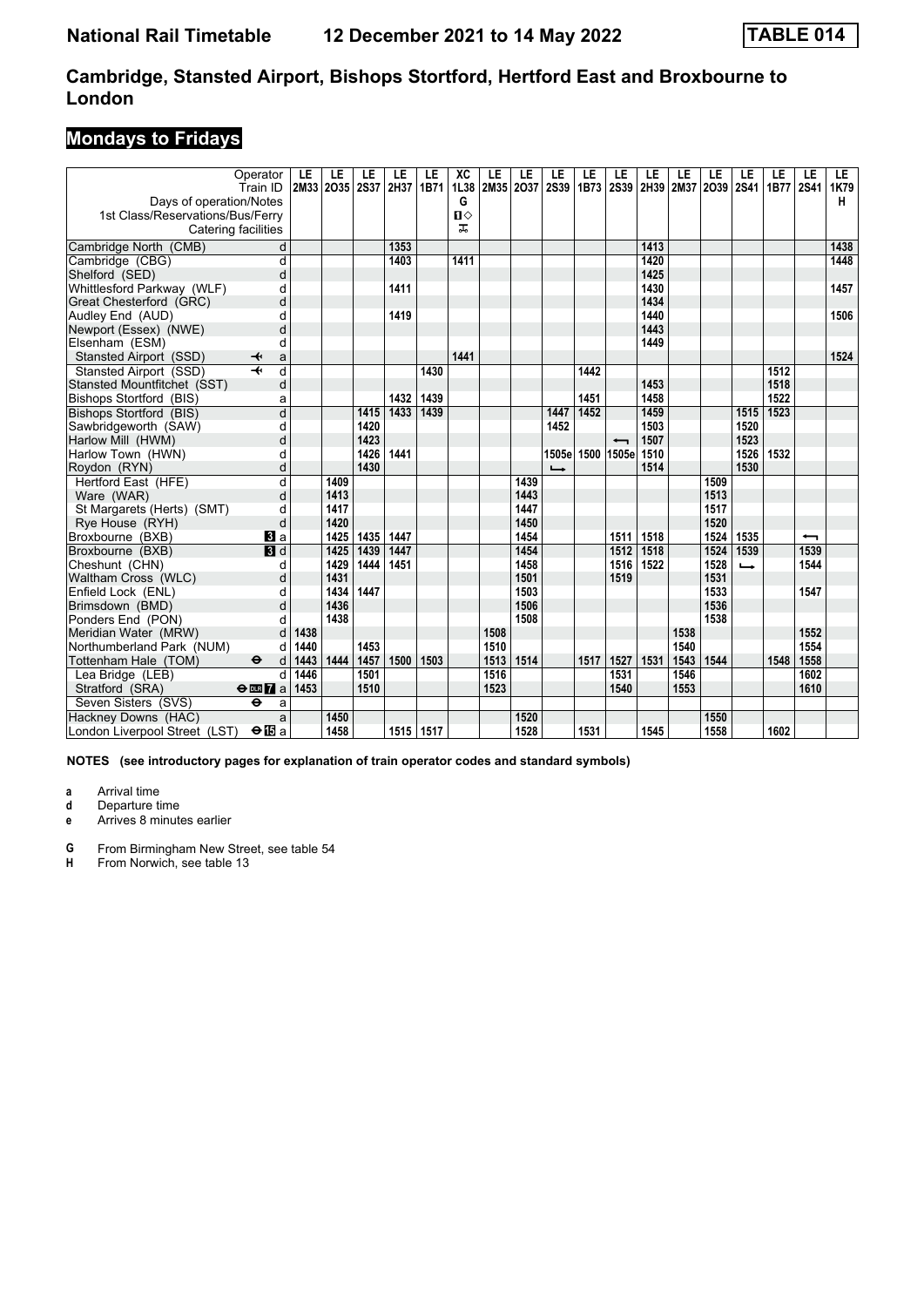# Cambridge, Stansted Airport, Bishops Stortford, Hertford East and Broxbourne to London

## Mondays to Fridays

| Operator | | LE | LE | LE | LE | LE | XC | LE | LE | LE | LE | LE | LE | LE | LE | LE | LE | LE | LE |
|---|---|---|---|---|---|---|---|---|---|---|---|---|---|---|---|---|---|---|---|
| Train ID | | 2M33 | 2O35 | 2S37 | 2H37 | 1B71 | 1L38 | 2M35 | 2O37 | 2S39 | 1B73 | 2S39 | 2H39 | 2M37 | 2O39 | 2S41 | 1B77 | 2S41 | 1K79 |
| Days of operation/Notes | | | | | | | G | | | | | | | | | | | | H |
| 1st Class/Reservations/Bus/Ferry | | | | | | | 1◇ | | | | | | | | | | | | |
| Catering facilities | | | | | | | ᖷ | | | | | | | | | | | | |
| Cambridge North (CMB) | d | | | | 1353 | | | | | | | | 1413 | | | | | | 1438 |
| Cambridge (CBG) | d | | | | 1403 | | 1411 | | | | | | 1420 | | | | | | 1448 |
| Shelford (SED) | d | | | | | | | | | | | | 1425 | | | | | | |
| Whittlesford Parkway (WLF) | d | | | | 1411 | | | | | | | | 1430 | | | | | | 1457 |
| Great Chesterford (GRC) | d | | | | | | | | | | | | 1434 | | | | | | |
| Audley End (AUD) | d | | | | 1419 | | | | | | | | 1440 | | | | | | 1506 |
| Newport (Essex) (NWE) | d | | | | | | | | | | | | 1443 | | | | | | |
| Elsenham (ESM) | d | | | | | | | | | | | | 1449 | | | | | | |
| Stansted Airport (SSD) ✈ | a | | | | | | 1441 | | | | | | | | | | | | 1524 |
| Stansted Airport (SSD) ✈ | d | | | | | 1430 | | | | | 1442 | | | | | | 1512 | | |
| Stansted Mountfitchet (SST) | d | | | | | | | | | | | | 1453 | | | | 1518 | | |
| Bishops Stortford (BIS) | a | | | | 1432 | 1439 | | | | | 1451 | | 1458 | | | | 1522 | | |
| Bishops Stortford (BIS) | d | | | 1415 | 1433 | 1439 | | | | 1447 | 1452 | | 1459 | | | 1515 | 1523 | | |
| Sawbridgeworth (SAW) | d | | | 1420 | | | | | | 1452 | | | 1503 | | | 1520 | | | |
| Harlow Mill (HWM) | d | | | 1423 | | | | | | | | ⟵ | 1507 | | | 1523 | | | |
| Harlow Town (HWN) | d | | | 1426 | 1441 | | | | | 1505e | 1500 | 1505e | 1510 | | | 1526 | 1532 | | |
| Roydon (RYN) | d | | | 1430 | | | | | | ↳ | | | 1514 | | | 1530 | | | |
| Hertford East (HFE) | d | | 1409 | | | | | | 1439 | | | | | | 1509 | | | | |
| Ware (WAR) | d | | 1413 | | | | | | 1443 | | | | | | 1513 | | | | |
| St Margarets (Herts) (SMT) | d | | 1417 | | | | | | 1447 | | | | | | 1517 | | | | |
| Rye House (RYH) | d | | 1420 | | | | | | 1450 | | | | | | 1520 | | | | |
| Broxbourne (BXB) 3 | a | | 1425 | 1435 | 1447 | | | | 1454 | | | 1511 | 1518 | | 1524 | 1535 | | ⟵ | |
| Broxbourne (BXB) 3 | d | | 1425 | 1439 | 1447 | | | | 1454 | | | 1512 | 1518 | | 1524 | 1539 | | 1539 | |
| Cheshunt (CHN) | d | | 1429 | 1444 | 1451 | | | | 1458 | | | 1516 | 1522 | | 1528 | ↳ | | 1544 | |
| Waltham Cross (WLC) | d | | 1431 | | | | | | 1501 | | | 1519 | | | 1531 | | | | |
| Enfield Lock (ENL) | d | | 1434 | 1447 | | | | | 1503 | | | | | | 1533 | | | 1547 | |
| Brimsdown (BMD) | d | | 1436 | | | | | | 1506 | | | | | | 1536 | | | | |
| Ponders End (PON) | d | | 1438 | | | | | | 1508 | | | | | | 1538 | | | | |
| Meridian Water (MRW) | d | 1438 | | | | | | 1508 | | | | | | 1538 | | | | 1552 | |
| Northumberland Park (NUM) | d | 1440 | | 1453 | | | | 1510 | | | | | | 1540 | | | | 1554 | |
| Tottenham Hale (TOM) ⊖ | d | 1443 | 1444 | 1457 | 1500 | 1503 | | 1513 | 1514 | | 1517 | 1527 | 1531 | 1543 | 1544 | | 1548 | 1558 | |
| Lea Bridge (LEB) | d | 1446 | | 1501 | | | | 1516 | | | | 1531 | | 1546 | | | | 1602 | |
| Stratford (SRA) ⊖ DLR 7 | a | 1453 | | 1510 | | | | 1523 | | | | 1540 | | 1553 | | | | 1610 | |
| Seven Sisters (SVS) ⊖ | a | | | | | | | | | | | | | | | | | | |
| Hackney Downs (HAC) | a | | 1450 | | | | | | 1520 | | | | | | 1550 | | | | |
| London Liverpool Street (LST) ⊖ 15 | a | | 1458 | | 1515 | 1517 | | | 1528 | | 1531 | | 1545 | | 1558 | | 1602 | | |

**NOTES (see introductory pages for explanation of train operator codes and standard symbols)**

- **a** Arrival time
- **d** Departure time
- **e** Arrives 8 minutes earlier

- **G** From Birmingham New Street, see table 54
- **H** From Norwich, see table 13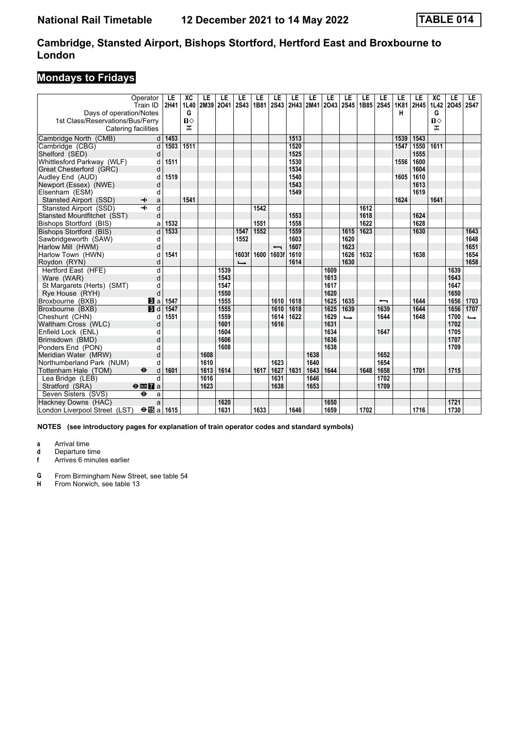# Cambridge, Stansted Airport, Bishops Stortford, Hertford East and Broxbourne to London

## Mondays to Fridays

| Operator | | LE | XC | LE | LE | LE | LE | LE | LE | LE | LE | LE | LE | LE | LE | LE | XC | LE | LE |
|---|---|---|---|---|---|---|---|---|---|---|---|---|---|---|---|---|---|---|---|
| Train ID | | 2H41 | 1L40 | 2M39 | 2O41 | 2S43 | 1B81 | 2S43 | 2H43 | 2M41 | 2O43 | 2S45 | 1B85 | 2S45 | 1K81 | 2H45 | 1L42 | 2O45 | 2S47 |
| Days of operation/Notes | | | G | | | | | | | | | | | | H | | G | | |
| 1st Class/Reservations/Bus/Ferry | | | ■◇ | | | | | | | | | | | | | | ■◇ | | |
| Catering facilities | | | ⚒ | | | | | | | | | | | | | | ⚒ | | |
| Cambridge North (CMB) | d | 1453 | | | | | | | 1513 | | | | | | 1539 | 1543 | | | |
| Cambridge (CBG) | d | 1503 | 1511 | | | | | | 1520 | | | | | | 1547 | 1550 | 1611 | | |
| Shelford (SED) | d | | | | | | | | 1525 | | | | | | | 1555 | | | |
| Whittlesford Parkway (WLF) | d | 1511 | | | | | | | 1530 | | | | | | 1556 | 1600 | | | |
| Great Chesterford (GRC) | d | | | | | | | | 1534 | | | | | | | 1604 | | | |
| Audley End (AUD) | d | 1519 | | | | | | | 1540 | | | | | | 1605 | 1610 | | | |
| Newport (Essex) (NWE) | d | | | | | | | | 1543 | | | | | | | 1613 | | | |
| Elsenham (ESM) | d | | | | | | | | 1549 | | | | | | | 1619 | | | |
| Stansted Airport (SSD) ✈ | a | | 1541 | | | | | | | | | | | | 1624 | | 1641 | | |
| Stansted Airport (SSD) ✈ | d | | | | | | 1542 | | | | | | 1612 | | | | | | |
| Stansted Mountfitchet (SST) | d | | | | | | | | 1553 | | | | 1618 | | | 1624 | | | |
| Bishops Stortford (BIS) | a | 1532 | | | | | 1551 | | 1558 | | | | 1622 | | | 1628 | | | |
| Bishops Stortford (BIS) | d | 1533 | | | | 1547 | 1552 | | 1559 | | | 1615 | 1623 | | | 1630 | | | 1643 |
| Sawbridgeworth (SAW) | d | | | | | 1552 | | | 1603 | | | 1620 | | | | | | | 1648 |
| Harlow Mill (HWM) | d | | | | | | | ← | 1607 | | | 1623 | | | | | | | 1651 |
| Harlow Town (HWN) | d | 1541 | | | | 1603f | 1600 | 1603f | 1610 | | | 1626 | 1632 | | | 1638 | | | 1654 |
| Roydon (RYN) | d | | | | | ↳ | | | 1614 | | | 1630 | | | | | | | 1658 |
| Hertford East (HFE) | d | | | | 1539 | | | | | | 1609 | | | | | | | 1639 | |
| Ware (WAR) | d | | | | 1543 | | | | | | 1613 | | | | | | | 1643 | |
| St Margarets (Herts) (SMT) | d | | | | 1547 | | | | | | 1617 | | | | | | | 1647 | |
| Rye House (RYH) | d | | | | 1550 | | | | | | 1620 | | | | | | | 1650 | |
| Broxbourne (BXB) 3 | a | 1547 | | | 1555 | | | 1610 | 1618 | | 1625 | 1635 | | ← | | 1644 | | 1656 | 1703 |
| Broxbourne (BXB) 3 | d | 1547 | | | 1555 | | | 1610 | 1618 | | 1625 | 1639 | | 1639 | | 1644 | | 1656 | 1707 |
| Cheshunt (CHN) | d | 1551 | | | 1559 | | | 1614 | 1622 | | 1629 | ↳ | | 1644 | | 1648 | | 1700 | ↳ |
| Waltham Cross (WLC) | d | | | | 1601 | | | 1616 | | | 1631 | | | | | | | 1702 | |
| Enfield Lock (ENL) | d | | | | 1604 | | | | | | 1634 | | | 1647 | | | | 1705 | |
| Brimsdown (BMD) | d | | | | 1606 | | | | | | 1636 | | | | | | | 1707 | |
| Ponders End (PON) | d | | | | 1608 | | | | | | 1638 | | | | | | | 1709 | |
| Meridian Water (MRW) | d | | | 1608 | | | | | | 1638 | | | | 1652 | | | | | |
| Northumberland Park (NUM) | d | | | 1610 | | | | 1623 | | 1640 | | | | 1654 | | | | | |
| Tottenham Hale (TOM) ⊖ | d | 1601 | | 1613 | 1614 | | 1617 | 1627 | 1631 | 1643 | 1644 | | 1648 | 1658 | | 1701 | | 1715 | |
| Lea Bridge (LEB) | d | | | 1616 | | | | 1631 | | 1646 | | | | 1702 | | | | | |
| Stratford (SRA) ⊖ DLR 7 | a | | | 1623 | | | | 1638 | | 1653 | | | | 1709 | | | | | |
| Seven Sisters (SVS) ⊖ | a | | | | | | | | | | | | | | | | | | |
| Hackney Downs (HAC) | a | | | | 1620 | | | | | | 1650 | | | | | | | 1721 | |
| London Liverpool Street (LST) ⊖ 15 | a | 1615 | | | 1631 | | 1633 | | 1646 | | 1659 | | 1702 | | | 1716 | | 1730 | |

**NOTES (see introductory pages for explanation of train operator codes and standard symbols)**

- **a** Arrival time
- **d** Departure time
- **f** Arrives 6 minutes earlier

- **G** From Birmingham New Street, see table 54
- **H** From Norwich, see table 13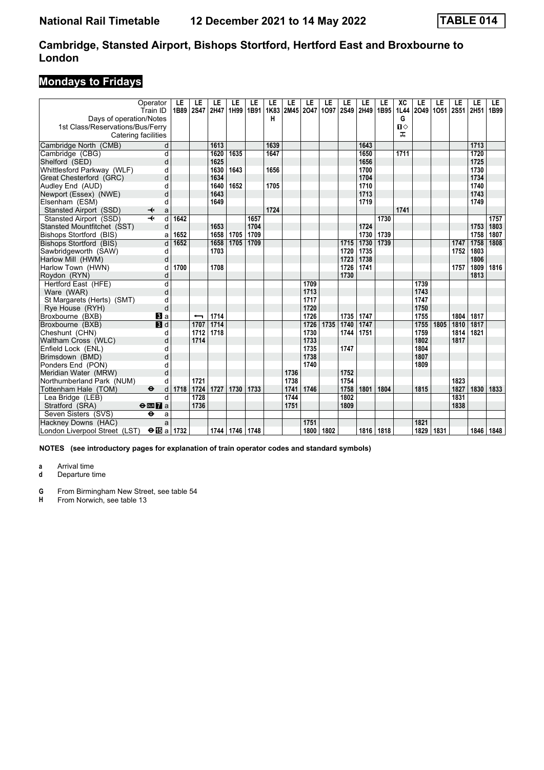# National Rail Timetable 12 December 2021 to 14 May 2022 TABLE 014

## Cambridge, Stansted Airport, Bishops Stortford, Hertford East and Broxbourne to London

## Mondays to Fridays

| Operator | | LE | LE | LE | LE | LE | LE | LE | LE | LE | LE | LE | LE | XC | LE | LE | LE | LE | LE |
|---|---|---|---|---|---|---|---|---|---|---|---|---|---|---|---|---|---|---|---|
| Train ID | | 1B89 | 2S47 | 2H47 | 1H99 | 1B91 | 1K83 | 2M45 | 2O47 | 1O97 | 2S49 | 2H49 | 1B95 | 1L44 | 2O49 | 1O51 | 2S51 | 2H51 | 1B99 |
| Days of operation/Notes | | | | | | | H | | | | | | | G | | | | | |
| 1st Class/Reservations/Bus/Ferry | | | | | | | | | | | | | | 1◇ | | | | | |
| Catering facilities | | | | | | | | | | | | | | ⌶ | | | | | |
| Cambridge North (CMB) | d | | | 1613 | | | 1639 | | | | | 1643 | | | | | | 1713 | |
| Cambridge (CBG) | d | | | 1620 | 1635 | | 1647 | | | | | 1650 | | 1711 | | | | 1720 | |
| Shelford (SED) | d | | | 1625 | | | | | | | | 1656 | | | | | | 1725 | |
| Whittlesford Parkway (WLF) | d | | | 1630 | 1643 | | 1656 | | | | | 1700 | | | | | | 1730 | |
| Great Chesterford (GRC) | d | | | 1634 | | | | | | | | 1704 | | | | | | 1734 | |
| Audley End (AUD) | d | | | 1640 | 1652 | | 1705 | | | | | 1710 | | | | | | 1740 | |
| Newport (Essex) (NWE) | d | | | 1643 | | | | | | | | 1713 | | | | | | 1743 | |
| Elsenham (ESM) | d | | | 1649 | | | | | | | | 1719 | | | | | | 1749 | |
| Stansted Airport (SSD) ✈ | a | | | | | | 1724 | | | | | | | 1741 | | | | | |
| Stansted Airport (SSD) ✈ | d | 1642 | | | | 1657 | | | | | | | 1730 | | | | | | 1757 |
| Stansted Mountfitchet (SST) | d | | | 1653 | | 1704 | | | | | | 1724 | | | | | | 1753 | 1803 |
| Bishops Stortford (BIS) | a | 1652 | | 1658 | 1705 | 1709 | | | | | | 1730 | 1739 | | | | | 1758 | 1807 |
| Bishops Stortford (BIS) | d | 1652 | | 1658 | 1705 | 1709 | | | | | 1715 | 1730 | 1739 | | | | 1747 | 1758 | 1808 |
| Sawbridgeworth (SAW) | d | | | 1703 | | | | | | | 1720 | 1735 | | | | | 1752 | 1803 | |
| Harlow Mill (HWM) | d | | | | | | | | | | 1723 | 1738 | | | | | | 1806 | |
| Harlow Town (HWN) | d | 1700 | | 1708 | | | | | | | 1726 | 1741 | | | | | 1757 | 1809 | 1816 |
| Roydon (RYN) | d | | | | | | | | | | 1730 | | | | | | | 1813 | |
| Hertford East (HFE) | d | | | | | | | | 1709 | | | | | | 1739 | | | | |
| Ware (WAR) | d | | | | | | | | 1713 | | | | | | 1743 | | | | |
| St Margarets (Herts) (SMT) | d | | | | | | | | 1717 | | | | | | 1747 | | | | |
| Rye House (RYH) | d | | | | | | | | 1720 | | | | | | 1750 | | | | |
| Broxbourne (BXB) | 3 a | | ⟵ | 1714 | | | | | 1726 | | 1735 | 1747 | | | 1755 | | 1804 | 1817 | |
| Broxbourne (BXB) | 3 d | | 1707 | 1714 | | | | | 1726 | 1735 | 1740 | 1747 | | | 1755 | 1805 | 1810 | 1817 | |
| Cheshunt (CHN) | d | | 1712 | 1718 | | | | | 1730 | | 1744 | 1751 | | | 1759 | | 1814 | 1821 | |
| Waltham Cross (WLC) | d | | 1714 | | | | | | 1733 | | | | | | 1802 | | 1817 | | |
| Enfield Lock (ENL) | d | | | | | | | | 1735 | | 1747 | | | | 1804 | | | | |
| Brimsdown (BMD) | d | | | | | | | | 1738 | | | | | | 1807 | | | | |
| Ponders End (PON) | d | | | | | | | | 1740 | | | | | | 1809 | | | | |
| Meridian Water (MRW) | d | | | | | | | 1736 | | | 1752 | | | | | | | | |
| Northumberland Park (NUM) | d | | 1721 | | | | | 1738 | | | 1754 | | | | | | 1823 | | |
| Tottenham Hale (TOM) ⊖ | d | 1718 | 1724 | 1727 | 1730 | 1733 | | 1741 | 1746 | | 1758 | 1801 | 1804 | | 1815 | | 1827 | 1830 | 1833 |
| Lea Bridge (LEB) | d | | 1728 | | | | | 1744 | | | 1802 | | | | | | 1831 | | |
| Stratford (SRA) ⊖ DLR 7 | a | | 1736 | | | | | 1751 | | | 1809 | | | | | | 1838 | | |
| Seven Sisters (SVS) ⊖ | a | | | | | | | | | | | | | | | | | | |
| Hackney Downs (HAC) | a | | | | | | | | 1751 | | | | | | 1821 | | | | |
| London Liverpool Street (LST) ⊖ 15 | a | 1732 | | 1744 | 1746 | 1748 | | | 1800 | 1802 | | 1816 | 1818 | | 1829 | 1831 | | 1846 | 1848 |

**NOTES (see introductory pages for explanation of train operator codes and standard symbols)**

**a** Arrival time
**d** Departure time

**G** From Birmingham New Street, see table 54
**H** From Norwich, see table 13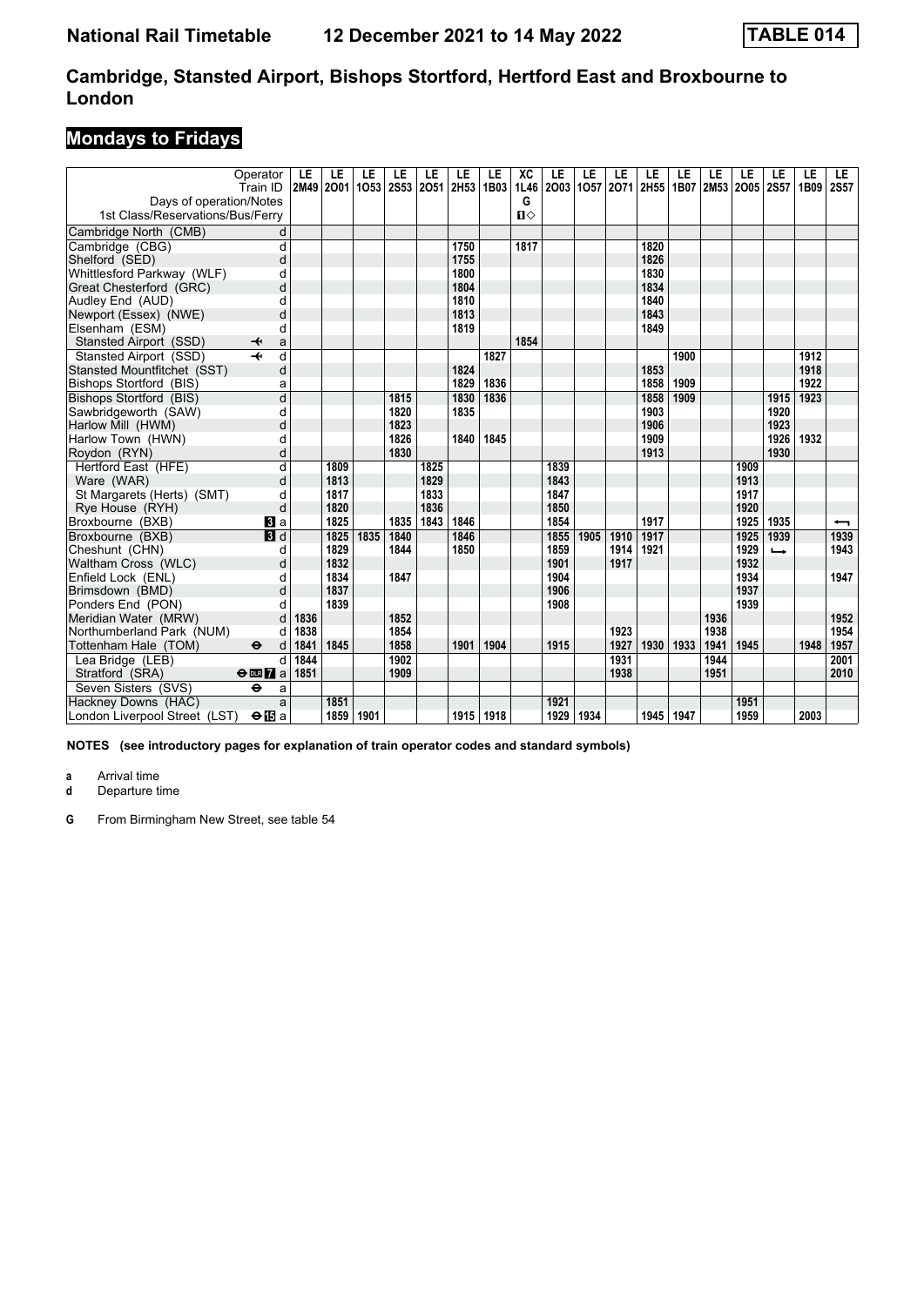# Cambridge, Stansted Airport, Bishops Stortford, Hertford East and Broxbourne to London

## Mondays to Fridays

| Operator | | LE | LE | LE | LE | LE | LE | LE | XC | LE | LE | LE | LE | LE | LE | LE | LE | LE | LE |
|---|---|---|---|---|---|---|---|---|---|---|---|---|---|---|---|---|---|---|---|
| Train ID | | 2M49 | 2O01 | 1O53 | 2S53 | 2O51 | 2H53 | 1B03 | 1L46 | 2O03 | 1O57 | 2O71 | 2H55 | 1B07 | 2M53 | 2O05 | 2S57 | 1B09 | 2S57 |
| Days of operation/Notes | | | | | | | | | G | | | | | | | | | | |
| 1st Class/Reservations/Bus/Ferry | | | | | | | | | ■◇ | | | | | | | | | | |
| Cambridge North (CMB) | d | | | | | | | | | | | | | | | | | | |
| Cambridge (CBG) | d | | | | | | 1750 | | 1817 | | | | 1820 | | | | | | |
| Shelford (SED) | d | | | | | | 1755 | | | | | | 1826 | | | | | | |
| Whittlesford Parkway (WLF) | d | | | | | | 1800 | | | | | | 1830 | | | | | | |
| Great Chesterford (GRC) | d | | | | | | 1804 | | | | | | 1834 | | | | | | |
| Audley End (AUD) | d | | | | | | 1810 | | | | | | 1840 | | | | | | |
| Newport (Essex) (NWE) | d | | | | | | 1813 | | | | | | 1843 | | | | | | |
| Elsenham (ESM) | d | | | | | | 1819 | | | | | | 1849 | | | | | | |
| Stansted Airport (SSD) ✈ | a | | | | | | | | 1854 | | | | | | | | | | |
| Stansted Airport (SSD) ✈ | d | | | | | | | 1827 | | | | | | 1900 | | | | 1912 | |
| Stansted Mountfitchet (SST) | d | | | | | | 1824 | | | | | | 1853 | | | | | 1918 | |
| Bishops Stortford (BIS) | a | | | | | | 1829 | 1836 | | | | | 1858 | 1909 | | | | 1922 | |
| Bishops Stortford (BIS) | d | | | | 1815 | | 1830 | 1836 | | | | | 1858 | 1909 | | | 1915 | 1923 | |
| Sawbridgeworth (SAW) | d | | | | 1820 | | 1835 | | | | | | 1903 | | | | 1920 | | |
| Harlow Mill (HWM) | d | | | | 1823 | | | | | | | | 1906 | | | | 1923 | | |
| Harlow Town (HWN) | d | | | | 1826 | | 1840 | 1845 | | | | | 1909 | | | | 1926 | 1932 | |
| Roydon (RYN) | d | | | | 1830 | | | | | | | | 1913 | | | | 1930 | | |
| Hertford East (HFE) | d | | 1809 | | | 1825 | | | | 1839 | | | | | | 1909 | | | |
| Ware (WAR) | d | | 1813 | | | 1829 | | | | 1843 | | | | | | 1913 | | | |
| St Margarets (Herts) (SMT) | d | | 1817 | | | 1833 | | | | 1847 | | | | | | 1917 | | | |
| Rye House (RYH) | d | | 1820 | | | 1836 | | | | 1850 | | | | | | 1920 | | | |
| Broxbourne (BXB) | 3 a | | 1825 | | 1835 | 1843 | 1846 | | | 1854 | | | 1917 | | | 1925 | 1935 | | ← |
| Broxbourne (BXB) | 3 d | | 1825 | 1835 | 1840 | | 1846 | | | 1855 | 1905 | 1910 | 1917 | | | 1925 | 1939 | | 1939 |
| Cheshunt (CHN) | d | | 1829 | | 1844 | | 1850 | | | 1859 | | 1914 | 1921 | | | 1929 | → | | 1943 |
| Waltham Cross (WLC) | d | | 1832 | | | | | | | 1901 | | 1917 | | | | 1932 | | | |
| Enfield Lock (ENL) | d | | 1834 | | 1847 | | | | | 1904 | | | | | | 1934 | | | 1947 |
| Brimsdown (BMD) | d | | 1837 | | | | | | | 1906 | | | | | | 1937 | | | |
| Ponders End (PON) | d | | 1839 | | | | | | | 1908 | | | | | | 1939 | | | |
| Meridian Water (MRW) | d | 1836 | | | 1852 | | | | | | | | | | 1936 | | | | 1952 |
| Northumberland Park (NUM) | d | 1838 | | | 1854 | | | | | | | 1923 | | | 1938 | | | | 1954 |
| Tottenham Hale (TOM) ⊖ | d | 1841 | 1845 | | 1858 | | 1901 | 1904 | | 1915 | | 1927 | 1930 | 1933 | 1941 | 1945 | | 1948 | 1957 |
| Lea Bridge (LEB) | d | 1844 | | | 1902 | | | | | | | 1931 | | | 1944 | | | | 2001 |
| Stratford (SRA) ⊖ DLR 7 | a | 1851 | | | 1909 | | | | | | | 1938 | | | 1951 | | | | 2010 |
| Seven Sisters (SVS) ⊖ | a | | | | | | | | | | | | | | | | | | |
| Hackney Downs (HAC) | a | | 1851 | | | | | | | 1921 | | | | | | 1951 | | | |
| London Liverpool Street (LST) ⊖15 | a | | 1859 | 1901 | | | 1915 | 1918 | | 1929 | 1934 | | 1945 | 1947 | | 1959 | | 2003 | |

**NOTES (see introductory pages for explanation of train operator codes and standard symbols)**

**a** Arrival time
**d** Departure time

**G** From Birmingham New Street, see table 54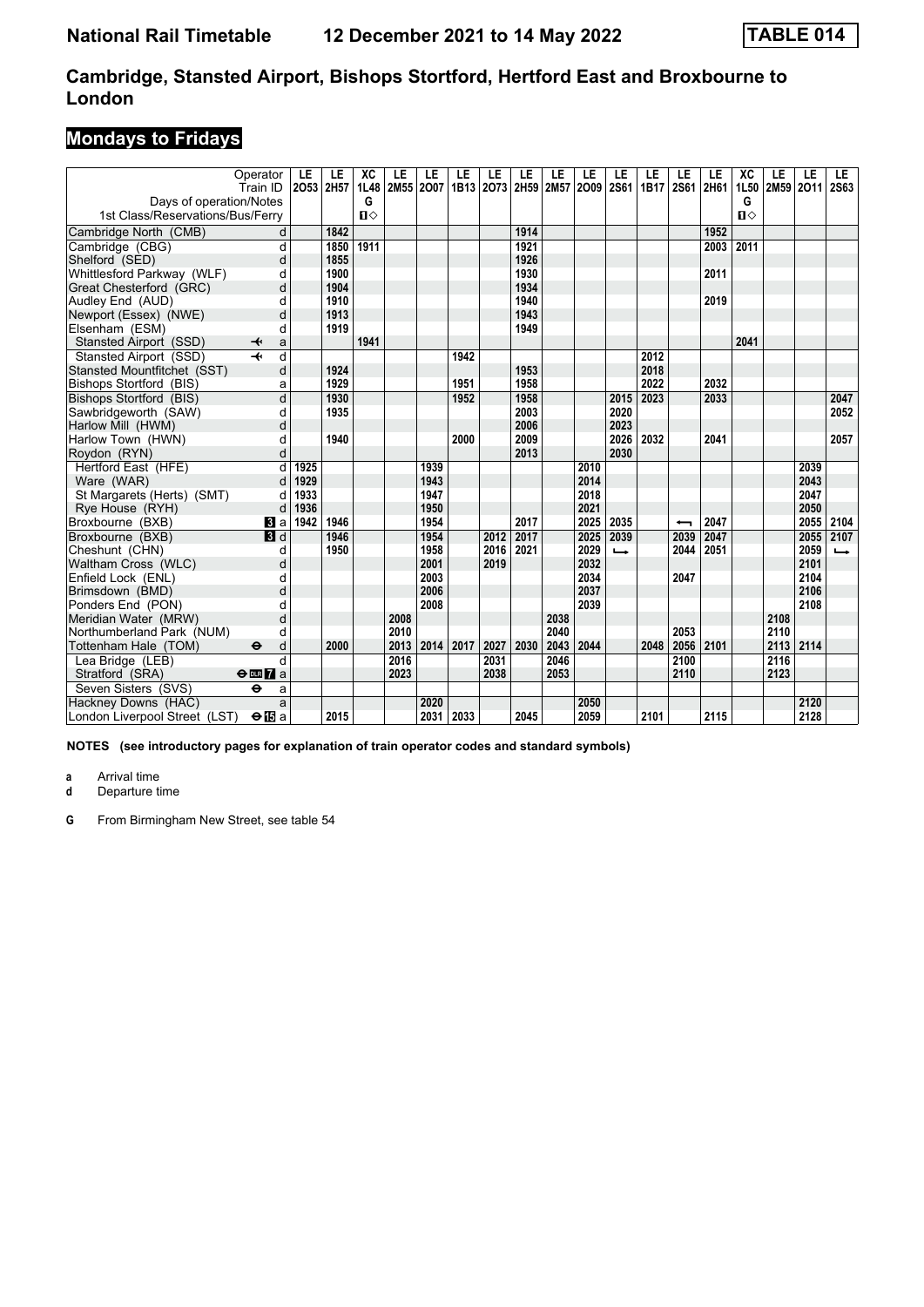# Cambridge, Stansted Airport, Bishops Stortford, Hertford East and Broxbourne to London

## Mondays to Fridays

| Operator | | LE | LE | XC | LE | LE | LE | LE | LE | LE | LE | LE | LE | LE | LE | XC | LE | LE | LE |
|---|---|---|---|---|---|---|---|---|---|---|---|---|---|---|---|---|---|---|---|
| Train ID | | 2O53 | 2H57 | 1L48 | 2M55 | 2O07 | 1B13 | 2O73 | 2H59 | 2M57 | 2O09 | 2S61 | 1B17 | 2S61 | 2H61 | 1L50 | 2M59 | 2O11 | 2S63 |
| Days of operation/Notes | | | | G | | | | | | | | | | | | G | | | |
| 1st Class/Reservations/Bus/Ferry | | | | ■◇ | | | | | | | | | | | | ■◇ | | | |
| Cambridge North (CMB) | d | | 1842 | | | | | | 1914 | | | | | | 1952 | | | | |
| Cambridge (CBG) | d | | 1850 | 1911 | | | | | 1921 | | | | | | 2003 | 2011 | | | |
| Shelford (SED) | d | | 1855 | | | | | | 1926 | | | | | | | | | | |
| Whittlesford Parkway (WLF) | d | | 1900 | | | | | | 1930 | | | | | | 2011 | | | | |
| Great Chesterford (GRC) | d | | 1904 | | | | | | 1934 | | | | | | | | | | |
| Audley End (AUD) | d | | 1910 | | | | | | 1940 | | | | | | 2019 | | | | |
| Newport (Essex) (NWE) | d | | 1913 | | | | | | 1943 | | | | | | | | | | |
| Elsenham (ESM) | d | | 1919 | | | | | | 1949 | | | | | | | | | | |
| Stansted Airport (SSD) ✈ | a | | | 1941 | | | | | | | | | | | | 2041 | | | |
| Stansted Airport (SSD) ✈ | d | | | | | | 1942 | | | | | | 2012 | | | | | | |
| Stansted Mountfitchet (SST) | d | | 1924 | | | | | | 1953 | | | | 2018 | | | | | | |
| Bishops Stortford (BIS) | a | | 1929 | | | | 1951 | | 1958 | | | | 2022 | | 2032 | | | | |
| Bishops Stortford (BIS) | d | | 1930 | | | | 1952 | | 1958 | | | 2015 | 2023 | | 2033 | | | | 2047 |
| Sawbridgeworth (SAW) | d | | 1935 | | | | | | 2003 | | | 2020 | | | | | | | 2052 |
| Harlow Mill (HWM) | d | | | | | | | | 2006 | | | 2023 | | | | | | | |
| Harlow Town (HWN) | d | | 1940 | | | | 2000 | | 2009 | | | 2026 | 2032 | | 2041 | | | | 2057 |
| Roydon (RYN) | d | | | | | | | | 2013 | | | 2030 | | | | | | | |
| Hertford East (HFE) | d | 1925 | | | | 1939 | | | | | 2010 | | | | | | | 2039 | |
| Ware (WAR) | d | 1929 | | | | 1943 | | | | | 2014 | | | | | | | 2043 | |
| St Margarets (Herts) (SMT) | d | 1933 | | | | 1947 | | | | | 2018 | | | | | | | 2047 | |
| Rye House (RYH) | d | 1936 | | | | 1950 | | | | | 2021 | | | | | | | 2050 | |
| Broxbourne (BXB) 3 | a | 1942 | 1946 | | | 1954 | | | 2017 | | 2025 | 2035 | | ← | 2047 | | | 2055 | 2104 |
| Broxbourne (BXB) 3 | d | | 1946 | | | 1954 | | 2012 | 2017 | | 2025 | 2039 | | 2039 | 2047 | | | 2055 | 2107 |
| Cheshunt (CHN) | d | | 1950 | | | 1958 | | 2016 | 2021 | | 2029 | → | | 2044 | 2051 | | | 2059 | → |
| Waltham Cross (WLC) | d | | | | | 2001 | | 2019 | | | 2032 | | | | | | | 2101 | |
| Enfield Lock (ENL) | d | | | | | 2003 | | | | | 2034 | | | 2047 | | | | 2104 | |
| Brimsdown (BMD) | d | | | | | 2006 | | | | | 2037 | | | | | | | 2106 | |
| Ponders End (PON) | d | | | | | 2008 | | | | | 2039 | | | | | | | 2108 | |
| Meridian Water (MRW) | d | | | | 2008 | | | | | 2038 | | | | | | | 2108 | | |
| Northumberland Park (NUM) | d | | | | 2010 | | | | | 2040 | | | | 2053 | | | 2110 | | |
| Tottenham Hale (TOM) ⊖ | d | | 2000 | | 2013 | 2014 | 2017 | 2027 | 2030 | 2043 | 2044 | | 2048 | 2056 | 2101 | | 2113 | 2114 | |
| Lea Bridge (LEB) | d | | | | 2016 | | | 2031 | | 2046 | | | | 2100 | | | 2116 | | |
| Stratford (SRA) ⊖ DLR 7 | a | | | | 2023 | | | 2038 | | 2053 | | | | 2110 | | | 2123 | | |
| Seven Sisters (SVS) ⊖ | a | | | | | | | | | | | | | | | | | | |
| Hackney Downs (HAC) | a | | | | | 2020 | | | | | 2050 | | | | | | | 2120 | |
| London Liverpool Street (LST) ⊖ 15 | a | | 2015 | | | 2031 | 2033 | | 2045 | | 2059 | | 2101 | | 2115 | | | 2128 | |

**NOTES (see introductory pages for explanation of train operator codes and standard symbols)**

**a** Arrival time
**d** Departure time

**G** From Birmingham New Street, see table 54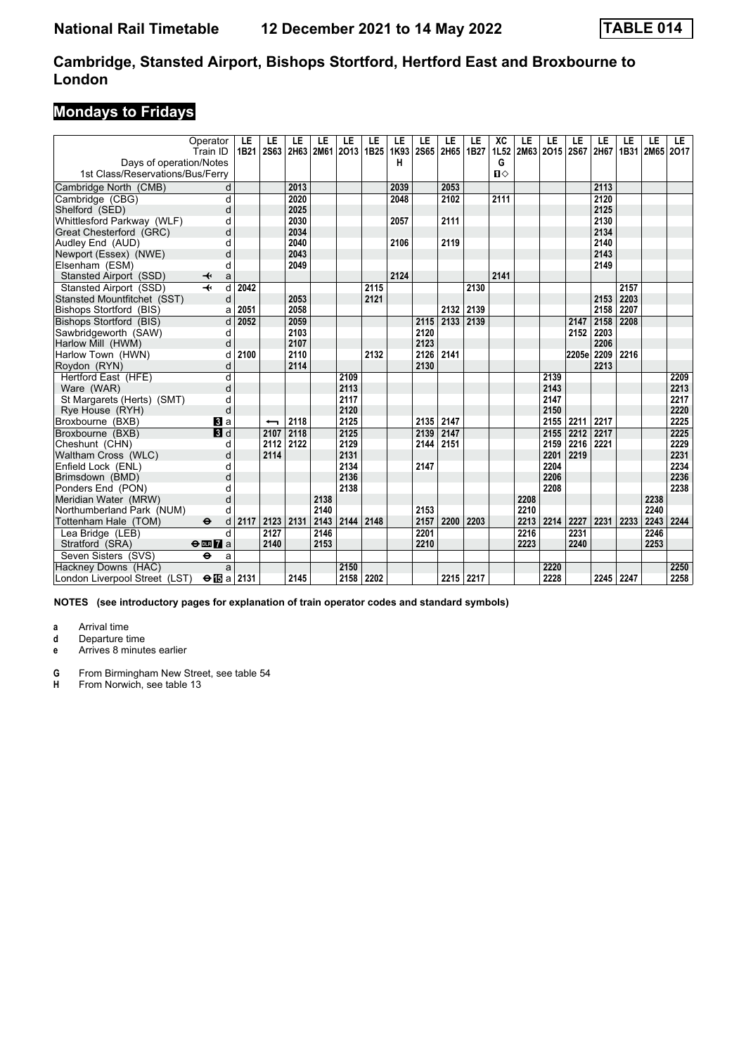# Cambridge, Stansted Airport, Bishops Stortford, Hertford East and Broxbourne to London

## Mondays to Fridays

| Operator | | LE | LE | LE | LE | LE | LE | LE | LE | LE | LE | XC | LE | LE | LE | LE | LE | LE | LE |
|---|---|---|---|---|---|---|---|---|---|---|---|---|---|---|---|---|---|---|---|
| Train ID | | 1B21 | 2S63 | 2H63 | 2M61 | 2O13 | 1B25 | 1K93 | 2S65 | 2H65 | 1B27 | 1L52 | 2M63 | 2O15 | 2S67 | 2H67 | 1B31 | 2M65 | 2O17 |
| Days of operation/Notes | | | | | | | | H | | | | G | | | | | | | |
| 1st Class/Reservations/Bus/Ferry | | | | | | | | | | | | ■◇ | | | | | | | |
| Cambridge North (CMB) | d | | | 2013 | | | | 2039 | | 2053 | | | | | | 2113 | | | |
| Cambridge (CBG) | d | | | 2020 | | | | 2048 | | 2102 | | 2111 | | | | 2120 | | | |
| Shelford (SED) | d | | | 2025 | | | | | | | | | | | | 2125 | | | |
| Whittlesford Parkway (WLF) | d | | | 2030 | | | | 2057 | | 2111 | | | | | | 2130 | | | |
| Great Chesterford (GRC) | d | | | 2034 | | | | | | | | | | | | 2134 | | | |
| Audley End (AUD) | d | | | 2040 | | | | 2106 | | 2119 | | | | | | 2140 | | | |
| Newport (Essex) (NWE) | d | | | 2043 | | | | | | | | | | | | 2143 | | | |
| Elsenham (ESM) | d | | | 2049 | | | | | | | | | | | | 2149 | | | |
| Stansted Airport (SSD) ✈ | a | | | | | | | 2124 | | | | 2141 | | | | | | | |
| Stansted Airport (SSD) ✈ | d | 2042 | | | | | 2115 | | | | 2130 | | | | | | 2157 | | |
| Stansted Mountfitchet (SST) | d | | | 2053 | | | 2121 | | | | | | | | | 2153 | 2203 | | |
| Bishops Stortford (BIS) | a | 2051 | | 2058 | | | | | | 2132 | 2139 | | | | | 2158 | 2207 | | |
| Bishops Stortford (BIS) | d | 2052 | | 2059 | | | | | 2115 | 2133 | 2139 | | | | 2147 | 2158 | 2208 | | |
| Sawbridgeworth (SAW) | d | | | 2103 | | | | | 2120 | | | | | | 2152 | 2203 | | | |
| Harlow Mill (HWM) | d | | | 2107 | | | | | 2123 | | | | | | | 2206 | | | |
| Harlow Town (HWN) | d | 2100 | | 2110 | | | 2132 | | 2126 | 2141 | | | | | 2205e | 2209 | 2216 | | |
| Roydon (RYN) | d | | | 2114 | | | | | 2130 | | | | | | | 2213 | | | |
| Hertford East (HFE) | d | | | | | 2109 | | | | | | | | 2139 | | | | | 2209 |
| Ware (WAR) | d | | | | | 2113 | | | | | | | | 2143 | | | | | 2213 |
| St Margarets (Herts) (SMT) | d | | | | | 2117 | | | | | | | | 2147 | | | | | 2217 |
| Rye House (RYH) | d | | | | | 2120 | | | | | | | | 2150 | | | | | 2220 |
| Broxbourne (BXB) | 3 a | | ← | 2118 | | 2125 | | | 2135 | 2147 | | | | 2155 | 2211 | 2217 | | | 2225 |
| Broxbourne (BXB) | 3 d | | 2107 | 2118 | | 2125 | | | 2139 | 2147 | | | | 2155 | 2212 | 2217 | | | 2225 |
| Cheshunt (CHN) | d | | 2112 | 2122 | | 2129 | | | 2144 | 2151 | | | | 2159 | 2216 | 2221 | | | 2229 |
| Waltham Cross (WLC) | d | | 2114 | | | 2131 | | | | | | | | 2201 | 2219 | | | | 2231 |
| Enfield Lock (ENL) | d | | | | | 2134 | | | 2147 | | | | | 2204 | | | | | 2234 |
| Brimsdown (BMD) | d | | | | | 2136 | | | | | | | | 2206 | | | | | 2236 |
| Ponders End (PON) | d | | | | | 2138 | | | | | | | | 2208 | | | | | 2238 |
| Meridian Water (MRW) | d | | | | 2138 | | | | | | | | 2208 | | | | | 2238 | |
| Northumberland Park (NUM) | d | | | | 2140 | | | | 2153 | | | | 2210 | | | | | 2240 | |
| Tottenham Hale (TOM) ⊖ | d | 2117 | 2123 | 2131 | 2143 | 2144 | 2148 | | 2157 | 2200 | 2203 | | 2213 | 2214 | 2227 | 2231 | 2233 | 2243 | 2244 |
| Lea Bridge (LEB) | d | | 2127 | | 2146 | | | | 2201 | | | | 2216 | | 2231 | | | 2246 | |
| Stratford (SRA) ⊖ DLR 7 | a | | 2140 | | 2153 | | | | 2210 | | | | 2223 | | 2240 | | | 2253 | |
| Seven Sisters (SVS) ⊖ | a | | | | | | | | | | | | | | | | | | |
| Hackney Downs (HAC) | a | | | | | 2150 | | | | | | | | 2220 | | | | | 2250 |
| London Liverpool Street (LST) ⊖15 | a | 2131 | | 2145 | | 2158 | 2202 | | | 2215 | 2217 | | | 2228 | | 2245 | 2247 | | 2258 |

**NOTES (see introductory pages for explanation of train operator codes and standard symbols)**

- **a** Arrival time
- **d** Departure time
- **e** Arrives 8 minutes earlier

- **G** From Birmingham New Street, see table 54
- **H** From Norwich, see table 13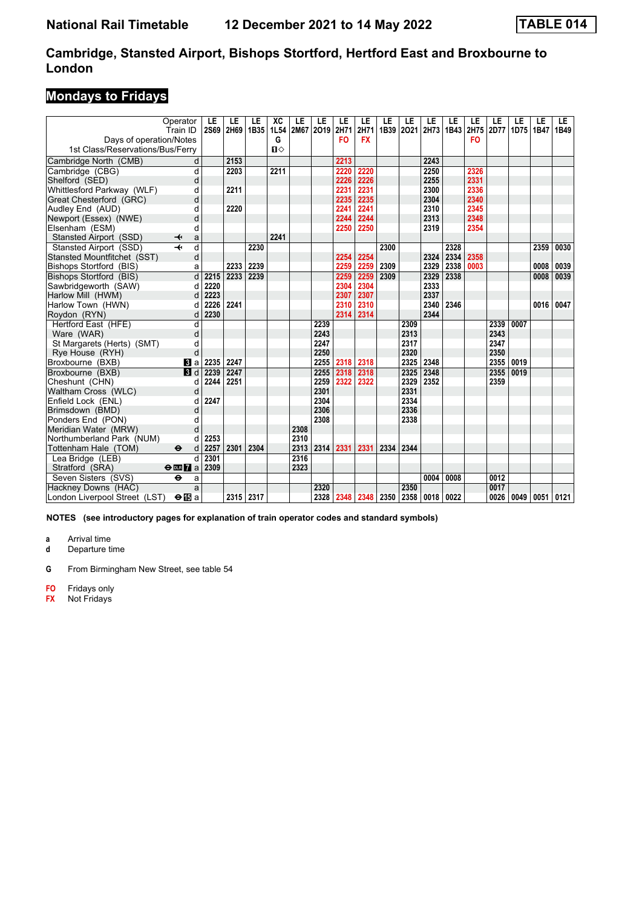# National Rail Timetable 12 December 2021 to 14 May 2022 TABLE 014

## Cambridge, Stansted Airport, Bishops Stortford, Hertford East and Broxbourne to London

### Mondays to Fridays

| Operator | | LE | LE | LE | XC | LE | LE | LE | LE | LE | LE | LE | LE | LE | LE | LE | LE | LE |
|---|---|---|---|---|---|---|---|---|---|---|---|---|---|---|---|---|---|---|
| Train ID | | 2S69 | 2H69 | 1B35 | 1L54 | 2M67 | 2O19 | 2H71 | 2H71 | 1B39 | 2O21 | 2H73 | 1B43 | 2H75 | 2D77 | 1D75 | 1B47 | 1B49 |
| Days of operation/Notes | | | | | G | | | FO | FX | | | | | FO | | | | |
| 1st Class/Reservations/Bus/Ferry | | | | | ■◇ | | | | | | | | | | | | | |
| Cambridge North (CMB) | d | | 2153 | | | | | 2213 | | | | 2243 | | | | | | |
| Cambridge (CBG) | d | | 2203 | | 2211 | | | 2220 | 2220 | | | 2250 | | 2326 | | | | |
| Shelford (SED) | d | | | | | | | 2226 | 2226 | | | 2255 | | 2331 | | | | |
| Whittlesford Parkway (WLF) | d | | 2211 | | | | | 2231 | 2231 | | | 2300 | | 2336 | | | | |
| Great Chesterford (GRC) | d | | | | | | | 2235 | 2235 | | | 2304 | | 2340 | | | | |
| Audley End (AUD) | d | | 2220 | | | | | 2241 | 2241 | | | 2310 | | 2345 | | | | |
| Newport (Essex) (NWE) | d | | | | | | | 2244 | 2244 | | | 2313 | | 2348 | | | | |
| Elsenham (ESM) | d | | | | | | | 2250 | 2250 | | | 2319 | | 2354 | | | | |
| Stansted Airport (SSD) ✈ | a | | | | 2241 | | | | | | | | | | | | | |
| Stansted Airport (SSD) ✈ | d | | | 2230 | | | | | | 2300 | | | 2328 | | | | 2359 | 0030 |
| Stansted Mountfitchet (SST) | d | | | | | | | 2254 | 2254 | | | 2324 | 2334 | 2358 | | | | |
| Bishops Stortford (BIS) | a | | 2233 | 2239 | | | | 2259 | 2259 | 2309 | | 2329 | 2338 | 0003 | | | 0008 | 0039 |
| Bishops Stortford (BIS) | d | 2215 | 2233 | 2239 | | | | 2259 | 2259 | 2309 | | 2329 | 2338 | | | | 0008 | 0039 |
| Sawbridgeworth (SAW) | d | 2220 | | | | | | 2304 | 2304 | | | 2333 | | | | | | |
| Harlow Mill (HWM) | d | 2223 | | | | | | 2307 | 2307 | | | 2337 | | | | | | |
| Harlow Town (HWN) | d | 2226 | 2241 | | | | | 2310 | 2310 | | | 2340 | 2346 | | | | 0016 | 0047 |
| Roydon (RYN) | d | 2230 | | | | | | 2314 | 2314 | | | 2344 | | | | | | |
| Hertford East (HFE) | d | | | | | | 2239 | | | | 2309 | | | | 2339 | 0007 | | |
| Ware (WAR) | d | | | | | | 2243 | | | | 2313 | | | | 2343 | | | |
| St Margarets (Herts) (SMT) | d | | | | | | 2247 | | | | 2317 | | | | 2347 | | | |
| Rye House (RYH) | d | | | | | | 2250 | | | | 2320 | | | | 2350 | | | |
| Broxbourne (BXB) | a | 2235 | 2247 | | | | 2255 | 2318 | 2318 | | 2325 | 2348 | | | 2355 | 0019 | | |
| Broxbourne (BXB) | d | 2239 | 2247 | | | | 2255 | 2318 | 2318 | | 2325 | 2348 | | | 2355 | 0019 | | |
| Cheshunt (CHN) | d | 2244 | 2251 | | | | 2259 | 2322 | 2322 | | 2329 | 2352 | | | 2359 | | | |
| Waltham Cross (WLC) | d | | | | | | 2301 | | | | 2331 | | | | | | | |
| Enfield Lock (ENL) | d | 2247 | | | | | 2304 | | | | 2334 | | | | | | | |
| Brimsdown (BMD) | d | | | | | | 2306 | | | | 2336 | | | | | | | |
| Ponders End (PON) | d | | | | | | 2308 | | | | 2338 | | | | | | | |
| Meridian Water (MRW) | d | | | | | 2308 | | | | | | | | | | | | |
| Northumberland Park (NUM) | d | 2253 | | | | 2310 | | | | | | | | | | | | |
| Tottenham Hale (TOM) ⊖ | d | 2257 | 2301 | 2304 | | 2313 | 2314 | 2331 | 2331 | 2334 | 2344 | | | | | | | |
| Lea Bridge (LEB) | d | 2301 | | | | 2316 | | | | | | | | | | | | |
| Stratford (SRA) ⊖ DLR | a | 2309 | | | | 2323 | | | | | | | | | | | | |
| Seven Sisters (SVS) ⊖ | a | | | | | | | | | | | 0004 | 0008 | | 0012 | | | |
| Hackney Downs (HAC) | a | | | | | | 2320 | | | | 2350 | | | | 0017 | | | |
| London Liverpool Street (LST) ⊖ | a | | 2315 | 2317 | | | 2328 | 2348 | 2348 | 2350 | 2358 | 0018 | 0022 | | 0026 | 0049 | 0051 | 0121 |

**NOTES** (see introductory pages for explanation of train operator codes and standard symbols)

- **a** Arrival time
- **d** Departure time
- **G** From Birmingham New Street, see table 54
- **FO** Fridays only
- **FX** Not Fridays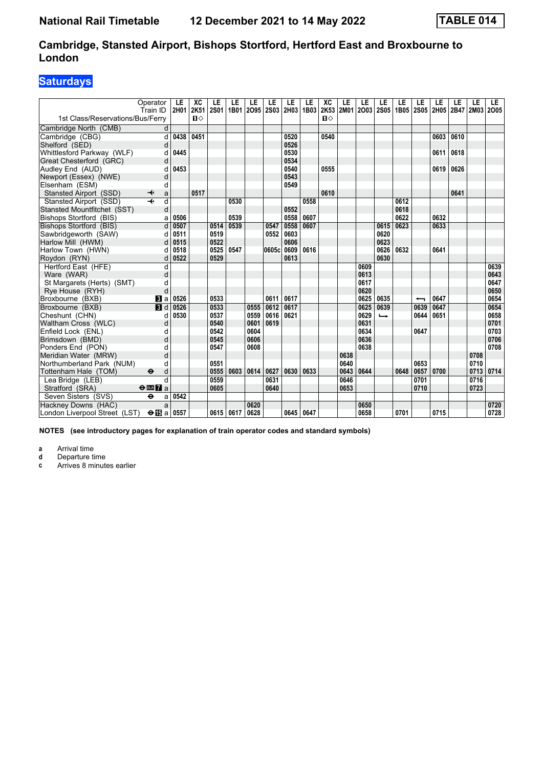**National Rail Timetable** **12 December 2021 to 14 May 2022** **TABLE 014**

## Cambridge, Stansted Airport, Bishops Stortford, Hertford East and Broxbourne to London

## Saturdays

| Operator | | LE | XC | LE | LE | LE | LE | LE | LE | XC | LE | LE | LE | LE | LE | LE | LE | LE | LE |
|---|---|---|---|---|---|---|---|---|---|---|---|---|---|---|---|---|---|---|---|
| Train ID | | 2H01 | 2K51 | 2S01 | 1B01 | 2O95 | 2S03 | 2H03 | 1B03 | 2K53 | 2M01 | 2O03 | 2S05 | 1B05 | 2S05 | 2H05 | 2B47 | 2M03 | 2O05 |
| 1st Class/Reservations/Bus/Ferry | | | ■◇ | | | | | | | ■◇ | | | | | | | | | |
| Cambridge North (CMB) | d | | | | | | | | | | | | | | | | | | |
| Cambridge (CBG) | d | 0438 | 0451 | | | | | 0520 | | 0540 | | | | | | 0603 | 0610 | | |
| Shelford (SED) | d | | | | | | | 0526 | | | | | | | | | | | |
| Whittlesford Parkway (WLF) | d | 0445 | | | | | | 0530 | | | | | | | | 0611 | 0618 | | |
| Great Chesterford (GRC) | d | | | | | | | 0534 | | | | | | | | | | | |
| Audley End (AUD) | d | 0453 | | | | | | 0540 | | 0555 | | | | | | 0619 | 0626 | | |
| Newport (Essex) (NWE) | d | | | | | | | 0543 | | | | | | | | | | | |
| Elsenham (ESM) | d | | | | | | | 0549 | | | | | | | | | | | |
| Stansted Airport (SSD) ✈ | a | | 0517 | | | | | | | 0610 | | | | | | | 0641 | | |
| Stansted Airport (SSD) ✈ | d | | | | 0530 | | | | 0558 | | | | | 0612 | | | | | |
| Stansted Mountfitchet (SST) | d | | | | | | | 0552 | | | | | | 0618 | | | | | |
| Bishops Stortford (BIS) | a | 0506 | | | 0539 | | | 0558 | 0607 | | | | | 0622 | | 0632 | | | |
| Bishops Stortford (BIS) | d | 0507 | | 0514 | 0539 | | 0547 | 0558 | 0607 | | | | 0615 | 0623 | | 0633 | | | |
| Sawbridgeworth (SAW) | d | 0511 | | 0519 | | | 0552 | 0603 | | | | | 0620 | | | | | | |
| Harlow Mill (HWM) | d | 0515 | | 0522 | | | | 0606 | | | | | 0623 | | | | | | |
| Harlow Town (HWN) | d | 0518 | | 0525 | 0547 | | 0605c | 0609 | 0616 | | | | 0626 | 0632 | | 0641 | | | |
| Roydon (RYN) | d | 0522 | | 0529 | | | | 0613 | | | | | 0630 | | | | | | |
| Hertford East (HFE) | d | | | | | | | | | | | 0609 | | | | | | | 0639 |
| Ware (WAR) | d | | | | | | | | | | | 0613 | | | | | | | 0643 |
| St Margarets (Herts) (SMT) | d | | | | | | | | | | | 0617 | | | | | | | 0647 |
| Rye House (RYH) | d | | | | | | | | | | | 0620 | | | | | | | 0650 |
| Broxbourne (BXB) | a | 0526 | | 0533 | | | 0611 | 0617 | | | | 0625 | 0635 | | ⟵ | 0647 | | | 0654 |
| Broxbourne (BXB) | d | 0526 | | 0533 | | 0555 | 0612 | 0617 | | | | 0625 | 0639 | | 0639 | 0647 | | | 0654 |
| Cheshunt (CHN) | d | 0530 | | 0537 | | 0559 | 0616 | 0621 | | | | 0629 | ⟶ | | 0644 | 0651 | | | 0658 |
| Waltham Cross (WLC) | d | | | 0540 | | 0601 | 0619 | | | | | 0631 | | | | | | | 0701 |
| Enfield Lock (ENL) | d | | | 0542 | | 0604 | | | | | | 0634 | | | 0647 | | | | 0703 |
| Brimsdown (BMD) | d | | | 0545 | | 0606 | | | | | | 0636 | | | | | | | 0706 |
| Ponders End (PON) | d | | | 0547 | | 0608 | | | | | | 0638 | | | | | | | 0708 |
| Meridian Water (MRW) | d | | | | | | | | | | 0638 | | | | | | | 0708 | |
| Northumberland Park (NUM) | d | | | 0551 | | | | | | | 0640 | | | | 0653 | | | 0710 | |
| Tottenham Hale (TOM) ⊖ | d | | | 0555 | 0603 | 0614 | 0627 | 0630 | 0633 | | 0643 | 0644 | | 0648 | 0657 | 0700 | | 0713 | 0714 |
| Lea Bridge (LEB) | d | | | 0559 | | | 0631 | | | | 0646 | | | | 0701 | | | 0716 | |
| Stratford (SRA) ⊖ DLR 7 | a | | | 0605 | | | 0640 | | | | 0653 | | | | 0710 | | | 0723 | |
| Seven Sisters (SVS) ⊖ | a | 0542 | | | | | | | | | | | | | | | | | |
| Hackney Downs (HAC) | a | | | | | 0620 | | | | | | 0650 | | | | | | | 0720 |
| London Liverpool Street (LST) ⊖ 15 | a | 0557 | | 0615 | 0617 | 0628 | | 0645 | 0647 | | | 0658 | | 0701 | | 0715 | | | 0728 |

**NOTES (see introductory pages for explanation of train operator codes and standard symbols)**

**a** Arrival time
**d** Departure time
**c** Arrives 8 minutes earlier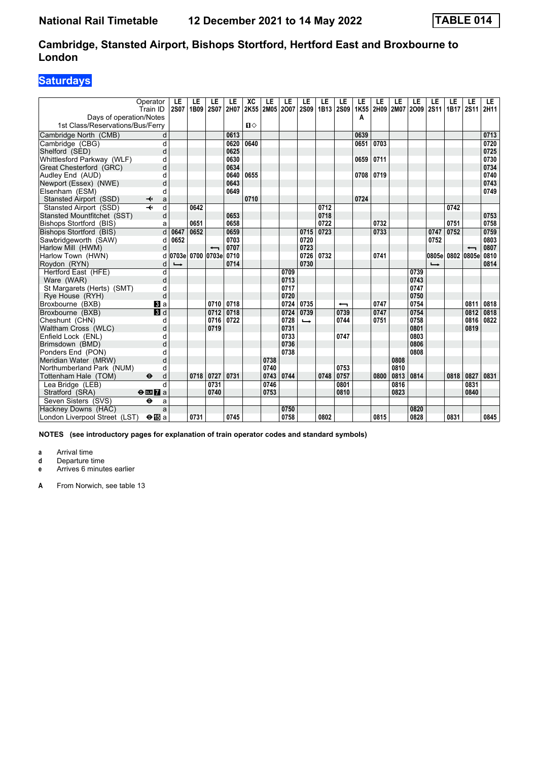**National Rail Timetable** **12 December 2021 to 14 May 2022** **TABLE 014**

## Cambridge, Stansted Airport, Bishops Stortford, Hertford East and Broxbourne to London

### Saturdays

| Operator | | LE | LE | LE | LE | XC | LE | LE | LE | LE | LE | LE | LE | LE | LE | LE | LE | LE | LE |
|---|---|---|---|---|---|---|---|---|---|---|---|---|---|---|---|---|---|---|---|
| Train ID | | 2S07 | 1B09 | 2S07 | 2H07 | 2K55 | 2M05 | 2O07 | 2S09 | 1B13 | 2S09 | 1K55 | 2H09 | 2M07 | 2O09 | 2S11 | 1B17 | 2S11 | 2H11 |
| Days of operation/Notes | | | | | | | | | | | | A | | | | | | | |
| 1st Class/Reservations/Bus/Ferry | | | | | | ■◇ | | | | | | | | | | | | | |
| Cambridge North (CMB) | d | | | | 0613 | | | | | | | 0639 | | | | | | | 0713 |
| Cambridge (CBG) | d | | | | 0620 | 0640 | | | | | | 0651 | 0703 | | | | | | 0720 |
| Shelford (SED) | d | | | | 0625 | | | | | | | | | | | | | | 0725 |
| Whittlesford Parkway (WLF) | d | | | | 0630 | | | | | | | 0659 | 0711 | | | | | | 0730 |
| Great Chesterford (GRC) | d | | | | 0634 | | | | | | | | | | | | | | 0734 |
| Audley End (AUD) | d | | | | 0640 | 0655 | | | | | | 0708 | 0719 | | | | | | 0740 |
| Newport (Essex) (NWE) | d | | | | 0643 | | | | | | | | | | | | | | 0743 |
| Elsenham (ESM) | d | | | | 0649 | | | | | | | | | | | | | | 0749 |
| Stansted Airport (SSD) ✈ | a | | | | | 0710 | | | | | | 0724 | | | | | | | |
| Stansted Airport (SSD) ✈ | d | | 0642 | | | | | | | 0712 | | | | | | | 0742 | | |
| Stansted Mountfitchet (SST) | d | | | | 0653 | | | | | 0718 | | | | | | | | | 0753 |
| Bishops Stortford (BIS) | a | | 0651 | | 0658 | | | | | 0722 | | | 0732 | | | | 0751 | | 0758 |
| Bishops Stortford (BIS) | d | 0647 | 0652 | | 0659 | | | | 0715 | 0723 | | | 0733 | | | 0747 | 0752 | | 0759 |
| Sawbridgeworth (SAW) | d | 0652 | | | 0703 | | | | 0720 | | | | | | | 0752 | | | 0803 |
| Harlow Mill (HWM) | d | | | ⟵ | 0707 | | | | 0723 | | | | | | | | | ⟵ | 0807 |
| Harlow Town (HWN) | d | 0703e | 0700 | 0703e | 0710 | | | | 0726 | 0732 | | | 0741 | | | 0805e | 0802 | 0805e | 0810 |
| Roydon (RYN) | d | ⟶ | | | 0714 | | | | 0730 | | | | | | | ⟶ | | | 0814 |
| Hertford East (HFE) | d | | | | | | | 0709 | | | | | | | 0739 | | | | |
| Ware (WAR) | d | | | | | | | 0713 | | | | | | | 0743 | | | | |
| St Margarets (Herts) (SMT) | d | | | | | | | 0717 | | | | | | | 0747 | | | | |
| Rye House (RYH) | d | | | | | | | 0720 | | | | | | | 0750 | | | | |
| Broxbourne (BXB) | a | | | 0710 | 0718 | | | 0724 | 0735 | | ⟵ | | 0747 | | 0754 | | | 0811 | 0818 |
| Broxbourne (BXB) | d | | | 0712 | 0718 | | | 0724 | 0739 | | 0739 | | 0747 | | 0754 | | | 0812 | 0818 |
| Cheshunt (CHN) | d | | | 0716 | 0722 | | | 0728 | ⟶ | | 0744 | | 0751 | | 0758 | | | 0816 | 0822 |
| Waltham Cross (WLC) | d | | | 0719 | | | | 0731 | | | | | | | 0801 | | | 0819 | |
| Enfield Lock (ENL) | d | | | | | | | 0733 | | | 0747 | | | | 0803 | | | | |
| Brimsdown (BMD) | d | | | | | | | 0736 | | | | | | | 0806 | | | | |
| Ponders End (PON) | d | | | | | | | 0738 | | | | | | | 0808 | | | | |
| Meridian Water (MRW) | d | | | | | | 0738 | | | | | | | 0808 | | | | | |
| Northumberland Park (NUM) | d | | | | | | 0740 | | | | 0753 | | | 0810 | | | | | |
| Tottenham Hale (TOM) ⊖ | d | | 0718 | 0727 | 0731 | | 0743 | 0744 | | 0748 | 0757 | | 0800 | 0813 | 0814 | | 0818 | 0827 | 0831 |
| Lea Bridge (LEB) | d | | | 0731 | | | 0746 | | | | 0801 | | | 0816 | | | | 0831 | |
| Stratford (SRA) ⊖ DLR 7 | a | | | 0740 | | | 0753 | | | | 0810 | | | 0823 | | | | 0840 | |
| Seven Sisters (SVS) ⊖ | a | | | | | | | | | | | | | | | | | | |
| Hackney Downs (HAC) | a | | | | | | | 0750 | | | | | | | 0820 | | | | |
| London Liverpool Street (LST) ⊖ 15 | a | | 0731 | | 0745 | | | 0758 | | 0802 | | | 0815 | | 0828 | | 0831 | | 0845 |

**NOTES (see introductory pages for explanation of train operator codes and standard symbols)**

- **a** Arrival time
- **d** Departure time
- **e** Arrives 6 minutes earlier

**A** From Norwich, see table 13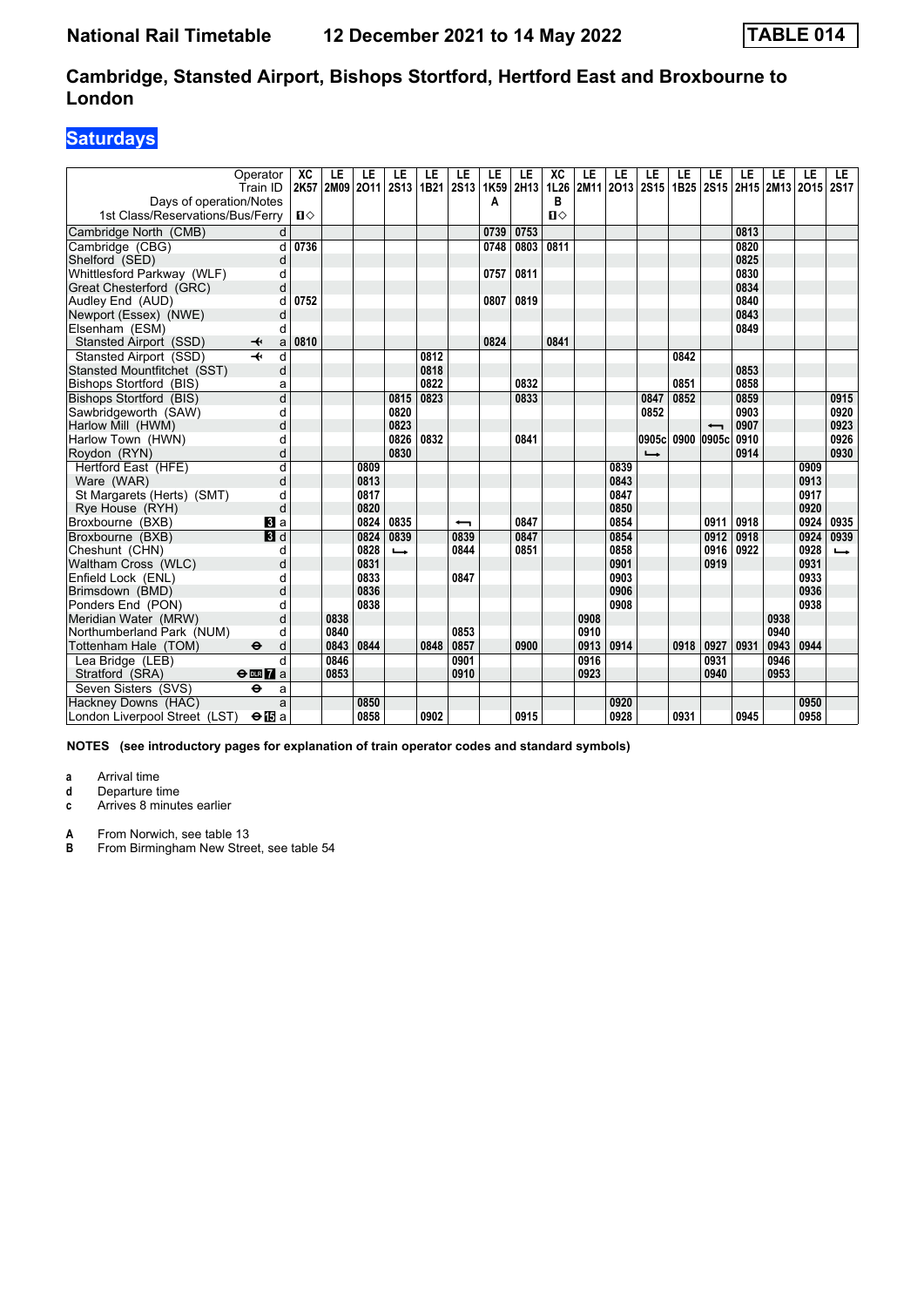# National Rail Timetable — 12 December 2021 to 14 May 2022 — TABLE 014

## Cambridge, Stansted Airport, Bishops Stortford, Hertford East and Broxbourne to London

## Saturdays

| Operator | | XC | LE | LE | LE | LE | LE | LE | LE | XC | LE | LE | LE | LE | LE | LE | LE | LE | LE |
|---|---|---|---|---|---|---|---|---|---|---|---|---|---|---|---|---|---|---|---|
| Train ID | | 2K57 | 2M09 | 2O11 | 2S13 | 1B21 | 2S13 | 1K59 | 2H13 | 1L26 | 2M11 | 2O13 | 2S15 | 1B25 | 2S15 | 2H15 | 2M13 | 2O15 | 2S17 |
| Days of operation/Notes | | | | | | | | A | | B | | | | | | | | | |
| 1st Class/Reservations/Bus/Ferry | | ■◇ | | | | | | | | ■◇ | | | | | | | | | |
| Cambridge North (CMB) | d | | | | | | | 0739 | 0753 | | | | | | | 0813 | | | |
| Cambridge (CBG) | d | 0736 | | | | | | 0748 | 0803 | 0811 | | | | | | 0820 | | | |
| Shelford (SED) | d | | | | | | | | | | | | | | | 0825 | | | |
| Whittlesford Parkway (WLF) | d | | | | | | | 0757 | 0811 | | | | | | | 0830 | | | |
| Great Chesterford (GRC) | d | | | | | | | | | | | | | | | 0834 | | | |
| Audley End (AUD) | d | 0752 | | | | | | 0807 | 0819 | | | | | | | 0840 | | | |
| Newport (Essex) (NWE) | d | | | | | | | | | | | | | | | 0843 | | | |
| Elsenham (ESM) | d | | | | | | | | | | | | | | | 0849 | | | |
| Stansted Airport (SSD) ✈ | a | 0810 | | | | | | 0824 | | 0841 | | | | | | | | | |
| Stansted Airport (SSD) ✈ | d | | | | | 0812 | | | | | | | | 0842 | | | | | |
| Stansted Mountfitchet (SST) | d | | | | | 0818 | | | | | | | | | | 0853 | | | |
| Bishops Stortford (BIS) | a | | | | | 0822 | | | 0832 | | | | | 0851 | | 0858 | | | |
| Bishops Stortford (BIS) | d | | | | 0815 | 0823 | | | 0833 | | | | 0847 | 0852 | | 0859 | | | 0915 |
| Sawbridgeworth (SAW) | d | | | | 0820 | | | | | | | | 0852 | | | 0903 | | | 0920 |
| Harlow Mill (HWM) | d | | | | 0823 | | | | | | | | | | ⟵ | 0907 | | | 0923 |
| Harlow Town (HWN) | d | | | | 0826 | 0832 | | | 0841 | | | | 0905c | 0900 | 0905c | 0910 | | | 0926 |
| Roydon (RYN) | d | | | | 0830 | | | | | | | | ⟶ | | | 0914 | | | 0930 |
| Hertford East (HFE) | d | | | 0809 | | | | | | | | 0839 | | | | | | 0909 | |
| Ware (WAR) | d | | | 0813 | | | | | | | | 0843 | | | | | | 0913 | |
| St Margarets (Herts) (SMT) | d | | | 0817 | | | | | | | | 0847 | | | | | | 0917 | |
| Rye House (RYH) | d | | | 0820 | | | | | | | | 0850 | | | | | | 0920 | |
| Broxbourne (BXB) 3 | a | | | 0824 | 0835 | | ⟵ | | 0847 | | | 0854 | | | 0911 | 0918 | | 0924 | 0935 |
| Broxbourne (BXB) 3 | d | | | 0824 | 0839 | | 0839 | | 0847 | | | 0854 | | | 0912 | 0918 | | 0924 | 0939 |
| Cheshunt (CHN) | d | | | 0828 | ⟶ | | 0844 | | 0851 | | | 0858 | | | 0916 | 0922 | | 0928 | ⟶ |
| Waltham Cross (WLC) | d | | | 0831 | | | | | | | | 0901 | | | 0919 | | | 0931 | |
| Enfield Lock (ENL) | d | | | 0833 | | | 0847 | | | | | 0903 | | | | | | 0933 | |
| Brimsdown (BMD) | d | | | 0836 | | | | | | | | 0906 | | | | | | 0936 | |
| Ponders End (PON) | d | | | 0838 | | | | | | | | 0908 | | | | | | 0938 | |
| Meridian Water (MRW) | d | | 0838 | | | | | | | | 0908 | | | | | | 0938 | | |
| Northumberland Park (NUM) | d | | 0840 | | | | 0853 | | | | 0910 | | | | | | 0940 | | |
| Tottenham Hale (TOM) ⊖ | d | | 0843 | 0844 | | 0848 | 0857 | | 0900 | | 0913 | 0914 | | 0918 | 0927 | 0931 | 0943 | 0944 | |
| Lea Bridge (LEB) | d | | 0846 | | | | 0901 | | | | 0916 | | | | 0931 | | 0946 | | |
| Stratford (SRA) ⊖ DLR 7 | a | | 0853 | | | | 0910 | | | | 0923 | | | | 0940 | | 0953 | | |
| Seven Sisters (SVS) ⊖ | a | | | | | | | | | | | | | | | | | | |
| Hackney Downs (HAC) | a | | | 0850 | | | | | | | | 0920 | | | | | | 0950 | |
| London Liverpool Street (LST) ⊖ 15 | a | | | 0858 | | 0902 | | | 0915 | | | 0928 | | 0931 | | 0945 | | 0958 | |

**NOTES (see introductory pages for explanation of train operator codes and standard symbols)**

- **a** Arrival time
- **d** Departure time
- **c** Arrives 8 minutes earlier

- **A** From Norwich, see table 13
- **B** From Birmingham New Street, see table 54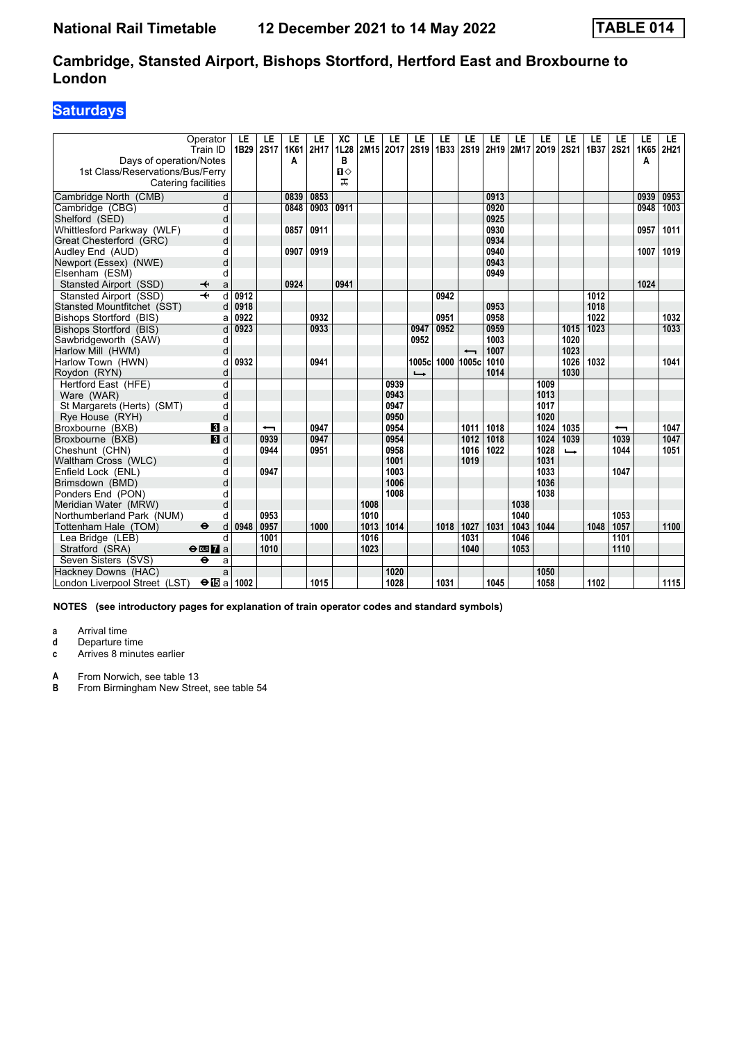# Cambridge, Stansted Airport, Bishops Stortford, Hertford East and Broxbourne to London

## Saturdays

**National Rail Timetable 12 December 2021 to 14 May 2022 — TABLE 014**

| Operator | | LE | LE | LE | LE | XC | LE | LE | LE | LE | LE | LE | LE | LE | LE | LE | LE | LE | LE |
|---|---|---|---|---|---|---|---|---|---|---|---|---|---|---|---|---|---|---|---|
| Train ID | | 1B29 | 2S17 | 1K61 | 2H17 | 1L28 | 2M15 | 2O17 | 2S19 | 1B33 | 2S19 | 2H19 | 2M17 | 2O19 | 2S21 | 1B37 | 2S21 | 1K65 | 2H21 |
| Days of operation/Notes | | | | A | | B | | | | | | | | | | | | A | |
| 1st Class/Reservations/Bus/Ferry | | | | | | ■◇ | | | | | | | | | | | | | |
| Catering facilities | | | | | | ⊼ | | | | | | | | | | | | | |
| Cambridge North (CMB) | d | | | 0839 | 0853 | | | | | | | 0913 | | | | | | 0939 | 0953 |
| Cambridge (CBG) | d | | | 0848 | 0903 | 0911 | | | | | | 0920 | | | | | | 0948 | 1003 |
| Shelford (SED) | d | | | | | | | | | | | 0925 | | | | | | | |
| Whittlesford Parkway (WLF) | d | | | 0857 | 0911 | | | | | | | 0930 | | | | | | 0957 | 1011 |
| Great Chesterford (GRC) | d | | | | | | | | | | | 0934 | | | | | | | |
| Audley End (AUD) | d | | | 0907 | 0919 | | | | | | | 0940 | | | | | | 1007 | 1019 |
| Newport (Essex) (NWE) | d | | | | | | | | | | | 0943 | | | | | | | |
| Elsenham (ESM) | d | | | | | | | | | | | 0949 | | | | | | | |
| Stansted Airport (SSD) ✈ | a | | | 0924 | | 0941 | | | | | | | | | | | | 1024 | |
| Stansted Airport (SSD) ✈ | d | 0912 | | | | | | | | 0942 | | | | | | 1012 | | | |
| Stansted Mountfitchet (SST) | d | 0918 | | | | | | | | | | 0953 | | | | 1018 | | | |
| Bishops Stortford (BIS) | a | 0922 | | | 0932 | | | | | 0951 | | 0958 | | | | 1022 | | | 1032 |
| Bishops Stortford (BIS) | d | 0923 | | | 0933 | | | | 0947 | 0952 | | 0959 | | | 1015 | 1023 | | | 1033 |
| Sawbridgeworth (SAW) | d | | | | | | | | 0952 | | | 1003 | | | 1020 | | | | |
| Harlow Mill (HWM) | d | | | | | | | | | | ← | 1007 | | | 1023 | | | | |
| Harlow Town (HWN) | d | 0932 | | | 0941 | | | | 1005c | 1000 | 1005c | 1010 | | | 1026 | 1032 | | | 1041 |
| Roydon (RYN) | d | | | | | | | | ↳ | | | 1014 | | | 1030 | | | | |
| Hertford East (HFE) | d | | | | | | | 0939 | | | | | | 1009 | | | | | |
| Ware (WAR) | d | | | | | | | 0943 | | | | | | 1013 | | | | | |
| St Margarets (Herts) (SMT) | d | | | | | | | 0947 | | | | | | 1017 | | | | | |
| Rye House (RYH) | d | | | | | | | 0950 | | | | | | 1020 | | | | | |
| Broxbourne (BXB) 3 | a | | ← | | 0947 | | | 0954 | | | 1011 | 1018 | | 1024 | 1035 | | ← | | 1047 |
| Broxbourne (BXB) 3 | d | | 0939 | | 0947 | | | 0954 | | | 1012 | 1018 | | 1024 | 1039 | | 1039 | | 1047 |
| Cheshunt (CHN) | d | | 0944 | | 0951 | | | 0958 | | | 1016 | 1022 | | 1028 | ↳ | | 1044 | | 1051 |
| Waltham Cross (WLC) | d | | | | | | | 1001 | | | 1019 | | | 1031 | | | | | |
| Enfield Lock (ENL) | d | | 0947 | | | | | 1003 | | | | | | 1033 | | | 1047 | | |
| Brimsdown (BMD) | d | | | | | | | 1006 | | | | | | 1036 | | | | | |
| Ponders End (PON) | d | | | | | | | 1008 | | | | | | 1038 | | | | | |
| Meridian Water (MRW) | d | | | | | | 1008 | | | | | | 1038 | | | | | | |
| Northumberland Park (NUM) | d | | 0953 | | | | 1010 | | | | | | 1040 | | | | 1053 | | |
| Tottenham Hale (TOM) ⊖ | d | 0948 | 0957 | | 1000 | | 1013 | 1014 | | 1018 | 1027 | 1031 | 1043 | 1044 | | 1048 | 1057 | | 1100 |
| Lea Bridge (LEB) | d | | 1001 | | | | 1016 | | | | 1031 | | 1046 | | | | 1101 | | |
| Stratford (SRA) ⊖ DLR 7 | a | | 1010 | | | | 1023 | | | | 1040 | | 1053 | | | | 1110 | | |
| Seven Sisters (SVS) ⊖ | a | | | | | | | | | | | | | | | | | | |
| Hackney Downs (HAC) | a | | | | | | | 1020 | | | | | | 1050 | | | | | |
| London Liverpool Street (LST) ⊖ 15 | a | 1002 | | | 1015 | | | 1028 | | 1031 | | 1045 | | 1058 | | 1102 | | | 1115 |

**NOTES (see introductory pages for explanation of train operator codes and standard symbols)**

- **a** Arrival time
- **d** Departure time
- **c** Arrives 8 minutes earlier

- **A** From Norwich, see table 13
- **B** From Birmingham New Street, see table 54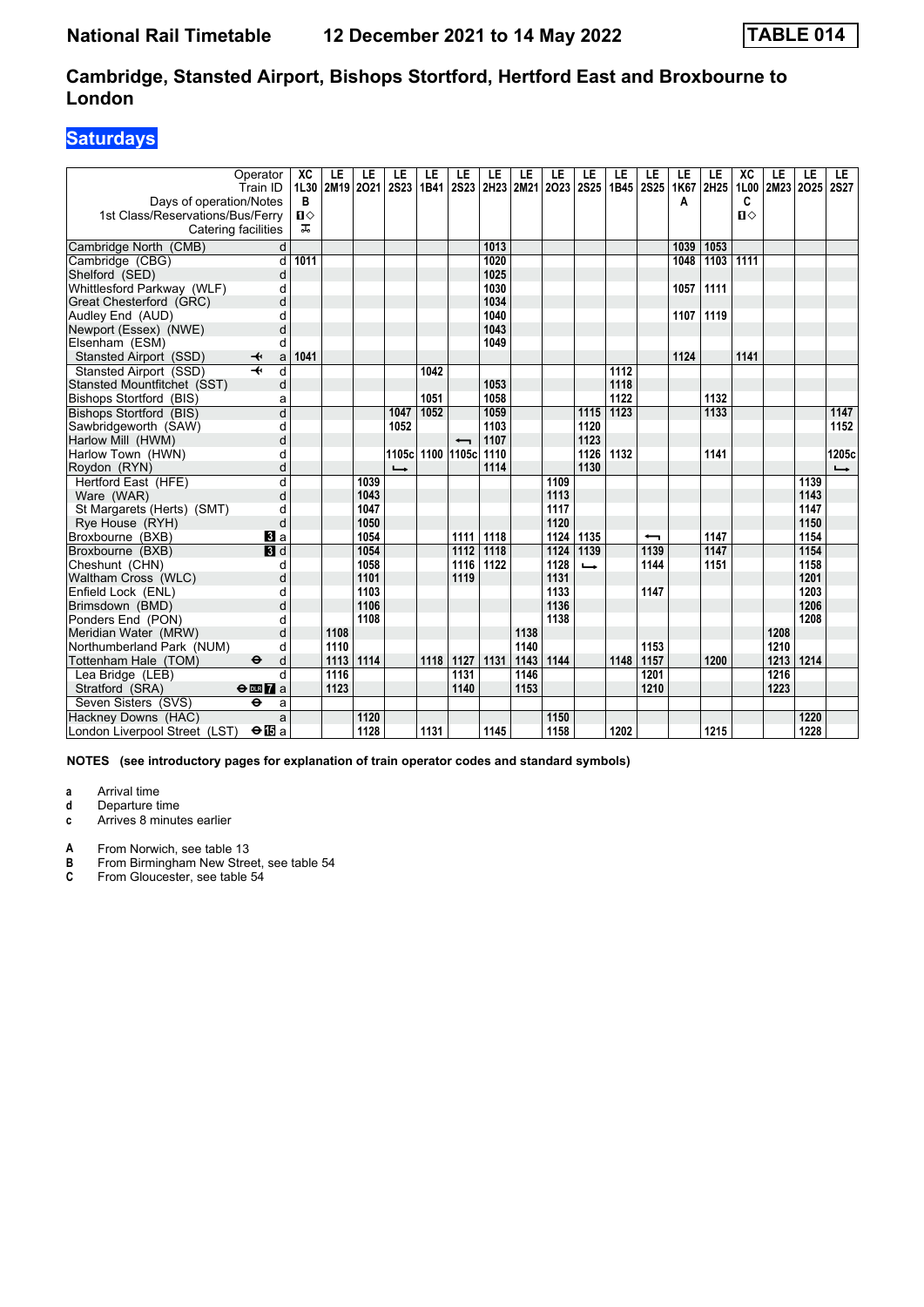# National Rail Timetable    12 December 2021 to 14 May 2022    TABLE 014

## Cambridge, Stansted Airport, Bishops Stortford, Hertford East and Broxbourne to London

### Saturdays

| Operator | | XC | LE | LE | LE | LE | LE | LE | LE | LE | LE | LE | LE | LE | LE | XC | LE | LE | LE |
|---|---|---|---|---|---|---|---|---|---|---|---|---|---|---|---|---|---|---|---|
| Train ID | | 1L30 | 2M19 | 2O21 | 2S23 | 1B41 | 2S23 | 2H23 | 2M21 | 2O23 | 2S25 | 1B45 | 2S25 | 1K67 | 2H25 | 1L00 | 2M23 | 2O25 | 2S27 |
| Days of operation/Notes | | B | | | | | | | | | | | | A | | C | | | |
| 1st Class/Reservations/Bus/Ferry | | ■◇ | | | | | | | | | | | | | | ■◇ | | | |
| Catering facilities | | ✠ | | | | | | | | | | | | | | | | | |
| Cambridge North (CMB) | d | | | | | | | 1013 | | | | | | 1039 | 1053 | | | | |
| Cambridge (CBG) | d | 1011 | | | | | | 1020 | | | | | | 1048 | 1103 | 1111 | | | |
| Shelford (SED) | d | | | | | | | 1025 | | | | | | | | | | | |
| Whittlesford Parkway (WLF) | d | | | | | | | 1030 | | | | | | 1057 | 1111 | | | | |
| Great Chesterford (GRC) | d | | | | | | | 1034 | | | | | | | | | | | |
| Audley End (AUD) | d | | | | | | | 1040 | | | | | | 1107 | 1119 | | | | |
| Newport (Essex) (NWE) | d | | | | | | | 1043 | | | | | | | | | | | |
| Elsenham (ESM) | d | | | | | | | 1049 | | | | | | | | | | | |
| Stansted Airport (SSD) ✈ | a | 1041 | | | | | | | | | | | | 1124 | | 1141 | | | |
| Stansted Airport (SSD) ✈ | d | | | | | 1042 | | | | | | 1112 | | | | | | | |
| Stansted Mountfitchet (SST) | d | | | | | | | 1053 | | | | 1118 | | | | | | | |
| Bishops Stortford (BIS) | a | | | | | 1051 | | 1058 | | | | 1122 | | | 1132 | | | | |
| Bishops Stortford (BIS) | d | | | | 1047 | 1052 | | 1059 | | | 1115 | 1123 | | | 1133 | | | | 1147 |
| Sawbridgeworth (SAW) | d | | | | 1052 | | | 1103 | | | 1120 | | | | | | | | 1152 |
| Harlow Mill (HWM) | d | | | | | | ⟵ | 1107 | | | 1123 | | | | | | | | |
| Harlow Town (HWN) | d | | | | 1105c | 1100 | 1105c | 1110 | | | 1126 | 1132 | | | 1141 | | | | 1205c |
| Roydon (RYN) | d | | | | ⟶ | | | 1114 | | | 1130 | | | | | | | | ⟶ |
| Hertford East (HFE) | d | | | 1039 | | | | | | 1109 | | | | | | | | 1139 | |
| Ware (WAR) | d | | | 1043 | | | | | | 1113 | | | | | | | | 1143 | |
| St Margarets (Herts) (SMT) | d | | | 1047 | | | | | | 1117 | | | | | | | | 1147 | |
| Rye House (RYH) | d | | | 1050 | | | | | | 1120 | | | | | | | | 1150 | |
| Broxbourne (BXB) | 3 a | | | 1054 | | | 1111 | 1118 | | 1124 | 1135 | | ⟵ | | 1147 | | | 1154 | |
| Broxbourne (BXB) | 3 d | | | 1054 | | | 1112 | 1118 | | 1124 | 1139 | | 1139 | | 1147 | | | 1154 | |
| Cheshunt (CHN) | d | | | 1058 | | | 1116 | 1122 | | 1128 | ⟶ | | 1144 | | 1151 | | | 1158 | |
| Waltham Cross (WLC) | d | | | 1101 | | | 1119 | | | 1131 | | | | | | | | 1201 | |
| Enfield Lock (ENL) | d | | | 1103 | | | | | | 1133 | | | 1147 | | | | | 1203 | |
| Brimsdown (BMD) | d | | | 1106 | | | | | | 1136 | | | | | | | | 1206 | |
| Ponders End (PON) | d | | | 1108 | | | | | | 1138 | | | | | | | | 1208 | |
| Meridian Water (MRW) | d | | 1108 | | | | | | 1138 | | | | | | | | 1208 | | |
| Northumberland Park (NUM) | d | | 1110 | | | | | | 1140 | | | | 1153 | | | | 1210 | | |
| Tottenham Hale (TOM) ⊖ | d | | 1113 | 1114 | | 1118 | 1127 | 1131 | 1143 | 1144 | | 1148 | 1157 | | 1200 | | 1213 | 1214 | |
| Lea Bridge (LEB) | d | | 1116 | | | | 1131 | | 1146 | | | | 1201 | | | | 1216 | | |
| Stratford (SRA) ⊖ DLR 7 | a | | 1123 | | | | 1140 | | 1153 | | | | 1210 | | | | 1223 | | |
| Seven Sisters (SVS) ⊖ | a | | | | | | | | | | | | | | | | | | |
| Hackney Downs (HAC) | a | | | 1120 | | | | | | 1150 | | | | | | | | 1220 | |
| London Liverpool Street (LST) ⊖ 15 | a | | | 1128 | | 1131 | | 1145 | | 1158 | | 1202 | | | 1215 | | | 1228 | |

**NOTES (see introductory pages for explanation of train operator codes and standard symbols)**

- **a** Arrival time
- **d** Departure time
- **c** Arrives 8 minutes earlier

- **A** From Norwich, see table 13
- **B** From Birmingham New Street, see table 54
- **C** From Gloucester, see table 54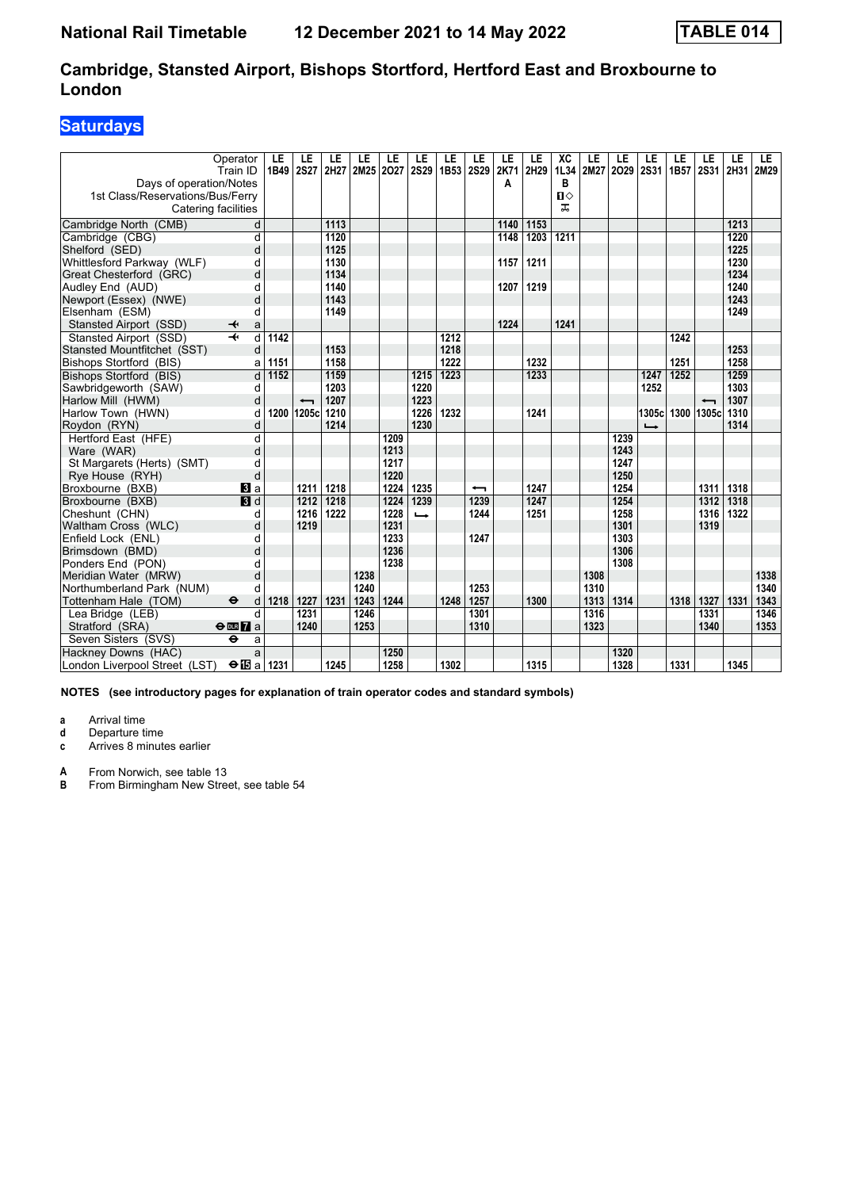# National Rail Timetable 12 December 2021 to 14 May 2022 TABLE 014

## Cambridge, Stansted Airport, Bishops Stortford, Hertford East and Broxbourne to London

### Saturdays

| Operator | | LE | LE | LE | LE | LE | LE | LE | LE | LE | LE | XC | LE | LE | LE | LE | LE | LE | LE |
|---|---|---|---|---|---|---|---|---|---|---|---|---|---|---|---|---|---|---|---|
| Train ID | | 1B49 | 2S27 | 2H27 | 2M25 | 2O27 | 2S29 | 1B53 | 2S29 | 2K71 | 2H29 | 1L34 | 2M27 | 2O29 | 2S31 | 1B57 | 2S31 | 2H31 | 2M29 |
| Days of operation/Notes | | | | | | | | | | A | | B | | | | | | | |
| 1st Class/Reservations/Bus/Ferry | | | | | | | | | | | | ■◇ | | | | | | | |
| Catering facilities | | | | | | | | | | | | ⚹ | | | | | | | |
| Cambridge North (CMB) | d | | | 1113 | | | | | | 1140 | 1153 | | | | | | | 1213 | |
| Cambridge (CBG) | d | | | 1120 | | | | | | 1148 | 1203 | 1211 | | | | | | 1220 | |
| Shelford (SED) | d | | | 1125 | | | | | | | | | | | | | | 1225 | |
| Whittlesford Parkway (WLF) | d | | | 1130 | | | | | | 1157 | 1211 | | | | | | | 1230 | |
| Great Chesterford (GRC) | d | | | 1134 | | | | | | | | | | | | | | 1234 | |
| Audley End (AUD) | d | | | 1140 | | | | | | 1207 | 1219 | | | | | | | 1240 | |
| Newport (Essex) (NWE) | d | | | 1143 | | | | | | | | | | | | | | 1243 | |
| Elsenham (ESM) | d | | | 1149 | | | | | | | | | | | | | | 1249 | |
| Stansted Airport (SSD) ✈ | a | | | | | | | | | 1224 | | 1241 | | | | | | | |
| Stansted Airport (SSD) ✈ | d | 1142 | | | | | | 1212 | | | | | | | | 1242 | | | |
| Stansted Mountfitchet (SST) | d | | | 1153 | | | | 1218 | | | | | | | | | | 1253 | |
| Bishops Stortford (BIS) | a | 1151 | | 1158 | | | | 1222 | | | 1232 | | | | | 1251 | | 1258 | |
| Bishops Stortford (BIS) | d | 1152 | | 1159 | | | 1215 | 1223 | | | 1233 | | | | 1247 | 1252 | | 1259 | |
| Sawbridgeworth (SAW) | d | | | 1203 | | | 1220 | | | | | | | | 1252 | | | 1303 | |
| Harlow Mill (HWM) | d | | ← | 1207 | | | 1223 | | | | | | | | | | ← | 1307 | |
| Harlow Town (HWN) | d | 1200 | 1205c | 1210 | | | 1226 | 1232 | | | 1241 | | | | 1305c | 1300 | 1305c | 1310 | |
| Roydon (RYN) | d | | | 1214 | | | 1230 | | | | | | | | → | | | 1314 | |
| Hertford East (HFE) | d | | | | | 1209 | | | | | | | | 1239 | | | | | |
| Ware (WAR) | d | | | | | 1213 | | | | | | | | 1243 | | | | | |
| St Margarets (Herts) (SMT) | d | | | | | 1217 | | | | | | | | 1247 | | | | | |
| Rye House (RYH) | d | | | | | 1220 | | | | | | | | 1250 | | | | | |
| Broxbourne (BXB) 3 | a | | 1211 | 1218 | | 1224 | 1235 | | ← | | 1247 | | | 1254 | | | 1311 | 1318 | |
| Broxbourne (BXB) 3 | d | | 1212 | 1218 | | 1224 | 1239 | | 1239 | | 1247 | | | 1254 | | | 1312 | 1318 | |
| Cheshunt (CHN) | d | | 1216 | 1222 | | 1228 | → | | 1244 | | 1251 | | | 1258 | | | 1316 | 1322 | |
| Waltham Cross (WLC) | d | | 1219 | | | 1231 | | | | | | | | 1301 | | | 1319 | | |
| Enfield Lock (ENL) | d | | | | | 1233 | | | 1247 | | | | | 1303 | | | | | |
| Brimsdown (BMD) | d | | | | | 1236 | | | | | | | | 1306 | | | | | |
| Ponders End (PON) | d | | | | | 1238 | | | | | | | | 1308 | | | | | |
| Meridian Water (MRW) | d | | | | 1238 | | | | | | | | 1308 | | | | | | 1338 |
| Northumberland Park (NUM) | d | | | | 1240 | | | | 1253 | | | | 1310 | | | | | | 1340 |
| Tottenham Hale (TOM) ⊖ | d | 1218 | 1227 | 1231 | 1243 | 1244 | | 1248 | 1257 | | 1300 | | 1313 | 1314 | | 1318 | 1327 | 1331 | 1343 |
| Lea Bridge (LEB) | d | | 1231 | | 1246 | | | | 1301 | | | | 1316 | | | | 1331 | | 1346 |
| Stratford (SRA) ⊖ DLR 7 | a | | 1240 | | 1253 | | | | 1310 | | | | 1323 | | | | 1340 | | 1353 |
| Seven Sisters (SVS) ⊖ | a | | | | | | | | | | | | | | | | | | |
| Hackney Downs (HAC) | a | | | | | 1250 | | | | | | | | 1320 | | | | | |
| London Liverpool Street (LST) ⊖ 15 | a | 1231 | | 1245 | | 1258 | | 1302 | | | 1315 | | | 1328 | | 1331 | | 1345 | |

**NOTES (see introductory pages for explanation of train operator codes and standard symbols)**

- **a** Arrival time
- **d** Departure time
- **c** Arrives 8 minutes earlier

- **A** From Norwich, see table 13
- **B** From Birmingham New Street, see table 54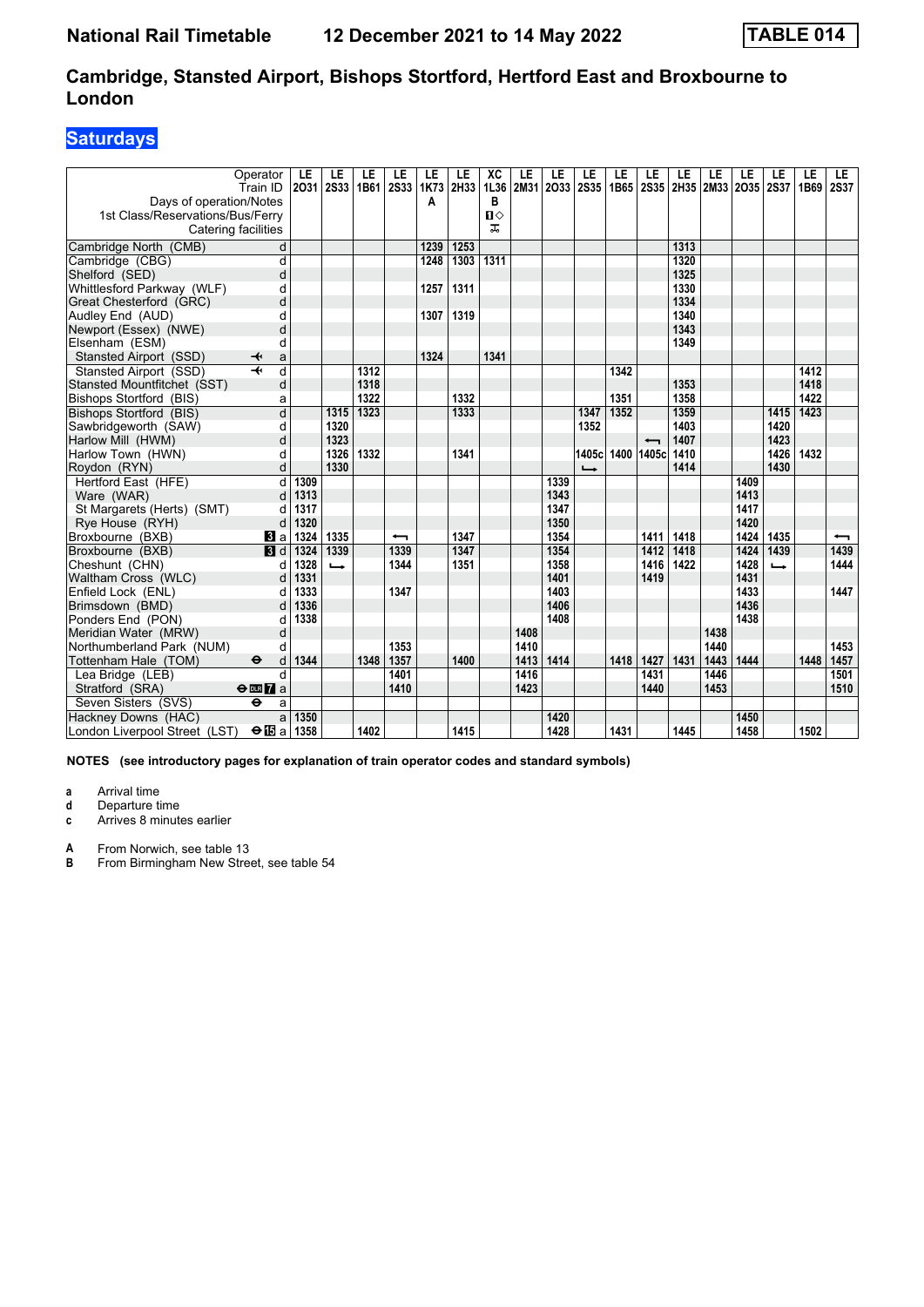# National Rail Timetable    12 December 2021 to 14 May 2022    TABLE 014

## Cambridge, Stansted Airport, Bishops Stortford, Hertford East and Broxbourne to London

### Saturdays

| Operator | | LE | LE | LE | LE | LE | LE | XC | LE | LE | LE | LE | LE | LE | LE | LE | LE | LE | LE |
|---|---|---|---|---|---|---|---|---|---|---|---|---|---|---|---|---|---|---|---|
| Train ID | | 2O31 | 2S33 | 1B61 | 2S33 | 1K73 | 2H33 | 1L36 | 2M31 | 2O33 | 2S35 | 1B65 | 2S35 | 2H35 | 2M33 | 2O35 | 2S37 | 1B69 | 2S37 |
| Days of operation/Notes | | | | | | A | | B | | | | | | | | | | | |
| 1st Class/Reservations/Bus/Ferry | | | | | | | | 🅡◇ | | | | | | | | | | | |
| Catering facilities | | | | | | | | ⛾ | | | | | | | | | | | |
| Cambridge North (CMB) | d | | | | | 1239 | 1253 | | | | | | | 1313 | | | | | |
| Cambridge (CBG) | d | | | | | 1248 | 1303 | 1311 | | | | | | 1320 | | | | | |
| Shelford (SED) | d | | | | | | | | | | | | | 1325 | | | | | |
| Whittlesford Parkway (WLF) | d | | | | | 1257 | 1311 | | | | | | | 1330 | | | | | |
| Great Chesterford (GRC) | d | | | | | | | | | | | | | 1334 | | | | | |
| Audley End (AUD) | d | | | | | 1307 | 1319 | | | | | | | 1340 | | | | | |
| Newport (Essex) (NWE) | d | | | | | | | | | | | | | 1343 | | | | | |
| Elsenham (ESM) | d | | | | | | | | | | | | | 1349 | | | | | |
| Stansted Airport (SSD) ✈ | a | | | | | 1324 | | 1341 | | | | | | | | | | | |
| Stansted Airport (SSD) ✈ | d | | | 1312 | | | | | | | | 1342 | | | | | | 1412 | |
| Stansted Mountfitchet (SST) | d | | | 1318 | | | | | | | | | | 1353 | | | | 1418 | |
| Bishops Stortford (BIS) | a | | | 1322 | | | 1332 | | | | | 1351 | | 1358 | | | | 1422 | |
| Bishops Stortford (BIS) | d | | 1315 | 1323 | | | 1333 | | | | 1347 | 1352 | | 1359 | | | 1415 | 1423 | |
| Sawbridgeworth (SAW) | d | | 1320 | | | | | | | | 1352 | | | 1403 | | | 1420 | | |
| Harlow Mill (HWM) | d | | 1323 | | | | | | | | | | ⟵ | 1407 | | | 1423 | | |
| Harlow Town (HWN) | d | | 1326 | 1332 | | | 1341 | | | | 1405c | 1400 | 1405c | 1410 | | | 1426 | 1432 | |
| Roydon (RYN) | d | | 1330 | | | | | | | | ⟶ | | | 1414 | | | 1430 | | |
| Hertford East (HFE) | d | 1309 | | | | | | | | 1339 | | | | | | 1409 | | | |
| Ware (WAR) | d | 1313 | | | | | | | | 1343 | | | | | | 1413 | | | |
| St Margarets (Herts) (SMT) | d | 1317 | | | | | | | | 1347 | | | | | | 1417 | | | |
| Rye House (RYH) | d | 1320 | | | | | | | | 1350 | | | | | | 1420 | | | |
| Broxbourne (BXB) | a | 1324 | 1335 | | ⟵ | | 1347 | | | 1354 | | | 1411 | 1418 | | 1424 | 1435 | | ⟵ |
| Broxbourne (BXB) | d | 1324 | 1339 | | 1339 | | 1347 | | | 1354 | | | 1412 | 1418 | | 1424 | 1439 | | 1439 |
| Cheshunt (CHN) | d | 1328 | ⟶ | | 1344 | | 1351 | | | 1358 | | | 1416 | 1422 | | 1428 | ⟶ | | 1444 |
| Waltham Cross (WLC) | d | 1331 | | | | | | | | 1401 | | | 1419 | | | 1431 | | | |
| Enfield Lock (ENL) | d | 1333 | | | 1347 | | | | | 1403 | | | | | | 1433 | | | 1447 |
| Brimsdown (BMD) | d | 1336 | | | | | | | | 1406 | | | | | | 1436 | | | |
| Ponders End (PON) | d | 1338 | | | | | | | | 1408 | | | | | | 1438 | | | |
| Meridian Water (MRW) | d | | | | | | | | 1408 | | | | | | 1438 | | | | |
| Northumberland Park (NUM) | d | | | | 1353 | | | | 1410 | | | | | | 1440 | | | | 1453 |
| Tottenham Hale (TOM) ⊖ | d | 1344 | | 1348 | 1357 | | 1400 | | 1413 | 1414 | | 1418 | 1427 | 1431 | 1443 | 1444 | | 1448 | 1457 |
| Lea Bridge (LEB) | d | | | | 1401 | | | | 1416 | | | | 1431 | | 1446 | | | | 1501 |
| Stratford (SRA) ⊖ DLR 7 | a | | | | 1410 | | | | 1423 | | | | 1440 | | 1453 | | | | 1510 |
| Seven Sisters (SVS) ⊖ | a | | | | | | | | | | | | | | | | | | |
| Hackney Downs (HAC) | a | 1350 | | | | | | | | 1420 | | | | | | 1450 | | | |
| London Liverpool Street (LST) ⊖ 15 | a | 1358 | | 1402 | | | 1415 | | | 1428 | | 1431 | | 1445 | | 1458 | | 1502 | |

**NOTES (see introductory pages for explanation of train operator codes and standard symbols)**

- **a** Arrival time
- **d** Departure time
- **c** Arrives 8 minutes earlier

- **A** From Norwich, see table 13
- **B** From Birmingham New Street, see table 54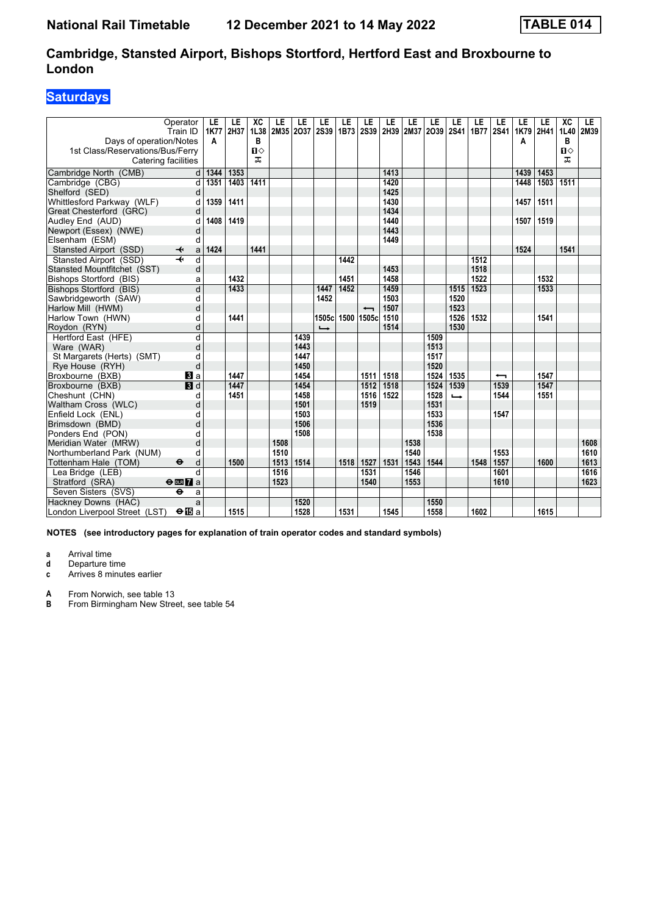# Cambridge, Stansted Airport, Bishops Stortford, Hertford East and Broxbourne to London

## Saturdays

**National Rail Timetable — 12 December 2021 to 14 May 2022 — TABLE 014**

| Operator | | LE | LE | XC | LE | LE | LE | LE | LE | LE | LE | LE | LE | LE | LE | LE | LE | XC | LE |
|---|---|---|---|---|---|---|---|---|---|---|---|---|---|---|---|---|---|---|---|
| Train ID | | 1K77 | 2H37 | 1L38 | 2M35 | 2O37 | 2S39 | 1B73 | 2S39 | 2H39 | 2M37 | 2O39 | 2S41 | 1B77 | 2S41 | 1K79 | 2H41 | 1L40 | 2M39 |
| Days of operation/Notes | | A | | B | | | | | | | | | | | | A | | B | |
| 1st Class/Reservations/Bus/Ferry | | | | ■◇ | | | | | | | | | | | | | | ■◇ | |
| Catering facilities | | | | ☕ | | | | | | | | | | | | | | ☕ | |
| Cambridge North (CMB) | d | 1344 | 1353 | | | | | | | 1413 | | | | | | 1439 | 1453 | | |
| Cambridge (CBG) | d | 1351 | 1403 | 1411 | | | | | | 1420 | | | | | | 1448 | 1503 | 1511 | |
| Shelford (SED) | d | | | | | | | | | 1425 | | | | | | | | | |
| Whittlesford Parkway (WLF) | d | 1359 | 1411 | | | | | | | 1430 | | | | | | 1457 | 1511 | | |
| Great Chesterford (GRC) | d | | | | | | | | | 1434 | | | | | | | | | |
| Audley End (AUD) | d | 1408 | 1419 | | | | | | | 1440 | | | | | | 1507 | 1519 | | |
| Newport (Essex) (NWE) | d | | | | | | | | | 1443 | | | | | | | | | |
| Elsenham (ESM) | d | | | | | | | | | 1449 | | | | | | | | | |
| Stansted Airport (SSD) ✈ | a | 1424 | | 1441 | | | | | | | | | | | | 1524 | | 1541 | |
| Stansted Airport (SSD) ✈ | d | | | | | | | 1442 | | | | | | 1512 | | | | | |
| Stansted Mountfitchet (SST) | d | | | | | | | | | 1453 | | | | 1518 | | | | | |
| Bishops Stortford (BIS) | a | | 1432 | | | | | 1451 | | 1458 | | | | 1522 | | | 1532 | | |
| Bishops Stortford (BIS) | d | | 1433 | | | | 1447 | 1452 | | 1459 | | | 1515 | 1523 | | | 1533 | | |
| Sawbridgeworth (SAW) | d | | | | | | 1452 | | | 1503 | | | 1520 | | | | | | |
| Harlow Mill (HWM) | d | | | | | | | | ← | 1507 | | | 1523 | | | | | | |
| Harlow Town (HWN) | d | | 1441 | | | | 1505c | 1500 | 1505c | 1510 | | | 1526 | 1532 | | | 1541 | | |
| Roydon (RYN) | d | | | | | | → | | | 1514 | | | 1530 | | | | | | |
| Hertford East (HFE) | d | | | | | 1439 | | | | | | 1509 | | | | | | | |
| Ware (WAR) | d | | | | | 1443 | | | | | | 1513 | | | | | | | |
| St Margarets (Herts) (SMT) | d | | | | | 1447 | | | | | | 1517 | | | | | | | |
| Rye House (RYH) | d | | | | | 1450 | | | | | | 1520 | | | | | | | |
| Broxbourne (BXB) 3 | a | | 1447 | | | 1454 | | | 1511 | 1518 | | 1524 | 1535 | | ← | | 1547 | | |
| Broxbourne (BXB) 3 | d | | 1447 | | | 1454 | | | 1512 | 1518 | | 1524 | 1539 | | 1539 | | 1547 | | |
| Cheshunt (CHN) | d | | 1451 | | | 1458 | | | 1516 | 1522 | | 1528 | → | | 1544 | | 1551 | | |
| Waltham Cross (WLC) | d | | | | | 1501 | | | 1519 | | | 1531 | | | | | | | |
| Enfield Lock (ENL) | d | | | | | 1503 | | | | | | 1533 | | | 1547 | | | | |
| Brimsdown (BMD) | d | | | | | 1506 | | | | | | 1536 | | | | | | | |
| Ponders End (PON) | d | | | | | 1508 | | | | | | 1538 | | | | | | | |
| Meridian Water (MRW) | d | | | | 1508 | | | | | | 1538 | | | | | | | | 1608 |
| Northumberland Park (NUM) | d | | | | 1510 | | | | | | 1540 | | | | 1553 | | | | 1610 |
| Tottenham Hale (TOM) ⊖ | d | | 1500 | | 1513 | 1514 | | 1518 | 1527 | 1531 | 1543 | 1544 | | 1548 | 1557 | | 1600 | | 1613 |
| Lea Bridge (LEB) | d | | | | 1516 | | | | 1531 | | 1546 | | | | 1601 | | | | 1616 |
| Stratford (SRA) ⊖ DLR 7 | a | | | | 1523 | | | | 1540 | | 1553 | | | | 1610 | | | | 1623 |
| Seven Sisters (SVS) ⊖ | a | | | | | | | | | | | | | | | | | | |
| Hackney Downs (HAC) | a | | | | | 1520 | | | | | | 1550 | | | | | | | |
| London Liverpool Street (LST) ⊖ 15 | a | | 1515 | | | 1528 | | 1531 | | 1545 | | 1558 | | 1602 | | | 1615 | | |

**NOTES (see introductory pages for explanation of train operator codes and standard symbols)**

- **a** Arrival time
- **d** Departure time
- **c** Arrives 8 minutes earlier

- **A** From Norwich, see table 13
- **B** From Birmingham New Street, see table 54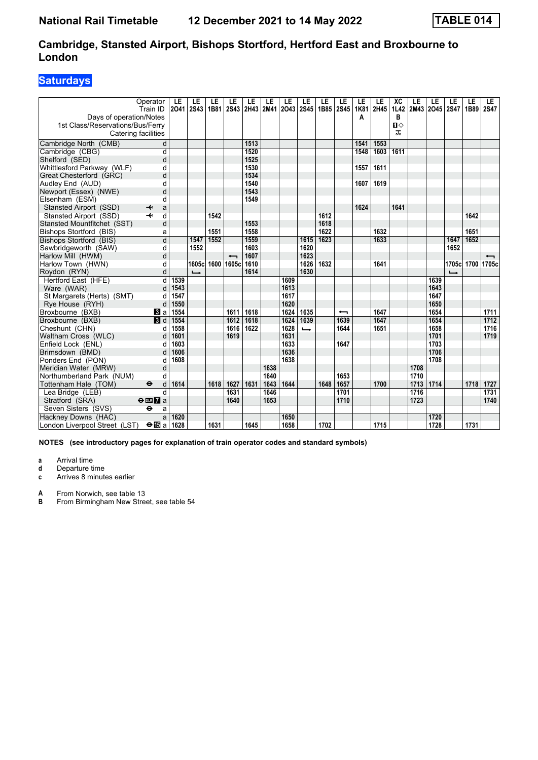# National Rail Timetable 12 December 2021 to 14 May 2022 TABLE 014

## Cambridge, Stansted Airport, Bishops Stortford, Hertford East and Broxbourne to London

### Saturdays

| Operator | | LE | LE | LE | LE | LE | LE | LE | LE | LE | LE | LE | LE | XC | LE | LE | LE | LE | LE |
|---|---|---|---|---|---|---|---|---|---|---|---|---|---|---|---|---|---|---|---|
| Train ID | | 2O41 | 2S43 | 1B81 | 2S43 | 2H43 | 2M41 | 2O43 | 2S45 | 1B85 | 2S45 | 1K81 | 2H45 | 1L42 | 2M43 | 2O45 | 2S47 | 1B89 | 2S47 |
| Days of operation/Notes | | | | | | | | | | | | A | | B | | | | | |
| 1st Class/Reservations/Bus/Ferry | | | | | | | | | | | | | | ■◇ | | | | | |
| Catering facilities | | | | | | | | | | | | | | ⚒ | | | | | |
| Cambridge North (CMB) | d | | | | | 1513 | | | | | | 1541 | 1553 | | | | | | |
| Cambridge (CBG) | d | | | | | 1520 | | | | | | 1548 | 1603 | 1611 | | | | | |
| Shelford (SED) | d | | | | | 1525 | | | | | | | | | | | | | |
| Whittlesford Parkway (WLF) | d | | | | | 1530 | | | | | | 1557 | 1611 | | | | | | |
| Great Chesterford (GRC) | d | | | | | 1534 | | | | | | | | | | | | | |
| Audley End (AUD) | d | | | | | 1540 | | | | | | 1607 | 1619 | | | | | | |
| Newport (Essex) (NWE) | d | | | | | 1543 | | | | | | | | | | | | | |
| Elsenham (ESM) | d | | | | | 1549 | | | | | | | | | | | | | |
| Stansted Airport (SSD) ✈ | a | | | | | | | | | | | 1624 | | 1641 | | | | | |
| Stansted Airport (SSD) ✈ | d | | | 1542 | | | | | | 1612 | | | | | | | | 1642 | |
| Stansted Mountfitchet (SST) | d | | | | | 1553 | | | | 1618 | | | | | | | | | |
| Bishops Stortford (BIS) | a | | | 1551 | | 1558 | | | | 1622 | | | 1632 | | | | | 1651 | |
| Bishops Stortford (BIS) | d | | 1547 | 1552 | | 1559 | | | 1615 | 1623 | | | 1633 | | | | 1647 | 1652 | |
| Sawbridgeworth (SAW) | d | | 1552 | | | 1603 | | | 1620 | | | | | | | | 1652 | | |
| Harlow Mill (HWM) | d | | | | ⟵ | 1607 | | | 1623 | | | | | | | | | | ⟵ |
| Harlow Town (HWN) | d | | 1605c | 1600 | 1605c | 1610 | | | 1626 | 1632 | | | 1641 | | | | 1705c | 1700 | 1705c |
| Roydon (RYN) | d | | ⟶ | | | 1614 | | | 1630 | | | | | | | | ⟶ | | |
| Hertford East (HFE) | d | 1539 | | | | | | 1609 | | | | | | | | 1639 | | | |
| Ware (WAR) | d | 1543 | | | | | | 1613 | | | | | | | | 1643 | | | |
| St Margarets (Herts) (SMT) | d | 1547 | | | | | | 1617 | | | | | | | | 1647 | | | |
| Rye House (RYH) | d | 1550 | | | | | | 1620 | | | | | | | | 1650 | | | |
| Broxbourne (BXB) 3 | a | 1554 | | | 1611 | 1618 | | 1624 | 1635 | | ⟵ | | 1647 | | | 1654 | | | 1711 |
| Broxbourne (BXB) 3 | d | 1554 | | | 1612 | 1618 | | 1624 | 1639 | | 1639 | | 1647 | | | 1654 | | | 1712 |
| Cheshunt (CHN) | d | 1558 | | | 1616 | 1622 | | 1628 | ⟶ | | 1644 | | 1651 | | | 1658 | | | 1716 |
| Waltham Cross (WLC) | d | 1601 | | | 1619 | | | 1631 | | | | | | | | 1701 | | | 1719 |
| Enfield Lock (ENL) | d | 1603 | | | | | | 1633 | | | 1647 | | | | | 1703 | | | |
| Brimsdown (BMD) | d | 1606 | | | | | | 1636 | | | | | | | | 1706 | | | |
| Ponders End (PON) | d | 1608 | | | | | | 1638 | | | | | | | | 1708 | | | |
| Meridian Water (MRW) | d | | | | | | 1638 | | | | | | | | 1708 | | | | |
| Northumberland Park (NUM) | d | | | | | | 1640 | | | | 1653 | | | | 1710 | | | | |
| Tottenham Hale (TOM) ⊖ | d | 1614 | | 1618 | 1627 | 1631 | 1643 | 1644 | | 1648 | 1657 | | 1700 | | 1713 | 1714 | | 1718 | 1727 |
| Lea Bridge (LEB) | d | | | | 1631 | | 1646 | | | | 1701 | | | | 1716 | | | | 1731 |
| Stratford (SRA) ⊖ DLR 7 | a | | | | 1640 | | 1653 | | | | 1710 | | | | 1723 | | | | 1740 |
| Seven Sisters (SVS) ⊖ | a | | | | | | | | | | | | | | | | | | |
| Hackney Downs (HAC) | a | 1620 | | | | | | 1650 | | | | | | | | 1720 | | | |
| London Liverpool Street (LST) ⊖ 15 | a | 1628 | | 1631 | | 1645 | | 1658 | | 1702 | | | 1715 | | | 1728 | | 1731 | |

**NOTES (see introductory pages for explanation of train operator codes and standard symbols)**

- **a** Arrival time
- **d** Departure time
- **c** Arrives 8 minutes earlier

- **A** From Norwich, see table 13
- **B** From Birmingham New Street, see table 54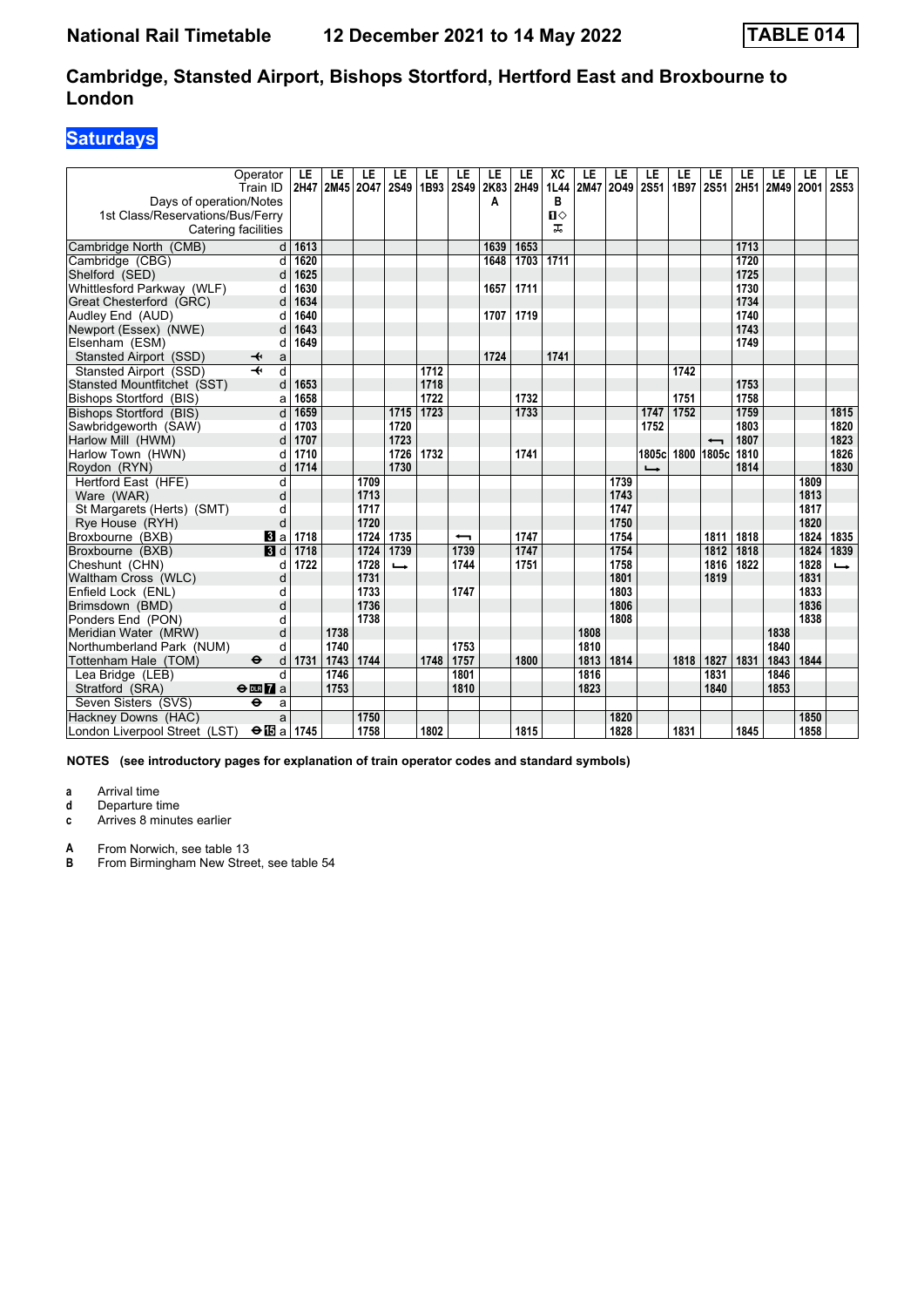**National Rail Timetable** **12 December 2021 to 14 May 2022** **TABLE 014**

## Cambridge, Stansted Airport, Bishops Stortford, Hertford East and Broxbourne to London

### Saturdays

| Operator | | LE | LE | LE | LE | LE | LE | LE | LE | XC | LE | LE | LE | LE | LE | LE | LE | LE | LE |
|---|---|---|---|---|---|---|---|---|---|---|---|---|---|---|---|---|---|---|---|
| Train ID | | 2H47 | 2M45 | 2O47 | 2S49 | 1B93 | 2S49 | 2K83 | 2H49 | 1L44 | 2M47 | 2O49 | 2S51 | 1B97 | 2S51 | 2H51 | 2M49 | 2O01 | 2S53 |
| Days of operation/Notes | | | | | | | | A | | B | | | | | | | | | |
| 1st Class/Reservations/Bus/Ferry | | | | | | | | | | ■◇ | | | | | | | | | |
| Catering facilities | | | | | | | | | | ⊼ | | | | | | | | | |
| Cambridge North (CMB) | d | 1613 | | | | | | 1639 | 1653 | | | | | | | 1713 | | | |
| Cambridge (CBG) | d | 1620 | | | | | | 1648 | 1703 | 1711 | | | | | | 1720 | | | |
| Shelford (SED) | d | 1625 | | | | | | | | | | | | | | 1725 | | | |
| Whittlesford Parkway (WLF) | d | 1630 | | | | | | 1657 | 1711 | | | | | | | 1730 | | | |
| Great Chesterford (GRC) | d | 1634 | | | | | | | | | | | | | | 1734 | | | |
| Audley End (AUD) | d | 1640 | | | | | | 1707 | 1719 | | | | | | | 1740 | | | |
| Newport (Essex) (NWE) | d | 1643 | | | | | | | | | | | | | | 1743 | | | |
| Elsenham (ESM) | d | 1649 | | | | | | | | | | | | | | 1749 | | | |
| Stansted Airport (SSD) ✈ | a | | | | | | | 1724 | | 1741 | | | | | | | | | |
| Stansted Airport (SSD) ✈ | d | | | | | 1712 | | | | | | | | 1742 | | | | | |
| Stansted Mountfitchet (SST) | d | 1653 | | | | 1718 | | | | | | | | | | 1753 | | | |
| Bishops Stortford (BIS) | a | 1658 | | | | 1722 | | | 1732 | | | | | 1751 | | 1758 | | | |
| Bishops Stortford (BIS) | d | 1659 | | | 1715 | 1723 | | | 1733 | | | | 1747 | 1752 | | 1759 | | | 1815 |
| Sawbridgeworth (SAW) | d | 1703 | | | 1720 | | | | | | | | 1752 | | | 1803 | | | 1820 |
| Harlow Mill (HWM) | d | 1707 | | | 1723 | | | | | | | | | | ⟵ | 1807 | | | 1823 |
| Harlow Town (HWN) | d | 1710 | | | 1726 | 1732 | | | 1741 | | | | 1805c | 1800 | 1805c | 1810 | | | 1826 |
| Roydon (RYN) | d | 1714 | | | 1730 | | | | | | | | ⟶ | | | 1814 | | | 1830 |
| Hertford East (HFE) | d | | | 1709 | | | | | | | | 1739 | | | | | | 1809 | |
| Ware (WAR) | d | | | 1713 | | | | | | | | 1743 | | | | | | 1813 | |
| St Margarets (Herts) (SMT) | d | | | 1717 | | | | | | | | 1747 | | | | | | 1817 | |
| Rye House (RYH) | d | | | 1720 | | | | | | | | 1750 | | | | | | 1820 | |
| Broxbourne (BXB) 3 | a | 1718 | | 1724 | 1735 | | ⟵ | | 1747 | | | 1754 | | | 1811 | 1818 | | 1824 | 1835 |
| Broxbourne (BXB) 3 | d | 1718 | | 1724 | 1739 | | 1739 | | 1747 | | | 1754 | | | 1812 | 1818 | | 1824 | 1839 |
| Cheshunt (CHN) | d | 1722 | | 1728 | ⟶ | | 1744 | | 1751 | | | 1758 | | | 1816 | 1822 | | 1828 | ⟶ |
| Waltham Cross (WLC) | d | | | 1731 | | | | | | | | 1801 | | | 1819 | | | 1831 | |
| Enfield Lock (ENL) | d | | | 1733 | | | 1747 | | | | | 1803 | | | | | | 1833 | |
| Brimsdown (BMD) | d | | | 1736 | | | | | | | | 1806 | | | | | | 1836 | |
| Ponders End (PON) | d | | | 1738 | | | | | | | | 1808 | | | | | | 1838 | |
| Meridian Water (MRW) | d | | 1738 | | | | | | | | 1808 | | | | | | 1838 | | |
| Northumberland Park (NUM) | d | | 1740 | | | | 1753 | | | | 1810 | | | | | | 1840 | | |
| Tottenham Hale (TOM) ⊖ | d | 1731 | 1743 | 1744 | | 1748 | 1757 | | 1800 | | 1813 | 1814 | | 1818 | 1827 | 1831 | 1843 | 1844 | |
| Lea Bridge (LEB) | d | | 1746 | | | | 1801 | | | | 1816 | | | | 1831 | | 1846 | | |
| Stratford (SRA) ⊖ DLR 7 | a | | 1753 | | | | 1810 | | | | 1823 | | | | 1840 | | 1853 | | |
| Seven Sisters (SVS) ⊖ | a | | | | | | | | | | | | | | | | | | |
| Hackney Downs (HAC) | a | | | 1750 | | | | | | | | 1820 | | | | | | 1850 | |
| London Liverpool Street (LST) ⊖ 15 | a | 1745 | | 1758 | | 1802 | | | 1815 | | | 1828 | | 1831 | | 1845 | | 1858 | |

**NOTES (see introductory pages for explanation of train operator codes and standard symbols)**

**a** Arrival time
**d** Departure time
**c** Arrives 8 minutes earlier

**A** From Norwich, see table 13
**B** From Birmingham New Street, see table 54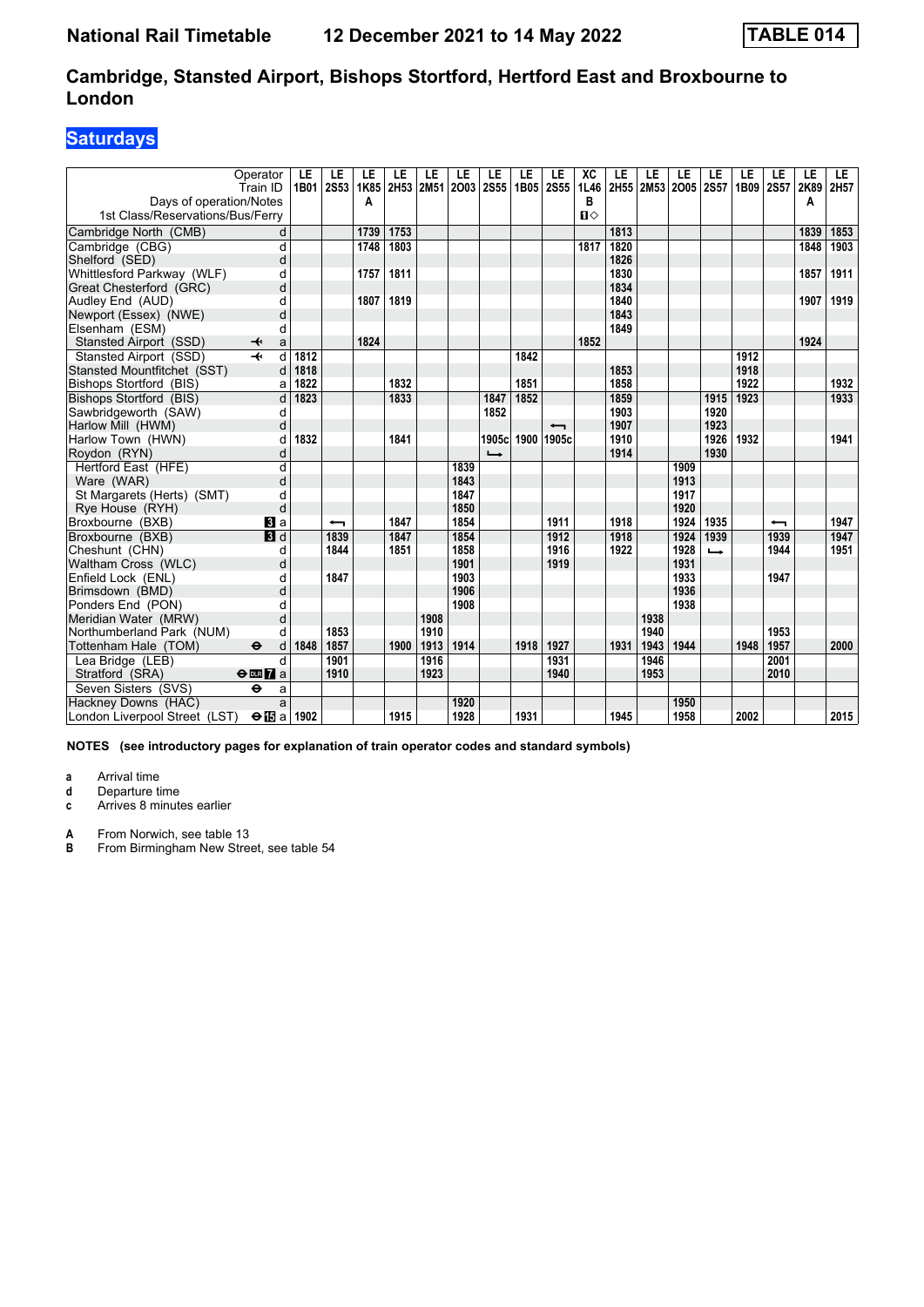# Cambridge, Stansted Airport, Bishops Stortford, Hertford East and Broxbourne to London

## Saturdays

**National Rail Timetable 12 December 2021 to 14 May 2022 — TABLE 014**

| Operator | | LE | LE | LE | LE | LE | LE | LE | LE | LE | XC | LE | LE | LE | LE | LE | LE | LE | LE |
|---|---|---|---|---|---|---|---|---|---|---|---|---|---|---|---|---|---|---|---|
| Train ID | | 1B01 | 2S53 | 1K85 | 2H53 | 2M51 | 2O03 | 2S55 | 1B05 | 2S55 | 1L46 | 2H55 | 2M53 | 2O05 | 2S57 | 1B09 | 2S57 | 2K89 | 2H57 |
| Days of operation/Notes | | | | A | | | | | | | B | | | | | | | A | |
| 1st Class/Reservations/Bus/Ferry | | | | | | | | | | | 1◇ | | | | | | | | |
| Cambridge North (CMB) | d | | | 1739 | 1753 | | | | | | | 1813 | | | | | | 1839 | 1853 |
| Cambridge (CBG) | d | | | 1748 | 1803 | | | | | | 1817 | 1820 | | | | | | 1848 | 1903 |
| Shelford (SED) | d | | | | | | | | | | | 1826 | | | | | | | |
| Whittlesford Parkway (WLF) | d | | | 1757 | 1811 | | | | | | | 1830 | | | | | | 1857 | 1911 |
| Great Chesterford (GRC) | d | | | | | | | | | | | 1834 | | | | | | | |
| Audley End (AUD) | d | | | 1807 | 1819 | | | | | | | 1840 | | | | | | 1907 | 1919 |
| Newport (Essex) (NWE) | d | | | | | | | | | | | 1843 | | | | | | | |
| Elsenham (ESM) | d | | | | | | | | | | | 1849 | | | | | | | |
| Stansted Airport (SSD) ✈ | a | | | 1824 | | | | | | | 1852 | | | | | | | 1924 | |
| Stansted Airport (SSD) ✈ | d | 1812 | | | | | | | 1842 | | | | | | | 1912 | | | |
| Stansted Mountfitchet (SST) | d | 1818 | | | | | | | | | | 1853 | | | | 1918 | | | |
| Bishops Stortford (BIS) | a | 1822 | | | 1832 | | | | 1851 | | | 1858 | | | | 1922 | | | 1932 |
| Bishops Stortford (BIS) | d | 1823 | | | 1833 | | | 1847 | 1852 | | | 1859 | | | 1915 | 1923 | | | 1933 |
| Sawbridgeworth (SAW) | d | | | | | | | 1852 | | | | 1903 | | | 1920 | | | | |
| Harlow Mill (HWM) | d | | | | | | | | | ↤ | | 1907 | | | 1923 | | | | |
| Harlow Town (HWN) | d | 1832 | | | 1841 | | | 1905c | 1900 | 1905c | | 1910 | | | 1926 | 1932 | | | 1941 |
| Roydon (RYN) | d | | | | | | | ↳ | | | | 1914 | | | 1930 | | | | |
| Hertford East (HFE) | d | | | | | | 1839 | | | | | | | 1909 | | | | | |
| Ware (WAR) | d | | | | | | 1843 | | | | | | | 1913 | | | | | |
| St Margarets (Herts) (SMT) | d | | | | | | 1847 | | | | | | | 1917 | | | | | |
| Rye House (RYH) | d | | | | | | 1850 | | | | | | | 1920 | | | | | |
| Broxbourne (BXB) 3 | a | | ↤ | | 1847 | | 1854 | | | 1911 | | 1918 | | 1924 | 1935 | | ↤ | | 1947 |
| Broxbourne (BXB) 3 | d | | 1839 | | 1847 | | 1854 | | | 1912 | | 1918 | | 1924 | 1939 | | 1939 | | 1947 |
| Cheshunt (CHN) | d | | 1844 | | 1851 | | 1858 | | | 1916 | | 1922 | | 1928 | ↳ | | 1944 | | 1951 |
| Waltham Cross (WLC) | d | | | | | | 1901 | | | 1919 | | | | 1931 | | | | | |
| Enfield Lock (ENL) | d | | 1847 | | | | 1903 | | | | | | | 1933 | | | 1947 | | |
| Brimsdown (BMD) | d | | | | | | 1906 | | | | | | | 1936 | | | | | |
| Ponders End (PON) | d | | | | | | 1908 | | | | | | | 1938 | | | | | |
| Meridian Water (MRW) | d | | | | | 1908 | | | | | | | 1938 | | | | | | |
| Northumberland Park (NUM) | d | | 1853 | | | 1910 | | | | | | | 1940 | | | | 1953 | | |
| Tottenham Hale (TOM) ⊖ | d | 1848 | 1857 | | 1900 | 1913 | 1914 | | 1918 | 1927 | | 1931 | 1943 | 1944 | | 1948 | 1957 | | 2000 |
| Lea Bridge (LEB) | d | | 1901 | | | 1916 | | | | 1931 | | | 1946 | | | | 2001 | | |
| Stratford (SRA) ⊖ DLR 7 | a | | 1910 | | | 1923 | | | | 1940 | | | 1953 | | | | 2010 | | |
| Seven Sisters (SVS) ⊖ | a | | | | | | | | | | | | | | | | | | |
| Hackney Downs (HAC) | a | | | | | | 1920 | | | | | | | 1950 | | | | | |
| London Liverpool Street (LST) ⊖ 15 | a | 1902 | | | 1915 | | 1928 | | 1931 | | | 1945 | | 1958 | | 2002 | | | 2015 |

**NOTES (see introductory pages for explanation of train operator codes and standard symbols)**

- **a** Arrival time
- **d** Departure time
- **c** Arrives 8 minutes earlier

- **A** From Norwich, see table 13
- **B** From Birmingham New Street, see table 54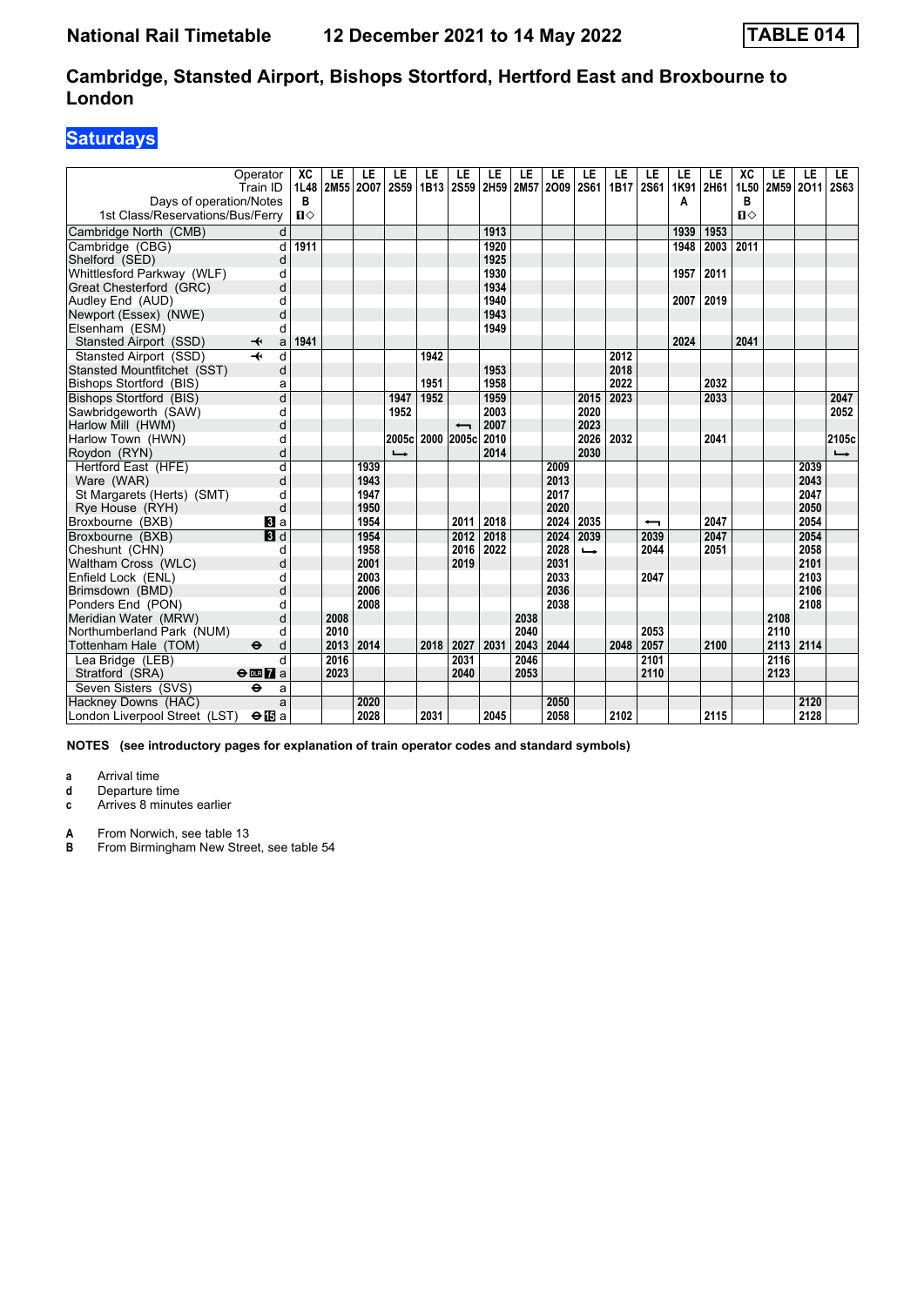# National Rail Timetable — 12 December 2021 to 14 May 2022 — TABLE 014

## Cambridge, Stansted Airport, Bishops Stortford, Hertford East and Broxbourne to London

### Saturdays

| Operator | | XC | LE | LE | LE | LE | LE | LE | LE | LE | LE | LE | LE | LE | LE | XC | LE | LE | LE |
|---|---|---|---|---|---|---|---|---|---|---|---|---|---|---|---|---|---|---|---|
| Train ID | | 1L48 | 2M55 | 2O07 | 2S59 | 1B13 | 2S59 | 2H59 | 2M57 | 2O09 | 2S61 | 1B17 | 2S61 | 1K91 | 2H61 | 1L50 | 2M59 | 2O11 | 2S63 |
| Days of operation/Notes | | B | | | | | | | | | | | | A | | B | | | |
| 1st Class/Reservations/Bus/Ferry | | ■◇ | | | | | | | | | | | | | | ■◇ | | | |
| Cambridge North (CMB) | d | | | | | | | 1913 | | | | | | 1939 | 1953 | | | | |
| Cambridge (CBG) | d | 1911 | | | | | | 1920 | | | | | | 1948 | 2003 | 2011 | | | |
| Shelford (SED) | d | | | | | | | 1925 | | | | | | | | | | | |
| Whittlesford Parkway (WLF) | d | | | | | | | 1930 | | | | | | 1957 | 2011 | | | | |
| Great Chesterford (GRC) | d | | | | | | | 1934 | | | | | | | | | | | |
| Audley End (AUD) | d | | | | | | | 1940 | | | | | | 2007 | 2019 | | | | |
| Newport (Essex) (NWE) | d | | | | | | | 1943 | | | | | | | | | | | |
| Elsenham (ESM) | d | | | | | | | 1949 | | | | | | | | | | | |
| Stansted Airport (SSD) ✈ | a | 1941 | | | | | | | | | | | | 2024 | | 2041 | | | |
| Stansted Airport (SSD) ✈ | d | | | | | 1942 | | | | | | 2012 | | | | | | | |
| Stansted Mountfitchet (SST) | d | | | | | | | 1953 | | | | 2018 | | | | | | | |
| Bishops Stortford (BIS) | a | | | | | 1951 | | 1958 | | | | 2022 | | | 2032 | | | | |
| Bishops Stortford (BIS) | d | | | | 1947 | 1952 | | 1959 | | | 2015 | 2023 | | | 2033 | | | | 2047 |
| Sawbridgeworth (SAW) | d | | | | 1952 | | | 2003 | | | 2020 | | | | | | | | 2052 |
| Harlow Mill (HWM) | d | | | | | | ← | 2007 | | | 2023 | | | | | | | | |
| Harlow Town (HWN) | d | | | | 2005c | 2000 | 2005c | 2010 | | | 2026 | 2032 | | | 2041 | | | | 2105c |
| Roydon (RYN) | d | | | | → | | | 2014 | | | 2030 | | | | | | | | → |
| Hertford East (HFE) | d | | | 1939 | | | | | | 2009 | | | | | | | | 2039 | |
| Ware (WAR) | d | | | 1943 | | | | | | 2013 | | | | | | | | 2043 | |
| St Margarets (Herts) (SMT) | d | | | 1947 | | | | | | 2017 | | | | | | | | 2047 | |
| Rye House (RYH) | d | | | 1950 | | | | | | 2020 | | | | | | | | 2050 | |
| Broxbourne (BXB) | a | | | 1954 | | | 2011 | 2018 | | 2024 | 2035 | | ← | | 2047 | | | 2054 | |
| Broxbourne (BXB) | d | | | 1954 | | | 2012 | 2018 | | 2024 | 2039 | | 2039 | | 2047 | | | 2054 | |
| Cheshunt (CHN) | d | | | 1958 | | | 2016 | 2022 | | 2028 | → | | 2044 | | 2051 | | | 2058 | |
| Waltham Cross (WLC) | d | | | 2001 | | | 2019 | | | 2031 | | | | | | | | 2101 | |
| Enfield Lock (ENL) | d | | | 2003 | | | | | | 2033 | | | 2047 | | | | | 2103 | |
| Brimsdown (BMD) | d | | | 2006 | | | | | | 2036 | | | | | | | | 2106 | |
| Ponders End (PON) | d | | | 2008 | | | | | | 2038 | | | | | | | | 2108 | |
| Meridian Water (MRW) | d | | 2008 | | | | | | 2038 | | | | | | | | 2108 | | |
| Northumberland Park (NUM) | d | | 2010 | | | | | | 2040 | | | | 2053 | | | | 2110 | | |
| Tottenham Hale (TOM) ⊖ | d | | 2013 | 2014 | | 2018 | 2027 | 2031 | 2043 | 2044 | | 2048 | 2057 | | 2100 | | 2113 | 2114 | |
| Lea Bridge (LEB) | d | | 2016 | | | | 2031 | | 2046 | | | | 2101 | | | | 2116 | | |
| Stratford (SRA) ⊖ DLR 7 | a | | 2023 | | | | 2040 | | 2053 | | | | 2110 | | | | 2123 | | |
| Seven Sisters (SVS) ⊖ | a | | | | | | | | | | | | | | | | | | |
| Hackney Downs (HAC) | a | | | 2020 | | | | | | 2050 | | | | | | | | 2120 | |
| London Liverpool Street (LST) ⊖ 15 | a | | | 2028 | | 2031 | | 2045 | | 2058 | | 2102 | | | 2115 | | | 2128 | |

**NOTES (see introductory pages for explanation of train operator codes and standard symbols)**

- **a** Arrival time
- **d** Departure time
- **c** Arrives 8 minutes earlier

- **A** From Norwich, see table 13
- **B** From Birmingham New Street, see table 54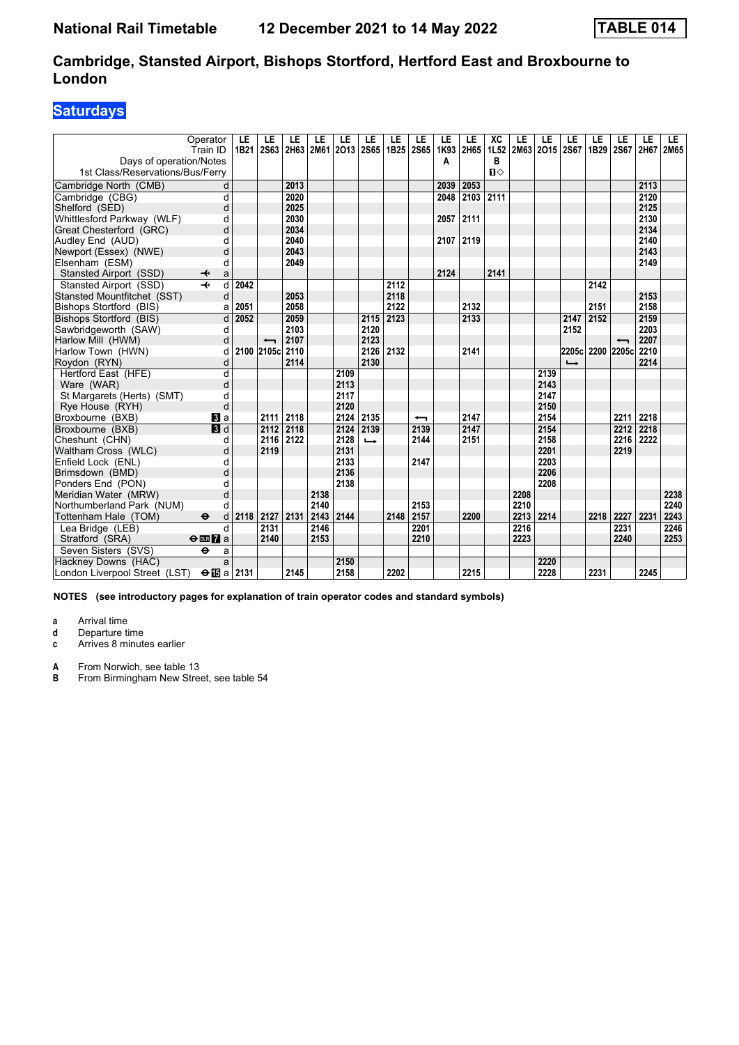# National Rail Timetable 12 December 2021 to 14 May 2022 TABLE 014

## Cambridge, Stansted Airport, Bishops Stortford, Hertford East and Broxbourne to London

## Saturdays

| Operator | | LE | LE | LE | LE | LE | LE | LE | LE | LE | LE | XC | LE | LE | LE | LE | LE | LE | LE |
|---|---|---|---|---|---|---|---|---|---|---|---|---|---|---|---|---|---|---|---|
| Train ID | | 1B21 | 2S63 | 2H63 | 2M61 | 2O13 | 2S65 | 1B25 | 2S65 | 1K93 | 2H65 | 1L52 | 2M63 | 2O15 | 2S67 | 1B29 | 2S67 | 2H67 | 2M65 |
| Days of operation/Notes | | | | | | | | | | A | | B | | | | | | | |
| 1st Class/Reservations/Bus/Ferry | | | | | | | | | | | | 🅱◇ | | | | | | | |
| Cambridge North (CMB) | d | | | 2013 | | | | | | 2039 | 2053 | | | | | | | 2113 | |
| Cambridge (CBG) | d | | | 2020 | | | | | | 2048 | 2103 | 2111 | | | | | | 2120 | |
| Shelford (SED) | d | | | 2025 | | | | | | | | | | | | | | 2125 | |
| Whittlesford Parkway (WLF) | d | | | 2030 | | | | | | 2057 | 2111 | | | | | | | 2130 | |
| Great Chesterford (GRC) | d | | | 2034 | | | | | | | | | | | | | | 2134 | |
| Audley End (AUD) | d | | | 2040 | | | | | | 2107 | 2119 | | | | | | | 2140 | |
| Newport (Essex) (NWE) | d | | | 2043 | | | | | | | | | | | | | | 2143 | |
| Elsenham (ESM) | d | | | 2049 | | | | | | | | | | | | | | 2149 | |
| Stansted Airport (SSD) ✈ | a | | | | | | | | | 2124 | | 2141 | | | | | | | |
| Stansted Airport (SSD) ✈ | d | 2042 | | | | | | 2112 | | | | | | | | 2142 | | | |
| Stansted Mountfitchet (SST) | d | | | 2053 | | | | 2118 | | | | | | | | | | 2153 | |
| Bishops Stortford (BIS) | a | 2051 | | 2058 | | | | 2122 | | | 2132 | | | | | 2151 | | 2158 | |
| Bishops Stortford (BIS) | d | 2052 | | 2059 | | | 2115 | 2123 | | | 2133 | | | | 2147 | 2152 | | 2159 | |
| Sawbridgeworth (SAW) | d | | | 2103 | | | 2120 | | | | | | | | 2152 | | | 2203 | |
| Harlow Mill (HWM) | d | | ← | 2107 | | | 2123 | | | | | | | | | | ← | 2207 | |
| Harlow Town (HWN) | d | 2100 | 2105c | 2110 | | | 2126 | 2132 | | | 2141 | | | | 2205c | 2200 | 2205c | 2210 | |
| Roydon (RYN) | d | | | 2114 | | | 2130 | | | | | | | | → | | | 2214 | |
| Hertford East (HFE) | d | | | | | 2109 | | | | | | | | 2139 | | | | | |
| Ware (WAR) | d | | | | | 2113 | | | | | | | | 2143 | | | | | |
| St Margarets (Herts) (SMT) | d | | | | | 2117 | | | | | | | | 2147 | | | | | |
| Rye House (RYH) | d | | | | | 2120 | | | | | | | | 2150 | | | | | |
| Broxbourne (BXB) 3 | a | | 2111 | 2118 | | 2124 | 2135 | | ← | | 2147 | | | 2154 | | | 2211 | 2218 | |
| Broxbourne (BXB) 3 | d | | 2112 | 2118 | | 2124 | 2139 | | 2139 | | 2147 | | | 2154 | | | 2212 | 2218 | |
| Cheshunt (CHN) | d | | 2116 | 2122 | | 2128 | → | | 2144 | | 2151 | | | 2158 | | | 2216 | 2222 | |
| Waltham Cross (WLC) | d | | 2119 | | | 2131 | | | | | | | | 2201 | | | 2219 | | |
| Enfield Lock (ENL) | d | | | | | 2133 | | | 2147 | | | | | 2203 | | | | | |
| Brimsdown (BMD) | d | | | | | 2136 | | | | | | | | 2206 | | | | | |
| Ponders End (PON) | d | | | | | 2138 | | | | | | | | 2208 | | | | | |
| Meridian Water (MRW) | d | | | | 2138 | | | | | | | | 2208 | | | | | | 2238 |
| Northumberland Park (NUM) | d | | | | 2140 | | | | 2153 | | | | 2210 | | | | | | 2240 |
| Tottenham Hale (TOM) ⊖ | d | 2118 | 2127 | 2131 | 2143 | 2144 | | 2148 | 2157 | | 2200 | | 2213 | 2214 | | 2218 | 2227 | 2231 | 2243 |
| Lea Bridge (LEB) | d | | 2131 | | 2146 | | | | 2201 | | | | 2216 | | | | 2231 | | 2246 |
| Stratford (SRA) ⊖ DLR 7 | a | | 2140 | | 2153 | | | | 2210 | | | | 2223 | | | | 2240 | | 2253 |
| Seven Sisters (SVS) ⊖ | a | | | | | | | | | | | | | | | | | | |
| Hackney Downs (HAC) | a | | | | | 2150 | | | | | | | | 2220 | | | | | |
| London Liverpool Street (LST) ⊖ 15 | a | 2131 | | 2145 | | 2158 | | 2202 | | | 2215 | | | 2228 | | 2231 | | 2245 | |

**NOTES (see introductory pages for explanation of train operator codes and standard symbols)**

- **a** Arrival time
- **d** Departure time
- **c** Arrives 8 minutes earlier

- **A** From Norwich, see table 13
- **B** From Birmingham New Street, see table 54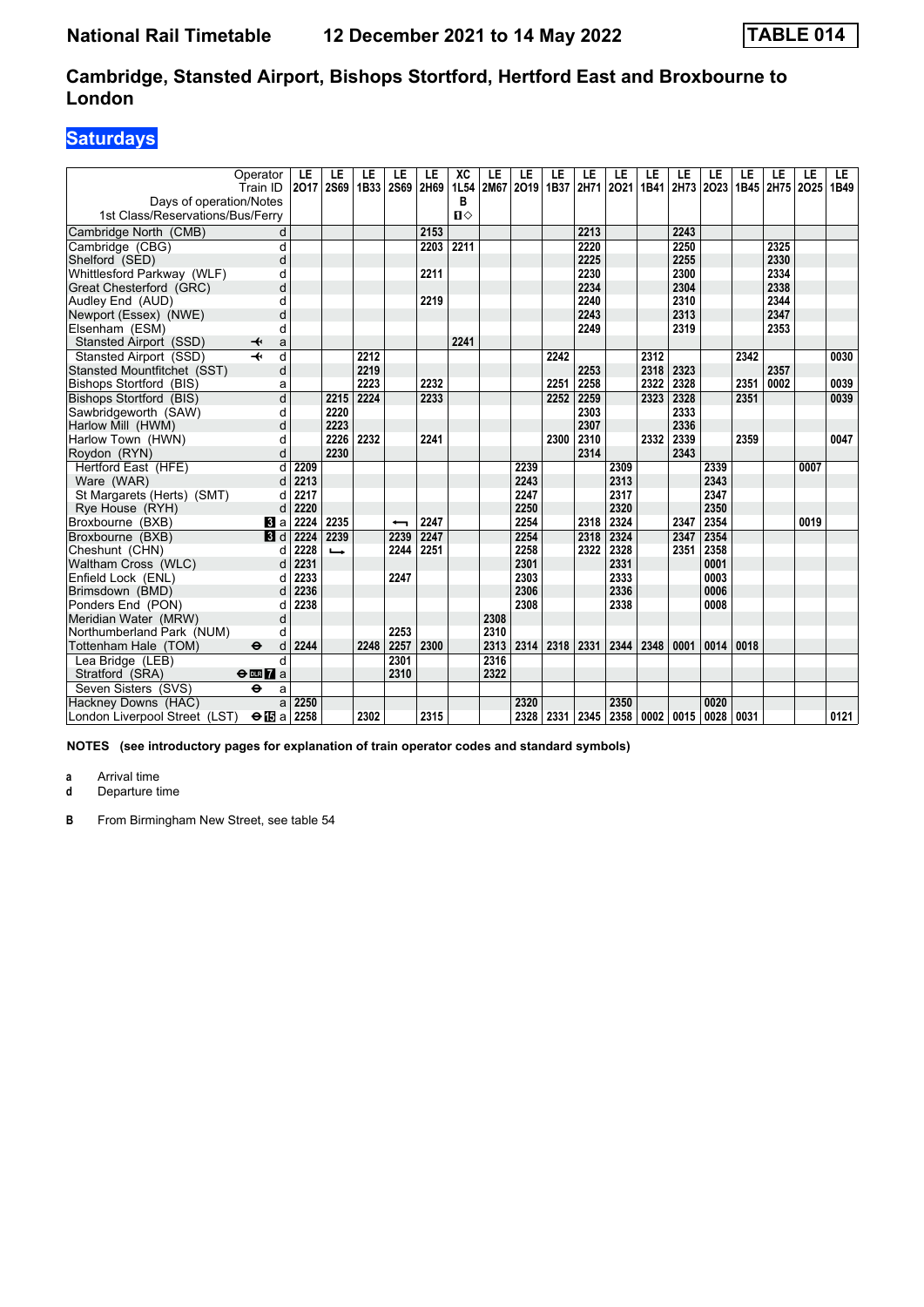# National Rail Timetable 12 December 2021 to 14 May 2022 TABLE 014

## Cambridge, Stansted Airport, Bishops Stortford, Hertford East and Broxbourne to London

### Saturdays

| Operator | | LE | LE | LE | LE | LE | XC | LE | LE | LE | LE | LE | LE | LE | LE | LE | LE | LE | LE |
|---|---|---|---|---|---|---|---|---|---|---|---|---|---|---|---|---|---|---|---|
| Train ID | | 2O17 | 2S69 | 1B33 | 2S69 | 2H69 | 1L54 | 2M67 | 2O19 | 1B37 | 2H71 | 2O21 | 1B41 | 2H73 | 2O23 | 1B45 | 2H75 | 2O25 | 1B49 |
| Days of operation/Notes | | | | | | | B | | | | | | | | | | | | |
| 1st Class/Reservations/Bus/Ferry | | | | | | | ■◇ | | | | | | | | | | | | |
| Cambridge North (CMB) | d | | | | | 2153 | | | | | 2213 | | | 2243 | | | | | |
| Cambridge (CBG) | d | | | | | 2203 | 2211 | | | | 2220 | | | 2250 | | | 2325 | | |
| Shelford (SED) | d | | | | | | | | | | 2225 | | | 2255 | | | 2330 | | |
| Whittlesford Parkway (WLF) | d | | | | | 2211 | | | | | 2230 | | | 2300 | | | 2334 | | |
| Great Chesterford (GRC) | d | | | | | | | | | | 2234 | | | 2304 | | | 2338 | | |
| Audley End (AUD) | d | | | | | 2219 | | | | | 2240 | | | 2310 | | | 2344 | | |
| Newport (Essex) (NWE) | d | | | | | | | | | | 2243 | | | 2313 | | | 2347 | | |
| Elsenham (ESM) | d | | | | | | | | | | 2249 | | | 2319 | | | 2353 | | |
| Stansted Airport (SSD) ✈ | a | | | | | | 2241 | | | | | | | | | | | | |
| Stansted Airport (SSD) ✈ | d | | | 2212 | | | | | | 2242 | | | 2312 | | | 2342 | | | 0030 |
| Stansted Mountfitchet (SST) | d | | | 2219 | | | | | | | 2253 | | 2318 | 2323 | | | 2357 | | |
| Bishops Stortford (BIS) | a | | | 2223 | | 2232 | | | | 2251 | 2258 | | 2322 | 2328 | | 2351 | 0002 | | 0039 |
| Bishops Stortford (BIS) | d | | 2215 | 2224 | | 2233 | | | | 2252 | 2259 | | 2323 | 2328 | | 2351 | | | 0039 |
| Sawbridgeworth (SAW) | d | | 2220 | | | | | | | | 2303 | | | 2333 | | | | | |
| Harlow Mill (HWM) | d | | 2223 | | | | | | | | 2307 | | | 2336 | | | | | |
| Harlow Town (HWN) | d | | 2226 | 2232 | | 2241 | | | | 2300 | 2310 | | 2332 | 2339 | | 2359 | | | 0047 |
| Roydon (RYN) | d | | 2230 | | | | | | | | 2314 | | | 2343 | | | | | |
| Hertford East (HFE) | d | 2209 | | | | | | | 2239 | | | 2309 | | | 2339 | | | 0007 | |
| Ware (WAR) | d | 2213 | | | | | | | 2243 | | | 2313 | | | 2343 | | | | |
| St Margarets (Herts) (SMT) | d | 2217 | | | | | | | 2247 | | | 2317 | | | 2347 | | | | |
| Rye House (RYH) | d | 2220 | | | | | | | 2250 | | | 2320 | | | 2350 | | | | |
| Broxbourne (BXB) 3 | a | 2224 | 2235 | | ← | 2247 | | | 2254 | | 2318 | 2324 | | 2347 | 2354 | | | 0019 | |
| Broxbourne (BXB) 3 | d | 2224 | 2239 | | 2239 | 2247 | | | 2254 | | 2318 | 2324 | | 2347 | 2354 | | | | |
| Cheshunt (CHN) | d | 2228 | → | | 2244 | 2251 | | | 2258 | | 2322 | 2328 | | 2351 | 2358 | | | | |
| Waltham Cross (WLC) | d | 2231 | | | | | | | 2301 | | | 2331 | | | 0001 | | | | |
| Enfield Lock (ENL) | d | 2233 | | | 2247 | | | | 2303 | | | 2333 | | | 0003 | | | | |
| Brimsdown (BMD) | d | 2236 | | | | | | | 2306 | | | 2336 | | | 0006 | | | | |
| Ponders End (PON) | d | 2238 | | | | | | | 2308 | | | 2338 | | | 0008 | | | | |
| Meridian Water (MRW) | d | | | | | | | 2308 | | | | | | | | | | | |
| Northumberland Park (NUM) | d | | | | 2253 | | | 2310 | | | | | | | | | | | |
| Tottenham Hale (TOM) ⊖ | d | 2244 | | 2248 | 2257 | 2300 | | 2313 | 2314 | 2318 | 2331 | 2344 | 2348 | 0001 | 0014 | 0018 | | | |
| Lea Bridge (LEB) | d | | | | 2301 | | | 2316 | | | | | | | | | | | |
| Stratford (SRA) ⊖ DLR 7 | a | | | | 2310 | | | 2322 | | | | | | | | | | | |
| Seven Sisters (SVS) ⊖ | a | | | | | | | | | | | | | | | | | | |
| Hackney Downs (HAC) | a | 2250 | | | | | | | 2320 | | | 2350 | | | 0020 | | | | |
| London Liverpool Street (LST) ⊖ 15 | a | 2258 | | 2302 | | 2315 | | | 2328 | 2331 | 2345 | 2358 | 0002 | 0015 | 0028 | 0031 | | | 0121 |

**NOTES (see introductory pages for explanation of train operator codes and standard symbols)**

**a** Arrival time
**d** Departure time

**B** From Birmingham New Street, see table 54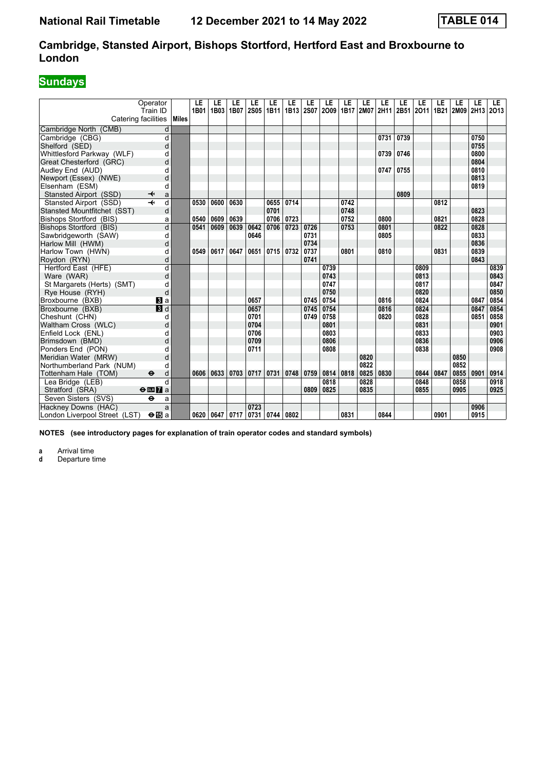# National Rail Timetable 12 December 2021 to 14 May 2022 TABLE 014

## Cambridge, Stansted Airport, Bishops Stortford, Hertford East and Broxbourne to London

### Sundays

| Operator | | Miles | LE | LE | LE | LE | LE | LE | LE | LE | LE | LE | LE | LE | LE | LE | LE | LE | LE |
|---|---|---|---|---|---|---|---|---|---|---|---|---|---|---|---|---|---|---|---|
| Train ID | | | 1B01 | 1B03 | 1B07 | 2S05 | 1B11 | 1B13 | 2S07 | 2O09 | 1B17 | 2M07 | 2H11 | 2B51 | 2O11 | 1B21 | 2M09 | 2H13 | 2O13 |
| Catering facilities | | | | | | | | | | | | | | | | | | | |
| Cambridge North (CMB) | d | | | | | | | | | | | | | | | | | | |
| Cambridge (CBG) | d | | | | | | | | | | | | 0731 | 0739 | | | | 0750 | |
| Shelford (SED) | d | | | | | | | | | | | | | | | | | 0755 | |
| Whittlesford Parkway (WLF) | d | | | | | | | | | | | | 0739 | 0746 | | | | 0800 | |
| Great Chesterford (GRC) | d | | | | | | | | | | | | | | | | | 0804 | |
| Audley End (AUD) | d | | | | | | | | | | | | 0747 | 0755 | | | | 0810 | |
| Newport (Essex) (NWE) | d | | | | | | | | | | | | | | | | | 0813 | |
| Elsenham (ESM) | d | | | | | | | | | | | | | | | | | 0819 | |
| Stansted Airport (SSD) ✈ | a | | | | | | | | | | | | | 0809 | | | | | |
| Stansted Airport (SSD) ✈ | d | | 0530 | 0600 | 0630 | | 0655 | 0714 | | | 0742 | | | | | 0812 | | | |
| Stansted Mountfitchet (SST) | d | | | | | | 0701 | | | | 0748 | | | | | | | 0823 | |
| Bishops Stortford (BIS) | a | | 0540 | 0609 | 0639 | | 0706 | 0723 | | | 0752 | | 0800 | | | 0821 | | 0828 | |
| Bishops Stortford (BIS) | d | | 0541 | 0609 | 0639 | 0642 | 0706 | 0723 | 0726 | | 0753 | | 0801 | | | 0822 | | 0828 | |
| Sawbridgeworth (SAW) | d | | | | | 0646 | | | 0731 | | | | 0805 | | | | | 0833 | |
| Harlow Mill (HWM) | d | | | | | | | | 0734 | | | | | | | | | 0836 | |
| Harlow Town (HWN) | d | | 0549 | 0617 | 0647 | 0651 | 0715 | 0732 | 0737 | | 0801 | | 0810 | | | 0831 | | 0839 | |
| Roydon (RYN) | d | | | | | | | | 0741 | | | | | | | | | 0843 | |
| Hertford East (HFE) | d | | | | | | | | | 0739 | | | | | 0809 | | | | 0839 |
| Ware (WAR) | d | | | | | | | | | 0743 | | | | | 0813 | | | | 0843 |
| St Margarets (Herts) (SMT) | d | | | | | | | | | 0747 | | | | | 0817 | | | | 0847 |
| Rye House (RYH) | d | | | | | | | | | 0750 | | | | | 0820 | | | | 0850 |
| Broxbourne (BXB) 3 | a | | | | | 0657 | | | 0745 | 0754 | | | 0816 | | 0824 | | | 0847 | 0854 |
| Broxbourne (BXB) 3 | d | | | | | 0657 | | | 0745 | 0754 | | | 0816 | | 0824 | | | 0847 | 0854 |
| Cheshunt (CHN) | d | | | | | 0701 | | | 0749 | 0758 | | | 0820 | | 0828 | | | 0851 | 0858 |
| Waltham Cross (WLC) | d | | | | | 0704 | | | | 0801 | | | | | 0831 | | | | 0901 |
| Enfield Lock (ENL) | d | | | | | 0706 | | | | 0803 | | | | | 0833 | | | | 0903 |
| Brimsdown (BMD) | d | | | | | 0709 | | | | 0806 | | | | | 0836 | | | | 0906 |
| Ponders End (PON) | d | | | | | 0711 | | | | 0808 | | | | | 0838 | | | | 0908 |
| Meridian Water (MRW) | d | | | | | | | | | | | 0820 | | | | | 0850 | | |
| Northumberland Park (NUM) | d | | | | | | | | | | | 0822 | | | | | 0852 | | |
| Tottenham Hale (TOM) ⊖ | d | | 0606 | 0633 | 0703 | 0717 | 0731 | 0748 | 0759 | 0814 | 0818 | 0825 | 0830 | | 0844 | 0847 | 0855 | 0901 | 0914 |
| Lea Bridge (LEB) | d | | | | | | | | | 0818 | | 0828 | | | 0848 | | 0858 | | 0918 |
| Stratford (SRA) ⊖ DLR 7 | a | | | | | | | | 0809 | 0825 | | 0835 | | | 0855 | | 0905 | | 0925 |
| Seven Sisters (SVS) ⊖ | a | | | | | | | | | | | | | | | | | | |
| Hackney Downs (HAC) | a | | | | | 0723 | | | | | | | | | | | | 0906 | |
| London Liverpool Street (LST) ⊖ 15 | a | | 0620 | 0647 | 0717 | 0731 | 0744 | 0802 | | | 0831 | | 0844 | | | 0901 | | 0915 | |

**NOTES (see introductory pages for explanation of train operator codes and standard symbols)**

**a** Arrival time
**d** Departure time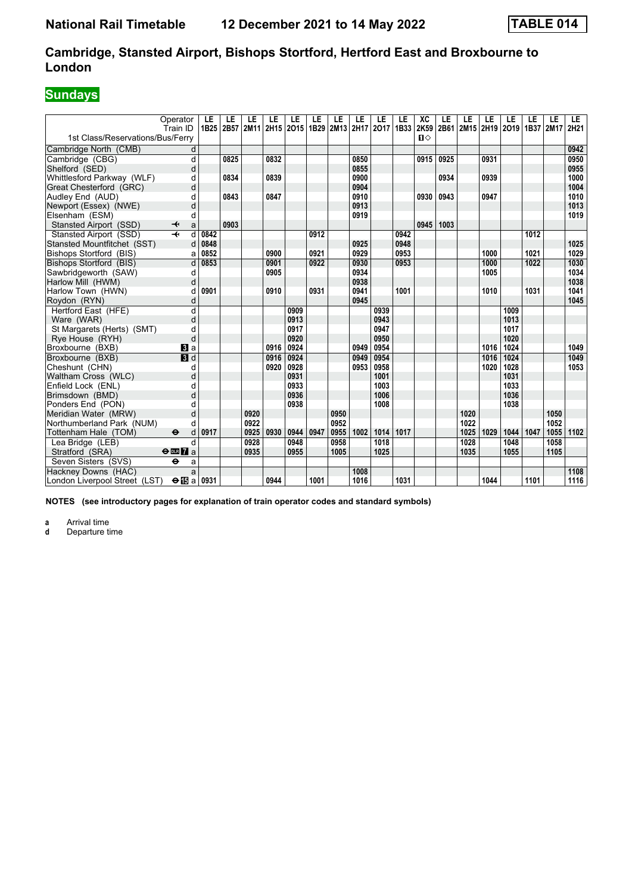**National Rail Timetable** **12 December 2021 to 14 May 2022** **TABLE 014**

## Cambridge, Stansted Airport, Bishops Stortford, Hertford East and Broxbourne to London

### Sundays

| Operator | | LE | LE | LE | LE | LE | LE | LE | LE | LE | LE | XC | LE | LE | LE | LE | LE | LE | LE |
|---|---|---|---|---|---|---|---|---|---|---|---|---|---|---|---|---|---|---|---|
| Train ID | | 1B25 | 2B57 | 2M11 | 2H15 | 2O15 | 1B29 | 2M13 | 2H17 | 2O17 | 1B33 | 2K59 | 2B61 | 2M15 | 2H19 | 2O19 | 1B37 | 2M17 | 2H21 |
| 1st Class/Reservations/Bus/Ferry | | | | | | | | | | | | 1◇ | | | | | | | |
| Cambridge North (CMB) | d | | | | | | | | | | | | | | | | | | 0942 |
| Cambridge (CBG) | d | | 0825 | | 0832 | | | | 0850 | | | 0915 | 0925 | | 0931 | | | | 0950 |
| Shelford (SED) | d | | | | | | | | 0855 | | | | | | | | | | 0955 |
| Whittlesford Parkway (WLF) | d | | 0834 | | 0839 | | | | 0900 | | | | 0934 | | 0939 | | | | 1000 |
| Great Chesterford (GRC) | d | | | | | | | | 0904 | | | | | | | | | | 1004 |
| Audley End (AUD) | d | | 0843 | | 0847 | | | | 0910 | | | 0930 | 0943 | | 0947 | | | | 1010 |
| Newport (Essex) (NWE) | d | | | | | | | | 0913 | | | | | | | | | | 1013 |
| Elsenham (ESM) | d | | | | | | | | 0919 | | | | | | | | | | 1019 |
| Stansted Airport (SSD) ✈ | a | | 0903 | | | | | | | | | 0945 | 1003 | | | | | | |
| Stansted Airport (SSD) ✈ | d | 0842 | | | | | 0912 | | | | 0942 | | | | | | 1012 | | |
| Stansted Mountfitchet (SST) | d | 0848 | | | | | | | 0925 | | 0948 | | | | | | | | 1025 |
| Bishops Stortford (BIS) | a | 0852 | | | 0900 | | 0921 | | 0929 | | 0953 | | | | 1000 | | 1021 | | 1029 |
| Bishops Stortford (BIS) | d | 0853 | | | 0901 | | 0922 | | 0930 | | 0953 | | | | 1000 | | 1022 | | 1030 |
| Sawbridgeworth (SAW) | d | | | | 0905 | | | | 0934 | | | | | | 1005 | | | | 1034 |
| Harlow Mill (HWM) | d | | | | | | | | 0938 | | | | | | | | | | 1038 |
| Harlow Town (HWN) | d | 0901 | | | 0910 | | 0931 | | 0941 | | 1001 | | | | 1010 | | 1031 | | 1041 |
| Roydon (RYN) | d | | | | | | | | 0945 | | | | | | | | | | 1045 |
| Hertford East (HFE) | d | | | | | 0909 | | | | 0939 | | | | | | 1009 | | | |
| Ware (WAR) | d | | | | | 0913 | | | | 0943 | | | | | | 1013 | | | |
| St Margarets (Herts) (SMT) | d | | | | | 0917 | | | | 0947 | | | | | | 1017 | | | |
| Rye House (RYH) | d | | | | | 0920 | | | | 0950 | | | | | | 1020 | | | |
| Broxbourne (BXB) 3 | a | | | | 0916 | 0924 | | | 0949 | 0954 | | | | | 1016 | 1024 | | | 1049 |
| Broxbourne (BXB) 3 | d | | | | 0916 | 0924 | | | 0949 | 0954 | | | | | 1016 | 1024 | | | 1049 |
| Cheshunt (CHN) | d | | | | 0920 | 0928 | | | 0953 | 0958 | | | | | 1020 | 1028 | | | 1053 |
| Waltham Cross (WLC) | d | | | | | 0931 | | | | 1001 | | | | | | 1031 | | | |
| Enfield Lock (ENL) | d | | | | | 0933 | | | | 1003 | | | | | | 1033 | | | |
| Brimsdown (BMD) | d | | | | | 0936 | | | | 1006 | | | | | | 1036 | | | |
| Ponders End (PON) | d | | | | | 0938 | | | | 1008 | | | | | | 1038 | | | |
| Meridian Water (MRW) | d | | | 0920 | | | | 0950 | | | | | | 1020 | | | | 1050 | |
| Northumberland Park (NUM) | d | | | 0922 | | | | 0952 | | | | | | 1022 | | | | 1052 | |
| Tottenham Hale (TOM) ⊖ | d | 0917 | | 0925 | 0930 | 0944 | 0947 | 0955 | 1002 | 1014 | 1017 | | | 1025 | 1029 | 1044 | 1047 | 1055 | 1102 |
| Lea Bridge (LEB) | d | | | 0928 | | 0948 | | 0958 | | 1018 | | | | 1028 | | 1048 | | 1058 | |
| Stratford (SRA) ⊖ DLR 7 | a | | | 0935 | | 0955 | | 1005 | | 1025 | | | | 1035 | | 1055 | | 1105 | |
| Seven Sisters (SVS) ⊖ | a | | | | | | | | | | | | | | | | | | |
| Hackney Downs (HAC) | a | | | | | | | | 1008 | | | | | | | | | | 1108 |
| London Liverpool Street (LST) ⊖ 15 | a | 0931 | | | 0944 | | 1001 | | 1016 | | 1031 | | | | 1044 | | 1101 | | 1116 |

**NOTES (see introductory pages for explanation of train operator codes and standard symbols)**

**a** Arrival time
**d** Departure time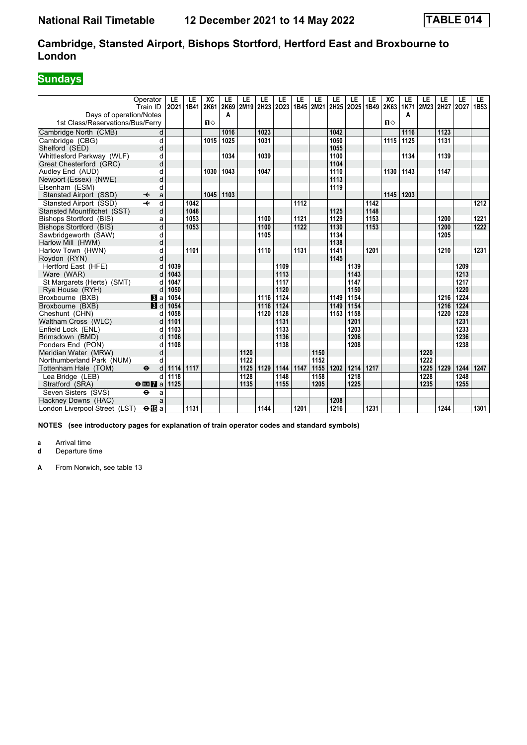# National Rail Timetable 12 December 2021 to 14 May 2022 TABLE 014

## Cambridge, Stansted Airport, Bishops Stortford, Hertford East and Broxbourne to London

## Sundays

| Operator | | LE | LE | XC | LE | LE | LE | LE | LE | LE | LE | LE | LE | XC | LE | LE | LE | LE | LE |
|---|---|---|---|---|---|---|---|---|---|---|---|---|---|---|---|---|---|---|---|
| Train ID | | 2O21 | 1B41 | 2K61 | 2K69 | 2M19 | 2H23 | 2O23 | 1B45 | 2M21 | 2H25 | 2O25 | 1B49 | 2K63 | 1K71 | 2M23 | 2H27 | 2O27 | 1B53 |
| Days of operation/Notes | | | | | A | | | | | | | | | | A | | | | |
| 1st Class/Reservations/Bus/Ferry | | | | ■◇ | | | | | | | | | | ■◇ | | | | | |
| Cambridge North (CMB) | d | | | | 1016 | | 1023 | | | | 1042 | | | | 1116 | | 1123 | | |
| Cambridge (CBG) | d | | | 1015 | 1025 | | 1031 | | | | 1050 | | | 1115 | 1125 | | 1131 | | |
| Shelford (SED) | d | | | | | | | | | | 1055 | | | | | | | | |
| Whittlesford Parkway (WLF) | d | | | | 1034 | | 1039 | | | | 1100 | | | | 1134 | | 1139 | | |
| Great Chesterford (GRC) | d | | | | | | | | | | 1104 | | | | | | | | |
| Audley End (AUD) | d | | | 1030 | 1043 | | 1047 | | | | 1110 | | | 1130 | 1143 | | 1147 | | |
| Newport (Essex) (NWE) | d | | | | | | | | | | 1113 | | | | | | | | |
| Elsenham (ESM) | d | | | | | | | | | | 1119 | | | | | | | | |
| Stansted Airport (SSD) ✈ | a | | | 1045 | 1103 | | | | | | | | | 1145 | 1203 | | | | |
| Stansted Airport (SSD) ✈ | d | | 1042 | | | | | | 1112 | | | | 1142 | | | | | | 1212 |
| Stansted Mountfitchet (SST) | d | | 1048 | | | | | | | | 1125 | | 1148 | | | | | | |
| Bishops Stortford (BIS) | a | | 1053 | | | | 1100 | | 1121 | | 1129 | | 1153 | | | | 1200 | | 1221 |
| Bishops Stortford (BIS) | d | | 1053 | | | | 1100 | | 1122 | | 1130 | | 1153 | | | | 1200 | | 1222 |
| Sawbridgeworth (SAW) | d | | | | | | 1105 | | | | 1134 | | | | | | 1205 | | |
| Harlow Mill (HWM) | d | | | | | | | | | | 1138 | | | | | | | | |
| Harlow Town (HWN) | d | | 1101 | | | | 1110 | | 1131 | | 1141 | | 1201 | | | | 1210 | | 1231 |
| Roydon (RYN) | d | | | | | | | | | | 1145 | | | | | | | | |
| Hertford East (HFE) | d | 1039 | | | | | | 1109 | | | | 1139 | | | | | | 1209 | |
| Ware (WAR) | d | 1043 | | | | | | 1113 | | | | 1143 | | | | | | 1213 | |
| St Margarets (Herts) (SMT) | d | 1047 | | | | | | 1117 | | | | 1147 | | | | | | 1217 | |
| Rye House (RYH) | d | 1050 | | | | | | 1120 | | | | 1150 | | | | | | 1220 | |
| Broxbourne (BXB) 3 | a | 1054 | | | | | 1116 | 1124 | | | 1149 | 1154 | | | | | 1216 | 1224 | |
| Broxbourne (BXB) 3 | d | 1054 | | | | | 1116 | 1124 | | | 1149 | 1154 | | | | | 1216 | 1224 | |
| Cheshunt (CHN) | d | 1058 | | | | | 1120 | 1128 | | | 1153 | 1158 | | | | | 1220 | 1228 | |
| Waltham Cross (WLC) | d | 1101 | | | | | | 1131 | | | | 1201 | | | | | | 1231 | |
| Enfield Lock (ENL) | d | 1103 | | | | | | 1133 | | | | 1203 | | | | | | 1233 | |
| Brimsdown (BMD) | d | 1106 | | | | | | 1136 | | | | 1206 | | | | | | 1236 | |
| Ponders End (PON) | d | 1108 | | | | | | 1138 | | | | 1208 | | | | | | 1238 | |
| Meridian Water (MRW) | d | | | | | 1120 | | | | 1150 | | | | | | 1220 | | | |
| Northumberland Park (NUM) | d | | | | | 1122 | | | | 1152 | | | | | | 1222 | | | |
| Tottenham Hale (TOM) ⊖ | d | 1114 | 1117 | | | 1125 | 1129 | 1144 | 1147 | 1155 | 1202 | 1214 | 1217 | | | 1225 | 1229 | 1244 | 1247 |
| Lea Bridge (LEB) | d | 1118 | | | | 1128 | | 1148 | | 1158 | | 1218 | | | | 1228 | | 1248 | |
| Stratford (SRA) ⊖ DLR 7 | a | 1125 | | | | 1135 | | 1155 | | 1205 | | 1225 | | | | 1235 | | 1255 | |
| Seven Sisters (SVS) ⊖ | a | | | | | | | | | | | | | | | | | | |
| Hackney Downs (HAC) | a | | | | | | | | | | 1208 | | | | | | | | |
| London Liverpool Street (LST) ⊖ 15 | a | | 1131 | | | | 1144 | | 1201 | | 1216 | | 1231 | | | | 1244 | | 1301 |

**NOTES (see introductory pages for explanation of train operator codes and standard symbols)**

**a** Arrival time
**d** Departure time

**A** From Norwich, see table 13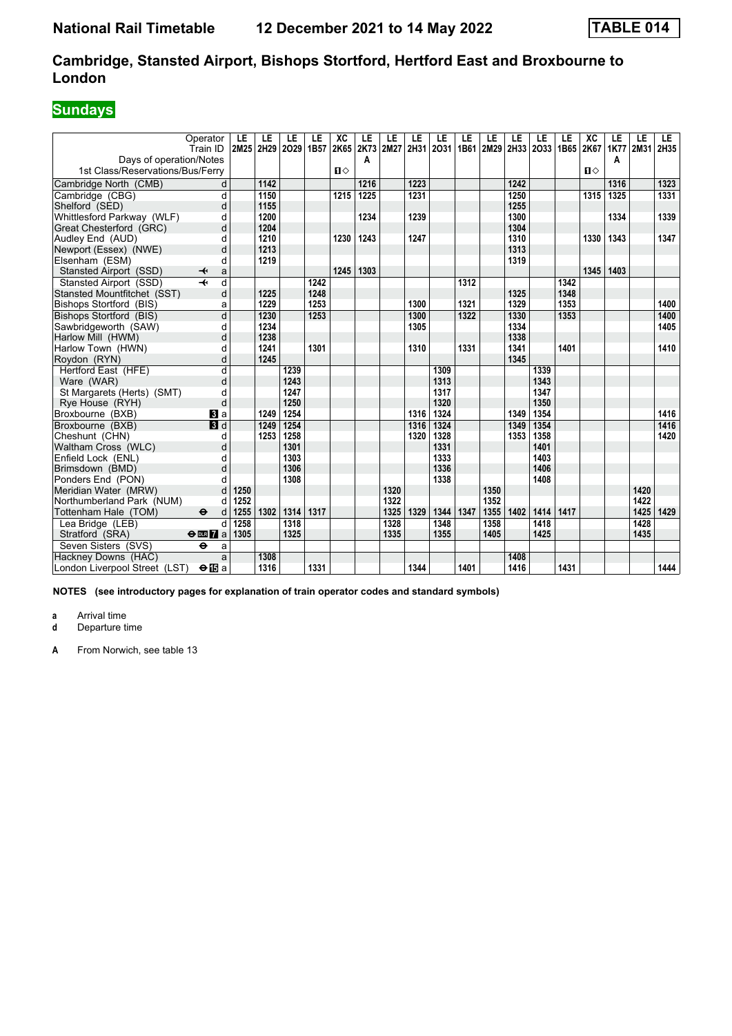**National Rail Timetable** **12 December 2021 to 14 May 2022** **TABLE 014**

## Cambridge, Stansted Airport, Bishops Stortford, Hertford East and Broxbourne to London

## Sundays

| Operator | | LE | LE | LE | LE | XC | LE | LE | LE | LE | LE | LE | LE | LE | LE | XC | LE | LE | LE |
|---|---|---|---|---|---|---|---|---|---|---|---|---|---|---|---|---|---|---|---|
| Train ID | | 2M25 | 2H29 | 2O29 | 1B57 | 2K65 | 2K73 | 2M27 | 2H31 | 2O31 | 1B61 | 2M29 | 2H33 | 2O33 | 1B65 | 2K67 | 1K77 | 2M31 | 2H35 |
| Days of operation/Notes | | | | | | | A | | | | | | | | | | A | | |
| 1st Class/Reservations/Bus/Ferry | | | | | | 1◇ | | | | | | | | | | 1◇ | | | |
| Cambridge North (CMB) | d | | 1142 | | | | 1216 | | 1223 | | | | 1242 | | | | 1316 | | 1323 |
| Cambridge (CBG) | d | | 1150 | | | 1215 | 1225 | | 1231 | | | | 1250 | | | 1315 | 1325 | | 1331 |
| Shelford (SED) | d | | 1155 | | | | | | | | | | 1255 | | | | | | |
| Whittlesford Parkway (WLF) | d | | 1200 | | | | 1234 | | 1239 | | | | 1300 | | | | 1334 | | 1339 |
| Great Chesterford (GRC) | d | | 1204 | | | | | | | | | | 1304 | | | | | | |
| Audley End (AUD) | d | | 1210 | | | 1230 | 1243 | | 1247 | | | | 1310 | | | 1330 | 1343 | | 1347 |
| Newport (Essex) (NWE) | d | | 1213 | | | | | | | | | | 1313 | | | | | | |
| Elsenham (ESM) | d | | 1219 | | | | | | | | | | 1319 | | | | | | |
| Stansted Airport (SSD) ✈ | a | | | | | 1245 | 1303 | | | | | | | | | 1345 | 1403 | | |
| Stansted Airport (SSD) ✈ | d | | | | 1242 | | | | | | 1312 | | | | 1342 | | | | |
| Stansted Mountfitchet (SST) | d | | 1225 | | 1248 | | | | | | | | 1325 | | 1348 | | | | |
| Bishops Stortford (BIS) | a | | 1229 | | 1253 | | | | 1300 | | 1321 | | 1329 | | 1353 | | | | 1400 |
| Bishops Stortford (BIS) | d | | 1230 | | 1253 | | | | 1300 | | 1322 | | 1330 | | 1353 | | | | 1400 |
| Sawbridgeworth (SAW) | d | | 1234 | | | | | | 1305 | | | | 1334 | | | | | | 1405 |
| Harlow Mill (HWM) | d | | 1238 | | | | | | | | | | 1338 | | | | | | |
| Harlow Town (HWN) | d | | 1241 | | 1301 | | | | 1310 | | 1331 | | 1341 | | 1401 | | | | 1410 |
| Roydon (RYN) | d | | 1245 | | | | | | | | | | 1345 | | | | | | |
| Hertford East (HFE) | d | | | 1239 | | | | | | 1309 | | | | 1339 | | | | | |
| Ware (WAR) | d | | | 1243 | | | | | | 1313 | | | | 1343 | | | | | |
| St Margarets (Herts) (SMT) | d | | | 1247 | | | | | | 1317 | | | | 1347 | | | | | |
| Rye House (RYH) | d | | | 1250 | | | | | | 1320 | | | | 1350 | | | | | |
| Broxbourne (BXB) 3 | a | | 1249 | 1254 | | | | | 1316 | 1324 | | | 1349 | 1354 | | | | | 1416 |
| Broxbourne (BXB) 3 | d | | 1249 | 1254 | | | | | 1316 | 1324 | | | 1349 | 1354 | | | | | 1416 |
| Cheshunt (CHN) | d | | 1253 | 1258 | | | | | 1320 | 1328 | | | 1353 | 1358 | | | | | 1420 |
| Waltham Cross (WLC) | d | | | 1301 | | | | | | 1331 | | | | 1401 | | | | | |
| Enfield Lock (ENL) | d | | | 1303 | | | | | | 1333 | | | | 1403 | | | | | |
| Brimsdown (BMD) | d | | | 1306 | | | | | | 1336 | | | | 1406 | | | | | |
| Ponders End (PON) | d | | | 1308 | | | | | | 1338 | | | | 1408 | | | | | |
| Meridian Water (MRW) | d | 1250 | | | | | | 1320 | | | | 1350 | | | | | | 1420 | |
| Northumberland Park (NUM) | d | 1252 | | | | | | 1322 | | | | 1352 | | | | | | 1422 | |
| Tottenham Hale (TOM) ⊖ | d | 1255 | 1302 | 1314 | 1317 | | | 1325 | 1329 | 1344 | 1347 | 1355 | 1402 | 1414 | 1417 | | | 1425 | 1429 |
| Lea Bridge (LEB) | d | 1258 | | 1318 | | | | 1328 | | 1348 | | 1358 | | 1418 | | | | 1428 | |
| Stratford (SRA) ⊖ DLR 7 | a | 1305 | | 1325 | | | | 1335 | | 1355 | | 1405 | | 1425 | | | | 1435 | |
| Seven Sisters (SVS) ⊖ | a | | | | | | | | | | | | | | | | | | |
| Hackney Downs (HAC) | a | | 1308 | | | | | | | | | | 1408 | | | | | | |
| London Liverpool Street (LST) ⊖15 | a | | 1316 | | 1331 | | | | 1344 | | 1401 | | 1416 | | 1431 | | | | 1444 |

**NOTES (see introductory pages for explanation of train operator codes and standard symbols)**

**a** Arrival time
**d** Departure time

**A** From Norwich, see table 13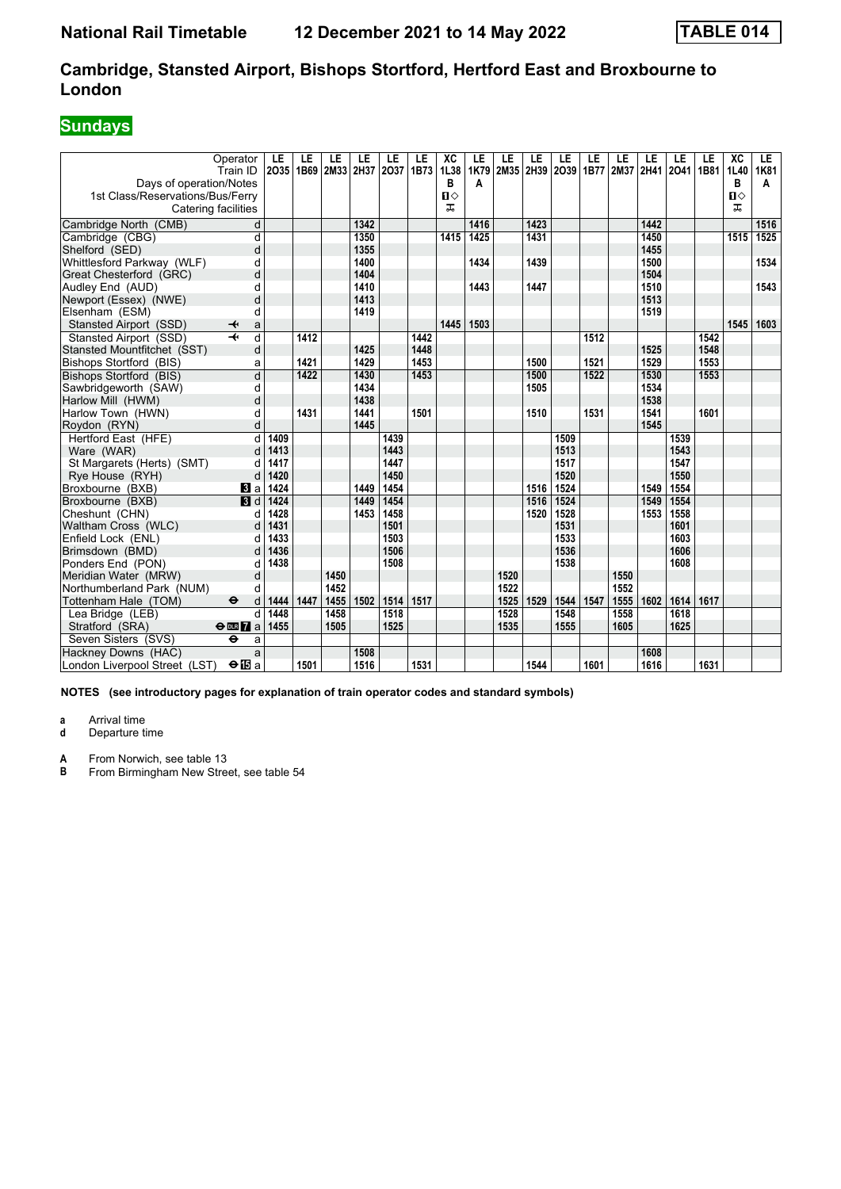# National Rail Timetable 12 December 2021 to 14 May 2022 TABLE 014

## Cambridge, Stansted Airport, Bishops Stortford, Hertford East and Broxbourne to London

### Sundays

| Operator | | LE | LE | LE | LE | LE | LE | XC | LE | LE | LE | LE | LE | LE | LE | LE | LE | XC | LE |
|---|---|---|---|---|---|---|---|---|---|---|---|---|---|---|---|---|---|---|---|
| Train ID | | 2O35 | 1B69 | 2M33 | 2H37 | 2O37 | 1B73 | 1L38 | 1K79 | 2M35 | 2H39 | 2O39 | 1B77 | 2M37 | 2H41 | 2O41 | 1B81 | 1L40 | 1K81 |
| Days of operation/Notes | | | | | | | | B | A | | | | | | | | | B | A |
| 1st Class/Reservations/Bus/Ferry | | | | | | | | 1◇ | | | | | | | | | | 1◇ | |
| Catering facilities | | | | | | | | ⚹ | | | | | | | | | | ⚹ | |
| Cambridge North (CMB) | d | | | | 1342 | | | | 1416 | | 1423 | | | | 1442 | | | | 1516 |
| Cambridge (CBG) | d | | | | 1350 | | | 1415 | 1425 | | 1431 | | | | 1450 | | | 1515 | 1525 |
| Shelford (SED) | d | | | | 1355 | | | | | | | | | | 1455 | | | | |
| Whittlesford Parkway (WLF) | d | | | | 1400 | | | | 1434 | | 1439 | | | | 1500 | | | | 1534 |
| Great Chesterford (GRC) | d | | | | 1404 | | | | | | | | | | 1504 | | | | |
| Audley End (AUD) | d | | | | 1410 | | | | 1443 | | 1447 | | | | 1510 | | | | 1543 |
| Newport (Essex) (NWE) | d | | | | 1413 | | | | | | | | | | 1513 | | | | |
| Elsenham (ESM) | d | | | | 1419 | | | | | | | | | | 1519 | | | | |
| Stansted Airport (SSD) ✈ | a | | | | | | | 1445 | 1503 | | | | | | | | | 1545 | 1603 |
| Stansted Airport (SSD) ✈ | d | | 1412 | | | | 1442 | | | | | | 1512 | | | | 1542 | | |
| Stansted Mountfitchet (SST) | d | | | | 1425 | | 1448 | | | | | | | | 1525 | | 1548 | | |
| Bishops Stortford (BIS) | a | | 1421 | | 1429 | | 1453 | | | | 1500 | | 1521 | | 1529 | | 1553 | | |
| Bishops Stortford (BIS) | d | | 1422 | | 1430 | | 1453 | | | | 1500 | | 1522 | | 1530 | | 1553 | | |
| Sawbridgeworth (SAW) | d | | | | 1434 | | | | | | 1505 | | | | 1534 | | | | |
| Harlow Mill (HWM) | d | | | | 1438 | | | | | | | | | | 1538 | | | | |
| Harlow Town (HWN) | d | | 1431 | | 1441 | | 1501 | | | | 1510 | | 1531 | | 1541 | | 1601 | | |
| Roydon (RYN) | d | | | | 1445 | | | | | | | | | | 1545 | | | | |
| Hertford East (HFE) | d | 1409 | | | | 1439 | | | | | | 1509 | | | | 1539 | | | |
| Ware (WAR) | d | 1413 | | | | 1443 | | | | | | 1513 | | | | 1543 | | | |
| St Margarets (Herts) (SMT) | d | 1417 | | | | 1447 | | | | | | 1517 | | | | 1547 | | | |
| Rye House (RYH) | d | 1420 | | | | 1450 | | | | | | 1520 | | | | 1550 | | | |
| Broxbourne (BXB) 3 | a | 1424 | | | 1449 | 1454 | | | | | 1516 | 1524 | | | 1549 | 1554 | | | |
| Broxbourne (BXB) 3 | d | 1424 | | | 1449 | 1454 | | | | | 1516 | 1524 | | | 1549 | 1554 | | | |
| Cheshunt (CHN) | d | 1428 | | | 1453 | 1458 | | | | | 1520 | 1528 | | | 1553 | 1558 | | | |
| Waltham Cross (WLC) | d | 1431 | | | | 1501 | | | | | | 1531 | | | | 1601 | | | |
| Enfield Lock (ENL) | d | 1433 | | | | 1503 | | | | | | 1533 | | | | 1603 | | | |
| Brimsdown (BMD) | d | 1436 | | | | 1506 | | | | | | 1536 | | | | 1606 | | | |
| Ponders End (PON) | d | 1438 | | | | 1508 | | | | | | 1538 | | | | 1608 | | | |
| Meridian Water (MRW) | d | | | 1450 | | | | | | 1520 | | | | 1550 | | | | | |
| Northumberland Park (NUM) | d | | | 1452 | | | | | | 1522 | | | | 1552 | | | | | |
| Tottenham Hale (TOM) ⊖ | d | 1444 | 1447 | 1455 | 1502 | 1514 | 1517 | | | 1525 | 1529 | 1544 | 1547 | 1555 | 1602 | 1614 | 1617 | | |
| Lea Bridge (LEB) | d | 1448 | | 1458 | | 1518 | | | | 1528 | | 1548 | | 1558 | | 1618 | | | |
| Stratford (SRA) ⊖ DLR 7 | a | 1455 | | 1505 | | 1525 | | | | 1535 | | 1555 | | 1605 | | 1625 | | | |
| Seven Sisters (SVS) ⊖ | a | | | | | | | | | | | | | | | | | | |
| Hackney Downs (HAC) | a | | | | 1508 | | | | | | | | | | 1608 | | | | |
| London Liverpool Street (LST) ⊖ 15 | a | | 1501 | | 1516 | | 1531 | | | | 1544 | | 1601 | | 1616 | | 1631 | | |

**NOTES (see introductory pages for explanation of train operator codes and standard symbols)**

**a** Arrival time
**d** Departure time

**A** From Norwich, see table 13
**B** From Birmingham New Street, see table 54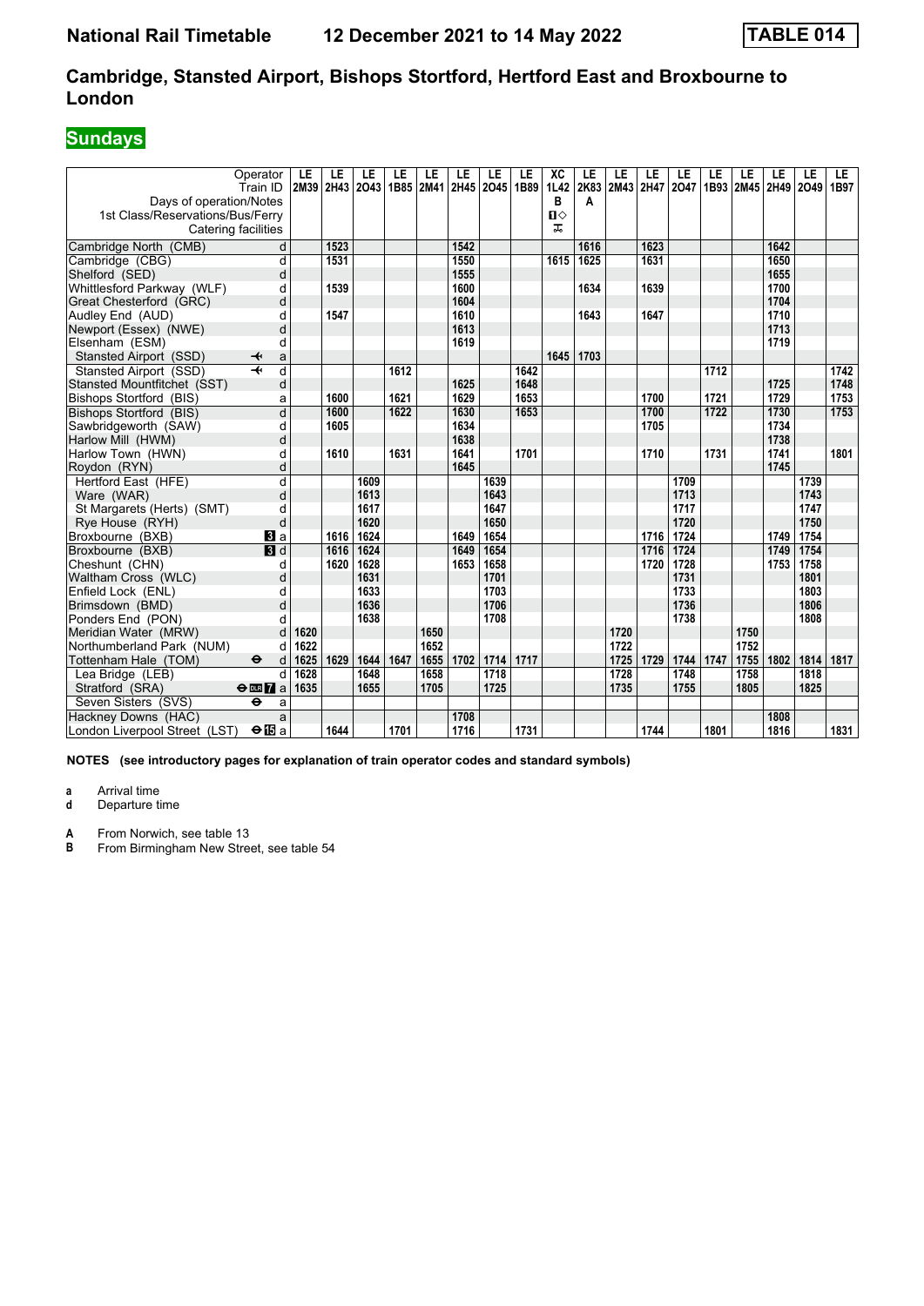# Cambridge, Stansted Airport, Bishops Stortford, Hertford East and Broxbourne to London

## Sundays

| Operator | | LE | LE | LE | LE | LE | LE | LE | LE | XC | LE | LE | LE | LE | LE | LE | LE | LE | LE |
|---|---|---|---|---|---|---|---|---|---|---|---|---|---|---|---|---|---|---|---|
| Train ID | | 2M39 | 2H43 | 2O43 | 1B85 | 2M41 | 2H45 | 2O45 | 1B89 | 1L42 | 2K83 | 2M43 | 2H47 | 2O47 | 1B93 | 2M45 | 2H49 | 2O49 | 1B97 |
| Days of operation/Notes | | | | | | | | | | B | A | | | | | | | | |
| 1st Class/Reservations/Bus/Ferry | | | | | | | | | | ◇ | | | | | | | | | |
| Catering facilities | | | | | | | | | | | | | | | | | | | |
| Cambridge North (CMB) | d | | 1523 | | | | 1542 | | | | 1616 | | 1623 | | | | 1642 | | |
| Cambridge (CBG) | d | | 1531 | | | | 1550 | | | 1615 | 1625 | | 1631 | | | | 1650 | | |
| Shelford (SED) | d | | | | | | 1555 | | | | | | | | | | 1655 | | |
| Whittlesford Parkway (WLF) | d | | 1539 | | | | 1600 | | | | 1634 | | 1639 | | | | 1700 | | |
| Great Chesterford (GRC) | d | | | | | | 1604 | | | | | | | | | | 1704 | | |
| Audley End (AUD) | d | | 1547 | | | | 1610 | | | | 1643 | | 1647 | | | | 1710 | | |
| Newport (Essex) (NWE) | d | | | | | | 1613 | | | | | | | | | | 1713 | | |
| Elsenham (ESM) | d | | | | | | 1619 | | | | | | | | | | 1719 | | |
| Stansted Airport (SSD) ✈ | a | | | | | | | | | 1645 | 1703 | | | | | | | | |
| Stansted Airport (SSD) ✈ | d | | | | 1612 | | | | 1642 | | | | | | 1712 | | | | 1742 |
| Stansted Mountfitchet (SST) | d | | | | | | 1625 | | 1648 | | | | | | | | 1725 | | 1748 |
| Bishops Stortford (BIS) | a | | 1600 | | 1621 | | 1629 | | 1653 | | | | 1700 | | 1721 | | 1729 | | 1753 |
| Bishops Stortford (BIS) | d | | 1600 | | 1622 | | 1630 | | 1653 | | | | 1700 | | 1722 | | 1730 | | 1753 |
| Sawbridgeworth (SAW) | d | | 1605 | | | | 1634 | | | | | | 1705 | | | | 1734 | | |
| Harlow Mill (HWM) | d | | | | | | 1638 | | | | | | | | | | 1738 | | |
| Harlow Town (HWN) | d | | 1610 | | 1631 | | 1641 | | 1701 | | | | 1710 | | 1731 | | 1741 | | 1801 |
| Roydon (RYN) | d | | | | | | 1645 | | | | | | | | | | 1745 | | |
| Hertford East (HFE) | d | | | 1609 | | | | 1639 | | | | | | 1709 | | | | 1739 | |
| Ware (WAR) | d | | | 1613 | | | | 1643 | | | | | | 1713 | | | | 1743 | |
| St Margarets (Herts) (SMT) | d | | | 1617 | | | | 1647 | | | | | | 1717 | | | | 1747 | |
| Rye House (RYH) | d | | | 1620 | | | | 1650 | | | | | | 1720 | | | | 1750 | |
| Broxbourne (BXB) | a | | 1616 | 1624 | | | 1649 | 1654 | | | | | 1716 | 1724 | | | 1749 | 1754 | |
| Broxbourne (BXB) | d | | 1616 | 1624 | | | 1649 | 1654 | | | | | 1716 | 1724 | | | 1749 | 1754 | |
| Cheshunt (CHN) | d | | 1620 | 1628 | | | 1653 | 1658 | | | | | 1720 | 1728 | | | 1753 | 1758 | |
| Waltham Cross (WLC) | d | | | 1631 | | | | 1701 | | | | | | 1731 | | | | 1801 | |
| Enfield Lock (ENL) | d | | | 1633 | | | | 1703 | | | | | | 1733 | | | | 1803 | |
| Brimsdown (BMD) | d | | | 1636 | | | | 1706 | | | | | | 1736 | | | | 1806 | |
| Ponders End (PON) | d | | | 1638 | | | | 1708 | | | | | | 1738 | | | | 1808 | |
| Meridian Water (MRW) | d | 1620 | | | | 1650 | | | | | | 1720 | | | | 1750 | | | |
| Northumberland Park (NUM) | d | 1622 | | | | 1652 | | | | | | 1722 | | | | 1752 | | | |
| Tottenham Hale (TOM) ⊖ | d | 1625 | 1629 | 1644 | 1647 | 1655 | 1702 | 1714 | 1717 | | | 1725 | 1729 | 1744 | 1747 | 1755 | 1802 | 1814 | 1817 |
| Lea Bridge (LEB) | d | 1628 | | 1648 | | 1658 | | 1718 | | | | 1728 | | 1748 | | 1758 | | 1818 | |
| Stratford (SRA) ⊖ DLR | a | 1635 | | 1655 | | 1705 | | 1725 | | | | 1735 | | 1755 | | 1805 | | 1825 | |
| Seven Sisters (SVS) ⊖ | a | | | | | | | | | | | | | | | | | | |
| Hackney Downs (HAC) | a | | | | | | 1708 | | | | | | | | | | 1808 | | |
| London Liverpool Street (LST) ⊖ | a | | 1644 | | 1701 | | 1716 | | 1731 | | | | 1744 | | 1801 | | 1816 | | 1831 |

**NOTES (see introductory pages for explanation of train operator codes and standard symbols)**

**a** Arrival time
**d** Departure time

**A** From Norwich, see table 13
**B** From Birmingham New Street, see table 54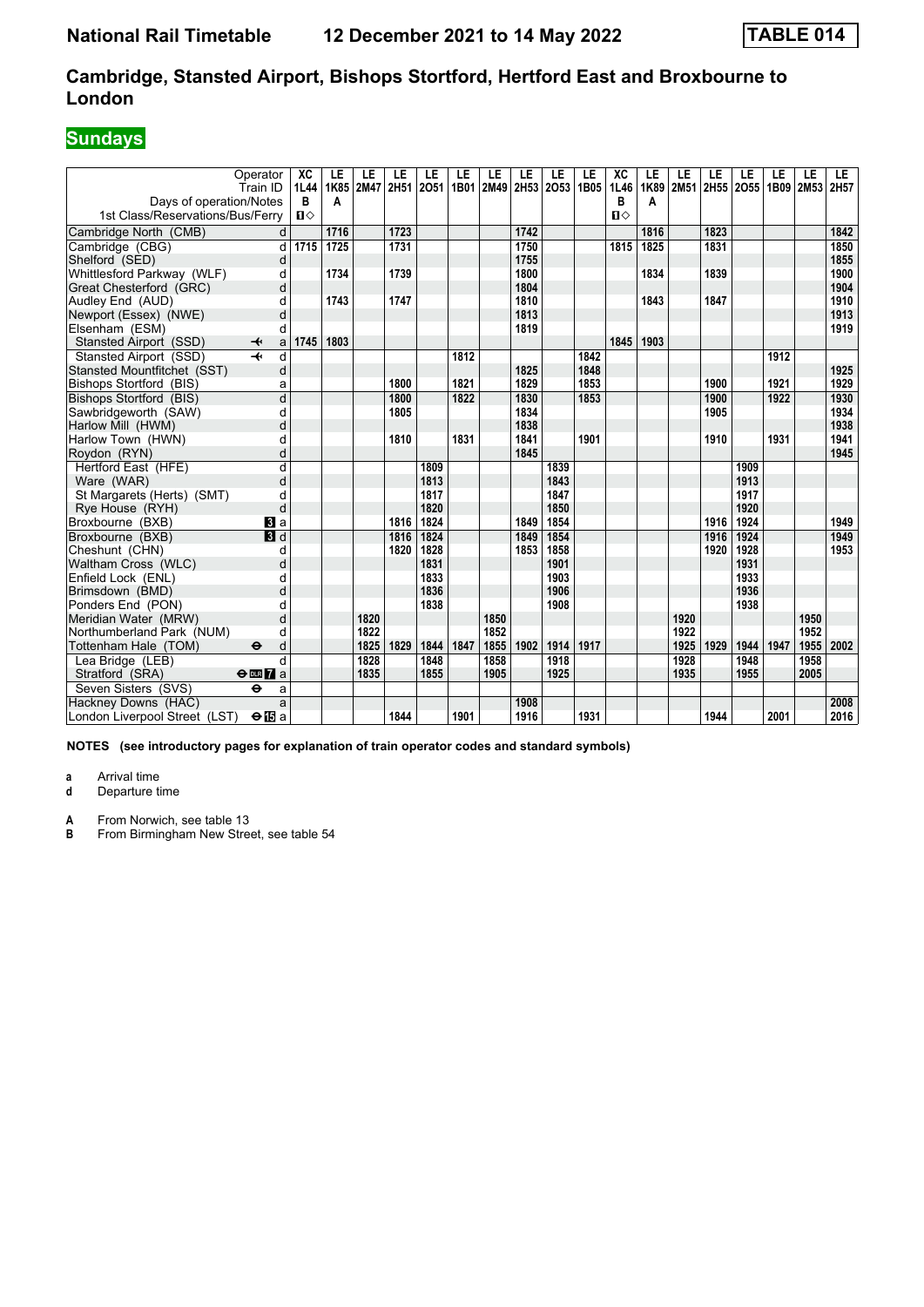# Cambridge, Stansted Airport, Bishops Stortford, Hertford East and Broxbourne to London

## Sundays

| Operator | | XC | LE | LE | LE | LE | LE | LE | LE | LE | LE | XC | LE | LE | LE | LE | LE | LE | LE |
|---|---|---|---|---|---|---|---|---|---|---|---|---|---|---|---|---|---|---|---|
| Train ID | | 1L44 | 1K85 | 2M47 | 2H51 | 2O51 | 1B01 | 2M49 | 2H53 | 2O53 | 1B05 | 1L46 | 1K89 | 2M51 | 2H55 | 2O55 | 1B09 | 2M53 | 2H57 |
| Days of operation/Notes | | B | A | | | | | | | | | B | A | | | | | | |
| 1st Class/Reservations/Bus/Ferry | | ◇ | | | | | | | | | | ◇ | | | | | | | |
| Cambridge North (CMB) | d | | 1716 | | 1723 | | | | 1742 | | | | 1816 | | 1823 | | | | 1842 |
| Cambridge (CBG) | d | 1715 | 1725 | | 1731 | | | | 1750 | | | 1815 | 1825 | | 1831 | | | | 1850 |
| Shelford (SED) | d | | | | | | | | 1755 | | | | | | | | | | 1855 |
| Whittlesford Parkway (WLF) | d | | 1734 | | 1739 | | | | 1800 | | | | 1834 | | 1839 | | | | 1900 |
| Great Chesterford (GRC) | d | | | | | | | | 1804 | | | | | | | | | | 1904 |
| Audley End (AUD) | d | | 1743 | | 1747 | | | | 1810 | | | | 1843 | | 1847 | | | | 1910 |
| Newport (Essex) (NWE) | d | | | | | | | | 1813 | | | | | | | | | | 1913 |
| Elsenham (ESM) | d | | | | | | | | 1819 | | | | | | | | | | 1919 |
| Stansted Airport (SSD) ✈ | a | 1745 | 1803 | | | | | | | | | 1845 | 1903 | | | | | | |
| Stansted Airport (SSD) ✈ | d | | | | | | 1812 | | | | 1842 | | | | | | 1912 | | |
| Stansted Mountfitchet (SST) | d | | | | | | | | 1825 | | 1848 | | | | | | | | 1925 |
| Bishops Stortford (BIS) | a | | | | 1800 | | 1821 | | 1829 | | 1853 | | | | 1900 | | 1921 | | 1929 |
| Bishops Stortford (BIS) | d | | | | 1800 | | 1822 | | 1830 | | 1853 | | | | 1900 | | 1922 | | 1930 |
| Sawbridgeworth (SAW) | d | | | | 1805 | | | | 1834 | | | | | | 1905 | | | | 1934 |
| Harlow Mill (HWM) | d | | | | | | | | 1838 | | | | | | | | | | 1938 |
| Harlow Town (HWN) | d | | | | 1810 | | 1831 | | 1841 | | 1901 | | | | 1910 | | 1931 | | 1941 |
| Roydon (RYN) | d | | | | | | | | 1845 | | | | | | | | | | 1945 |
| Hertford East (HFE) | d | | | | | 1809 | | | | 1839 | | | | | | 1909 | | | |
| Ware (WAR) | d | | | | | 1813 | | | | 1843 | | | | | | 1913 | | | |
| St Margarets (Herts) (SMT) | d | | | | | 1817 | | | | 1847 | | | | | | 1917 | | | |
| Rye House (RYH) | d | | | | | 1820 | | | | 1850 | | | | | | 1920 | | | |
| Broxbourne (BXB) 3 | a | | | | 1816 | 1824 | | | 1849 | 1854 | | | | | 1916 | 1924 | | | 1949 |
| Broxbourne (BXB) 3 | d | | | | 1816 | 1824 | | | 1849 | 1854 | | | | | 1916 | 1924 | | | 1949 |
| Cheshunt (CHN) | d | | | | 1820 | 1828 | | | 1853 | 1858 | | | | | 1920 | 1928 | | | 1953 |
| Waltham Cross (WLC) | d | | | | | 1831 | | | | 1901 | | | | | | 1931 | | | |
| Enfield Lock (ENL) | d | | | | | 1833 | | | | 1903 | | | | | | 1933 | | | |
| Brimsdown (BMD) | d | | | | | 1836 | | | | 1906 | | | | | | 1936 | | | |
| Ponders End (PON) | d | | | | | 1838 | | | | 1908 | | | | | | 1938 | | | |
| Meridian Water (MRW) | d | | | 1820 | | | | 1850 | | | | | | 1920 | | | | 1950 | |
| Northumberland Park (NUM) | d | | | 1822 | | | | 1852 | | | | | | 1922 | | | | 1952 | |
| Tottenham Hale (TOM) ⊖ | d | | | 1825 | 1829 | 1844 | 1847 | 1855 | 1902 | 1914 | 1917 | | | 1925 | 1929 | 1944 | 1947 | 1955 | 2002 |
| Lea Bridge (LEB) | d | | | 1828 | | 1848 | | 1858 | | 1918 | | | | 1928 | | 1948 | | 1958 | |
| Stratford (SRA) ⊖ DLR 7 | a | | | 1835 | | 1855 | | 1905 | | 1925 | | | | 1935 | | 1955 | | 2005 | |
| Seven Sisters (SVS) ⊖ | a | | | | | | | | | | | | | | | | | | |
| Hackney Downs (HAC) | a | | | | | | | | 1908 | | | | | | | | | | 2008 |
| London Liverpool Street (LST) ⊖ 15 | a | | | | 1844 | | 1901 | | 1916 | | 1931 | | | | 1944 | | 2001 | | 2016 |

**NOTES (see introductory pages for explanation of train operator codes and standard symbols)**

**a** Arrival time
**d** Departure time

**A** From Norwich, see table 13
**B** From Birmingham New Street, see table 54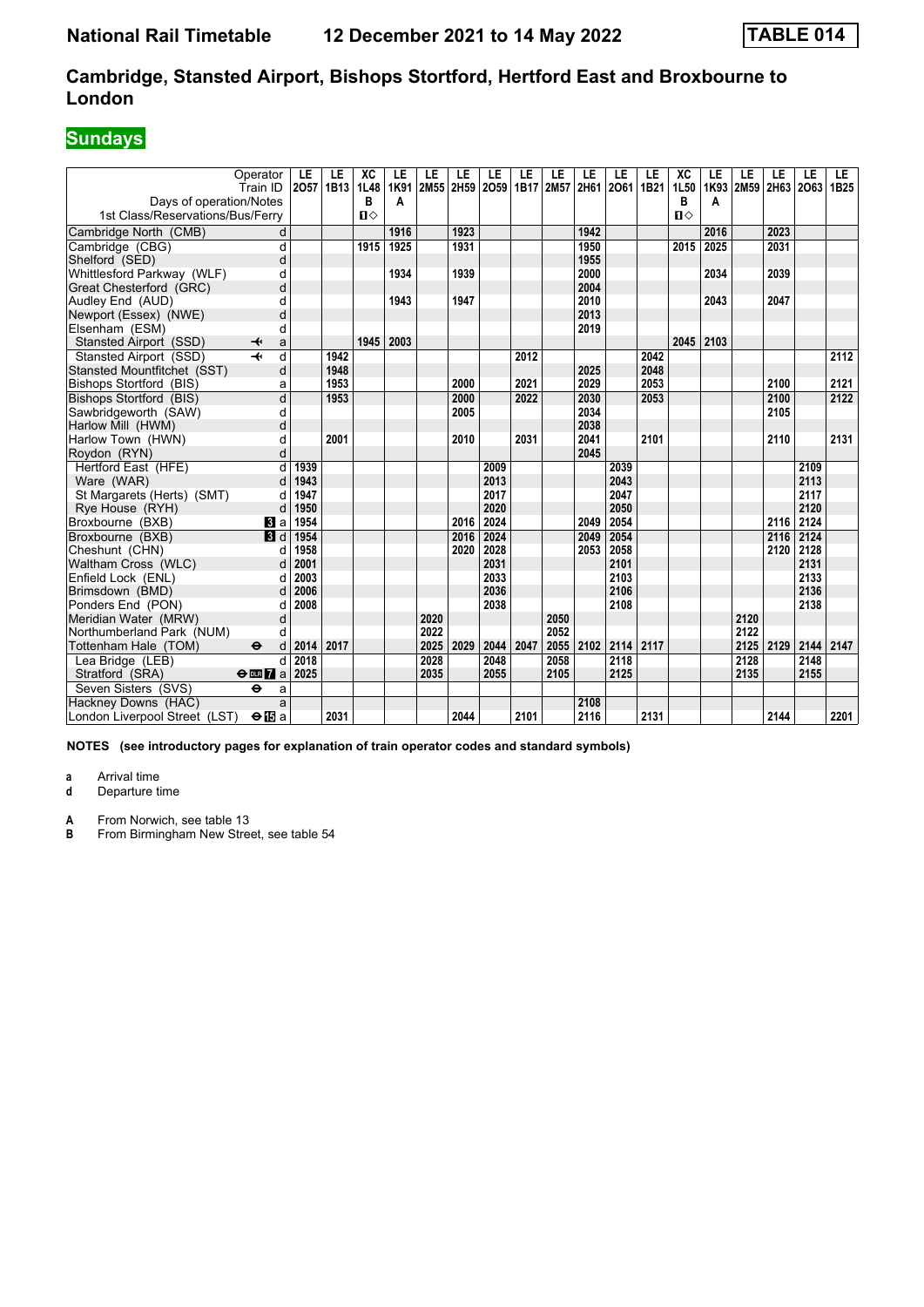# National Rail Timetable 12 December 2021 to 14 May 2022 TABLE 014

## Cambridge, Stansted Airport, Bishops Stortford, Hertford East and Broxbourne to London

## Sundays

| Operator | | LE | LE | XC | LE | LE | LE | LE | LE | LE | LE | LE | LE | XC | LE | LE | LE | LE | LE |
|---|---|---|---|---|---|---|---|---|---|---|---|---|---|---|---|---|---|---|---|
| Train ID | | 2O57 | 1B13 | 1L48 | 1K91 | 2M55 | 2H59 | 2O59 | 1B17 | 2M57 | 2H61 | 2O61 | 1B21 | 1L50 | 1K93 | 2M59 | 2H63 | 2O63 | 1B25 |
| Days of operation/Notes | | | | B | A | | | | | | | | | B | A | | | | |
| 1st Class/Reservations/Bus/Ferry | | | | ■◇ | | | | | | | | | | ■◇ | | | | | |
| Cambridge North (CMB) | d | | | | 1916 | | 1923 | | | | 1942 | | | | 2016 | | 2023 | | |
| Cambridge (CBG) | d | | | 1915 | 1925 | | 1931 | | | | 1950 | | | 2015 | 2025 | | 2031 | | |
| Shelford (SED) | d | | | | | | | | | | 1955 | | | | | | | | |
| Whittlesford Parkway (WLF) | d | | | | 1934 | | 1939 | | | | 2000 | | | | 2034 | | 2039 | | |
| Great Chesterford (GRC) | d | | | | | | | | | | 2004 | | | | | | | | |
| Audley End (AUD) | d | | | | 1943 | | 1947 | | | | 2010 | | | | 2043 | | 2047 | | |
| Newport (Essex) (NWE) | d | | | | | | | | | | 2013 | | | | | | | | |
| Elsenham (ESM) | d | | | | | | | | | | 2019 | | | | | | | | |
| Stansted Airport (SSD) ✈ | a | | | 1945 | 2003 | | | | | | | | | 2045 | 2103 | | | | |
| Stansted Airport (SSD) ✈ | d | | 1942 | | | | | | 2012 | | | | 2042 | | | | | | 2112 |
| Stansted Mountfitchet (SST) | d | | 1948 | | | | | | | | 2025 | | 2048 | | | | | | |
| Bishops Stortford (BIS) | a | | 1953 | | | | 2000 | | 2021 | | 2029 | | 2053 | | | | 2100 | | 2121 |
| Bishops Stortford (BIS) | d | | 1953 | | | | 2000 | | 2022 | | 2030 | | 2053 | | | | 2100 | | 2122 |
| Sawbridgeworth (SAW) | d | | | | | | 2005 | | | | 2034 | | | | | | 2105 | | |
| Harlow Mill (HWM) | d | | | | | | | | | | 2038 | | | | | | | | |
| Harlow Town (HWN) | d | | 2001 | | | | 2010 | | 2031 | | 2041 | | 2101 | | | | 2110 | | 2131 |
| Roydon (RYN) | d | | | | | | | | | | 2045 | | | | | | | | |
| Hertford East (HFE) | d | 1939 | | | | | | 2009 | | | | 2039 | | | | | | 2109 | |
| Ware (WAR) | d | 1943 | | | | | | 2013 | | | | 2043 | | | | | | 2113 | |
| St Margarets (Herts) (SMT) | d | 1947 | | | | | | 2017 | | | | 2047 | | | | | | 2117 | |
| Rye House (RYH) | d | 1950 | | | | | | 2020 | | | | 2050 | | | | | | 2120 | |
| Broxbourne (BXB) | 3 a | 1954 | | | | | 2016 | 2024 | | | 2049 | 2054 | | | | | 2116 | 2124 | |
| Broxbourne (BXB) | 3 d | 1954 | | | | | 2016 | 2024 | | | 2049 | 2054 | | | | | 2116 | 2124 | |
| Cheshunt (CHN) | d | 1958 | | | | | 2020 | 2028 | | | 2053 | 2058 | | | | | 2120 | 2128 | |
| Waltham Cross (WLC) | d | 2001 | | | | | | 2031 | | | | 2101 | | | | | | 2131 | |
| Enfield Lock (ENL) | d | 2003 | | | | | | 2033 | | | | 2103 | | | | | | 2133 | |
| Brimsdown (BMD) | d | 2006 | | | | | | 2036 | | | | 2106 | | | | | | 2136 | |
| Ponders End (PON) | d | 2008 | | | | | | 2038 | | | | 2108 | | | | | | 2138 | |
| Meridian Water (MRW) | d | | | | | 2020 | | | | 2050 | | | | | | 2120 | | | |
| Northumberland Park (NUM) | d | | | | | 2022 | | | | 2052 | | | | | | 2122 | | | |
| Tottenham Hale (TOM) ⊖ | d | 2014 | 2017 | | | 2025 | 2029 | 2044 | 2047 | 2055 | 2102 | 2114 | 2117 | | | 2125 | 2129 | 2144 | 2147 |
| Lea Bridge (LEB) | d | 2018 | | | | 2028 | | 2048 | | 2058 | | 2118 | | | | 2128 | | 2148 | |
| Stratford (SRA) ⊖ DLR 7 | a | 2025 | | | | 2035 | | 2055 | | 2105 | | 2125 | | | | 2135 | | 2155 | |
| Seven Sisters (SVS) ⊖ | a | | | | | | | | | | | | | | | | | | |
| Hackney Downs (HAC) | a | | | | | | | | | | 2108 | | | | | | | | |
| London Liverpool Street (LST) ⊖ 15 | a | | 2031 | | | | 2044 | | 2101 | | 2116 | | 2131 | | | | 2144 | | 2201 |

**NOTES (see introductory pages for explanation of train operator codes and standard symbols)**

**a** Arrival time
**d** Departure time

**A** From Norwich, see table 13
**B** From Birmingham New Street, see table 54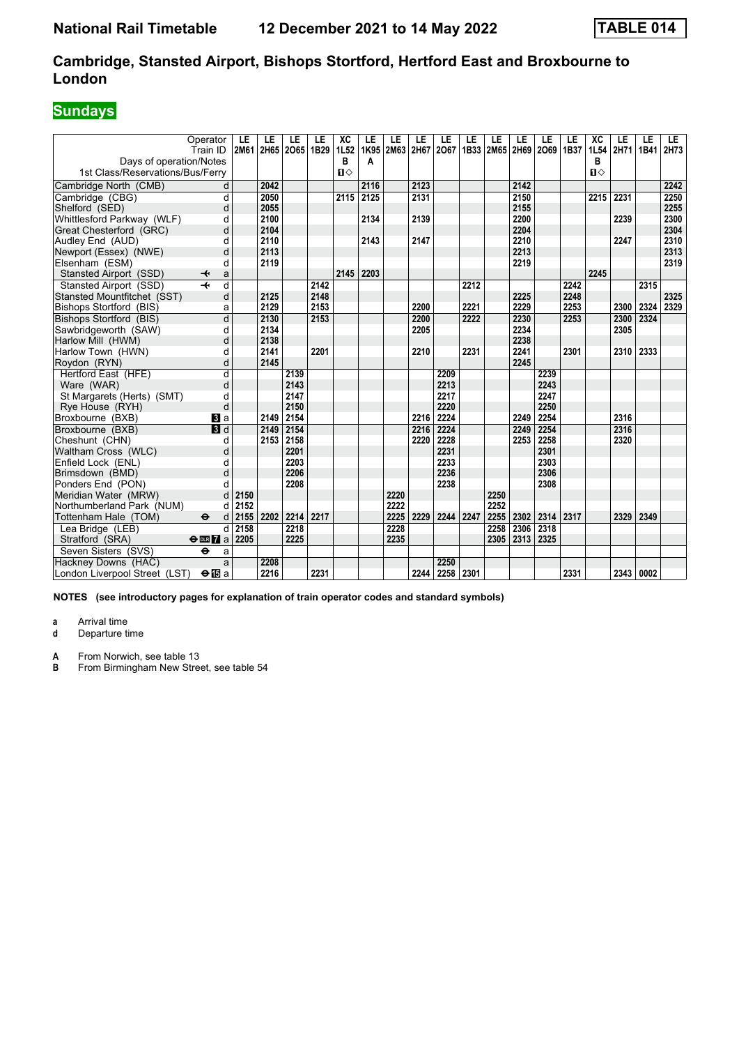# Cambridge, Stansted Airport, Bishops Stortford, Hertford East and Broxbourne to London

## Sundays

| Operator | | LE | LE | LE | LE | XC | LE | LE | LE | LE | LE | LE | LE | LE | LE | XC | LE | LE | LE |
|---|---|---|---|---|---|---|---|---|---|---|---|---|---|---|---|---|---|---|---|
| Train ID | | 2M61 | 2H65 | 2O65 | 1B29 | 1L52 | 1K95 | 2M63 | 2H67 | 2O67 | 1B33 | 2M65 | 2H69 | 2O69 | 1B37 | 1L54 | 2H71 | 1B41 | 2H73 |
| Days of operation/Notes | | | | | | B | A | | | | | | | | | B | | | |
| 1st Class/Reservations/Bus/Ferry | | | | | | ◇ | | | | | | | | | | ◇ | | | |
| Cambridge North (CMB) | d | | 2042 | | | | 2116 | | 2123 | | | | 2142 | | | | | | 2242 |
| Cambridge (CBG) | d | | 2050 | | | 2115 | 2125 | | 2131 | | | | 2150 | | | 2215 | 2231 | | 2250 |
| Shelford (SED) | d | | 2055 | | | | | | | | | | 2155 | | | | | | 2255 |
| Whittlesford Parkway (WLF) | d | | 2100 | | | | 2134 | | 2139 | | | | 2200 | | | | 2239 | | 2300 |
| Great Chesterford (GRC) | d | | 2104 | | | | | | | | | | 2204 | | | | | | 2304 |
| Audley End (AUD) | d | | 2110 | | | | 2143 | | 2147 | | | | 2210 | | | | 2247 | | 2310 |
| Newport (Essex) (NWE) | d | | 2113 | | | | | | | | | | 2213 | | | | | | 2313 |
| Elsenham (ESM) | d | | 2119 | | | | | | | | | | 2219 | | | | | | 2319 |
| Stansted Airport (SSD) ✈ | a | | | | | 2145 | 2203 | | | | | | | | | 2245 | | | |
| Stansted Airport (SSD) ✈ | d | | | | 2142 | | | | | | 2212 | | | | 2242 | | | 2315 | |
| Stansted Mountfitchet (SST) | d | | 2125 | | 2148 | | | | | | | | 2225 | | 2248 | | | | 2325 |
| Bishops Stortford (BIS) | a | | 2129 | | 2153 | | | | 2200 | | 2221 | | 2229 | | 2253 | | 2300 | 2324 | 2329 |
| Bishops Stortford (BIS) | d | | 2130 | | 2153 | | | | 2200 | | 2222 | | 2230 | | 2253 | | 2300 | 2324 | |
| Sawbridgeworth (SAW) | d | | 2134 | | | | | | 2205 | | | | 2234 | | | | 2305 | | |
| Harlow Mill (HWM) | d | | 2138 | | | | | | | | | | 2238 | | | | | | |
| Harlow Town (HWN) | d | | 2141 | | 2201 | | | | 2210 | | 2231 | | 2241 | | 2301 | | 2310 | 2333 | |
| Roydon (RYN) | d | | 2145 | | | | | | | | | | 2245 | | | | | | |
| Hertford East (HFE) | d | | | 2139 | | | | | | 2209 | | | | 2239 | | | | | |
| Ware (WAR) | d | | | 2143 | | | | | | 2213 | | | | 2243 | | | | | |
| St Margarets (Herts) (SMT) | d | | | 2147 | | | | | | 2217 | | | | 2247 | | | | | |
| Rye House (RYH) | d | | | 2150 | | | | | | 2220 | | | | 2250 | | | | | |
| Broxbourne (BXB) 3 | a | | 2149 | 2154 | | | | | 2216 | 2224 | | | 2249 | 2254 | | | 2316 | | |
| Broxbourne (BXB) 3 | d | | 2149 | 2154 | | | | | 2216 | 2224 | | | 2249 | 2254 | | | 2316 | | |
| Cheshunt (CHN) | d | | 2153 | 2158 | | | | | 2220 | 2228 | | | 2253 | 2258 | | | 2320 | | |
| Waltham Cross (WLC) | d | | | 2201 | | | | | | 2231 | | | | 2301 | | | | | |
| Enfield Lock (ENL) | d | | | 2203 | | | | | | 2233 | | | | 2303 | | | | | |
| Brimsdown (BMD) | d | | | 2206 | | | | | | 2236 | | | | 2306 | | | | | |
| Ponders End (PON) | d | | | 2208 | | | | | | 2238 | | | | 2308 | | | | | |
| Meridian Water (MRW) | d | 2150 | | | | | | 2220 | | | | 2250 | | | | | | | |
| Northumberland Park (NUM) | d | 2152 | | | | | | 2222 | | | | 2252 | | | | | | | |
| Tottenham Hale (TOM) ⊖ | d | 2155 | 2202 | 2214 | 2217 | | | 2225 | 2229 | 2244 | 2247 | 2255 | 2302 | 2314 | 2317 | | 2329 | 2349 | |
| Lea Bridge (LEB) | d | 2158 | | 2218 | | | | 2228 | | | | 2258 | 2306 | 2318 | | | | | |
| Stratford (SRA) ⊖ DLR 7 | a | 2205 | | 2225 | | | | 2235 | | | | 2305 | 2313 | 2325 | | | | | |
| Seven Sisters (SVS) ⊖ | a | | | | | | | | | | | | | | | | | | |
| Hackney Downs (HAC) | a | | 2208 | | | | | | | 2250 | | | | | | | | | |
| London Liverpool Street (LST) ⊖ 15 | a | | 2216 | | 2231 | | | | 2244 | 2258 | 2301 | | | | 2331 | | 2343 | 0002 | |

**NOTES (see introductory pages for explanation of train operator codes and standard symbols)**

**a** Arrival time
**d** Departure time

**A** From Norwich, see table 13
**B** From Birmingham New Street, see table 54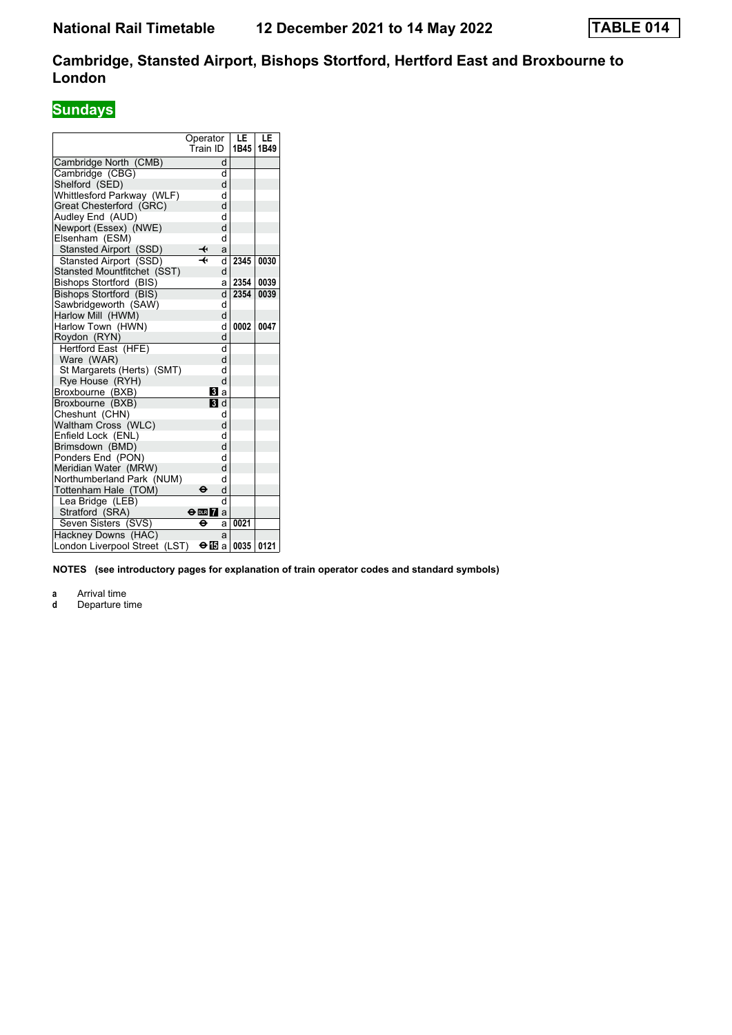**National Rail Timetable** **12 December 2021 to 14 May 2022** **TABLE 014**

## Cambridge, Stansted Airport, Bishops Stortford, Hertford East and Broxbourne to London

### Sundays

| | Operator / Train ID | | LE 1B45 | LE 1B49 |
|---|---|---|---|---|
| Cambridge North (CMB) | | d | | |
| Cambridge (CBG) | | d | | |
| Shelford (SED) | | d | | |
| Whittlesford Parkway (WLF) | | d | | |
| Great Chesterford (GRC) | | d | | |
| Audley End (AUD) | | d | | |
| Newport (Essex) (NWE) | | d | | |
| Elsenham (ESM) | | d | | |
| Stansted Airport (SSD) | ✈ | a | | |
| Stansted Airport (SSD) | ✈ | d | 2345 | 0030 |
| Stansted Mountfitchet (SST) | | d | | |
| Bishops Stortford (BIS) | | a | 2354 | 0039 |
| Bishops Stortford (BIS) | | d | 2354 | 0039 |
| Sawbridgeworth (SAW) | | d | | |
| Harlow Mill (HWM) | | d | | |
| Harlow Town (HWN) | | d | 0002 | 0047 |
| Roydon (RYN) | | d | | |
| Hertford East (HFE) | | d | | |
| Ware (WAR) | | d | | |
| St Margarets (Herts) (SMT) | | d | | |
| Rye House (RYH) | | d | | |
| Broxbourne (BXB) | 3 | a | | |
| Broxbourne (BXB) | 3 | d | | |
| Cheshunt (CHN) | | d | | |
| Waltham Cross (WLC) | | d | | |
| Enfield Lock (ENL) | | d | | |
| Brimsdown (BMD) | | d | | |
| Ponders End (PON) | | d | | |
| Meridian Water (MRW) | | d | | |
| Northumberland Park (NUM) | | d | | |
| Tottenham Hale (TOM) | ⊖ | d | | |
| Lea Bridge (LEB) | | d | | |
| Stratford (SRA) | ⊖ DLR 7 | a | | |
| Seven Sisters (SVS) | ⊖ | a | 0021 | |
| Hackney Downs (HAC) | | a | | |
| London Liverpool Street (LST) | ⊖ 15 | a | 0035 | 0121 |

**NOTES (see introductory pages for explanation of train operator codes and standard symbols)**

**a** Arrival time
**d** Departure time